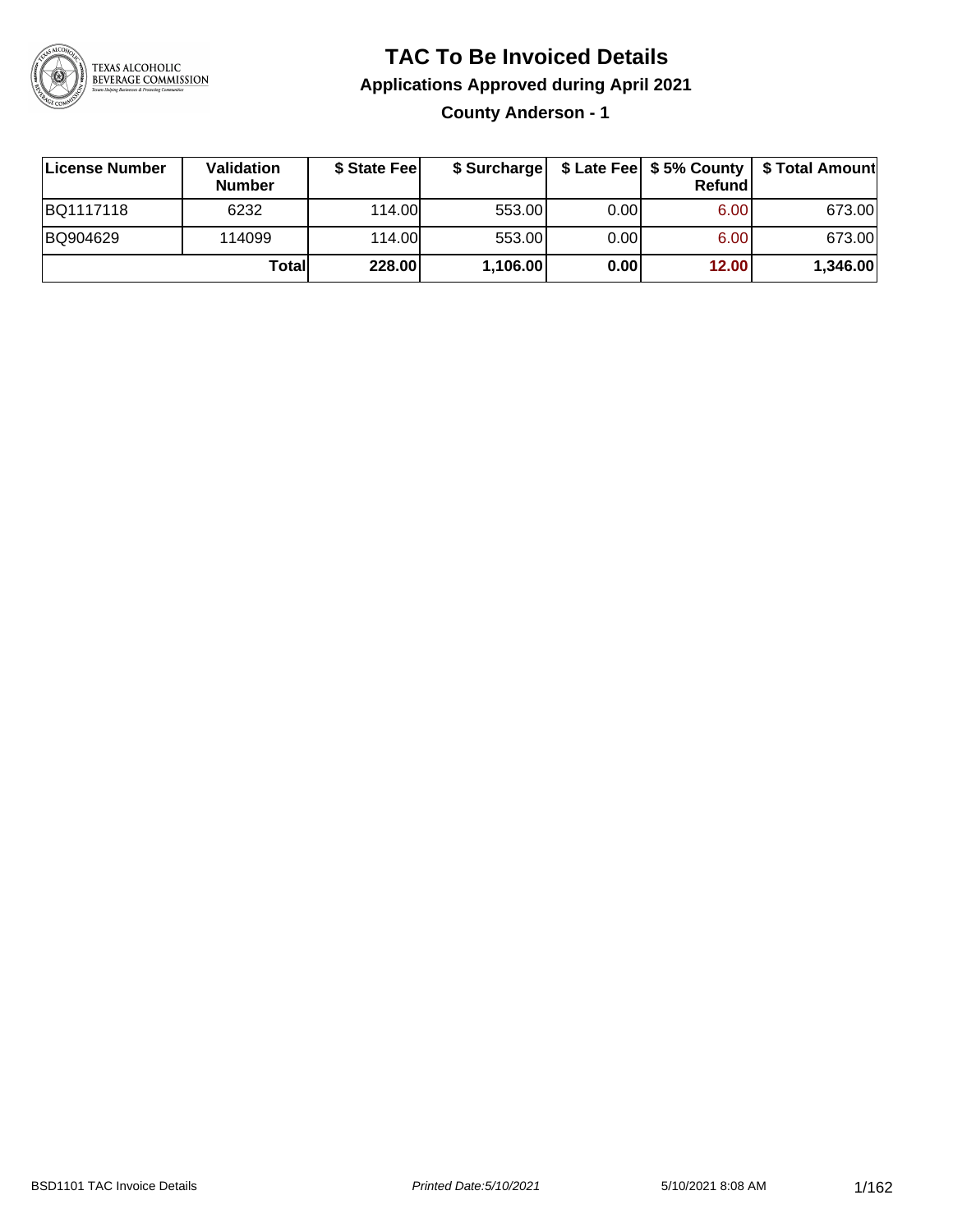# TAC To Be Invoiced Details

## Applications Approved during April 2021

### County Anderson - 1

| License Number | Validation Number | $ State Fee | $ Surcharge | $ Late Fee | $ 5% County Refund | $ Total Amount |
|---|---|---|---|---|---|---|
| BQ1117118 | 6232 | 114.00 | 553.00 | 0.00 | 6.00 | 673.00 |
| BQ904629 | 114099 | 114.00 | 553.00 | 0.00 | 6.00 | 673.00 |
| | **Total** | **228.00** | **1,106.00** | **0.00** | **12.00** | **1,346.00** |

BSD1101 TAC Invoice Details | Printed Date:5/10/2021 | 5/10/2021 8:08 AM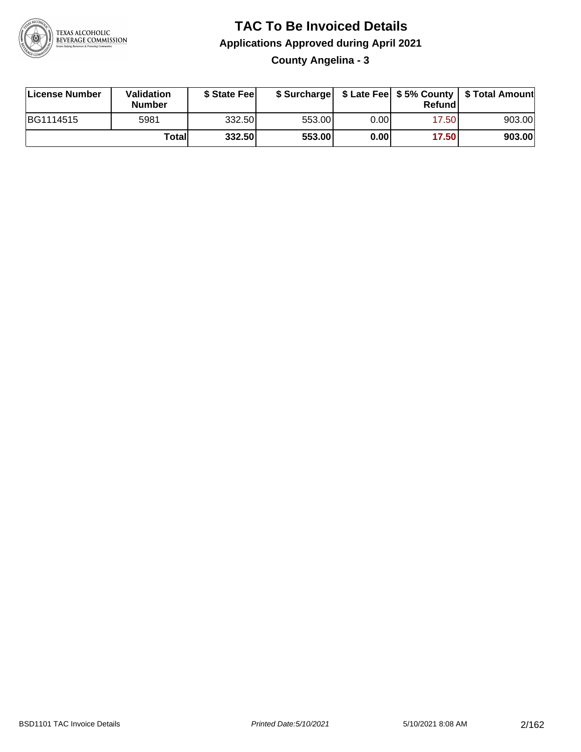# TAC To Be Invoiced Details

## Applications Approved during April 2021

### County Angelina - 3

| License Number | Validation Number | $ State Fee | $ Surcharge | $ Late Fee | $ 5% County Refund | $ Total Amount |
|---|---|---|---|---|---|---|
| BG1114515 | 5981 | 332.50 | 553.00 | 0.00 | 17.50 | 903.00 |
| | **Total** | **332.50** | **553.00** | **0.00** | **17.50** | **903.00** |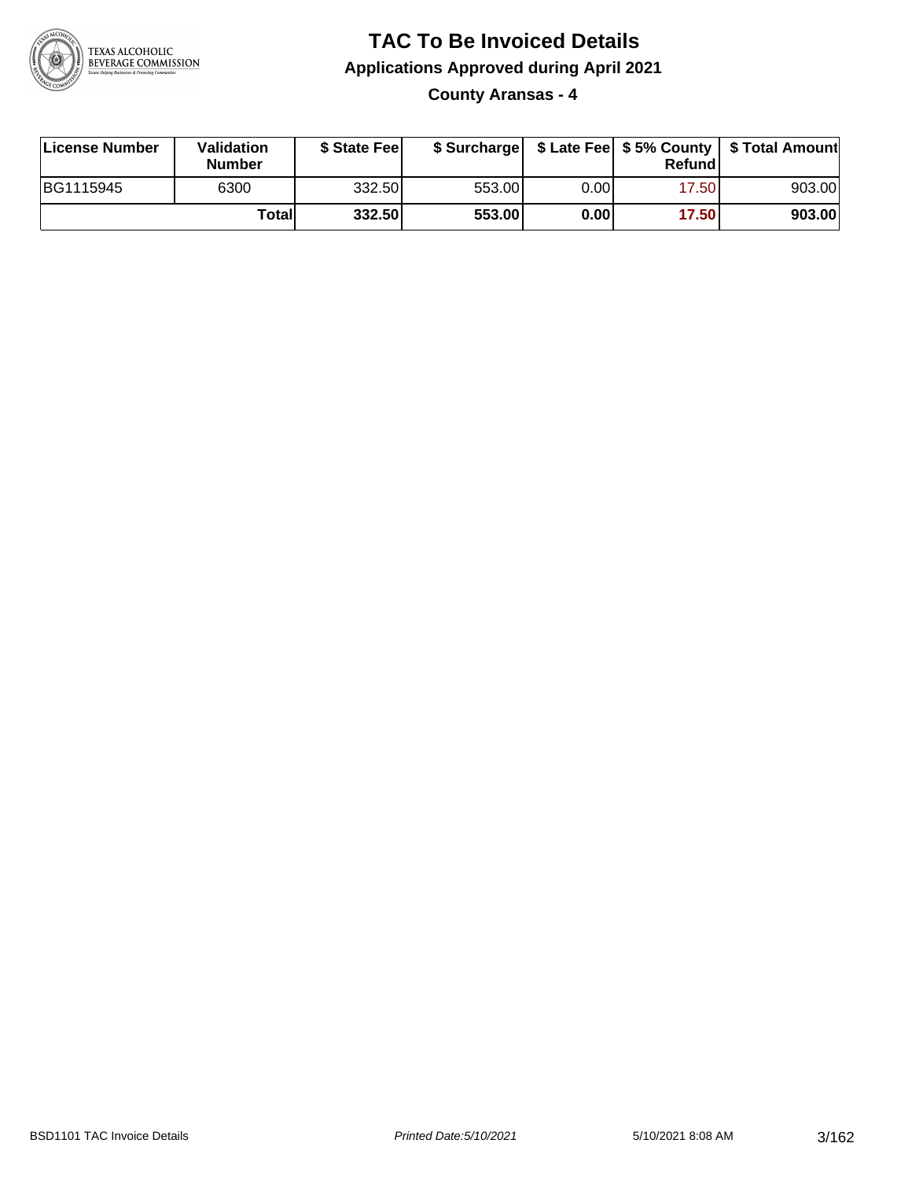# TAC To Be Invoiced Details

## Applications Approved during April 2021

### County Aransas - 4

| License Number | Validation Number | $ State Fee | $ Surcharge | $ Late Fee | $ 5% County Refund | $ Total Amount |
|---|---|---|---|---|---|---|
| BG1115945 | 6300 | 332.50 | 553.00 | 0.00 | 17.50 | 903.00 |
| | **Total** | **332.50** | **553.00** | **0.00** | **17.50** | **903.00** |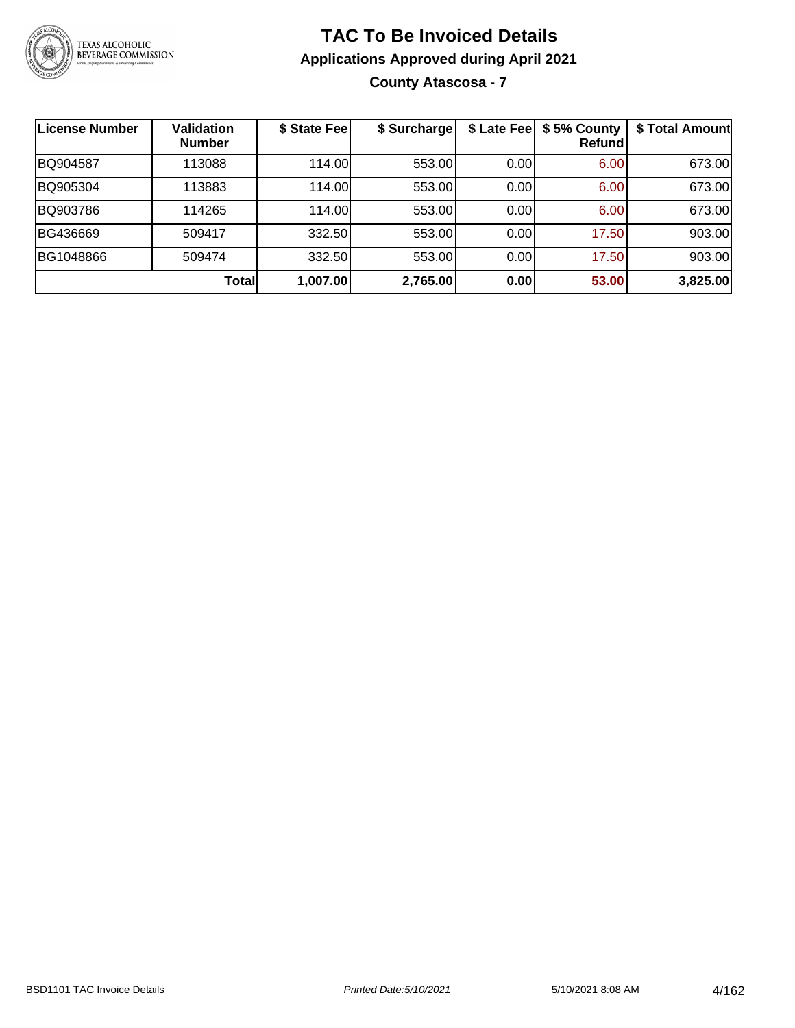# TAC To Be Invoiced Details

## Applications Approved during April 2021

### County Atascosa - 7

| License Number | Validation Number | $ State Fee | $ Surcharge | $ Late Fee | $ 5% County Refund | $ Total Amount |
|---|---|---|---|---|---|---|
| BQ904587 | 113088 | 114.00 | 553.00 | 0.00 | 6.00 | 673.00 |
| BQ905304 | 113883 | 114.00 | 553.00 | 0.00 | 6.00 | 673.00 |
| BQ903786 | 114265 | 114.00 | 553.00 | 0.00 | 6.00 | 673.00 |
| BG436669 | 509417 | 332.50 | 553.00 | 0.00 | 17.50 | 903.00 |
| BG1048866 | 509474 | 332.50 | 553.00 | 0.00 | 17.50 | 903.00 |
| | **Total** | **1,007.00** | **2,765.00** | **0.00** | **53.00** | **3,825.00** |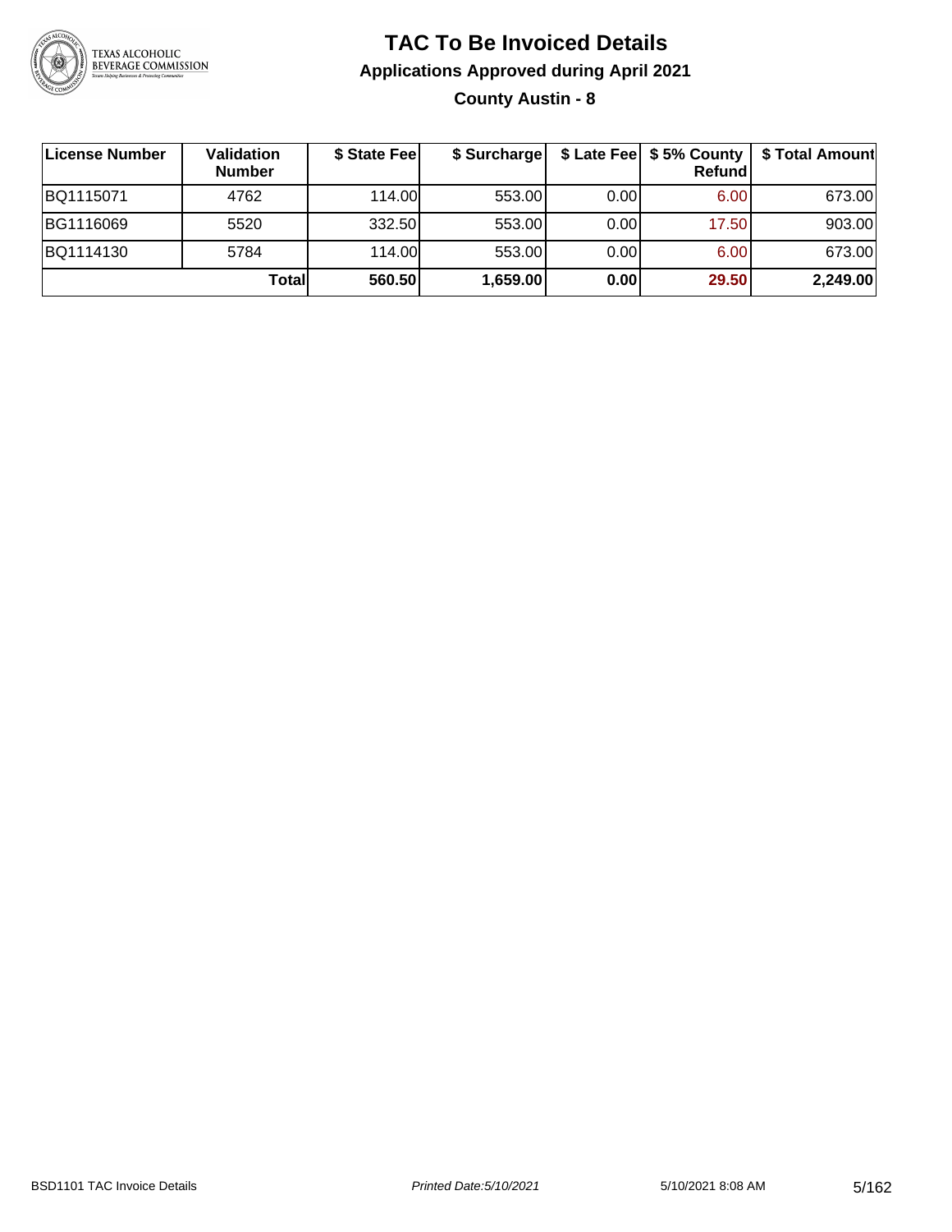# TAC To Be Invoiced Details

## Applications Approved during April 2021

### County Austin - 8

| License Number | Validation Number | $ State Fee | $ Surcharge | $ Late Fee | $ 5% County Refund | $ Total Amount |
|---|---|---|---|---|---|---|
| BQ1115071 | 4762 | 114.00 | 553.00 | 0.00 | 6.00 | 673.00 |
| BG1116069 | 5520 | 332.50 | 553.00 | 0.00 | 17.50 | 903.00 |
| BQ1114130 | 5784 | 114.00 | 553.00 | 0.00 | 6.00 | 673.00 |
| | **Total** | **560.50** | **1,659.00** | **0.00** | **29.50** | **2,249.00** |

BSD1101 TAC Invoice Details | *Printed Date:5/10/2021* | 5/10/2021 8:08 AM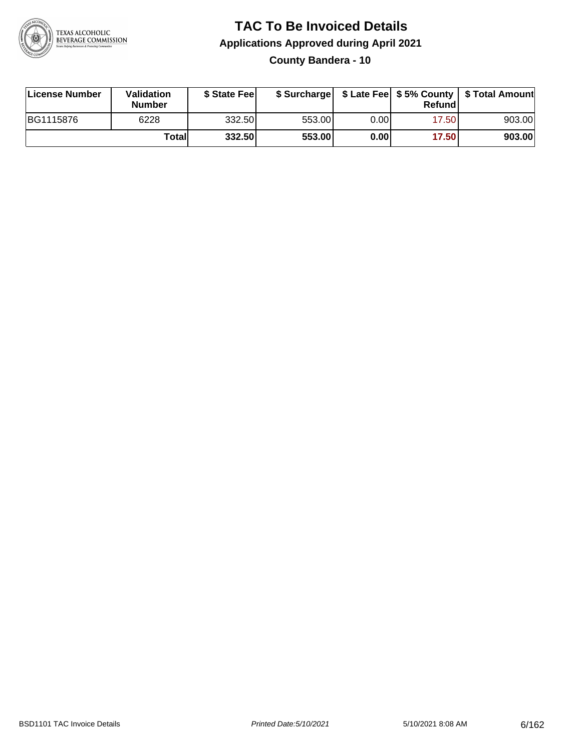# TAC To Be Invoiced Details

## Applications Approved during April 2021

### County Bandera - 10

| License Number | Validation Number | $ State Fee | $ Surcharge | $ Late Fee | $ 5% County Refund | $ Total Amount |
|---|---|---|---|---|---|---|
| BG1115876 | 6228 | 332.50 | 553.00 | 0.00 | 17.50 | 903.00 |
| | **Total** | **332.50** | **553.00** | **0.00** | **17.50** | **903.00** |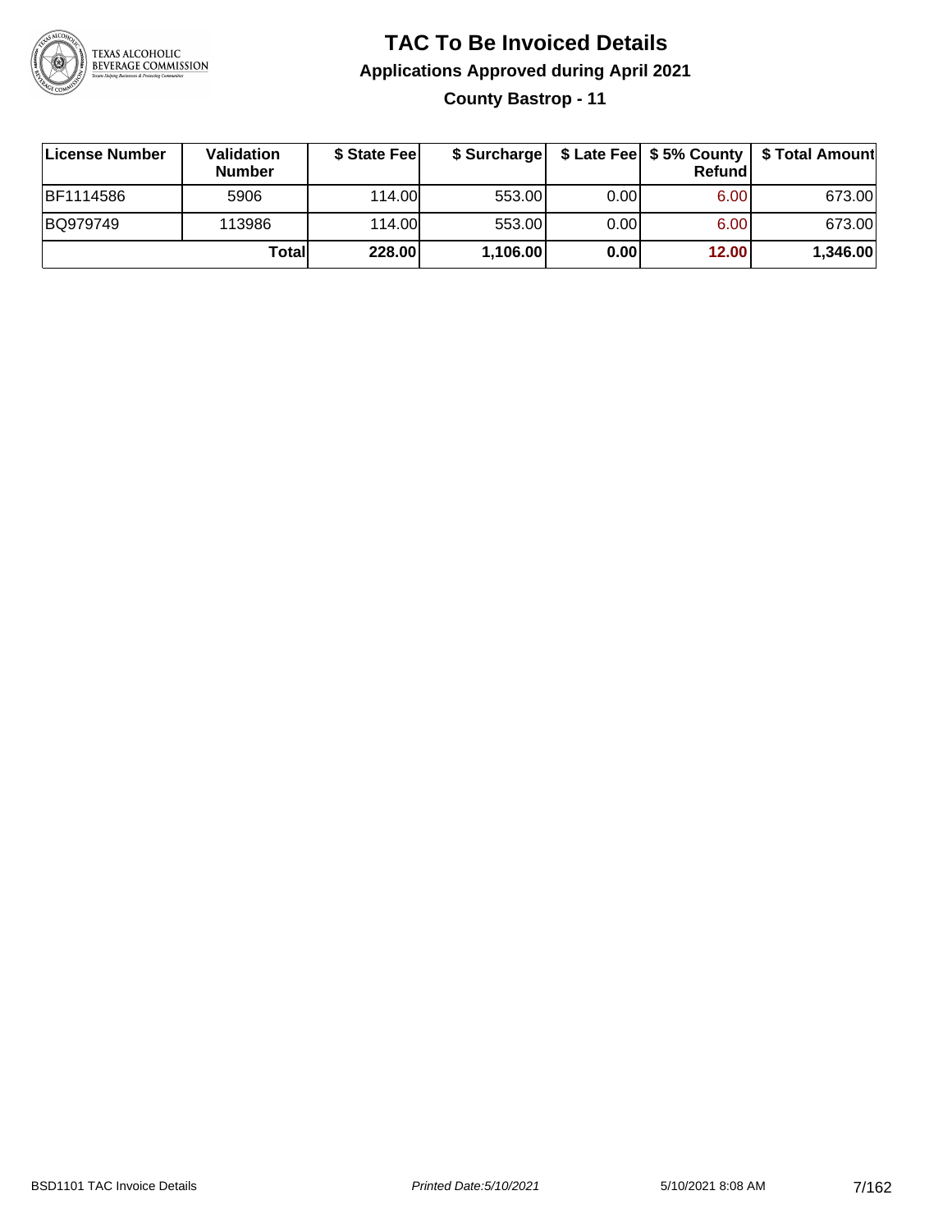# TAC To Be Invoiced Details

## Applications Approved during April 2021

### County Bastrop - 11

| License Number | Validation Number | $ State Fee | $ Surcharge | $ Late Fee | $ 5% County Refund | $ Total Amount |
|---|---|---|---|---|---|---|
| BF1114586 | 5906 | 114.00 | 553.00 | 0.00 | 6.00 | 673.00 |
| BQ979749 | 113986 | 114.00 | 553.00 | 0.00 | 6.00 | 673.00 |
| | **Total** | **228.00** | **1,106.00** | **0.00** | **12.00** | **1,346.00** |

BSD1101 TAC Invoice Details | *Printed Date:5/10/2021* | 5/10/2021 8:08 AM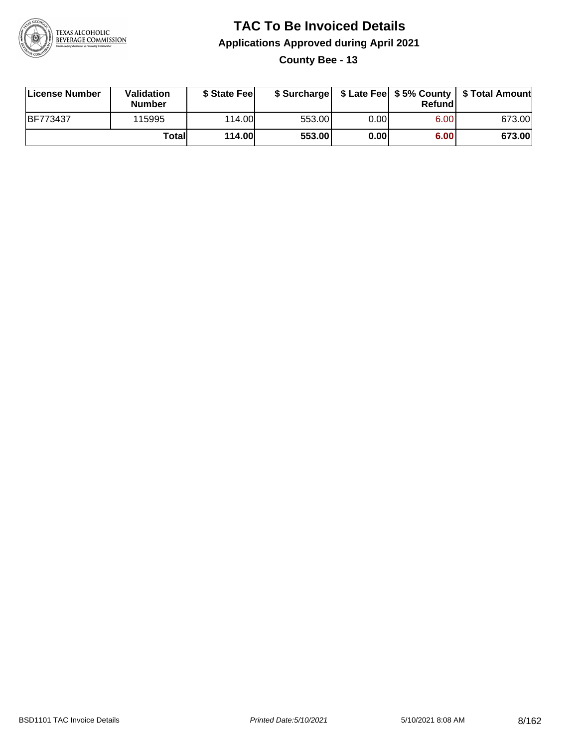# TAC To Be Invoiced Details

## Applications Approved during April 2021

### County Bee - 13

| License Number | Validation Number | $ State Fee | $ Surcharge | $ Late Fee | $ 5% County Refund | $ Total Amount |
|---|---|---|---|---|---|---|
| BF773437 | 115995 | 114.00 | 553.00 | 0.00 | 6.00 | 673.00 |
| | Total | 114.00 | 553.00 | 0.00 | 6.00 | 673.00 |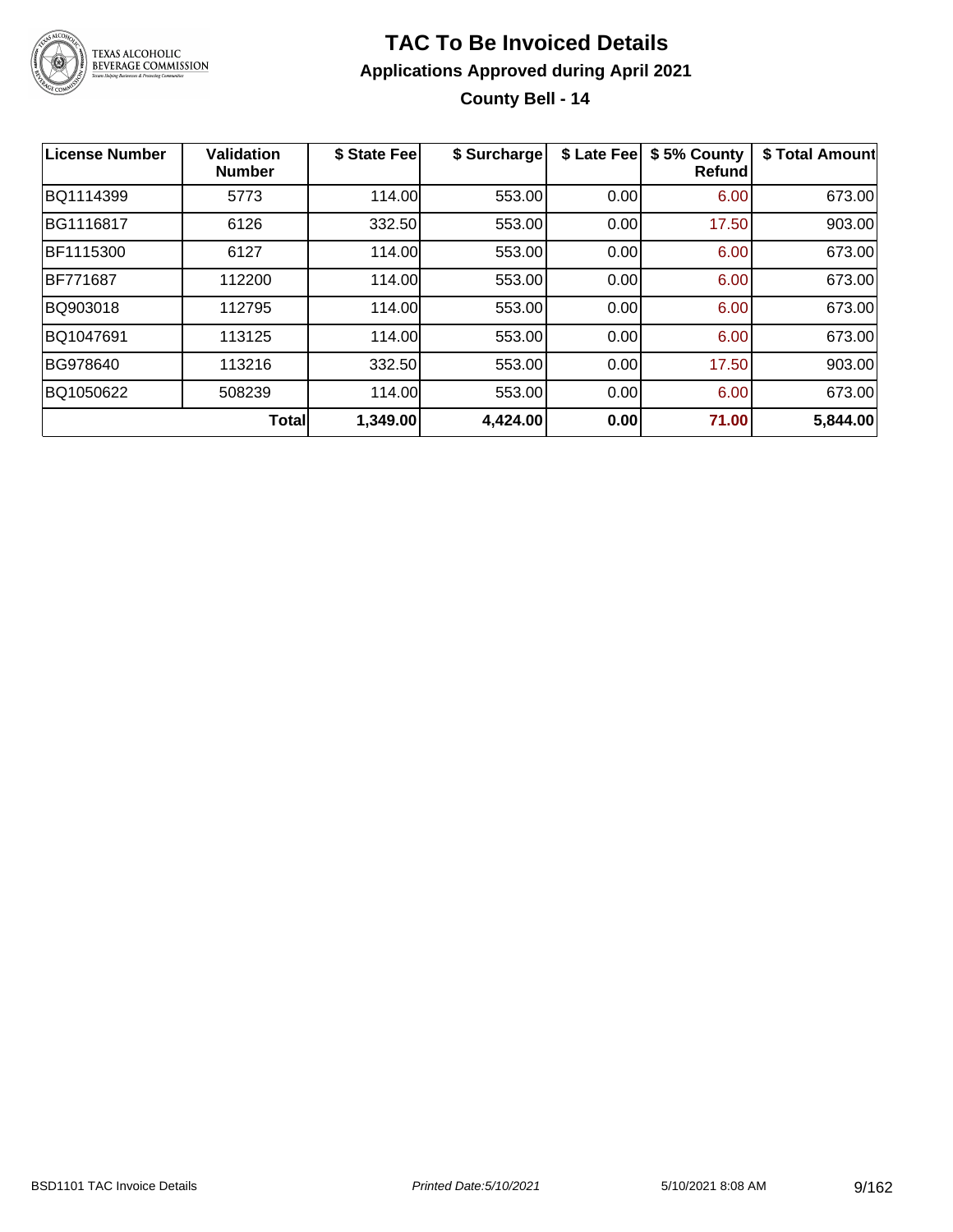# TAC To Be Invoiced Details

## Applications Approved during April 2021

### County Bell - 14

| License Number | Validation Number | $ State Fee | $ Surcharge | $ Late Fee | $ 5% County Refund | $ Total Amount |
|---|---|---|---|---|---|---|
| BQ1114399 | 5773 | 114.00 | 553.00 | 0.00 | 6.00 | 673.00 |
| BG1116817 | 6126 | 332.50 | 553.00 | 0.00 | 17.50 | 903.00 |
| BF1115300 | 6127 | 114.00 | 553.00 | 0.00 | 6.00 | 673.00 |
| BF771687 | 112200 | 114.00 | 553.00 | 0.00 | 6.00 | 673.00 |
| BQ903018 | 112795 | 114.00 | 553.00 | 0.00 | 6.00 | 673.00 |
| BQ1047691 | 113125 | 114.00 | 553.00 | 0.00 | 6.00 | 673.00 |
| BG978640 | 113216 | 332.50 | 553.00 | 0.00 | 17.50 | 903.00 |
| BQ1050622 | 508239 | 114.00 | 553.00 | 0.00 | 6.00 | 673.00 |
| | **Total** | **1,349.00** | **4,424.00** | **0.00** | **71.00** | **5,844.00** |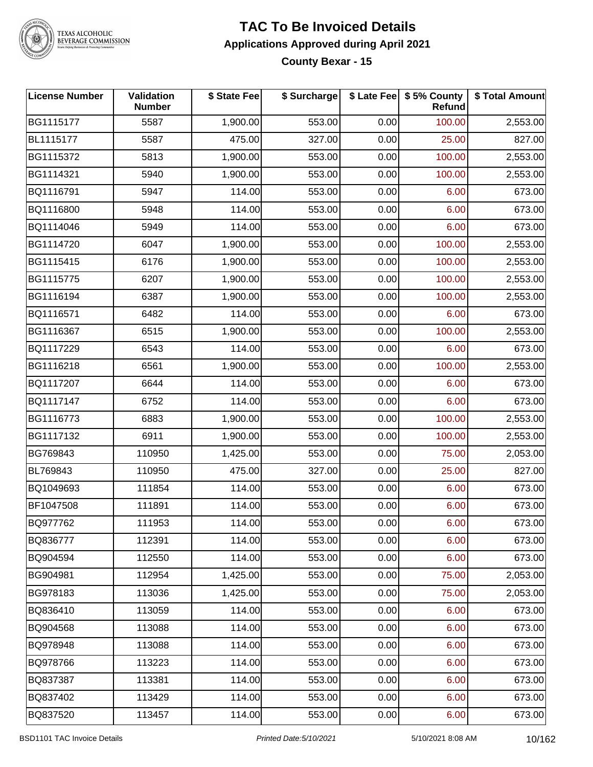# TAC To Be Invoiced Details

## Applications Approved during April 2021

### County Bexar - 15

| License Number | Validation Number | $ State Fee | $ Surcharge | $ Late Fee | $ 5% County Refund | $ Total Amount |
|---|---|---|---|---|---|---|
| BG1115177 | 5587 | 1,900.00 | 553.00 | 0.00 | 100.00 | 2,553.00 |
| BL1115177 | 5587 | 475.00 | 327.00 | 0.00 | 25.00 | 827.00 |
| BG1115372 | 5813 | 1,900.00 | 553.00 | 0.00 | 100.00 | 2,553.00 |
| BG1114321 | 5940 | 1,900.00 | 553.00 | 0.00 | 100.00 | 2,553.00 |
| BQ1116791 | 5947 | 114.00 | 553.00 | 0.00 | 6.00 | 673.00 |
| BQ1116800 | 5948 | 114.00 | 553.00 | 0.00 | 6.00 | 673.00 |
| BQ1114046 | 5949 | 114.00 | 553.00 | 0.00 | 6.00 | 673.00 |
| BG1114720 | 6047 | 1,900.00 | 553.00 | 0.00 | 100.00 | 2,553.00 |
| BG1115415 | 6176 | 1,900.00 | 553.00 | 0.00 | 100.00 | 2,553.00 |
| BG1115775 | 6207 | 1,900.00 | 553.00 | 0.00 | 100.00 | 2,553.00 |
| BG1116194 | 6387 | 1,900.00 | 553.00 | 0.00 | 100.00 | 2,553.00 |
| BQ1116571 | 6482 | 114.00 | 553.00 | 0.00 | 6.00 | 673.00 |
| BG1116367 | 6515 | 1,900.00 | 553.00 | 0.00 | 100.00 | 2,553.00 |
| BQ1117229 | 6543 | 114.00 | 553.00 | 0.00 | 6.00 | 673.00 |
| BG1116218 | 6561 | 1,900.00 | 553.00 | 0.00 | 100.00 | 2,553.00 |
| BQ1117207 | 6644 | 114.00 | 553.00 | 0.00 | 6.00 | 673.00 |
| BQ1117147 | 6752 | 114.00 | 553.00 | 0.00 | 6.00 | 673.00 |
| BG1116773 | 6883 | 1,900.00 | 553.00 | 0.00 | 100.00 | 2,553.00 |
| BG1117132 | 6911 | 1,900.00 | 553.00 | 0.00 | 100.00 | 2,553.00 |
| BG769843 | 110950 | 1,425.00 | 553.00 | 0.00 | 75.00 | 2,053.00 |
| BL769843 | 110950 | 475.00 | 327.00 | 0.00 | 25.00 | 827.00 |
| BQ1049693 | 111854 | 114.00 | 553.00 | 0.00 | 6.00 | 673.00 |
| BF1047508 | 111891 | 114.00 | 553.00 | 0.00 | 6.00 | 673.00 |
| BQ977762 | 111953 | 114.00 | 553.00 | 0.00 | 6.00 | 673.00 |
| BQ836777 | 112391 | 114.00 | 553.00 | 0.00 | 6.00 | 673.00 |
| BQ904594 | 112550 | 114.00 | 553.00 | 0.00 | 6.00 | 673.00 |
| BG904981 | 112954 | 1,425.00 | 553.00 | 0.00 | 75.00 | 2,053.00 |
| BG978183 | 113036 | 1,425.00 | 553.00 | 0.00 | 75.00 | 2,053.00 |
| BQ836410 | 113059 | 114.00 | 553.00 | 0.00 | 6.00 | 673.00 |
| BQ904568 | 113088 | 114.00 | 553.00 | 0.00 | 6.00 | 673.00 |
| BQ978948 | 113088 | 114.00 | 553.00 | 0.00 | 6.00 | 673.00 |
| BQ978766 | 113223 | 114.00 | 553.00 | 0.00 | 6.00 | 673.00 |
| BQ837387 | 113381 | 114.00 | 553.00 | 0.00 | 6.00 | 673.00 |
| BQ837402 | 113429 | 114.00 | 553.00 | 0.00 | 6.00 | 673.00 |
| BQ837520 | 113457 | 114.00 | 553.00 | 0.00 | 6.00 | 673.00 |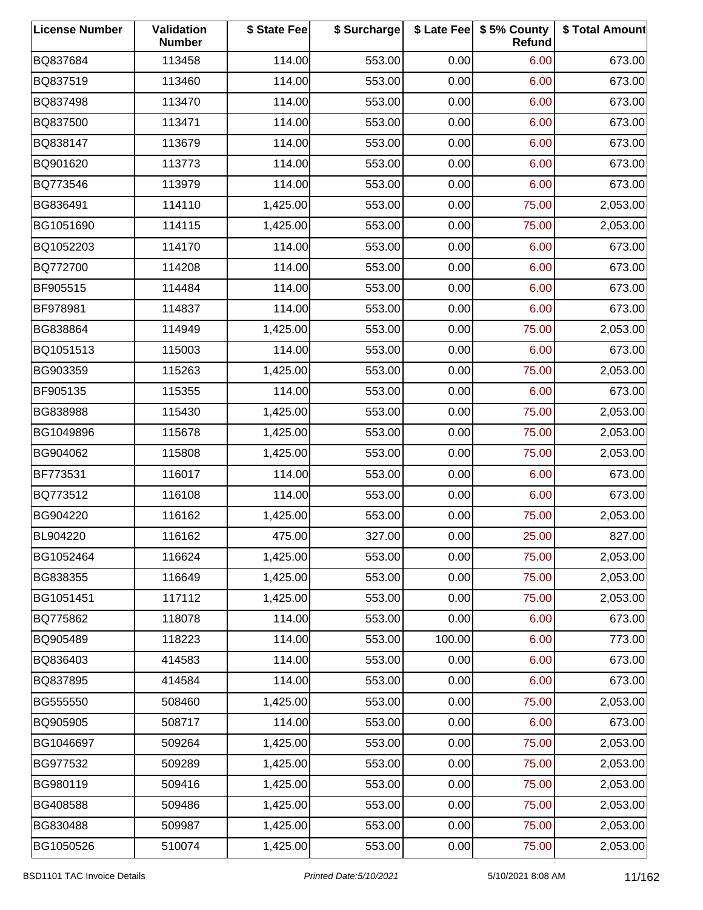| License Number | Validation Number | $ State Fee | $ Surcharge | $ Late Fee | $ 5% County Refund | $ Total Amount |
|---|---|---|---|---|---|---|
| BQ837684 | 113458 | 114.00 | 553.00 | 0.00 | 6.00 | 673.00 |
| BQ837519 | 113460 | 114.00 | 553.00 | 0.00 | 6.00 | 673.00 |
| BQ837498 | 113470 | 114.00 | 553.00 | 0.00 | 6.00 | 673.00 |
| BQ837500 | 113471 | 114.00 | 553.00 | 0.00 | 6.00 | 673.00 |
| BQ838147 | 113679 | 114.00 | 553.00 | 0.00 | 6.00 | 673.00 |
| BQ901620 | 113773 | 114.00 | 553.00 | 0.00 | 6.00 | 673.00 |
| BQ773546 | 113979 | 114.00 | 553.00 | 0.00 | 6.00 | 673.00 |
| BG836491 | 114110 | 1,425.00 | 553.00 | 0.00 | 75.00 | 2,053.00 |
| BG1051690 | 114115 | 1,425.00 | 553.00 | 0.00 | 75.00 | 2,053.00 |
| BQ1052203 | 114170 | 114.00 | 553.00 | 0.00 | 6.00 | 673.00 |
| BQ772700 | 114208 | 114.00 | 553.00 | 0.00 | 6.00 | 673.00 |
| BF905515 | 114484 | 114.00 | 553.00 | 0.00 | 6.00 | 673.00 |
| BF978981 | 114837 | 114.00 | 553.00 | 0.00 | 6.00 | 673.00 |
| BG838864 | 114949 | 1,425.00 | 553.00 | 0.00 | 75.00 | 2,053.00 |
| BQ1051513 | 115003 | 114.00 | 553.00 | 0.00 | 6.00 | 673.00 |
| BG903359 | 115263 | 1,425.00 | 553.00 | 0.00 | 75.00 | 2,053.00 |
| BF905135 | 115355 | 114.00 | 553.00 | 0.00 | 6.00 | 673.00 |
| BG838988 | 115430 | 1,425.00 | 553.00 | 0.00 | 75.00 | 2,053.00 |
| BG1049896 | 115678 | 1,425.00 | 553.00 | 0.00 | 75.00 | 2,053.00 |
| BG904062 | 115808 | 1,425.00 | 553.00 | 0.00 | 75.00 | 2,053.00 |
| BF773531 | 116017 | 114.00 | 553.00 | 0.00 | 6.00 | 673.00 |
| BQ773512 | 116108 | 114.00 | 553.00 | 0.00 | 6.00 | 673.00 |
| BG904220 | 116162 | 1,425.00 | 553.00 | 0.00 | 75.00 | 2,053.00 |
| BL904220 | 116162 | 475.00 | 327.00 | 0.00 | 25.00 | 827.00 |
| BG1052464 | 116624 | 1,425.00 | 553.00 | 0.00 | 75.00 | 2,053.00 |
| BG838355 | 116649 | 1,425.00 | 553.00 | 0.00 | 75.00 | 2,053.00 |
| BG1051451 | 117112 | 1,425.00 | 553.00 | 0.00 | 75.00 | 2,053.00 |
| BQ775862 | 118078 | 114.00 | 553.00 | 0.00 | 6.00 | 673.00 |
| BQ905489 | 118223 | 114.00 | 553.00 | 100.00 | 6.00 | 773.00 |
| BQ836403 | 414583 | 114.00 | 553.00 | 0.00 | 6.00 | 673.00 |
| BQ837895 | 414584 | 114.00 | 553.00 | 0.00 | 6.00 | 673.00 |
| BG555550 | 508460 | 1,425.00 | 553.00 | 0.00 | 75.00 | 2,053.00 |
| BQ905905 | 508717 | 114.00 | 553.00 | 0.00 | 6.00 | 673.00 |
| BG1046697 | 509264 | 1,425.00 | 553.00 | 0.00 | 75.00 | 2,053.00 |
| BG977532 | 509289 | 1,425.00 | 553.00 | 0.00 | 75.00 | 2,053.00 |
| BG980119 | 509416 | 1,425.00 | 553.00 | 0.00 | 75.00 | 2,053.00 |
| BG408588 | 509486 | 1,425.00 | 553.00 | 0.00 | 75.00 | 2,053.00 |
| BG830488 | 509987 | 1,425.00 | 553.00 | 0.00 | 75.00 | 2,053.00 |
| BG1050526 | 510074 | 1,425.00 | 553.00 | 0.00 | 75.00 | 2,053.00 |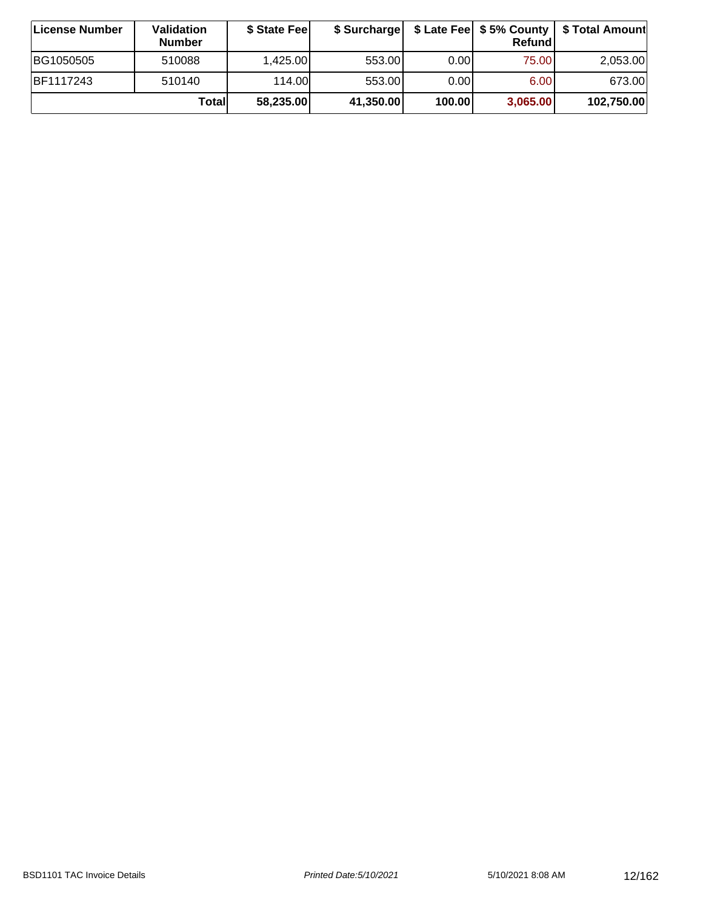| License Number | Validation Number | $ State Fee | $ Surcharge | $ Late Fee | $ 5% County Refund | $ Total Amount |
|---|---|---|---|---|---|---|
| BG1050505 | 510088 | 1,425.00 | 553.00 | 0.00 | 75.00 | 2,053.00 |
| BF1117243 | 510140 | 114.00 | 553.00 | 0.00 | 6.00 | 673.00 |
| | **Total** | **58,235.00** | **41,350.00** | **100.00** | **3,065.00** | **102,750.00** |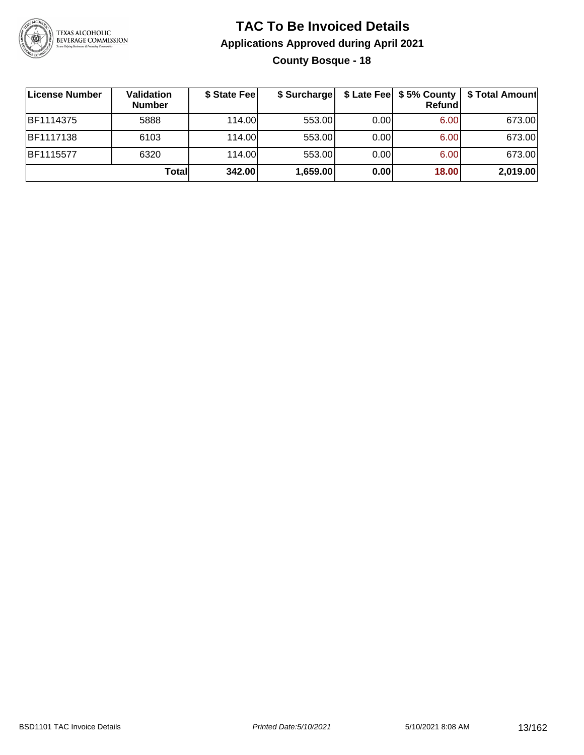# TAC To Be Invoiced Details

## Applications Approved during April 2021

### County Bosque - 18

| License Number | Validation Number | $ State Fee | $ Surcharge | $ Late Fee | $ 5% County Refund | $ Total Amount |
|---|---|---|---|---|---|---|
| BF1114375 | 5888 | 114.00 | 553.00 | 0.00 | 6.00 | 673.00 |
| BF1117138 | 6103 | 114.00 | 553.00 | 0.00 | 6.00 | 673.00 |
| BF1115577 | 6320 | 114.00 | 553.00 | 0.00 | 6.00 | 673.00 |
| | **Total** | **342.00** | **1,659.00** | **0.00** | **18.00** | **2,019.00** |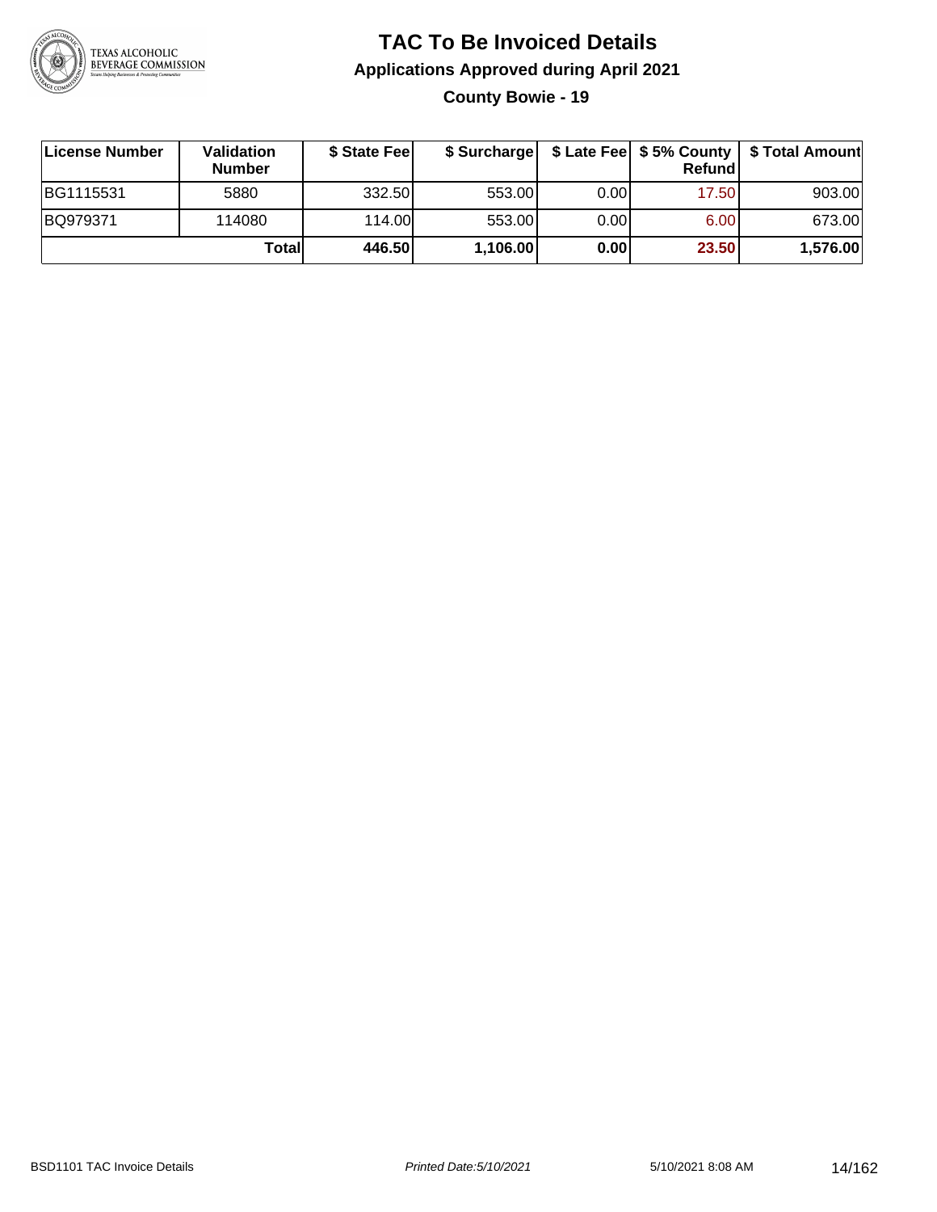# TAC To Be Invoiced Details

## Applications Approved during April 2021

### County Bowie - 19

| License Number | Validation Number | $ State Fee | $ Surcharge | $ Late Fee | $ 5% County Refund | $ Total Amount |
|---|---|---|---|---|---|---|
| BG1115531 | 5880 | 332.50 | 553.00 | 0.00 | 17.50 | 903.00 |
| BQ979371 | 114080 | 114.00 | 553.00 | 0.00 | 6.00 | 673.00 |
| | **Total** | **446.50** | **1,106.00** | **0.00** | **23.50** | **1,576.00** |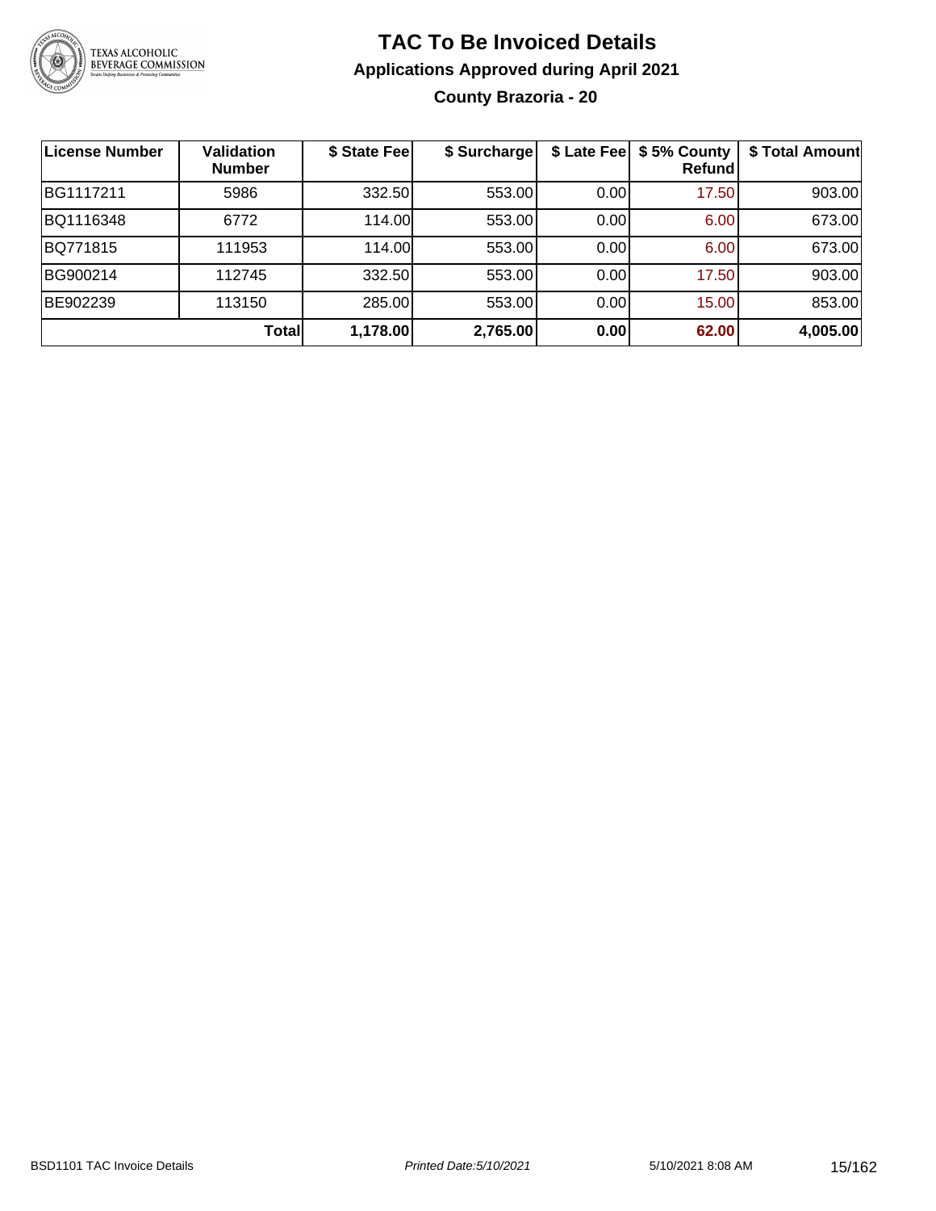# TAC To Be Invoiced Details

## Applications Approved during April 2021

### County Brazoria - 20

| License Number | Validation Number | $ State Fee | $ Surcharge | $ Late Fee | $ 5% County Refund | $ Total Amount |
|---|---|---|---|---|---|---|
| BG1117211 | 5986 | 332.50 | 553.00 | 0.00 | 17.50 | 903.00 |
| BQ1116348 | 6772 | 114.00 | 553.00 | 0.00 | 6.00 | 673.00 |
| BQ771815 | 111953 | 114.00 | 553.00 | 0.00 | 6.00 | 673.00 |
| BG900214 | 112745 | 332.50 | 553.00 | 0.00 | 17.50 | 903.00 |
| BE902239 | 113150 | 285.00 | 553.00 | 0.00 | 15.00 | 853.00 |
| | **Total** | **1,178.00** | **2,765.00** | **0.00** | **62.00** | **4,005.00** |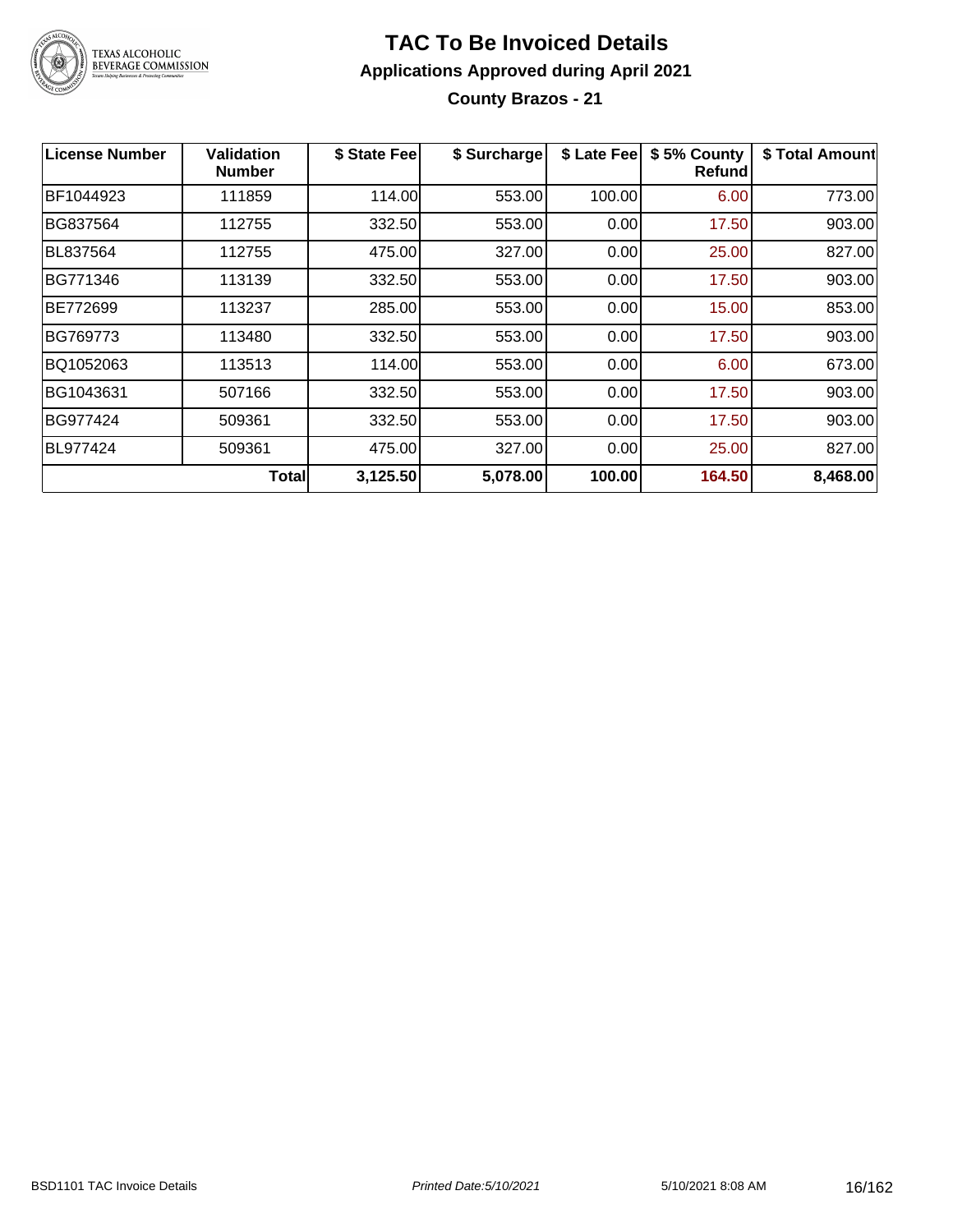# TAC To Be Invoiced Details

## Applications Approved during April 2021

### County Brazos - 21

| License Number | Validation Number | $ State Fee | $ Surcharge | $ Late Fee | $ 5% County Refund | $ Total Amount |
|---|---|---|---|---|---|---|
| BF1044923 | 111859 | 114.00 | 553.00 | 100.00 | 6.00 | 773.00 |
| BG837564 | 112755 | 332.50 | 553.00 | 0.00 | 17.50 | 903.00 |
| BL837564 | 112755 | 475.00 | 327.00 | 0.00 | 25.00 | 827.00 |
| BG771346 | 113139 | 332.50 | 553.00 | 0.00 | 17.50 | 903.00 |
| BE772699 | 113237 | 285.00 | 553.00 | 0.00 | 15.00 | 853.00 |
| BG769773 | 113480 | 332.50 | 553.00 | 0.00 | 17.50 | 903.00 |
| BQ1052063 | 113513 | 114.00 | 553.00 | 0.00 | 6.00 | 673.00 |
| BG1043631 | 507166 | 332.50 | 553.00 | 0.00 | 17.50 | 903.00 |
| BG977424 | 509361 | 332.50 | 553.00 | 0.00 | 17.50 | 903.00 |
| BL977424 | 509361 | 475.00 | 327.00 | 0.00 | 25.00 | 827.00 |
| | **Total** | **3,125.50** | **5,078.00** | **100.00** | **164.50** | **8,468.00** |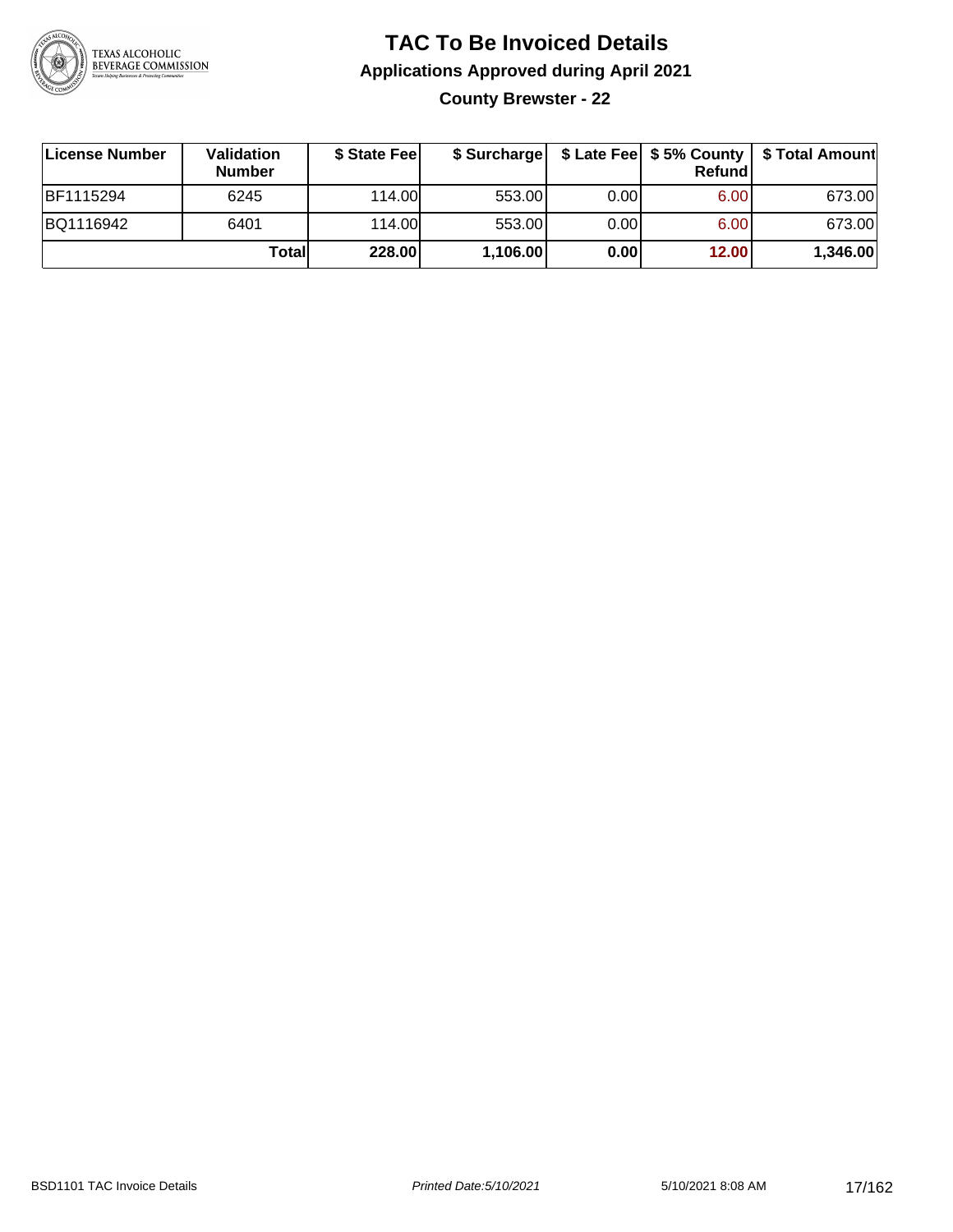# TAC To Be Invoiced Details

## Applications Approved during April 2021

### County Brewster - 22

| License Number | Validation Number | $ State Fee | $ Surcharge | $ Late Fee | $ 5% County Refund | $ Total Amount |
|---|---|---|---|---|---|---|
| BF1115294 | 6245 | 114.00 | 553.00 | 0.00 | 6.00 | 673.00 |
| BQ1116942 | 6401 | 114.00 | 553.00 | 0.00 | 6.00 | 673.00 |
| | **Total** | **228.00** | **1,106.00** | **0.00** | **12.00** | **1,346.00** |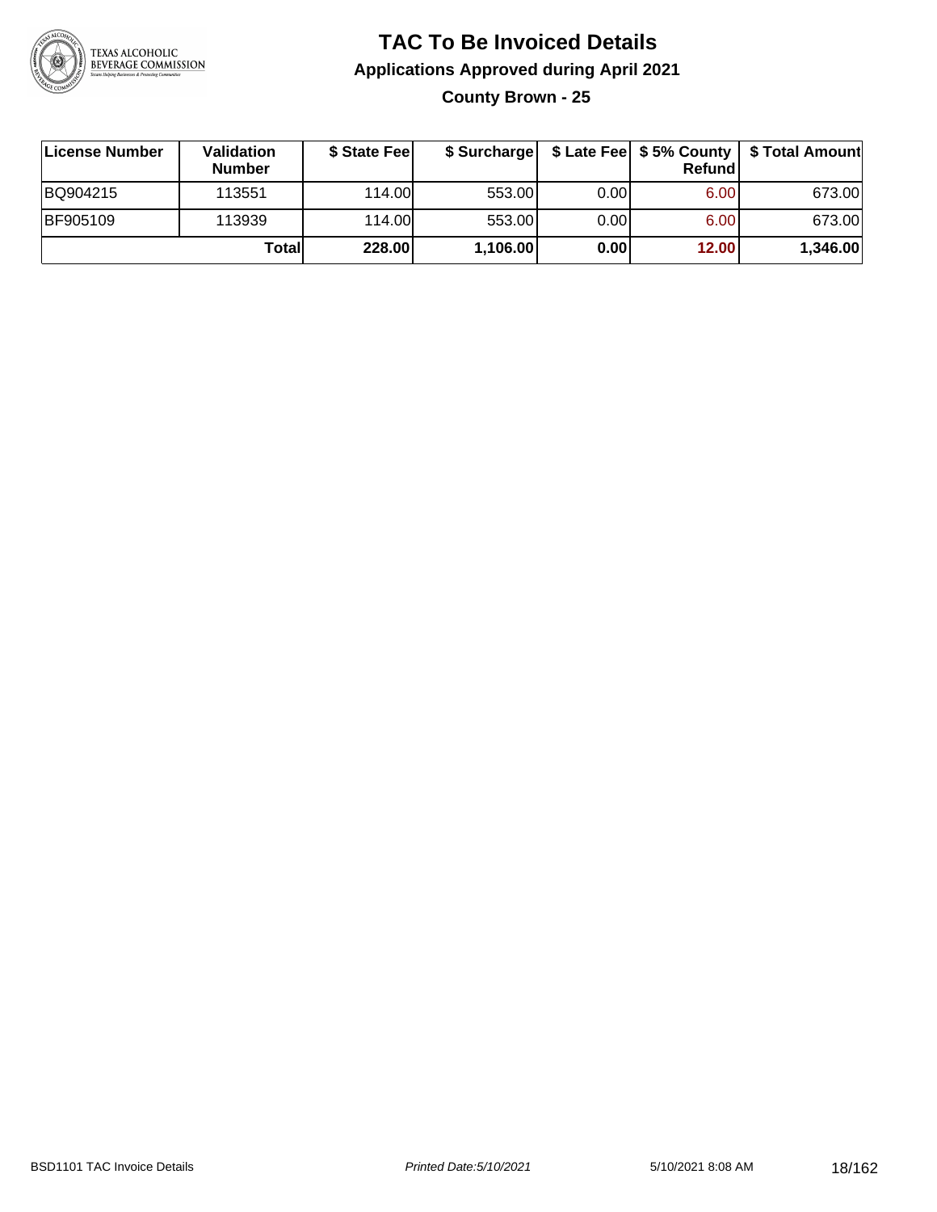# TAC To Be Invoiced Details

## Applications Approved during April 2021

### County Brown - 25

| License Number | Validation Number | $ State Fee | $ Surcharge | $ Late Fee | $ 5% County Refund | $ Total Amount |
|---|---|---|---|---|---|---|
| BQ904215 | 113551 | 114.00 | 553.00 | 0.00 | 6.00 | 673.00 |
| BF905109 | 113939 | 114.00 | 553.00 | 0.00 | 6.00 | 673.00 |
| | **Total** | **228.00** | **1,106.00** | **0.00** | **12.00** | **1,346.00** |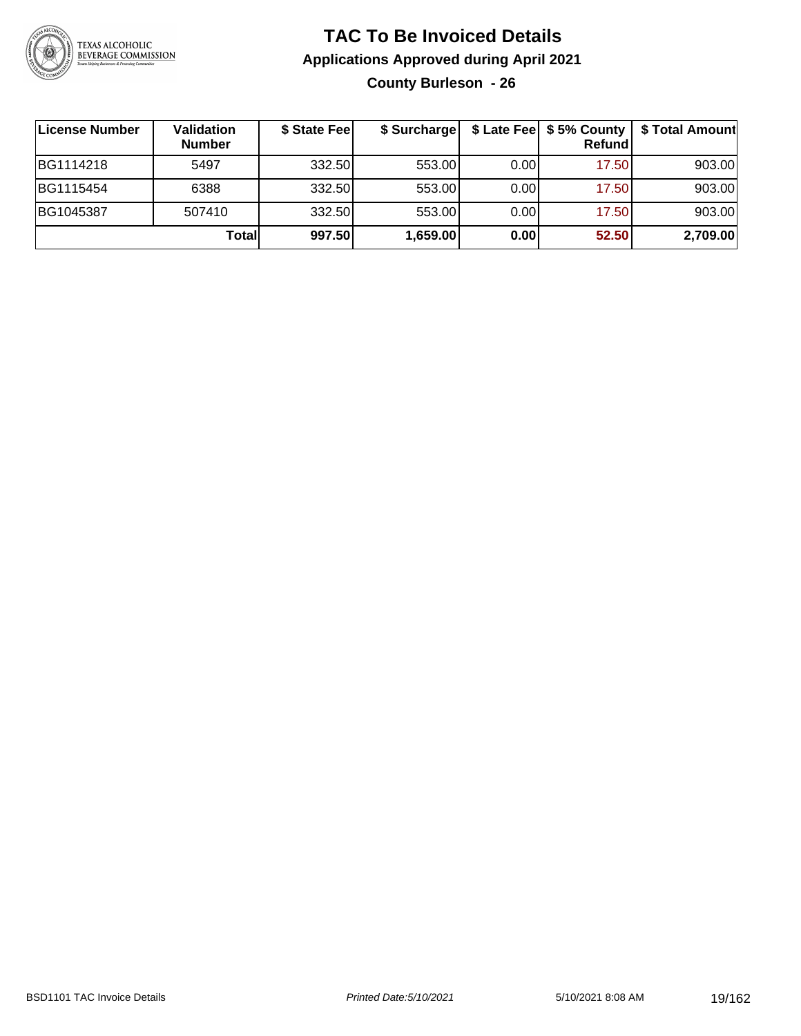# TAC To Be Invoiced Details

## Applications Approved during April 2021

### County Burleson - 26

| License Number | Validation Number | $ State Fee | $ Surcharge | $ Late Fee | $ 5% County Refund | $ Total Amount |
|---|---|---|---|---|---|---|
| BG1114218 | 5497 | 332.50 | 553.00 | 0.00 | 17.50 | 903.00 |
| BG1115454 | 6388 | 332.50 | 553.00 | 0.00 | 17.50 | 903.00 |
| BG1045387 | 507410 | 332.50 | 553.00 | 0.00 | 17.50 | 903.00 |
| | **Total** | **997.50** | **1,659.00** | **0.00** | **52.50** | **2,709.00** |

BSD1101 TAC Invoice Details — Printed Date:5/10/2021 — 5/10/2021 8:08 AM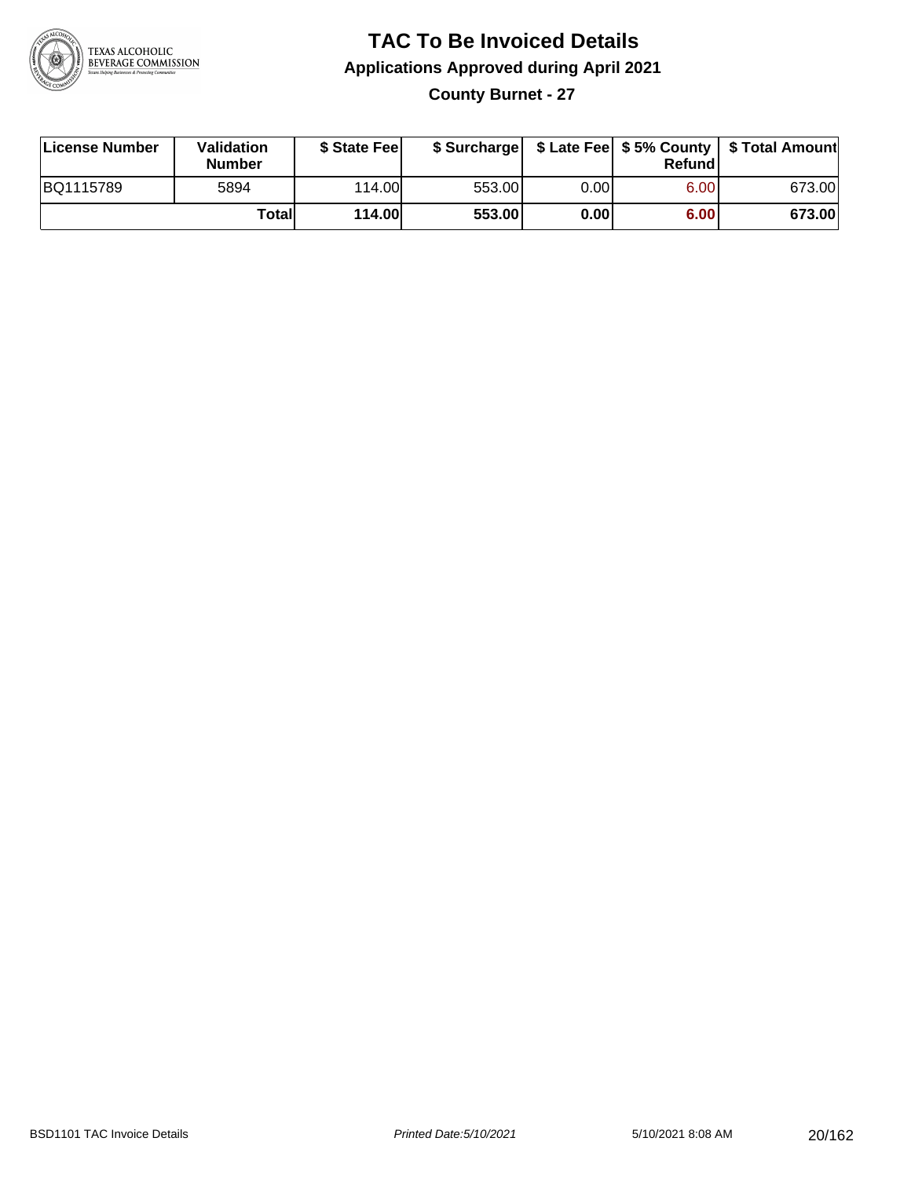# TAC To Be Invoiced Details

## Applications Approved during April 2021

### County Burnet - 27

| License Number | Validation Number | $ State Fee | $ Surcharge | $ Late Fee | $ 5% County Refund | $ Total Amount |
|---|---|---|---|---|---|---|
| BQ1115789 | 5894 | 114.00 | 553.00 | 0.00 | 6.00 | 673.00 |
| | **Total** | **114.00** | **553.00** | **0.00** | **6.00** | **673.00** |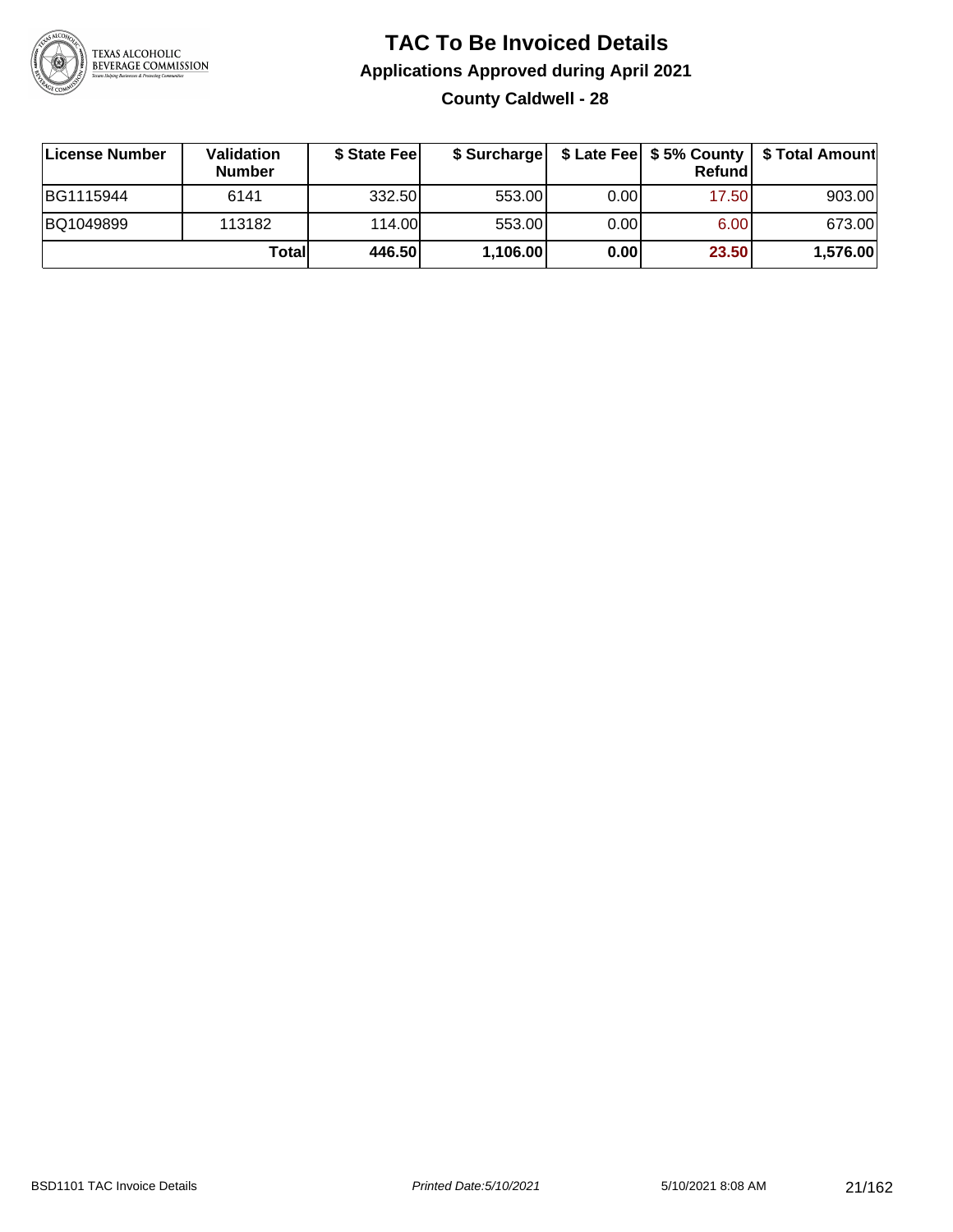# TAC To Be Invoiced Details

## Applications Approved during April 2021

### County Caldwell - 28

| License Number | Validation Number | $ State Fee | $ Surcharge | $ Late Fee | $ 5% County Refund | $ Total Amount |
|---|---|---|---|---|---|---|
| BG1115944 | 6141 | 332.50 | 553.00 | 0.00 | 17.50 | 903.00 |
| BQ1049899 | 113182 | 114.00 | 553.00 | 0.00 | 6.00 | 673.00 |
| | **Total** | **446.50** | **1,106.00** | **0.00** | **23.50** | **1,576.00** |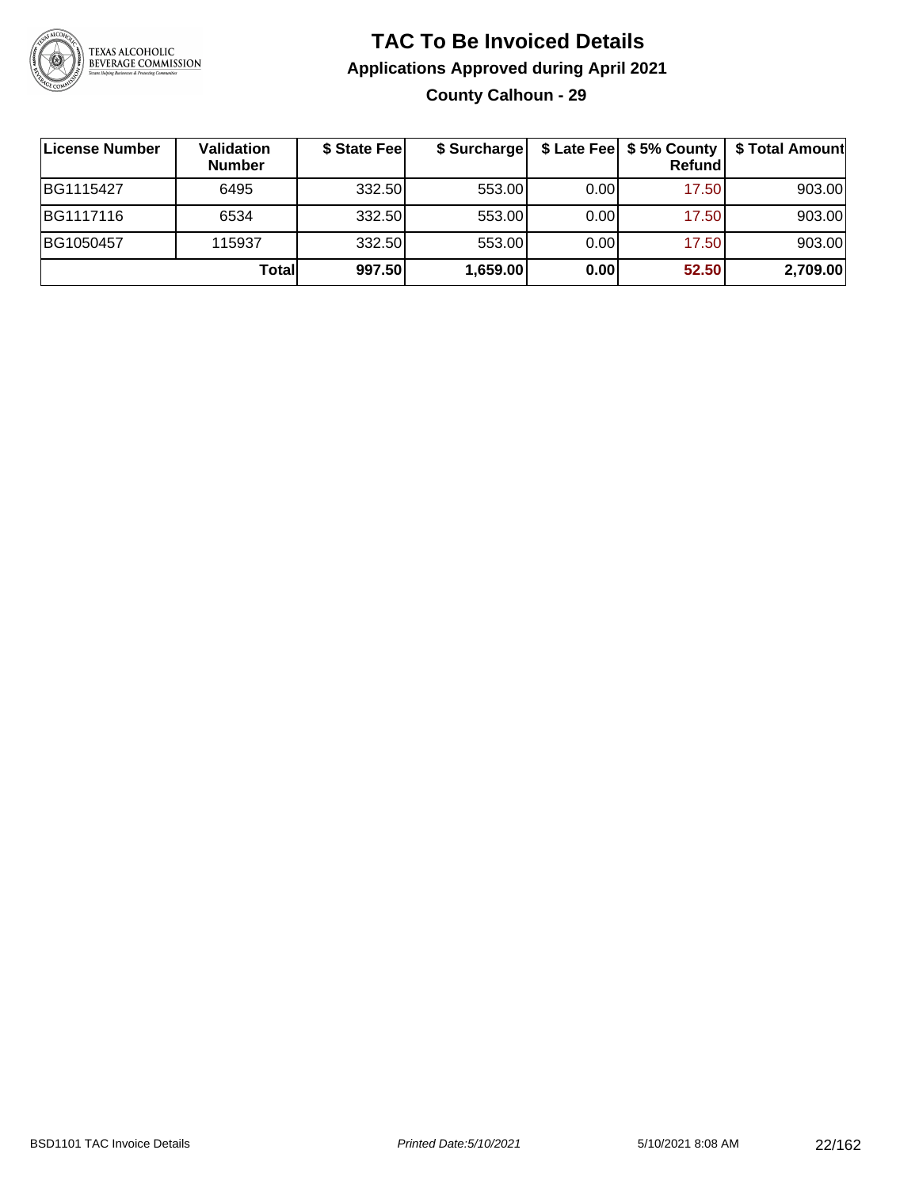# TAC To Be Invoiced Details

## Applications Approved during April 2021

### County Calhoun - 29

| License Number | Validation Number | $ State Fee | $ Surcharge | $ Late Fee | $ 5% County Refund | $ Total Amount |
|---|---|---|---|---|---|---|
| BG1115427 | 6495 | 332.50 | 553.00 | 0.00 | 17.50 | 903.00 |
| BG1117116 | 6534 | 332.50 | 553.00 | 0.00 | 17.50 | 903.00 |
| BG1050457 | 115937 | 332.50 | 553.00 | 0.00 | 17.50 | 903.00 |
| | **Total** | **997.50** | **1,659.00** | **0.00** | **52.50** | **2,709.00** |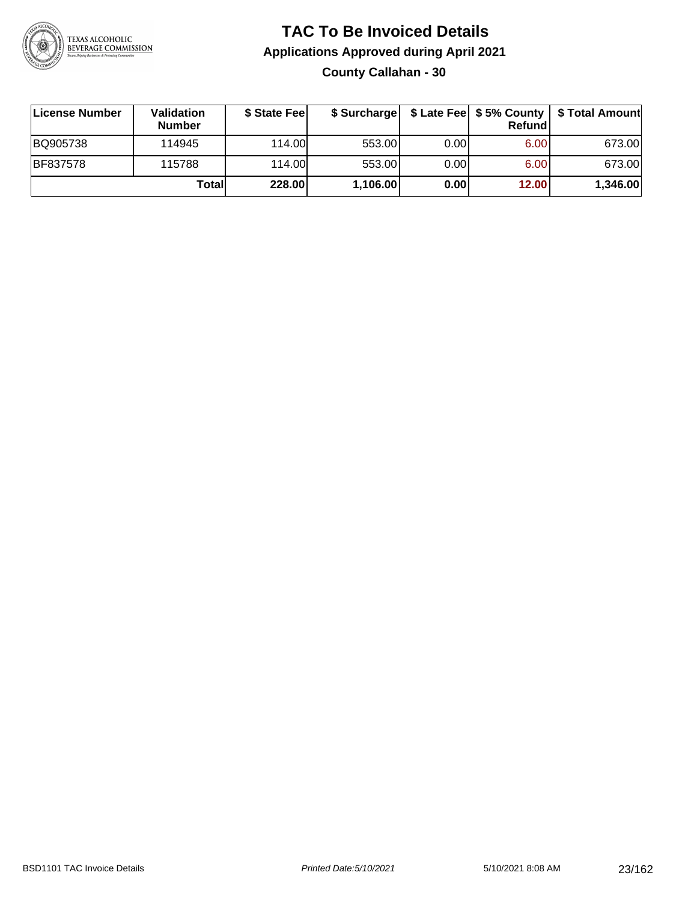# TAC To Be Invoiced Details

## Applications Approved during April 2021

### County Callahan - 30

| License Number | Validation Number | $ State Fee | $ Surcharge | $ Late Fee | $ 5% County Refund | $ Total Amount |
|---|---|---|---|---|---|---|
| BQ905738 | 114945 | 114.00 | 553.00 | 0.00 | 6.00 | 673.00 |
| BF837578 | 115788 | 114.00 | 553.00 | 0.00 | 6.00 | 673.00 |
| | **Total** | **228.00** | **1,106.00** | **0.00** | **12.00** | **1,346.00** |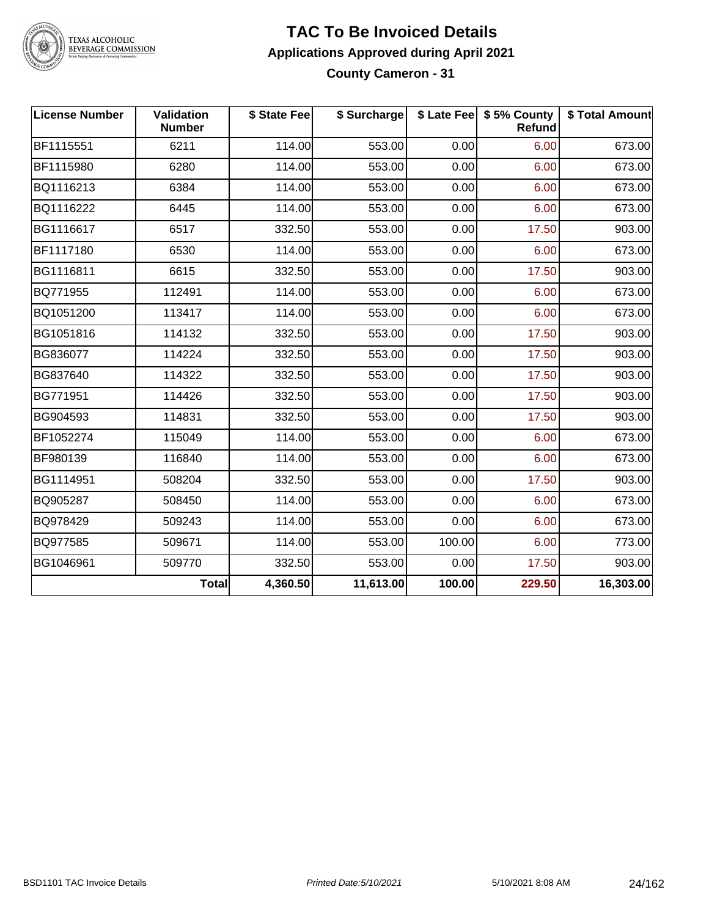# TAC To Be Invoiced Details

## Applications Approved during April 2021

### County Cameron - 31

| License Number | Validation Number | $ State Fee | $ Surcharge | $ Late Fee | $ 5% County Refund | $ Total Amount |
|---|---|---|---|---|---|---|
| BF1115551 | 6211 | 114.00 | 553.00 | 0.00 | 6.00 | 673.00 |
| BF1115980 | 6280 | 114.00 | 553.00 | 0.00 | 6.00 | 673.00 |
| BQ1116213 | 6384 | 114.00 | 553.00 | 0.00 | 6.00 | 673.00 |
| BQ1116222 | 6445 | 114.00 | 553.00 | 0.00 | 6.00 | 673.00 |
| BG1116617 | 6517 | 332.50 | 553.00 | 0.00 | 17.50 | 903.00 |
| BF1117180 | 6530 | 114.00 | 553.00 | 0.00 | 6.00 | 673.00 |
| BG1116811 | 6615 | 332.50 | 553.00 | 0.00 | 17.50 | 903.00 |
| BQ771955 | 112491 | 114.00 | 553.00 | 0.00 | 6.00 | 673.00 |
| BQ1051200 | 113417 | 114.00 | 553.00 | 0.00 | 6.00 | 673.00 |
| BG1051816 | 114132 | 332.50 | 553.00 | 0.00 | 17.50 | 903.00 |
| BG836077 | 114224 | 332.50 | 553.00 | 0.00 | 17.50 | 903.00 |
| BG837640 | 114322 | 332.50 | 553.00 | 0.00 | 17.50 | 903.00 |
| BG771951 | 114426 | 332.50 | 553.00 | 0.00 | 17.50 | 903.00 |
| BG904593 | 114831 | 332.50 | 553.00 | 0.00 | 17.50 | 903.00 |
| BF1052274 | 115049 | 114.00 | 553.00 | 0.00 | 6.00 | 673.00 |
| BF980139 | 116840 | 114.00 | 553.00 | 0.00 | 6.00 | 673.00 |
| BG1114951 | 508204 | 332.50 | 553.00 | 0.00 | 17.50 | 903.00 |
| BQ905287 | 508450 | 114.00 | 553.00 | 0.00 | 6.00 | 673.00 |
| BQ978429 | 509243 | 114.00 | 553.00 | 0.00 | 6.00 | 673.00 |
| BQ977585 | 509671 | 114.00 | 553.00 | 100.00 | 6.00 | 773.00 |
| BG1046961 | 509770 | 332.50 | 553.00 | 0.00 | 17.50 | 903.00 |
| | **Total** | **4,360.50** | **11,613.00** | **100.00** | **229.50** | **16,303.00** |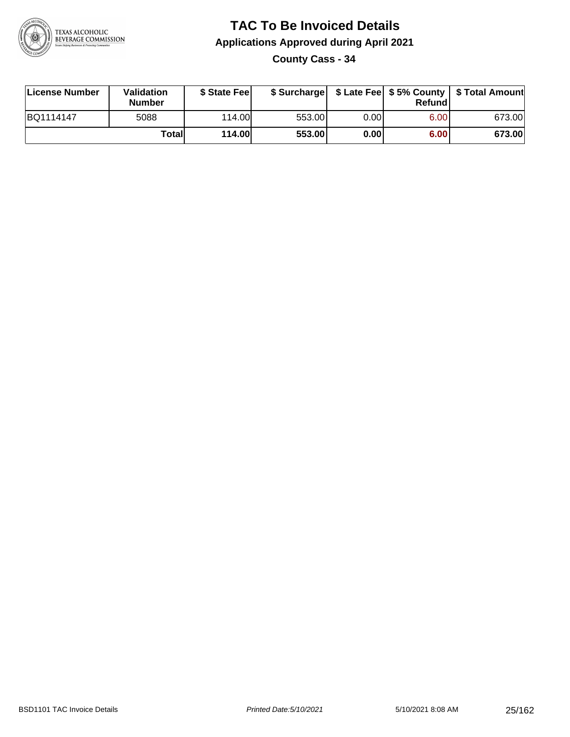# TAC To Be Invoiced Details

## Applications Approved during April 2021

### County Cass - 34

| License Number | Validation Number | $ State Fee | $ Surcharge | $ Late Fee | $ 5% County Refund | $ Total Amount |
|---|---|---|---|---|---|---|
| BQ1114147 | 5088 | 114.00 | 553.00 | 0.00 | 6.00 | 673.00 |
| | **Total** | **114.00** | **553.00** | **0.00** | **6.00** | **673.00** |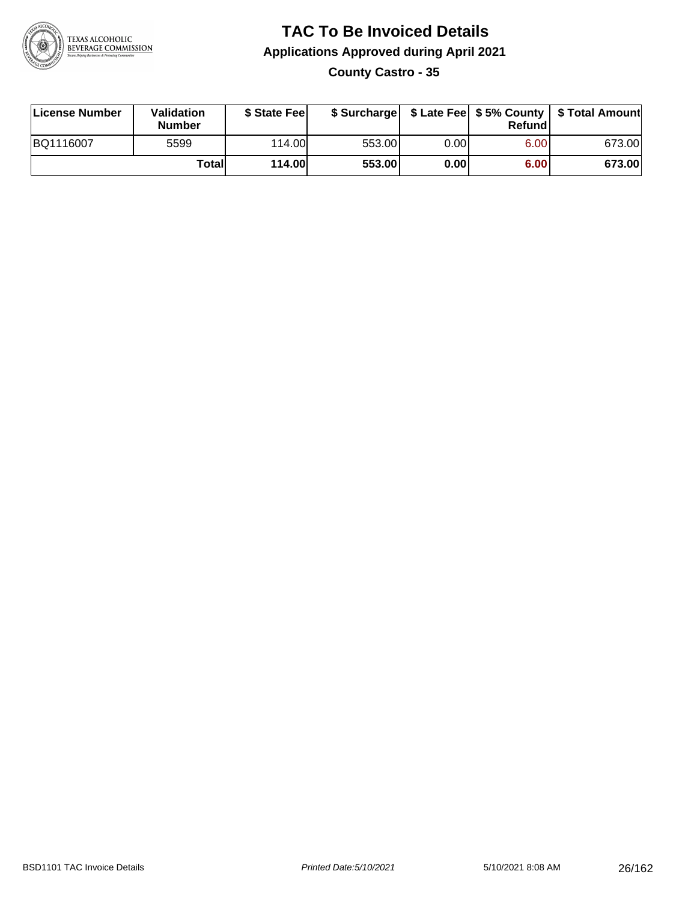# TAC To Be Invoiced Details

## Applications Approved during April 2021

### County Castro - 35

| License Number | Validation Number | $ State Fee | $ Surcharge | $ Late Fee | $ 5% County Refund | $ Total Amount |
|---|---|---|---|---|---|---|
| BQ1116007 | 5599 | 114.00 | 553.00 | 0.00 | 6.00 | 673.00 |
| | **Total** | **114.00** | **553.00** | **0.00** | **6.00** | **673.00** |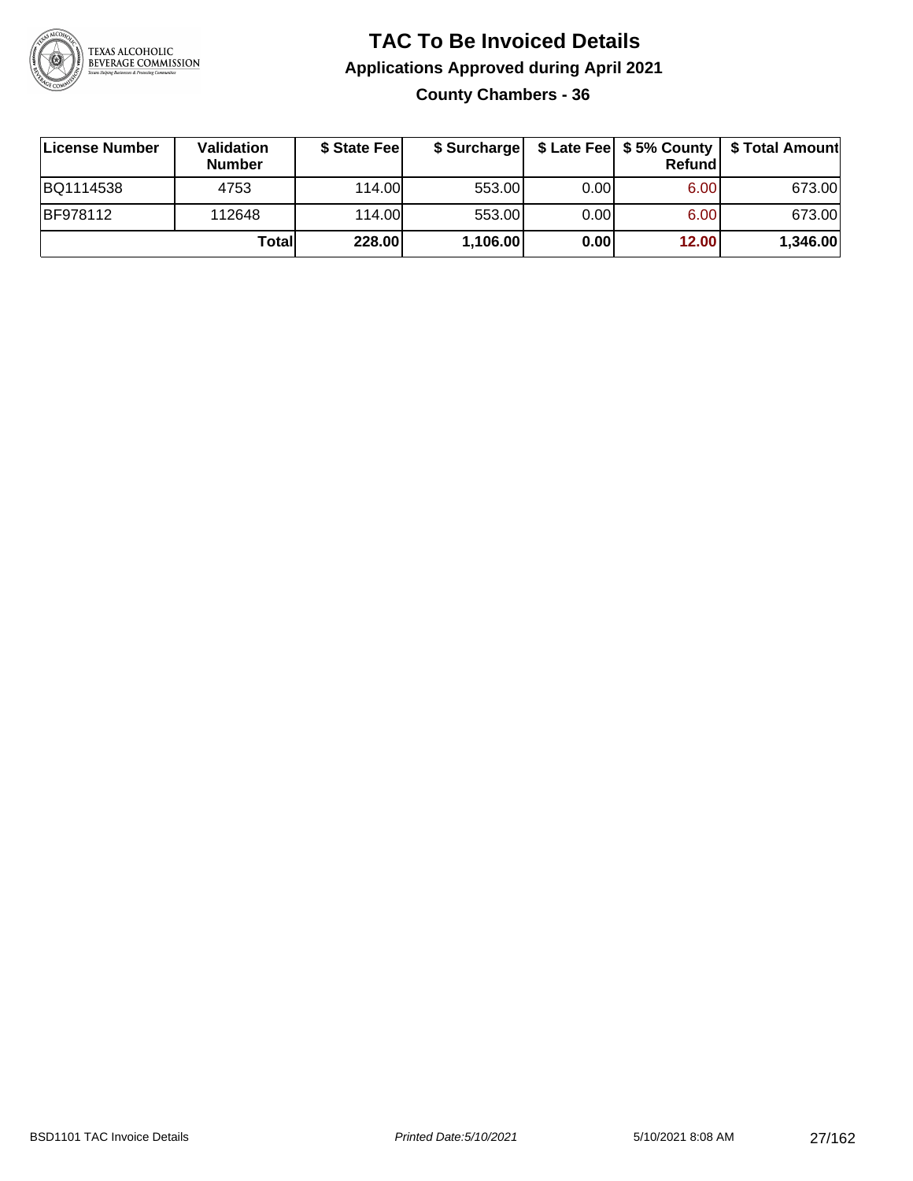# TAC To Be Invoiced Details

## Applications Approved during April 2021

### County Chambers - 36

| License Number | Validation Number | $ State Fee | $ Surcharge | $ Late Fee | $ 5% County Refund | $ Total Amount |
|---|---|---|---|---|---|---|
| BQ1114538 | 4753 | 114.00 | 553.00 | 0.00 | 6.00 | 673.00 |
| BF978112 | 112648 | 114.00 | 553.00 | 0.00 | 6.00 | 673.00 |
| | **Total** | **228.00** | **1,106.00** | **0.00** | **12.00** | **1,346.00** |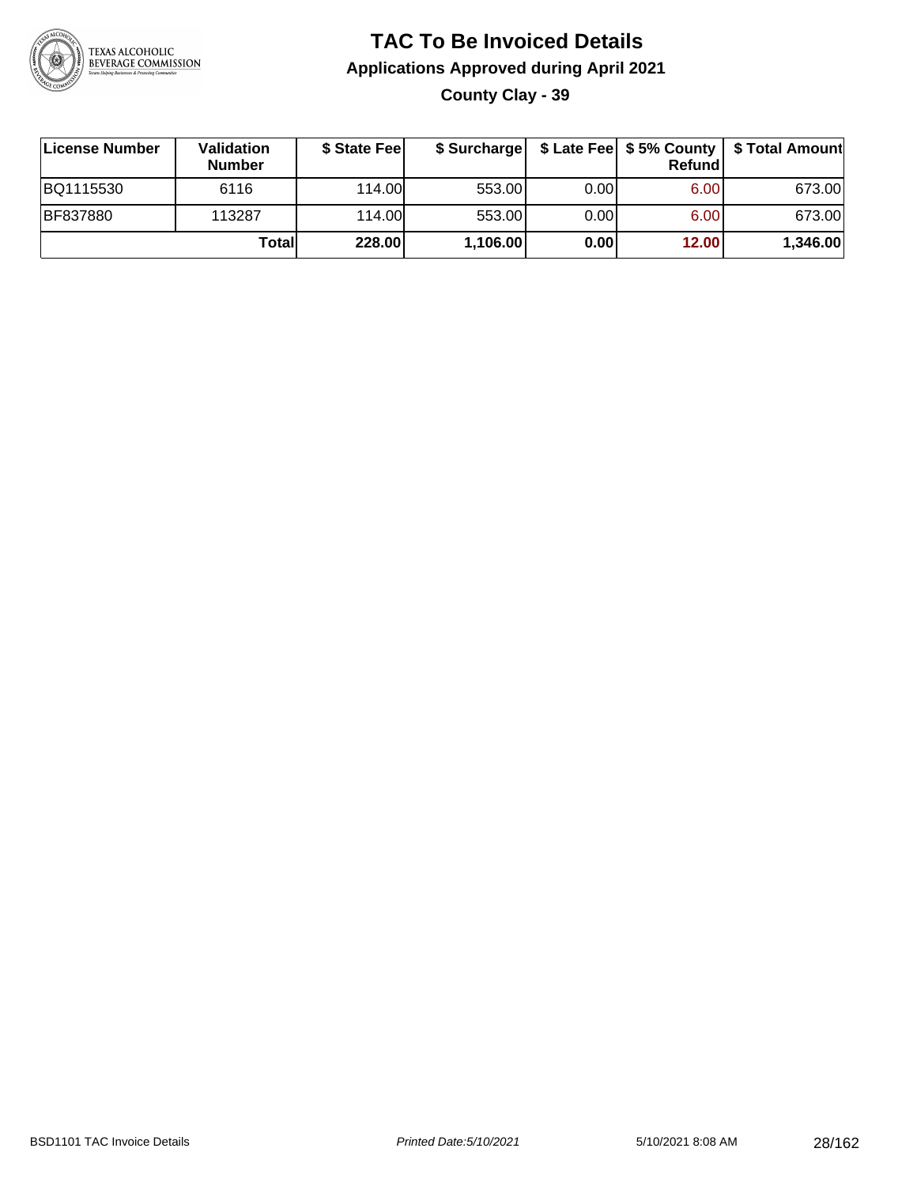# TAC To Be Invoiced Details

## Applications Approved during April 2021

### County Clay - 39

| License Number | Validation Number | $ State Fee | $ Surcharge | $ Late Fee | $ 5% County Refund | $ Total Amount |
|---|---|---|---|---|---|---|
| BQ1115530 | 6116 | 114.00 | 553.00 | 0.00 | 6.00 | 673.00 |
| BF837880 | 113287 | 114.00 | 553.00 | 0.00 | 6.00 | 673.00 |
| | **Total** | **228.00** | **1,106.00** | **0.00** | **12.00** | **1,346.00** |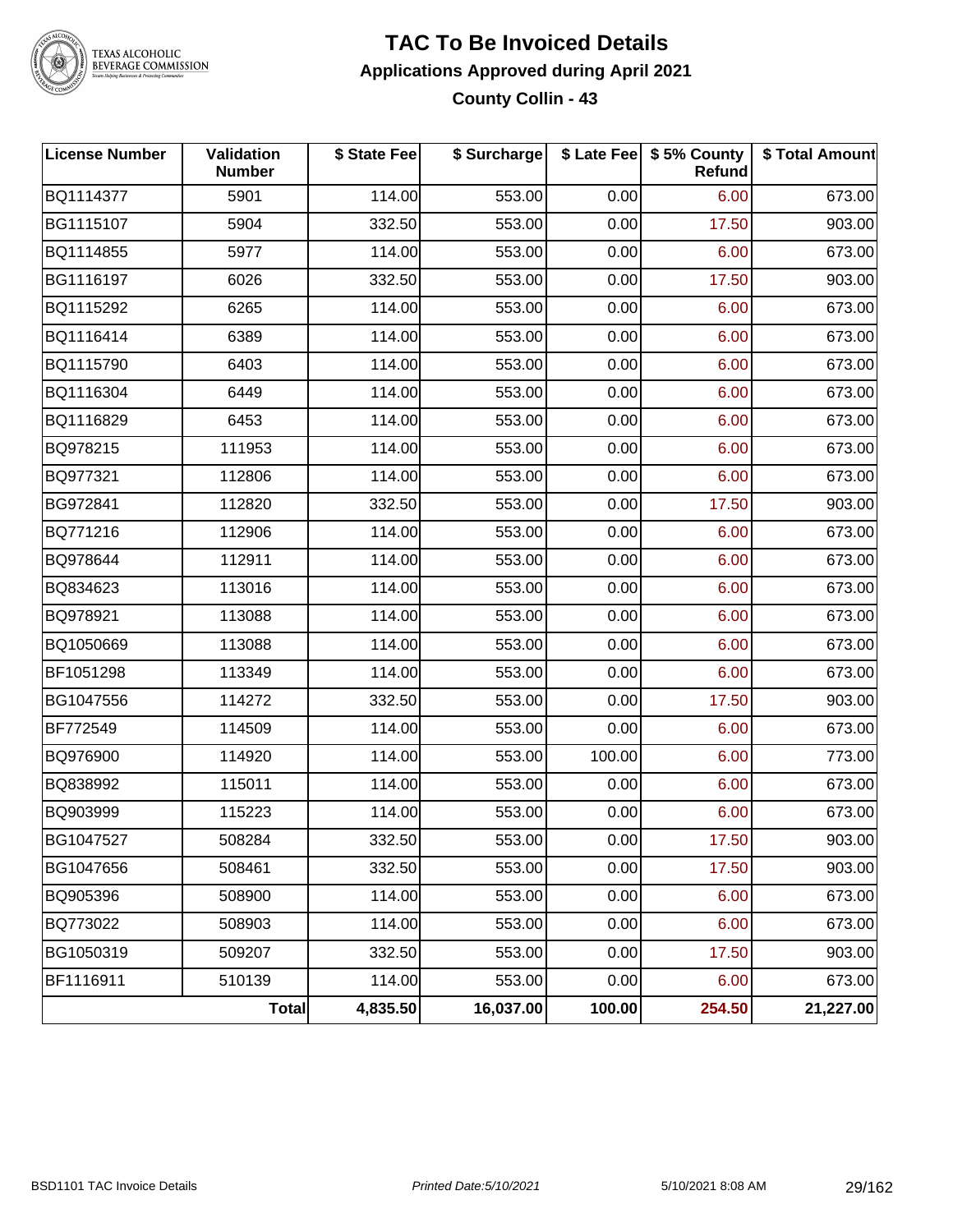# TAC To Be Invoiced Details

## Applications Approved during April 2021

### County Collin - 43

| License Number | Validation Number | $ State Fee | $ Surcharge | $ Late Fee | $ 5% County Refund | $ Total Amount |
|---|---|---|---|---|---|---|
| BQ1114377 | 5901 | 114.00 | 553.00 | 0.00 | 6.00 | 673.00 |
| BG1115107 | 5904 | 332.50 | 553.00 | 0.00 | 17.50 | 903.00 |
| BQ1114855 | 5977 | 114.00 | 553.00 | 0.00 | 6.00 | 673.00 |
| BG1116197 | 6026 | 332.50 | 553.00 | 0.00 | 17.50 | 903.00 |
| BQ1115292 | 6265 | 114.00 | 553.00 | 0.00 | 6.00 | 673.00 |
| BQ1116414 | 6389 | 114.00 | 553.00 | 0.00 | 6.00 | 673.00 |
| BQ1115790 | 6403 | 114.00 | 553.00 | 0.00 | 6.00 | 673.00 |
| BQ1116304 | 6449 | 114.00 | 553.00 | 0.00 | 6.00 | 673.00 |
| BQ1116829 | 6453 | 114.00 | 553.00 | 0.00 | 6.00 | 673.00 |
| BQ978215 | 111953 | 114.00 | 553.00 | 0.00 | 6.00 | 673.00 |
| BQ977321 | 112806 | 114.00 | 553.00 | 0.00 | 6.00 | 673.00 |
| BG972841 | 112820 | 332.50 | 553.00 | 0.00 | 17.50 | 903.00 |
| BQ771216 | 112906 | 114.00 | 553.00 | 0.00 | 6.00 | 673.00 |
| BQ978644 | 112911 | 114.00 | 553.00 | 0.00 | 6.00 | 673.00 |
| BQ834623 | 113016 | 114.00 | 553.00 | 0.00 | 6.00 | 673.00 |
| BQ978921 | 113088 | 114.00 | 553.00 | 0.00 | 6.00 | 673.00 |
| BQ1050669 | 113088 | 114.00 | 553.00 | 0.00 | 6.00 | 673.00 |
| BF1051298 | 113349 | 114.00 | 553.00 | 0.00 | 6.00 | 673.00 |
| BG1047556 | 114272 | 332.50 | 553.00 | 0.00 | 17.50 | 903.00 |
| BF772549 | 114509 | 114.00 | 553.00 | 0.00 | 6.00 | 673.00 |
| BQ976900 | 114920 | 114.00 | 553.00 | 100.00 | 6.00 | 773.00 |
| BQ838992 | 115011 | 114.00 | 553.00 | 0.00 | 6.00 | 673.00 |
| BQ903999 | 115223 | 114.00 | 553.00 | 0.00 | 6.00 | 673.00 |
| BG1047527 | 508284 | 332.50 | 553.00 | 0.00 | 17.50 | 903.00 |
| BG1047656 | 508461 | 332.50 | 553.00 | 0.00 | 17.50 | 903.00 |
| BQ905396 | 508900 | 114.00 | 553.00 | 0.00 | 6.00 | 673.00 |
| BQ773022 | 508903 | 114.00 | 553.00 | 0.00 | 6.00 | 673.00 |
| BG1050319 | 509207 | 332.50 | 553.00 | 0.00 | 17.50 | 903.00 |
| BF1116911 | 510139 | 114.00 | 553.00 | 0.00 | 6.00 | 673.00 |
| | **Total** | **4,835.50** | **16,037.00** | **100.00** | **254.50** | **21,227.00** |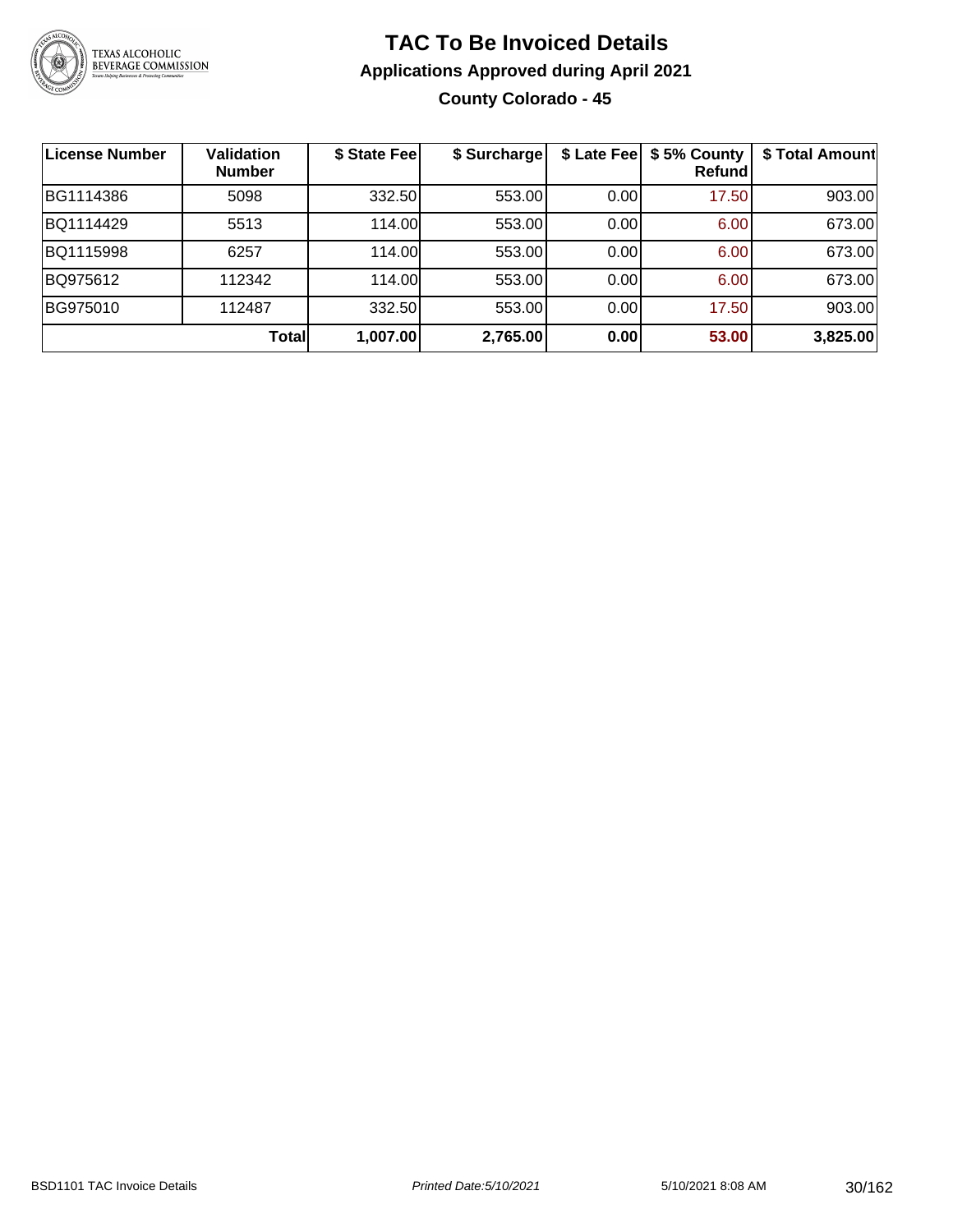# TAC To Be Invoiced Details

## Applications Approved during April 2021

### County Colorado - 45

| License Number | Validation Number | $ State Fee | $ Surcharge | $ Late Fee | $ 5% County Refund | $ Total Amount |
|---|---|---|---|---|---|---|
| BG1114386 | 5098 | 332.50 | 553.00 | 0.00 | 17.50 | 903.00 |
| BQ1114429 | 5513 | 114.00 | 553.00 | 0.00 | 6.00 | 673.00 |
| BQ1115998 | 6257 | 114.00 | 553.00 | 0.00 | 6.00 | 673.00 |
| BQ975612 | 112342 | 114.00 | 553.00 | 0.00 | 6.00 | 673.00 |
| BG975010 | 112487 | 332.50 | 553.00 | 0.00 | 17.50 | 903.00 |
| | **Total** | **1,007.00** | **2,765.00** | **0.00** | **53.00** | **3,825.00** |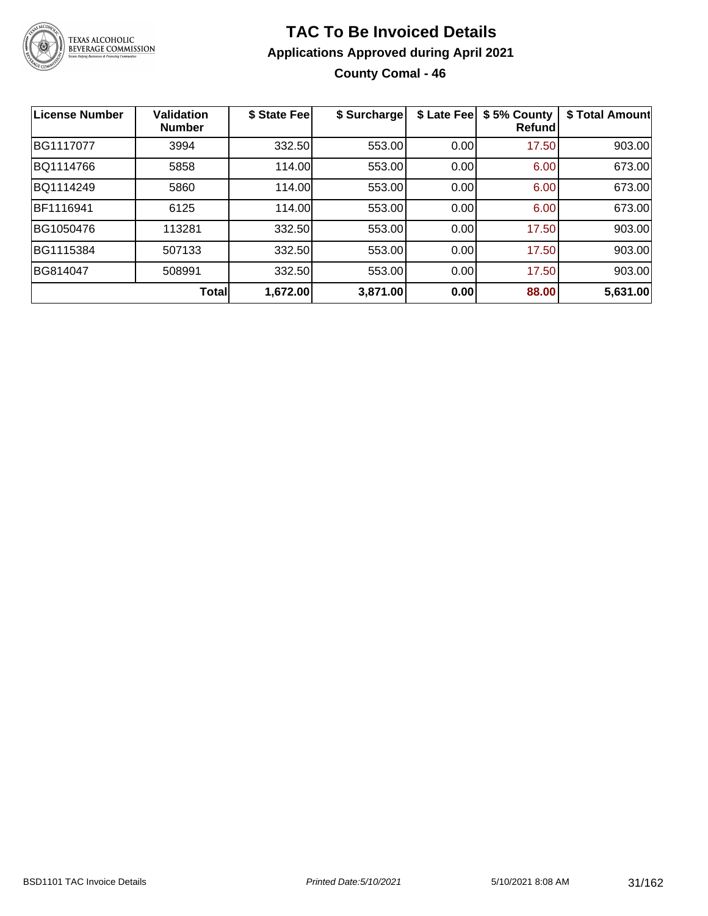# TAC To Be Invoiced Details

## Applications Approved during April 2021

### County Comal - 46

| License Number | Validation Number | $ State Fee | $ Surcharge | $ Late Fee | $ 5% County Refund | $ Total Amount |
|---|---|---|---|---|---|---|
| BG1117077 | 3994 | 332.50 | 553.00 | 0.00 | 17.50 | 903.00 |
| BQ1114766 | 5858 | 114.00 | 553.00 | 0.00 | 6.00 | 673.00 |
| BQ1114249 | 5860 | 114.00 | 553.00 | 0.00 | 6.00 | 673.00 |
| BF1116941 | 6125 | 114.00 | 553.00 | 0.00 | 6.00 | 673.00 |
| BG1050476 | 113281 | 332.50 | 553.00 | 0.00 | 17.50 | 903.00 |
| BG1115384 | 507133 | 332.50 | 553.00 | 0.00 | 17.50 | 903.00 |
| BG814047 | 508991 | 332.50 | 553.00 | 0.00 | 17.50 | 903.00 |
| | **Total** | **1,672.00** | **3,871.00** | **0.00** | **88.00** | **5,631.00** |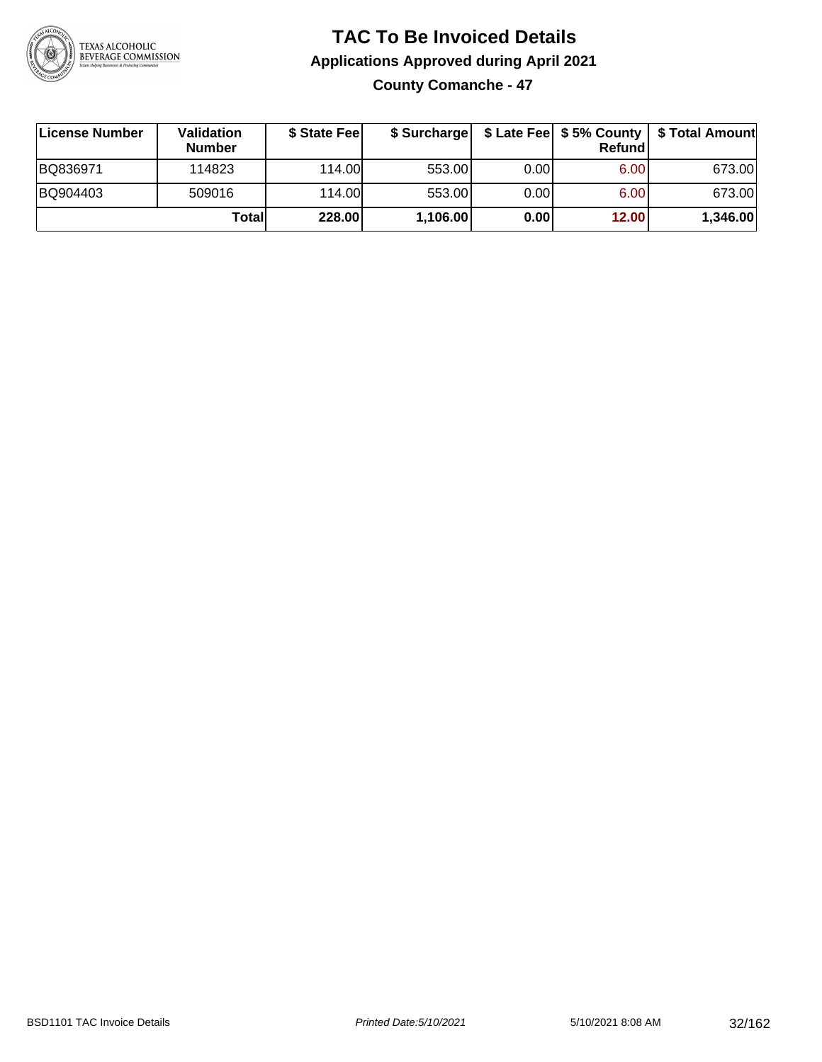# TAC To Be Invoiced Details

## Applications Approved during April 2021

### County Comanche - 47

| License Number | Validation Number | $ State Fee | $ Surcharge | $ Late Fee | $ 5% County Refund | $ Total Amount |
|---|---|---|---|---|---|---|
| BQ836971 | 114823 | 114.00 | 553.00 | 0.00 | 6.00 | 673.00 |
| BQ904403 | 509016 | 114.00 | 553.00 | 0.00 | 6.00 | 673.00 |
| | **Total** | **228.00** | **1,106.00** | **0.00** | **12.00** | **1,346.00** |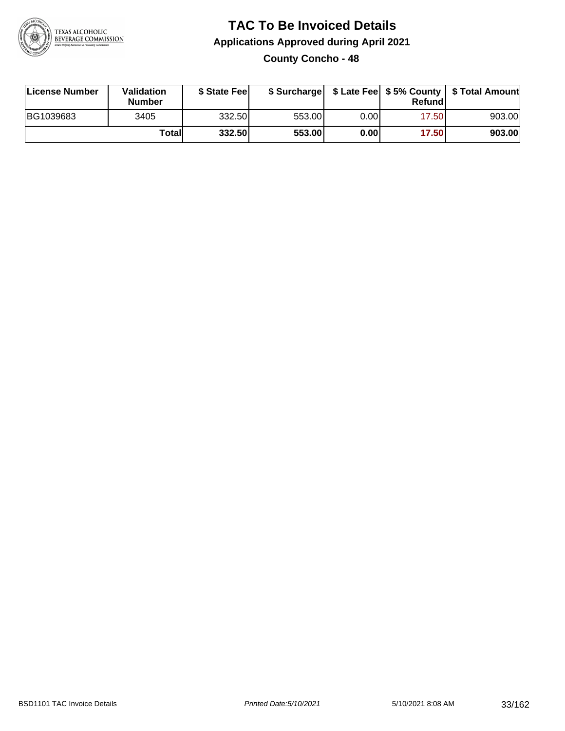# TAC To Be Invoiced Details

## Applications Approved during April 2021

### County Concho - 48

| License Number | Validation Number | $ State Fee | $ Surcharge | $ Late Fee | $ 5% County Refund | $ Total Amount |
|---|---|---|---|---|---|---|
| BG1039683 | 3405 | 332.50 | 553.00 | 0.00 | 17.50 | 903.00 |
| | **Total** | **332.50** | **553.00** | **0.00** | **17.50** | **903.00** |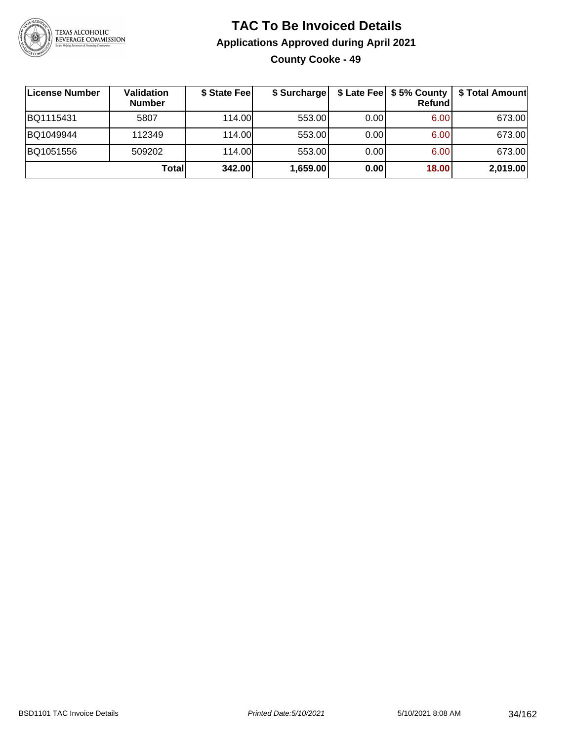# TAC To Be Invoiced Details

## Applications Approved during April 2021

### County Cooke - 49

| License Number | Validation Number | $ State Fee | $ Surcharge | $ Late Fee | $ 5% County Refund | $ Total Amount |
|---|---|---|---|---|---|---|
| BQ1115431 | 5807 | 114.00 | 553.00 | 0.00 | 6.00 | 673.00 |
| BQ1049944 | 112349 | 114.00 | 553.00 | 0.00 | 6.00 | 673.00 |
| BQ1051556 | 509202 | 114.00 | 553.00 | 0.00 | 6.00 | 673.00 |
| | **Total** | **342.00** | **1,659.00** | **0.00** | **18.00** | **2,019.00** |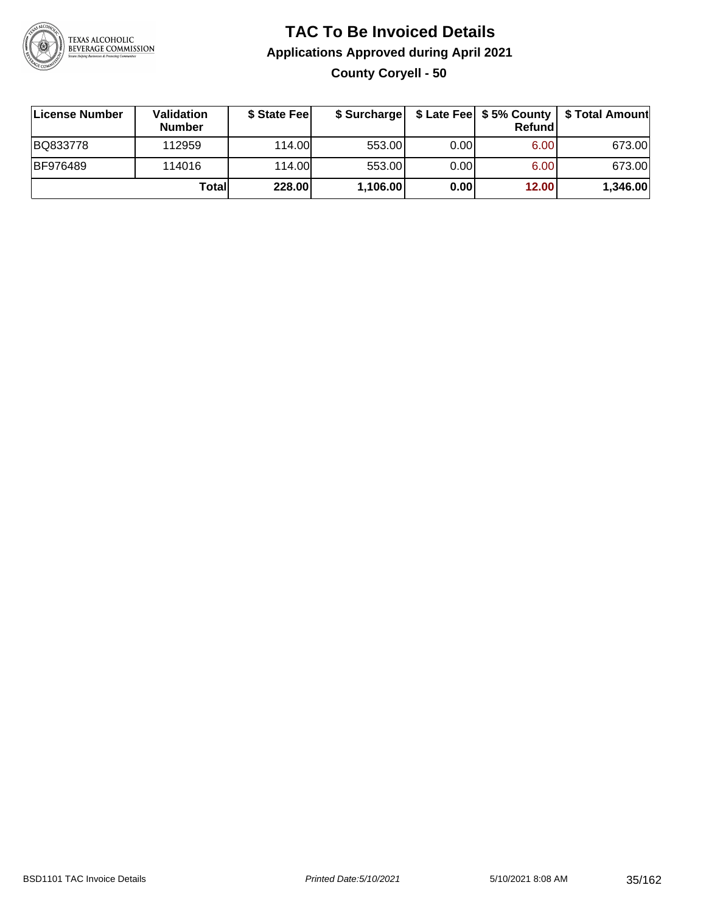# TAC To Be Invoiced Details

## Applications Approved during April 2021

### County Coryell - 50

| License Number | Validation Number | $ State Fee | $ Surcharge | $ Late Fee | $ 5% County Refund | $ Total Amount |
|---|---|---|---|---|---|---|
| BQ833778 | 112959 | 114.00 | 553.00 | 0.00 | 6.00 | 673.00 |
| BF976489 | 114016 | 114.00 | 553.00 | 0.00 | 6.00 | 673.00 |
| | **Total** | **228.00** | **1,106.00** | **0.00** | **12.00** | **1,346.00** |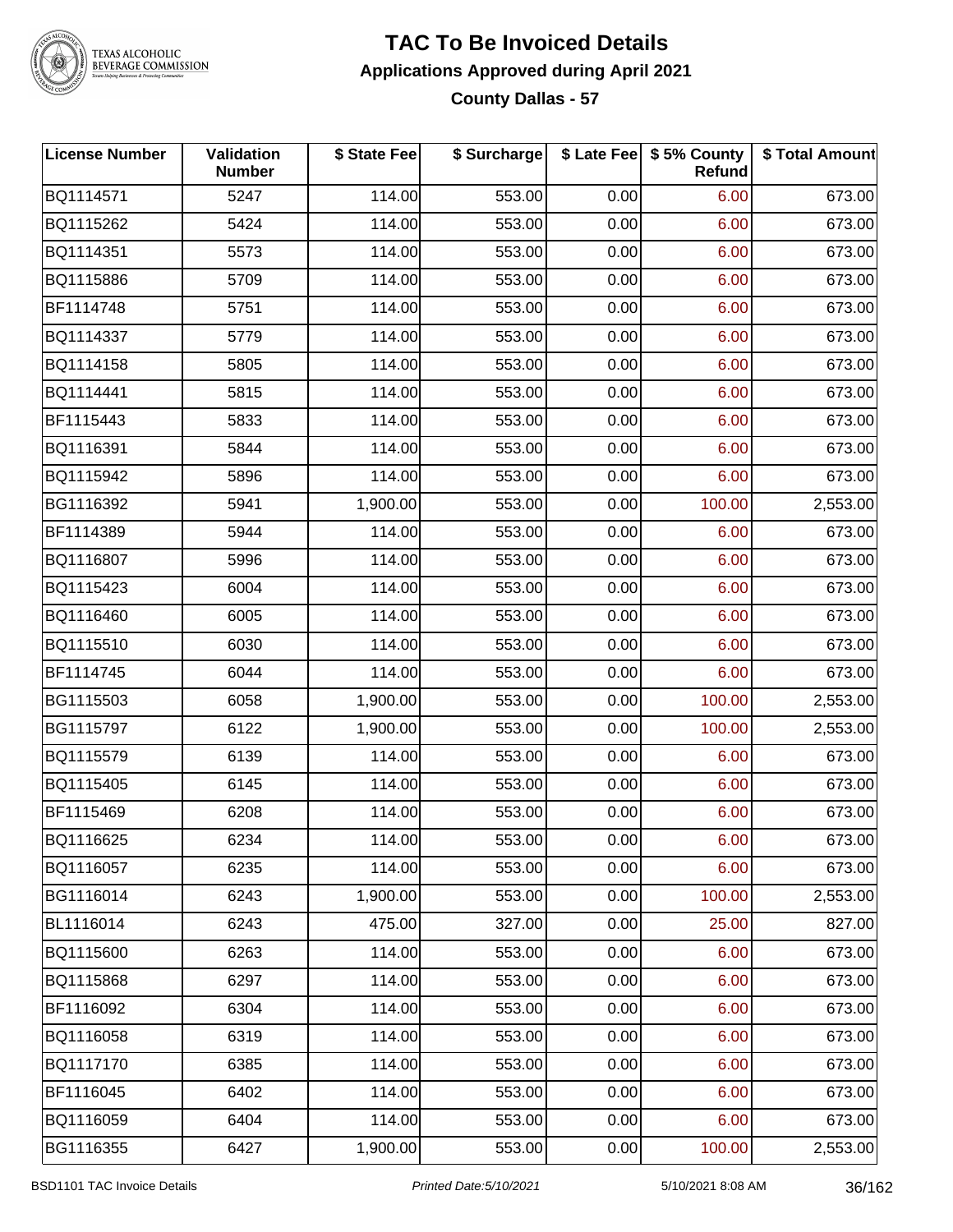# TAC To Be Invoiced Details

## Applications Approved during April 2021

### County Dallas - 57

| License Number | Validation Number | $ State Fee | $ Surcharge | $ Late Fee | $ 5% County Refund | $ Total Amount |
|---|---|---|---|---|---|---|
| BQ1114571 | 5247 | 114.00 | 553.00 | 0.00 | 6.00 | 673.00 |
| BQ1115262 | 5424 | 114.00 | 553.00 | 0.00 | 6.00 | 673.00 |
| BQ1114351 | 5573 | 114.00 | 553.00 | 0.00 | 6.00 | 673.00 |
| BQ1115886 | 5709 | 114.00 | 553.00 | 0.00 | 6.00 | 673.00 |
| BF1114748 | 5751 | 114.00 | 553.00 | 0.00 | 6.00 | 673.00 |
| BQ1114337 | 5779 | 114.00 | 553.00 | 0.00 | 6.00 | 673.00 |
| BQ1114158 | 5805 | 114.00 | 553.00 | 0.00 | 6.00 | 673.00 |
| BQ1114441 | 5815 | 114.00 | 553.00 | 0.00 | 6.00 | 673.00 |
| BF1115443 | 5833 | 114.00 | 553.00 | 0.00 | 6.00 | 673.00 |
| BQ1116391 | 5844 | 114.00 | 553.00 | 0.00 | 6.00 | 673.00 |
| BQ1115942 | 5896 | 114.00 | 553.00 | 0.00 | 6.00 | 673.00 |
| BG1116392 | 5941 | 1,900.00 | 553.00 | 0.00 | 100.00 | 2,553.00 |
| BF1114389 | 5944 | 114.00 | 553.00 | 0.00 | 6.00 | 673.00 |
| BQ1116807 | 5996 | 114.00 | 553.00 | 0.00 | 6.00 | 673.00 |
| BQ1115423 | 6004 | 114.00 | 553.00 | 0.00 | 6.00 | 673.00 |
| BQ1116460 | 6005 | 114.00 | 553.00 | 0.00 | 6.00 | 673.00 |
| BQ1115510 | 6030 | 114.00 | 553.00 | 0.00 | 6.00 | 673.00 |
| BF1114745 | 6044 | 114.00 | 553.00 | 0.00 | 6.00 | 673.00 |
| BG1115503 | 6058 | 1,900.00 | 553.00 | 0.00 | 100.00 | 2,553.00 |
| BG1115797 | 6122 | 1,900.00 | 553.00 | 0.00 | 100.00 | 2,553.00 |
| BQ1115579 | 6139 | 114.00 | 553.00 | 0.00 | 6.00 | 673.00 |
| BQ1115405 | 6145 | 114.00 | 553.00 | 0.00 | 6.00 | 673.00 |
| BF1115469 | 6208 | 114.00 | 553.00 | 0.00 | 6.00 | 673.00 |
| BQ1116625 | 6234 | 114.00 | 553.00 | 0.00 | 6.00 | 673.00 |
| BQ1116057 | 6235 | 114.00 | 553.00 | 0.00 | 6.00 | 673.00 |
| BG1116014 | 6243 | 1,900.00 | 553.00 | 0.00 | 100.00 | 2,553.00 |
| BL1116014 | 6243 | 475.00 | 327.00 | 0.00 | 25.00 | 827.00 |
| BQ1115600 | 6263 | 114.00 | 553.00 | 0.00 | 6.00 | 673.00 |
| BQ1115868 | 6297 | 114.00 | 553.00 | 0.00 | 6.00 | 673.00 |
| BF1116092 | 6304 | 114.00 | 553.00 | 0.00 | 6.00 | 673.00 |
| BQ1116058 | 6319 | 114.00 | 553.00 | 0.00 | 6.00 | 673.00 |
| BQ1117170 | 6385 | 114.00 | 553.00 | 0.00 | 6.00 | 673.00 |
| BF1116045 | 6402 | 114.00 | 553.00 | 0.00 | 6.00 | 673.00 |
| BQ1116059 | 6404 | 114.00 | 553.00 | 0.00 | 6.00 | 673.00 |
| BG1116355 | 6427 | 1,900.00 | 553.00 | 0.00 | 100.00 | 2,553.00 |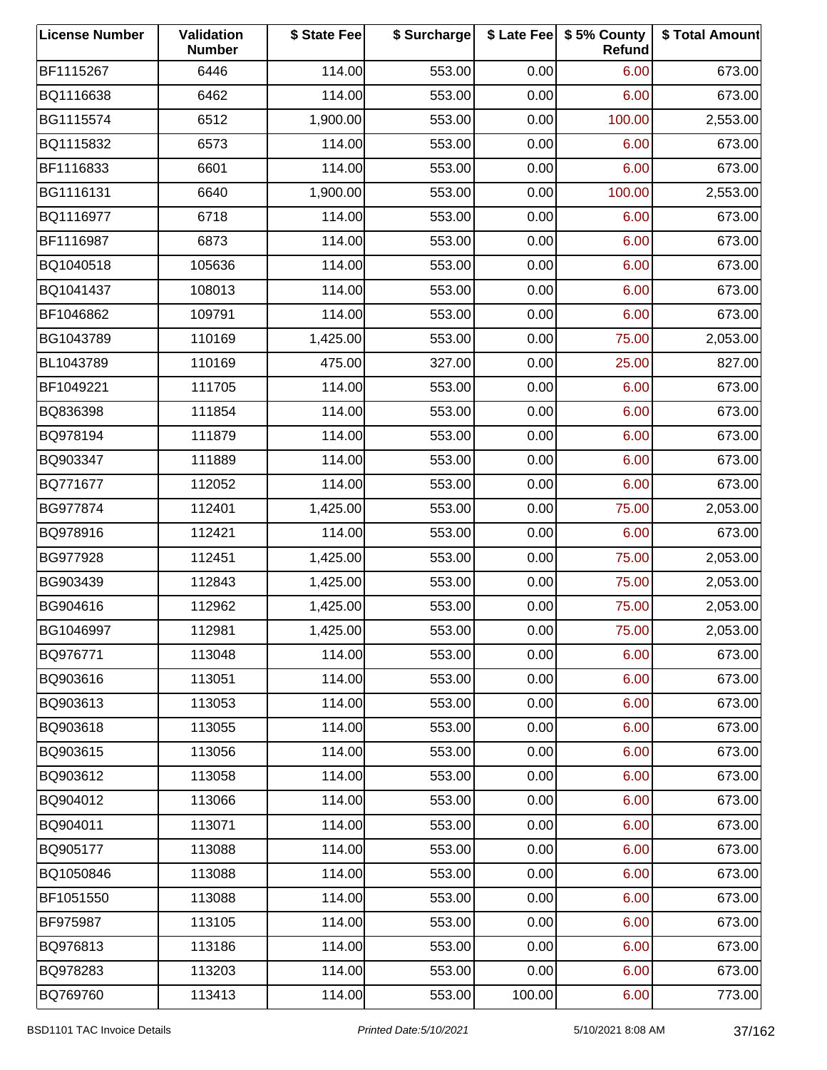| License Number | Validation Number | $ State Fee | $ Surcharge | $ Late Fee | $ 5% County Refund | $ Total Amount |
|---|---|---|---|---|---|---|
| BF1115267 | 6446 | 114.00 | 553.00 | 0.00 | 6.00 | 673.00 |
| BQ1116638 | 6462 | 114.00 | 553.00 | 0.00 | 6.00 | 673.00 |
| BG1115574 | 6512 | 1,900.00 | 553.00 | 0.00 | 100.00 | 2,553.00 |
| BQ1115832 | 6573 | 114.00 | 553.00 | 0.00 | 6.00 | 673.00 |
| BF1116833 | 6601 | 114.00 | 553.00 | 0.00 | 6.00 | 673.00 |
| BG1116131 | 6640 | 1,900.00 | 553.00 | 0.00 | 100.00 | 2,553.00 |
| BQ1116977 | 6718 | 114.00 | 553.00 | 0.00 | 6.00 | 673.00 |
| BF1116987 | 6873 | 114.00 | 553.00 | 0.00 | 6.00 | 673.00 |
| BQ1040518 | 105636 | 114.00 | 553.00 | 0.00 | 6.00 | 673.00 |
| BQ1041437 | 108013 | 114.00 | 553.00 | 0.00 | 6.00 | 673.00 |
| BF1046862 | 109791 | 114.00 | 553.00 | 0.00 | 6.00 | 673.00 |
| BG1043789 | 110169 | 1,425.00 | 553.00 | 0.00 | 75.00 | 2,053.00 |
| BL1043789 | 110169 | 475.00 | 327.00 | 0.00 | 25.00 | 827.00 |
| BF1049221 | 111705 | 114.00 | 553.00 | 0.00 | 6.00 | 673.00 |
| BQ836398 | 111854 | 114.00 | 553.00 | 0.00 | 6.00 | 673.00 |
| BQ978194 | 111879 | 114.00 | 553.00 | 0.00 | 6.00 | 673.00 |
| BQ903347 | 111889 | 114.00 | 553.00 | 0.00 | 6.00 | 673.00 |
| BQ771677 | 112052 | 114.00 | 553.00 | 0.00 | 6.00 | 673.00 |
| BG977874 | 112401 | 1,425.00 | 553.00 | 0.00 | 75.00 | 2,053.00 |
| BQ978916 | 112421 | 114.00 | 553.00 | 0.00 | 6.00 | 673.00 |
| BG977928 | 112451 | 1,425.00 | 553.00 | 0.00 | 75.00 | 2,053.00 |
| BG903439 | 112843 | 1,425.00 | 553.00 | 0.00 | 75.00 | 2,053.00 |
| BG904616 | 112962 | 1,425.00 | 553.00 | 0.00 | 75.00 | 2,053.00 |
| BG1046997 | 112981 | 1,425.00 | 553.00 | 0.00 | 75.00 | 2,053.00 |
| BQ976771 | 113048 | 114.00 | 553.00 | 0.00 | 6.00 | 673.00 |
| BQ903616 | 113051 | 114.00 | 553.00 | 0.00 | 6.00 | 673.00 |
| BQ903613 | 113053 | 114.00 | 553.00 | 0.00 | 6.00 | 673.00 |
| BQ903618 | 113055 | 114.00 | 553.00 | 0.00 | 6.00 | 673.00 |
| BQ903615 | 113056 | 114.00 | 553.00 | 0.00 | 6.00 | 673.00 |
| BQ903612 | 113058 | 114.00 | 553.00 | 0.00 | 6.00 | 673.00 |
| BQ904012 | 113066 | 114.00 | 553.00 | 0.00 | 6.00 | 673.00 |
| BQ904011 | 113071 | 114.00 | 553.00 | 0.00 | 6.00 | 673.00 |
| BQ905177 | 113088 | 114.00 | 553.00 | 0.00 | 6.00 | 673.00 |
| BQ1050846 | 113088 | 114.00 | 553.00 | 0.00 | 6.00 | 673.00 |
| BF1051550 | 113088 | 114.00 | 553.00 | 0.00 | 6.00 | 673.00 |
| BF975987 | 113105 | 114.00 | 553.00 | 0.00 | 6.00 | 673.00 |
| BQ976813 | 113186 | 114.00 | 553.00 | 0.00 | 6.00 | 673.00 |
| BQ978283 | 113203 | 114.00 | 553.00 | 0.00 | 6.00 | 673.00 |
| BQ769760 | 113413 | 114.00 | 553.00 | 100.00 | 6.00 | 773.00 |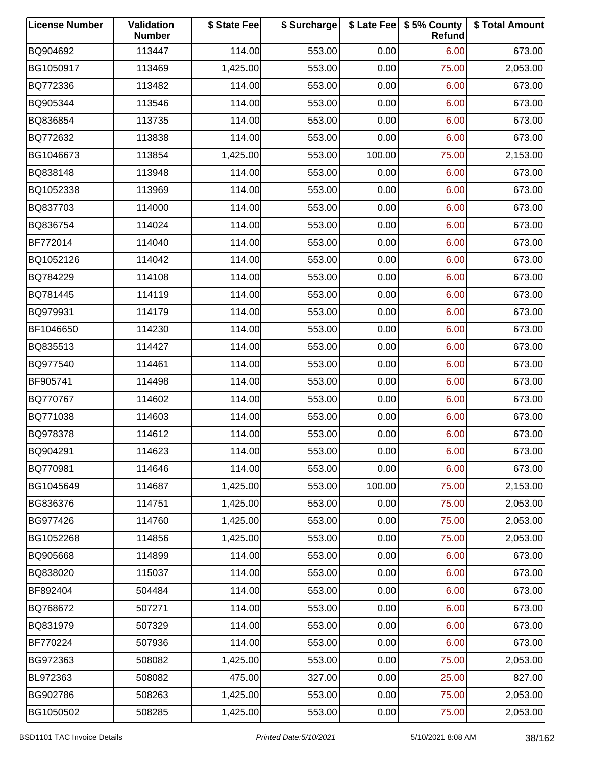| License Number | Validation Number | $ State Fee | $ Surcharge | $ Late Fee | $ 5% County Refund | $ Total Amount |
|---|---|---|---|---|---|---|
| BQ904692 | 113447 | 114.00 | 553.00 | 0.00 | 6.00 | 673.00 |
| BG1050917 | 113469 | 1,425.00 | 553.00 | 0.00 | 75.00 | 2,053.00 |
| BQ772336 | 113482 | 114.00 | 553.00 | 0.00 | 6.00 | 673.00 |
| BQ905344 | 113546 | 114.00 | 553.00 | 0.00 | 6.00 | 673.00 |
| BQ836854 | 113735 | 114.00 | 553.00 | 0.00 | 6.00 | 673.00 |
| BQ772632 | 113838 | 114.00 | 553.00 | 0.00 | 6.00 | 673.00 |
| BG1046673 | 113854 | 1,425.00 | 553.00 | 100.00 | 75.00 | 2,153.00 |
| BQ838148 | 113948 | 114.00 | 553.00 | 0.00 | 6.00 | 673.00 |
| BQ1052338 | 113969 | 114.00 | 553.00 | 0.00 | 6.00 | 673.00 |
| BQ837703 | 114000 | 114.00 | 553.00 | 0.00 | 6.00 | 673.00 |
| BQ836754 | 114024 | 114.00 | 553.00 | 0.00 | 6.00 | 673.00 |
| BF772014 | 114040 | 114.00 | 553.00 | 0.00 | 6.00 | 673.00 |
| BQ1052126 | 114042 | 114.00 | 553.00 | 0.00 | 6.00 | 673.00 |
| BQ784229 | 114108 | 114.00 | 553.00 | 0.00 | 6.00 | 673.00 |
| BQ781445 | 114119 | 114.00 | 553.00 | 0.00 | 6.00 | 673.00 |
| BQ979931 | 114179 | 114.00 | 553.00 | 0.00 | 6.00 | 673.00 |
| BF1046650 | 114230 | 114.00 | 553.00 | 0.00 | 6.00 | 673.00 |
| BQ835513 | 114427 | 114.00 | 553.00 | 0.00 | 6.00 | 673.00 |
| BQ977540 | 114461 | 114.00 | 553.00 | 0.00 | 6.00 | 673.00 |
| BF905741 | 114498 | 114.00 | 553.00 | 0.00 | 6.00 | 673.00 |
| BQ770767 | 114602 | 114.00 | 553.00 | 0.00 | 6.00 | 673.00 |
| BQ771038 | 114603 | 114.00 | 553.00 | 0.00 | 6.00 | 673.00 |
| BQ978378 | 114612 | 114.00 | 553.00 | 0.00 | 6.00 | 673.00 |
| BQ904291 | 114623 | 114.00 | 553.00 | 0.00 | 6.00 | 673.00 |
| BQ770981 | 114646 | 114.00 | 553.00 | 0.00 | 6.00 | 673.00 |
| BG1045649 | 114687 | 1,425.00 | 553.00 | 100.00 | 75.00 | 2,153.00 |
| BG836376 | 114751 | 1,425.00 | 553.00 | 0.00 | 75.00 | 2,053.00 |
| BG977426 | 114760 | 1,425.00 | 553.00 | 0.00 | 75.00 | 2,053.00 |
| BG1052268 | 114856 | 1,425.00 | 553.00 | 0.00 | 75.00 | 2,053.00 |
| BQ905668 | 114899 | 114.00 | 553.00 | 0.00 | 6.00 | 673.00 |
| BQ838020 | 115037 | 114.00 | 553.00 | 0.00 | 6.00 | 673.00 |
| BF892404 | 504484 | 114.00 | 553.00 | 0.00 | 6.00 | 673.00 |
| BQ768672 | 507271 | 114.00 | 553.00 | 0.00 | 6.00 | 673.00 |
| BQ831979 | 507329 | 114.00 | 553.00 | 0.00 | 6.00 | 673.00 |
| BF770224 | 507936 | 114.00 | 553.00 | 0.00 | 6.00 | 673.00 |
| BG972363 | 508082 | 1,425.00 | 553.00 | 0.00 | 75.00 | 2,053.00 |
| BL972363 | 508082 | 475.00 | 327.00 | 0.00 | 25.00 | 827.00 |
| BG902786 | 508263 | 1,425.00 | 553.00 | 0.00 | 75.00 | 2,053.00 |
| BG1050502 | 508285 | 1,425.00 | 553.00 | 0.00 | 75.00 | 2,053.00 |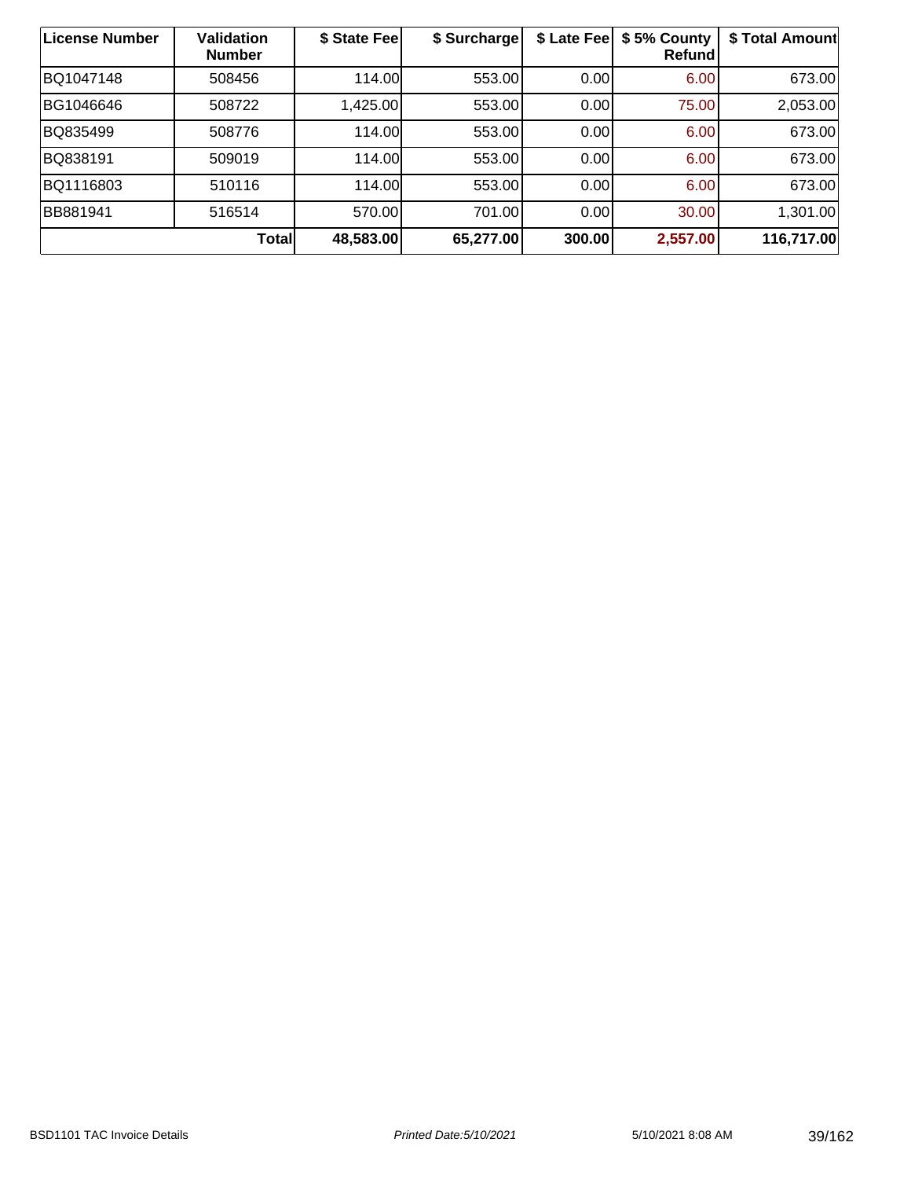| License Number | Validation Number | $ State Fee | $ Surcharge | $ Late Fee | $ 5% County Refund | $ Total Amount |
|---|---|---|---|---|---|---|
| BQ1047148 | 508456 | 114.00 | 553.00 | 0.00 | 6.00 | 673.00 |
| BG1046646 | 508722 | 1,425.00 | 553.00 | 0.00 | 75.00 | 2,053.00 |
| BQ835499 | 508776 | 114.00 | 553.00 | 0.00 | 6.00 | 673.00 |
| BQ838191 | 509019 | 114.00 | 553.00 | 0.00 | 6.00 | 673.00 |
| BQ1116803 | 510116 | 114.00 | 553.00 | 0.00 | 6.00 | 673.00 |
| BB881941 | 516514 | 570.00 | 701.00 | 0.00 | 30.00 | 1,301.00 |
| **Total** | | **48,583.00** | **65,277.00** | **300.00** | **2,557.00** | **116,717.00** |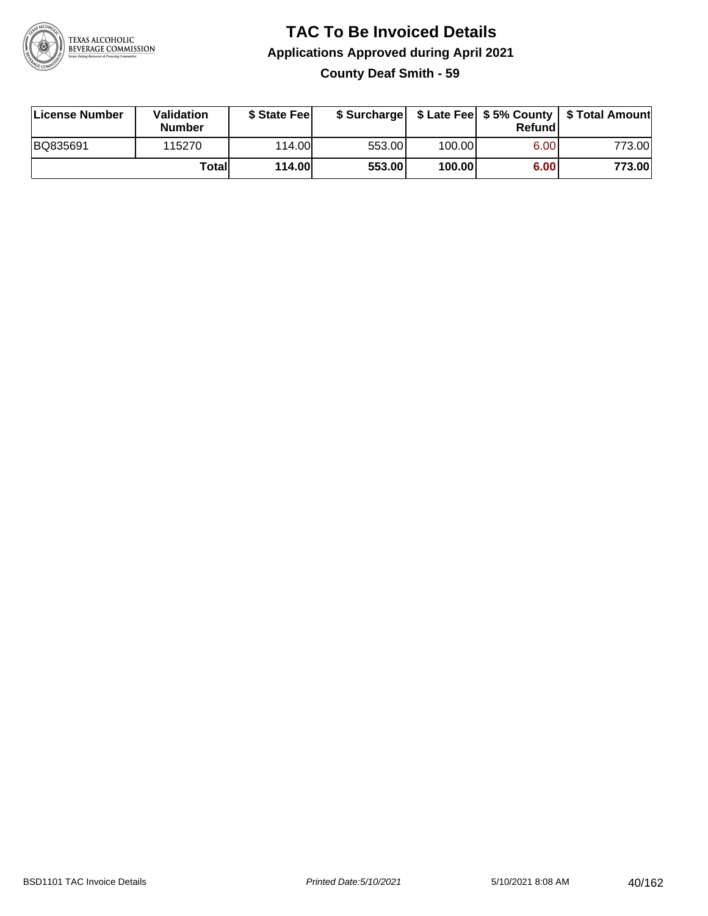# TAC To Be Invoiced Details

## Applications Approved during April 2021

### County Deaf Smith - 59

| License Number | Validation Number | $ State Fee | $ Surcharge | $ Late Fee | $ 5% County Refund | $ Total Amount |
|---|---|---|---|---|---|---|
| BQ835691 | 115270 | 114.00 | 553.00 | 100.00 | 6.00 | 773.00 |
| | **Total** | **114.00** | **553.00** | **100.00** | **6.00** | **773.00** |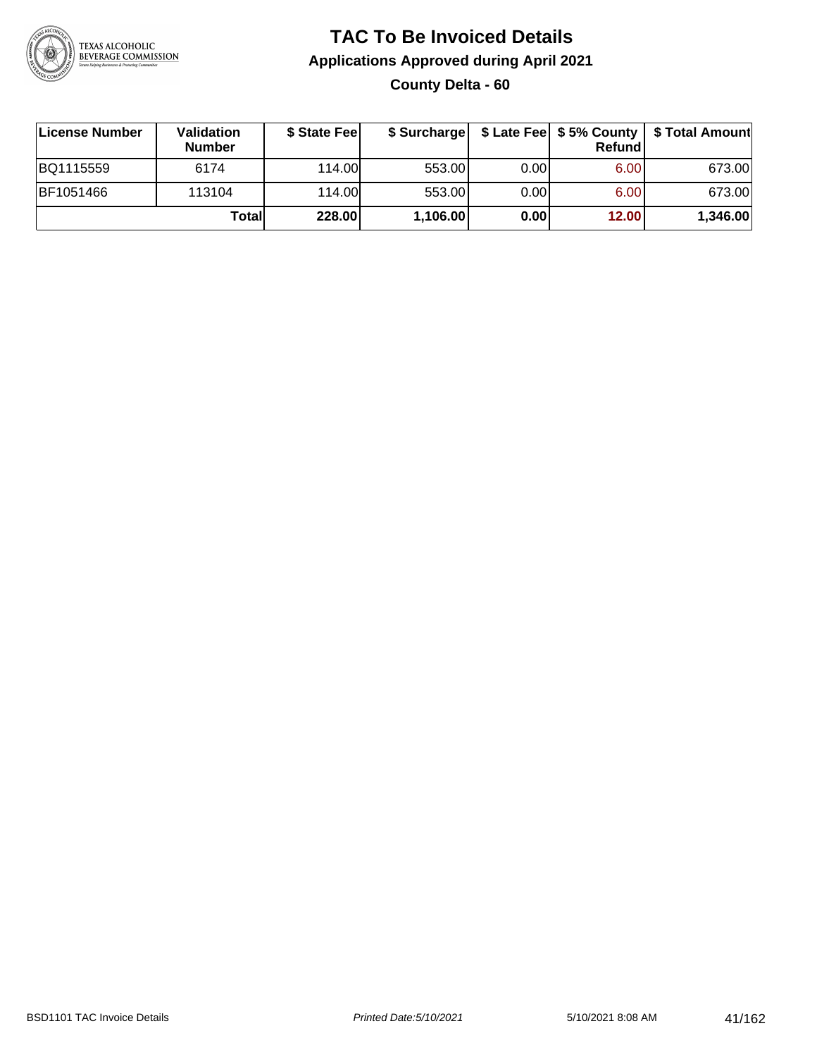# TAC To Be Invoiced Details

## Applications Approved during April 2021

### County Delta - 60

| License Number | Validation Number | $ State Fee | $ Surcharge | $ Late Fee | $ 5% County Refund | $ Total Amount |
|---|---|---|---|---|---|---|
| BQ1115559 | 6174 | 114.00 | 553.00 | 0.00 | 6.00 | 673.00 |
| BF1051466 | 113104 | 114.00 | 553.00 | 0.00 | 6.00 | 673.00 |
| | **Total** | **228.00** | **1,106.00** | **0.00** | **12.00** | **1,346.00** |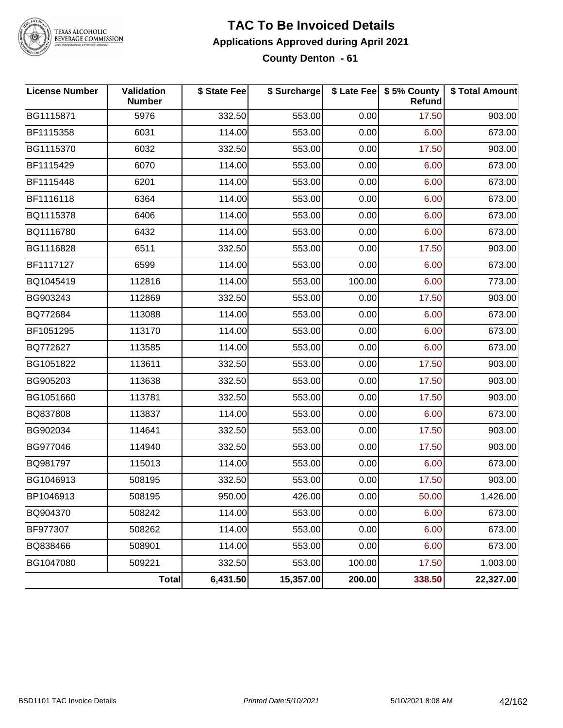# TAC To Be Invoiced Details

## Applications Approved during April 2021

### County Denton - 61

| License Number | Validation Number | \$ State Fee | \$ Surcharge | \$ Late Fee | \$ 5% County Refund | \$ Total Amount |
|---|---|---|---|---|---|---|
| BG1115871 | 5976 | 332.50 | 553.00 | 0.00 | 17.50 | 903.00 |
| BF1115358 | 6031 | 114.00 | 553.00 | 0.00 | 6.00 | 673.00 |
| BG1115370 | 6032 | 332.50 | 553.00 | 0.00 | 17.50 | 903.00 |
| BF1115429 | 6070 | 114.00 | 553.00 | 0.00 | 6.00 | 673.00 |
| BF1115448 | 6201 | 114.00 | 553.00 | 0.00 | 6.00 | 673.00 |
| BF1116118 | 6364 | 114.00 | 553.00 | 0.00 | 6.00 | 673.00 |
| BQ1115378 | 6406 | 114.00 | 553.00 | 0.00 | 6.00 | 673.00 |
| BQ1116780 | 6432 | 114.00 | 553.00 | 0.00 | 6.00 | 673.00 |
| BG1116828 | 6511 | 332.50 | 553.00 | 0.00 | 17.50 | 903.00 |
| BF1117127 | 6599 | 114.00 | 553.00 | 0.00 | 6.00 | 673.00 |
| BQ1045419 | 112816 | 114.00 | 553.00 | 100.00 | 6.00 | 773.00 |
| BG903243 | 112869 | 332.50 | 553.00 | 0.00 | 17.50 | 903.00 |
| BQ772684 | 113088 | 114.00 | 553.00 | 0.00 | 6.00 | 673.00 |
| BF1051295 | 113170 | 114.00 | 553.00 | 0.00 | 6.00 | 673.00 |
| BQ772627 | 113585 | 114.00 | 553.00 | 0.00 | 6.00 | 673.00 |
| BG1051822 | 113611 | 332.50 | 553.00 | 0.00 | 17.50 | 903.00 |
| BG905203 | 113638 | 332.50 | 553.00 | 0.00 | 17.50 | 903.00 |
| BG1051660 | 113781 | 332.50 | 553.00 | 0.00 | 17.50 | 903.00 |
| BQ837808 | 113837 | 114.00 | 553.00 | 0.00 | 6.00 | 673.00 |
| BG902034 | 114641 | 332.50 | 553.00 | 0.00 | 17.50 | 903.00 |
| BG977046 | 114940 | 332.50 | 553.00 | 0.00 | 17.50 | 903.00 |
| BQ981797 | 115013 | 114.00 | 553.00 | 0.00 | 6.00 | 673.00 |
| BG1046913 | 508195 | 332.50 | 553.00 | 0.00 | 17.50 | 903.00 |
| BP1046913 | 508195 | 950.00 | 426.00 | 0.00 | 50.00 | 1,426.00 |
| BQ904370 | 508242 | 114.00 | 553.00 | 0.00 | 6.00 | 673.00 |
| BF977307 | 508262 | 114.00 | 553.00 | 0.00 | 6.00 | 673.00 |
| BQ838466 | 508901 | 114.00 | 553.00 | 0.00 | 6.00 | 673.00 |
| BG1047080 | 509221 | 332.50 | 553.00 | 100.00 | 17.50 | 1,003.00 |
| | **Total** | **6,431.50** | **15,357.00** | **200.00** | **338.50** | **22,327.00** |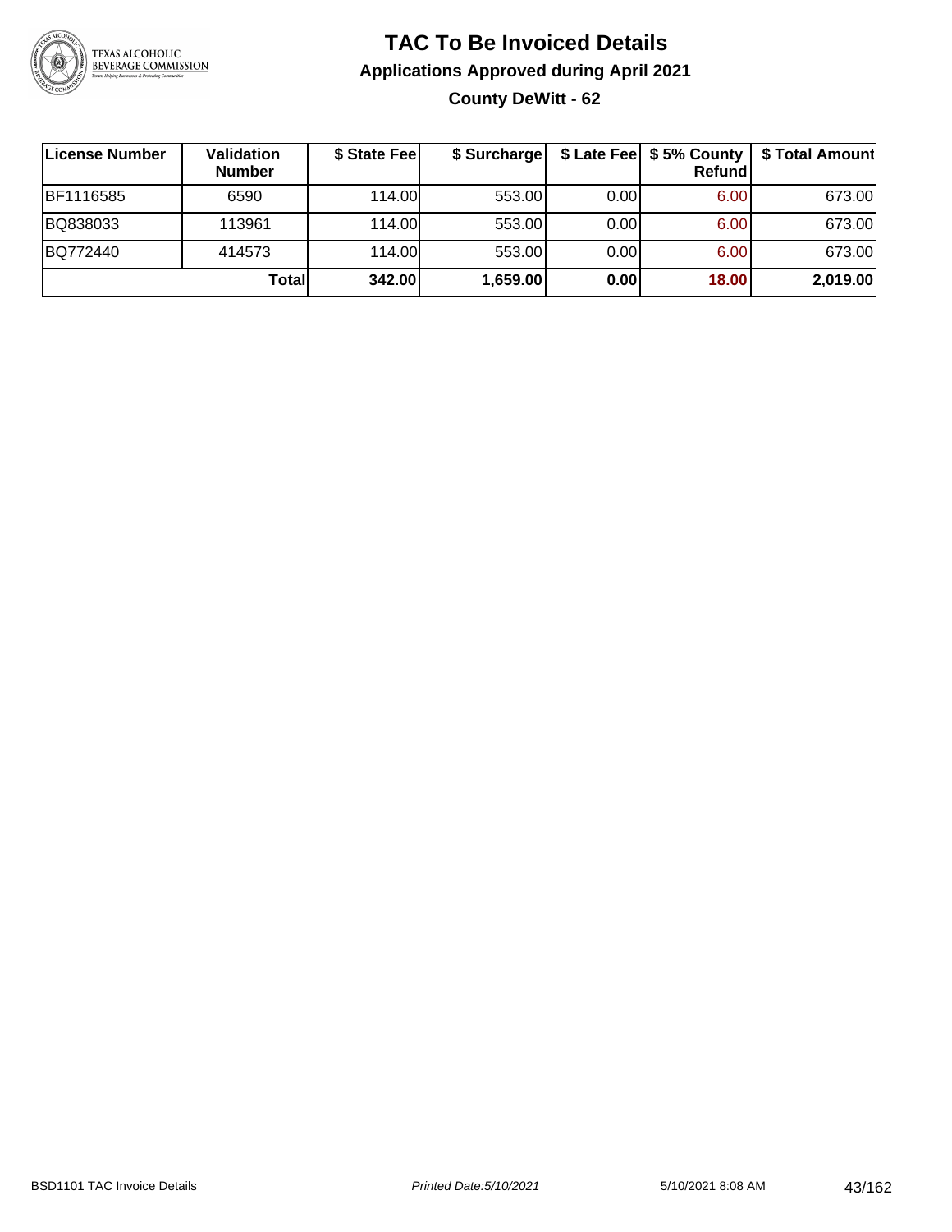# TAC To Be Invoiced Details

## Applications Approved during April 2021

### County DeWitt - 62

| License Number | Validation Number | $ State Fee | $ Surcharge | $ Late Fee | $ 5% County Refund | $ Total Amount |
|---|---|---|---|---|---|---|
| BF1116585 | 6590 | 114.00 | 553.00 | 0.00 | 6.00 | 673.00 |
| BQ838033 | 113961 | 114.00 | 553.00 | 0.00 | 6.00 | 673.00 |
| BQ772440 | 414573 | 114.00 | 553.00 | 0.00 | 6.00 | 673.00 |
| | **Total** | **342.00** | **1,659.00** | **0.00** | **18.00** | **2,019.00** |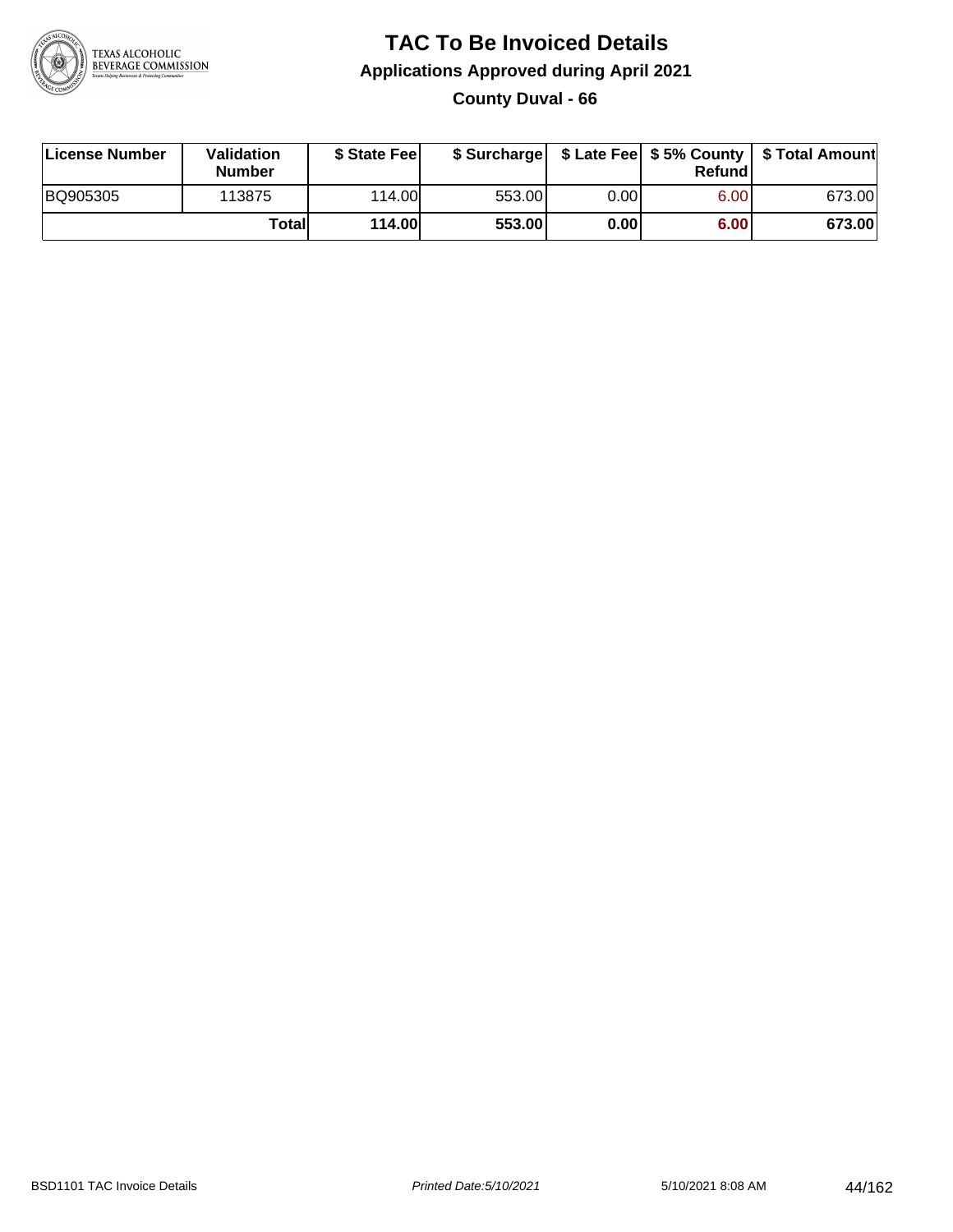# TAC To Be Invoiced Details

## Applications Approved during April 2021

### County Duval - 66

| License Number | Validation Number | $ State Fee | $ Surcharge | $ Late Fee | $ 5% County Refund | $ Total Amount |
|---|---|---|---|---|---|---|
| BQ905305 | 113875 | 114.00 | 553.00 | 0.00 | 6.00 | 673.00 |
| | **Total** | **114.00** | **553.00** | **0.00** | **6.00** | **673.00** |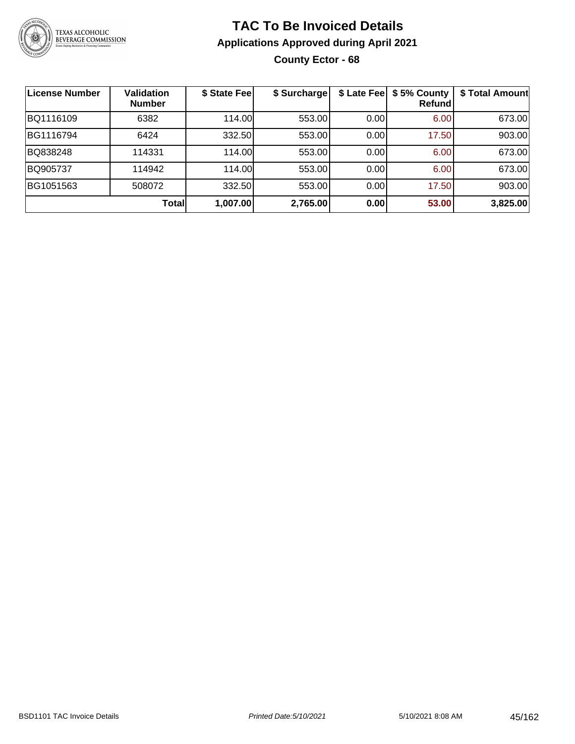# TAC To Be Invoiced Details

## Applications Approved during April 2021

### County Ector - 68

| License Number | Validation Number | $ State Fee | $ Surcharge | $ Late Fee | $ 5% County Refund | $ Total Amount |
|---|---|---|---|---|---|---|
| BQ1116109 | 6382 | 114.00 | 553.00 | 0.00 | 6.00 | 673.00 |
| BG1116794 | 6424 | 332.50 | 553.00 | 0.00 | 17.50 | 903.00 |
| BQ838248 | 114331 | 114.00 | 553.00 | 0.00 | 6.00 | 673.00 |
| BQ905737 | 114942 | 114.00 | 553.00 | 0.00 | 6.00 | 673.00 |
| BG1051563 | 508072 | 332.50 | 553.00 | 0.00 | 17.50 | 903.00 |
| | **Total** | **1,007.00** | **2,765.00** | **0.00** | **53.00** | **3,825.00** |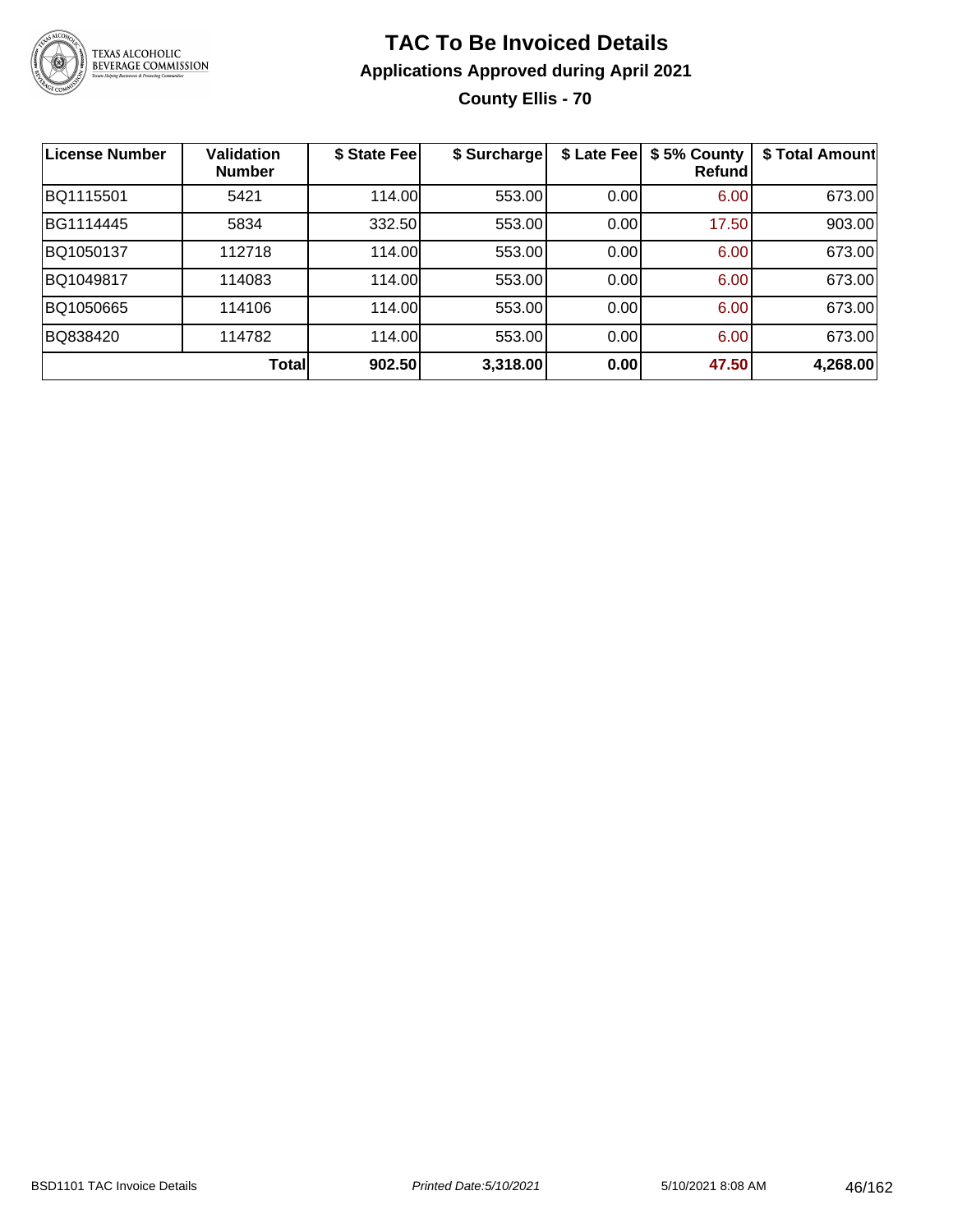# TAC To Be Invoiced Details

## Applications Approved during April 2021

### County Ellis - 70

| License Number | Validation Number | $ State Fee | $ Surcharge | $ Late Fee | $ 5% County Refund | $ Total Amount |
|---|---|---|---|---|---|---|
| BQ1115501 | 5421 | 114.00 | 553.00 | 0.00 | 6.00 | 673.00 |
| BG1114445 | 5834 | 332.50 | 553.00 | 0.00 | 17.50 | 903.00 |
| BQ1050137 | 112718 | 114.00 | 553.00 | 0.00 | 6.00 | 673.00 |
| BQ1049817 | 114083 | 114.00 | 553.00 | 0.00 | 6.00 | 673.00 |
| BQ1050665 | 114106 | 114.00 | 553.00 | 0.00 | 6.00 | 673.00 |
| BQ838420 | 114782 | 114.00 | 553.00 | 0.00 | 6.00 | 673.00 |
| | **Total** | **902.50** | **3,318.00** | **0.00** | **47.50** | **4,268.00** |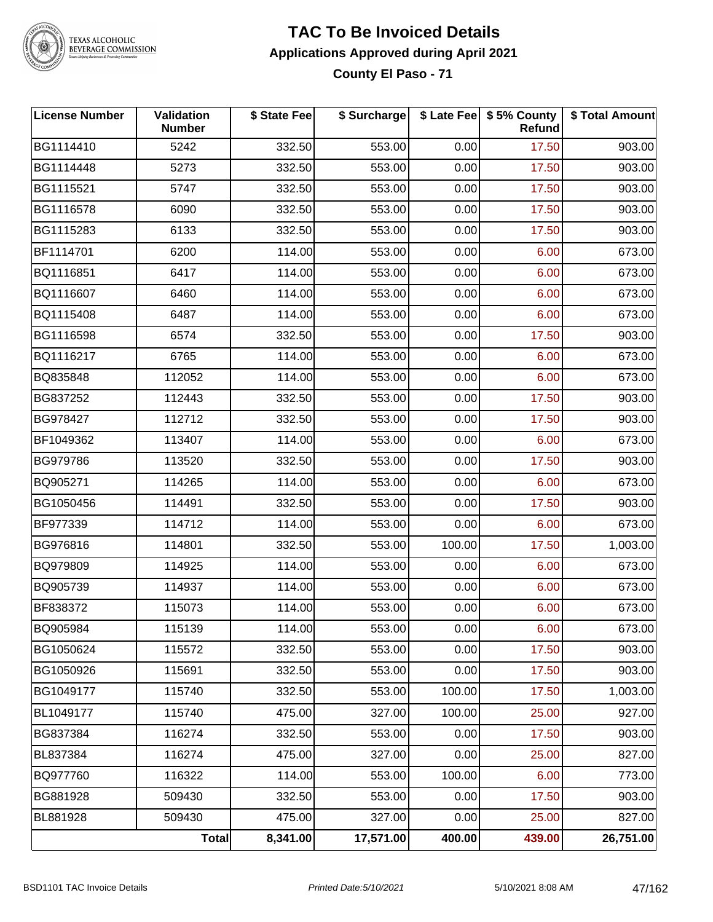# TAC To Be Invoiced Details

## Applications Approved during April 2021

### County El Paso - 71

| License Number | Validation Number | $ State Fee | $ Surcharge | $ Late Fee | $ 5% County Refund | $ Total Amount |
|---|---|---|---|---|---|---|
| BG1114410 | 5242 | 332.50 | 553.00 | 0.00 | 17.50 | 903.00 |
| BG1114448 | 5273 | 332.50 | 553.00 | 0.00 | 17.50 | 903.00 |
| BG1115521 | 5747 | 332.50 | 553.00 | 0.00 | 17.50 | 903.00 |
| BG1116578 | 6090 | 332.50 | 553.00 | 0.00 | 17.50 | 903.00 |
| BG1115283 | 6133 | 332.50 | 553.00 | 0.00 | 17.50 | 903.00 |
| BF1114701 | 6200 | 114.00 | 553.00 | 0.00 | 6.00 | 673.00 |
| BQ1116851 | 6417 | 114.00 | 553.00 | 0.00 | 6.00 | 673.00 |
| BQ1116607 | 6460 | 114.00 | 553.00 | 0.00 | 6.00 | 673.00 |
| BQ1115408 | 6487 | 114.00 | 553.00 | 0.00 | 6.00 | 673.00 |
| BG1116598 | 6574 | 332.50 | 553.00 | 0.00 | 17.50 | 903.00 |
| BQ1116217 | 6765 | 114.00 | 553.00 | 0.00 | 6.00 | 673.00 |
| BQ835848 | 112052 | 114.00 | 553.00 | 0.00 | 6.00 | 673.00 |
| BG837252 | 112443 | 332.50 | 553.00 | 0.00 | 17.50 | 903.00 |
| BG978427 | 112712 | 332.50 | 553.00 | 0.00 | 17.50 | 903.00 |
| BF1049362 | 113407 | 114.00 | 553.00 | 0.00 | 6.00 | 673.00 |
| BG979786 | 113520 | 332.50 | 553.00 | 0.00 | 17.50 | 903.00 |
| BQ905271 | 114265 | 114.00 | 553.00 | 0.00 | 6.00 | 673.00 |
| BG1050456 | 114491 | 332.50 | 553.00 | 0.00 | 17.50 | 903.00 |
| BF977339 | 114712 | 114.00 | 553.00 | 0.00 | 6.00 | 673.00 |
| BG976816 | 114801 | 332.50 | 553.00 | 100.00 | 17.50 | 1,003.00 |
| BQ979809 | 114925 | 114.00 | 553.00 | 0.00 | 6.00 | 673.00 |
| BQ905739 | 114937 | 114.00 | 553.00 | 0.00 | 6.00 | 673.00 |
| BF838372 | 115073 | 114.00 | 553.00 | 0.00 | 6.00 | 673.00 |
| BQ905984 | 115139 | 114.00 | 553.00 | 0.00 | 6.00 | 673.00 |
| BG1050624 | 115572 | 332.50 | 553.00 | 0.00 | 17.50 | 903.00 |
| BG1050926 | 115691 | 332.50 | 553.00 | 0.00 | 17.50 | 903.00 |
| BG1049177 | 115740 | 332.50 | 553.00 | 100.00 | 17.50 | 1,003.00 |
| BL1049177 | 115740 | 475.00 | 327.00 | 100.00 | 25.00 | 927.00 |
| BG837384 | 116274 | 332.50 | 553.00 | 0.00 | 17.50 | 903.00 |
| BL837384 | 116274 | 475.00 | 327.00 | 0.00 | 25.00 | 827.00 |
| BQ977760 | 116322 | 114.00 | 553.00 | 100.00 | 6.00 | 773.00 |
| BG881928 | 509430 | 332.50 | 553.00 | 0.00 | 17.50 | 903.00 |
| BL881928 | 509430 | 475.00 | 327.00 | 0.00 | 25.00 | 827.00 |
| | **Total** | **8,341.00** | **17,571.00** | **400.00** | **439.00** | **26,751.00** |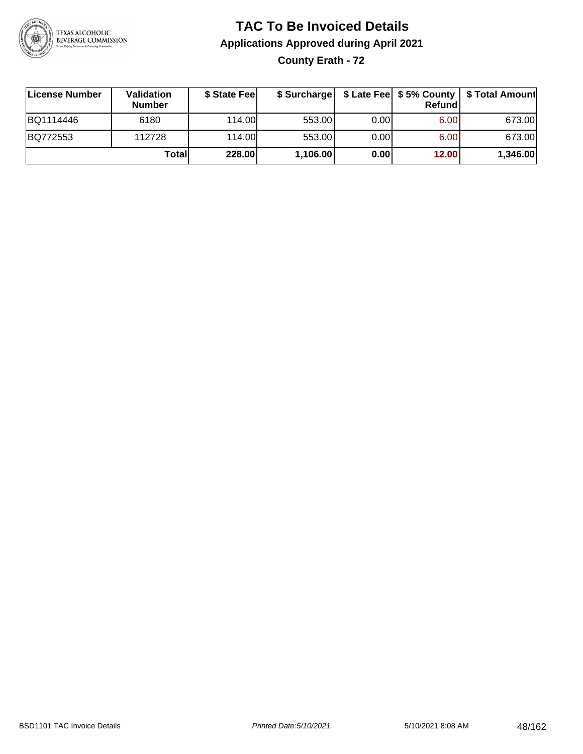# TAC To Be Invoiced Details

## Applications Approved during April 2021

### County Erath - 72

| License Number | Validation Number | $ State Fee | $ Surcharge | $ Late Fee | $ 5% County Refund | $ Total Amount |
|---|---|---|---|---|---|---|
| BQ1114446 | 6180 | 114.00 | 553.00 | 0.00 | 6.00 | 673.00 |
| BQ772553 | 112728 | 114.00 | 553.00 | 0.00 | 6.00 | 673.00 |
| | **Total** | **228.00** | **1,106.00** | **0.00** | **12.00** | **1,346.00** |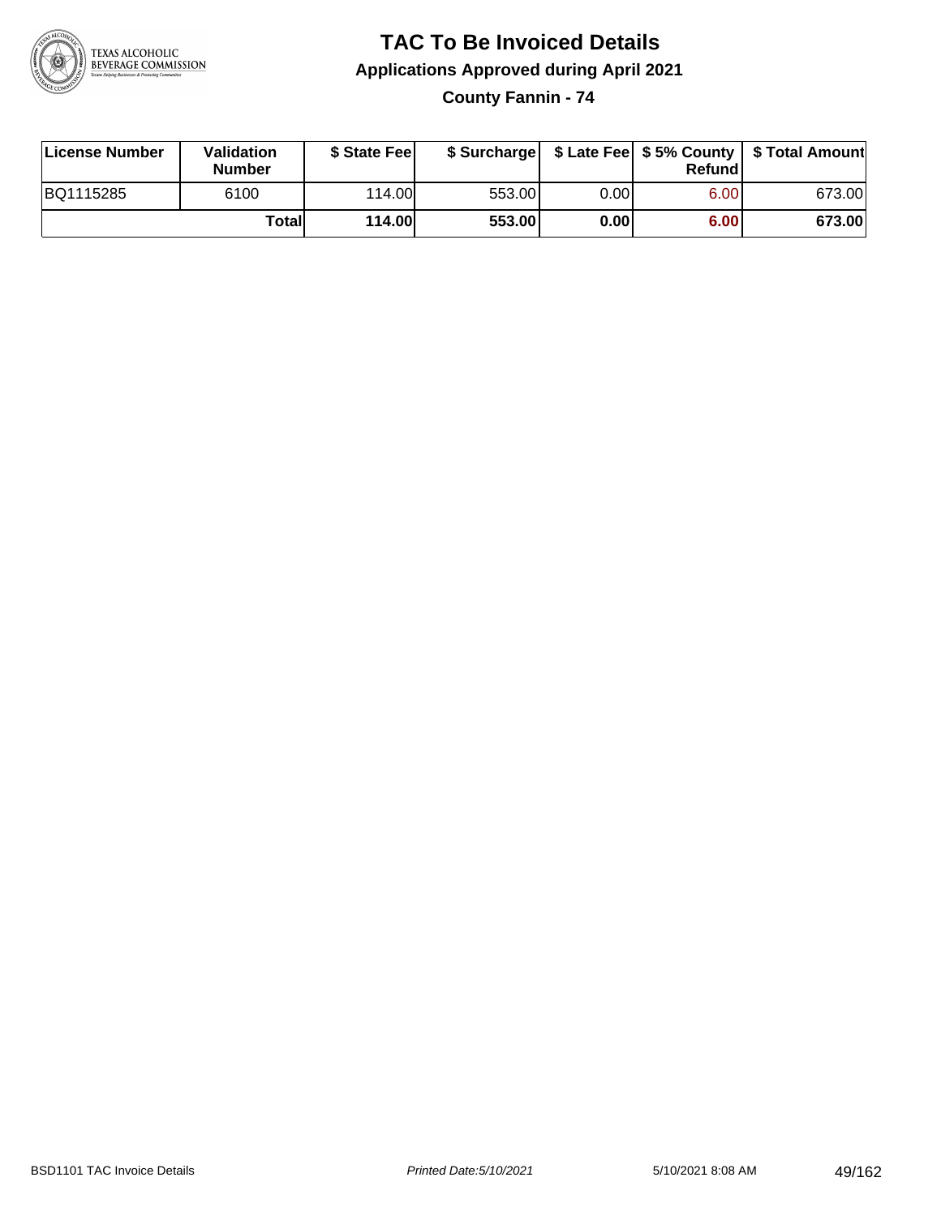# TAC To Be Invoiced Details

## Applications Approved during April 2021

### County Fannin - 74

| License Number | Validation Number | $ State Fee | $ Surcharge | $ Late Fee | $ 5% County Refund | $ Total Amount |
|---|---|---|---|---|---|---|
| BQ1115285 | 6100 | 114.00 | 553.00 | 0.00 | 6.00 | 673.00 |
| | **Total** | **114.00** | **553.00** | **0.00** | **6.00** | **673.00** |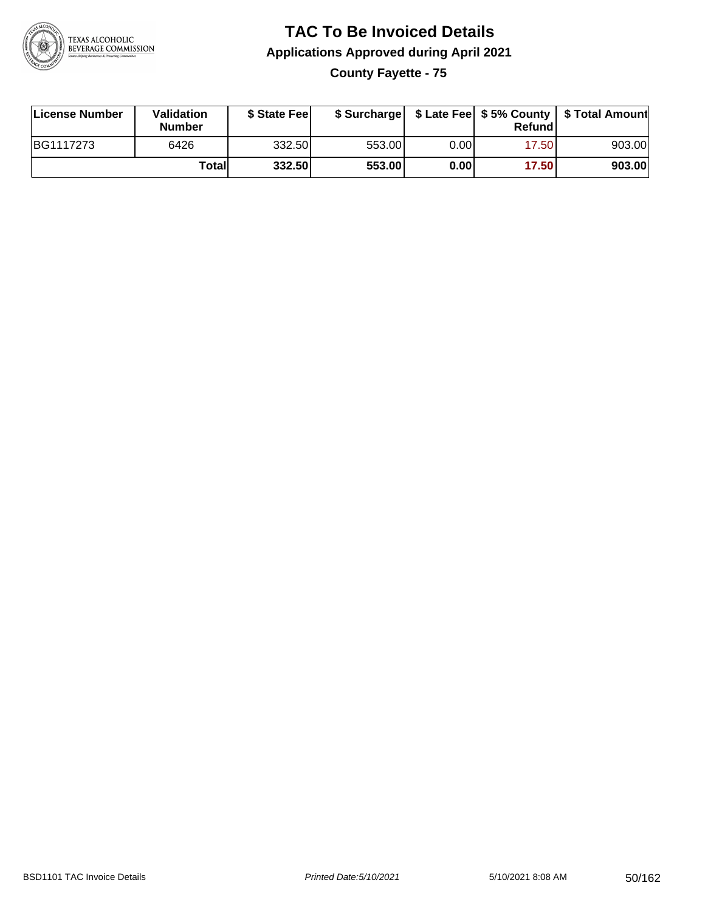# TAC To Be Invoiced Details

## Applications Approved during April 2021

### County Fayette - 75

| License Number | Validation Number | $ State Fee | $ Surcharge | $ Late Fee | $ 5% County Refund | $ Total Amount |
|---|---|---|---|---|---|---|
| BG1117273 | 6426 | 332.50 | 553.00 | 0.00 | 17.50 | 903.00 |
| | **Total** | **332.50** | **553.00** | **0.00** | **17.50** | **903.00** |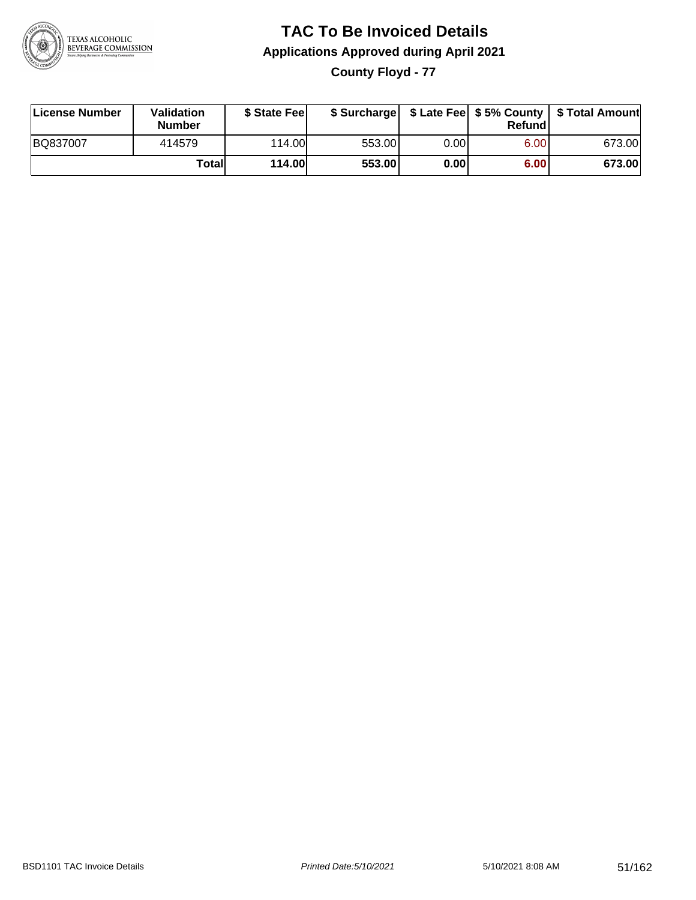# TAC To Be Invoiced Details

## Applications Approved during April 2021

### County Floyd - 77

| License Number | Validation Number | $ State Fee | $ Surcharge | $ Late Fee | $ 5% County Refund | $ Total Amount |
|---|---|---|---|---|---|---|
| BQ837007 | 414579 | 114.00 | 553.00 | 0.00 | 6.00 | 673.00 |
| | **Total** | **114.00** | **553.00** | **0.00** | **6.00** | **673.00** |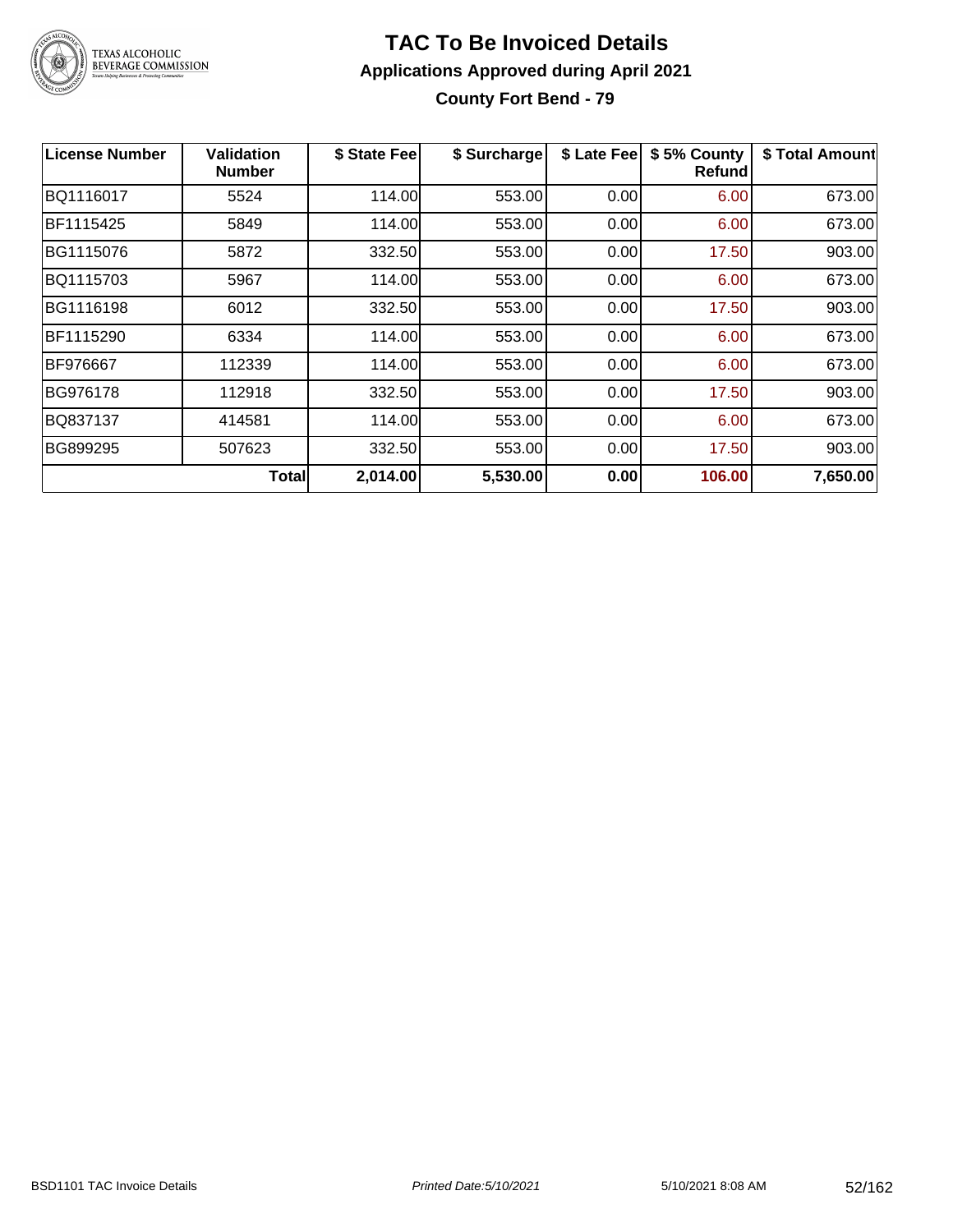# TAC To Be Invoiced Details

## Applications Approved during April 2021

### County Fort Bend - 79

| License Number | Validation Number | $ State Fee | $ Surcharge | $ Late Fee | $ 5% County Refund | $ Total Amount |
|---|---|---|---|---|---|---|
| BQ1116017 | 5524 | 114.00 | 553.00 | 0.00 | 6.00 | 673.00 |
| BF1115425 | 5849 | 114.00 | 553.00 | 0.00 | 6.00 | 673.00 |
| BG1115076 | 5872 | 332.50 | 553.00 | 0.00 | 17.50 | 903.00 |
| BQ1115703 | 5967 | 114.00 | 553.00 | 0.00 | 6.00 | 673.00 |
| BG1116198 | 6012 | 332.50 | 553.00 | 0.00 | 17.50 | 903.00 |
| BF1115290 | 6334 | 114.00 | 553.00 | 0.00 | 6.00 | 673.00 |
| BF976667 | 112339 | 114.00 | 553.00 | 0.00 | 6.00 | 673.00 |
| BG976178 | 112918 | 332.50 | 553.00 | 0.00 | 17.50 | 903.00 |
| BQ837137 | 414581 | 114.00 | 553.00 | 0.00 | 6.00 | 673.00 |
| BG899295 | 507623 | 332.50 | 553.00 | 0.00 | 17.50 | 903.00 |
| | **Total** | **2,014.00** | **5,530.00** | **0.00** | **106.00** | **7,650.00** |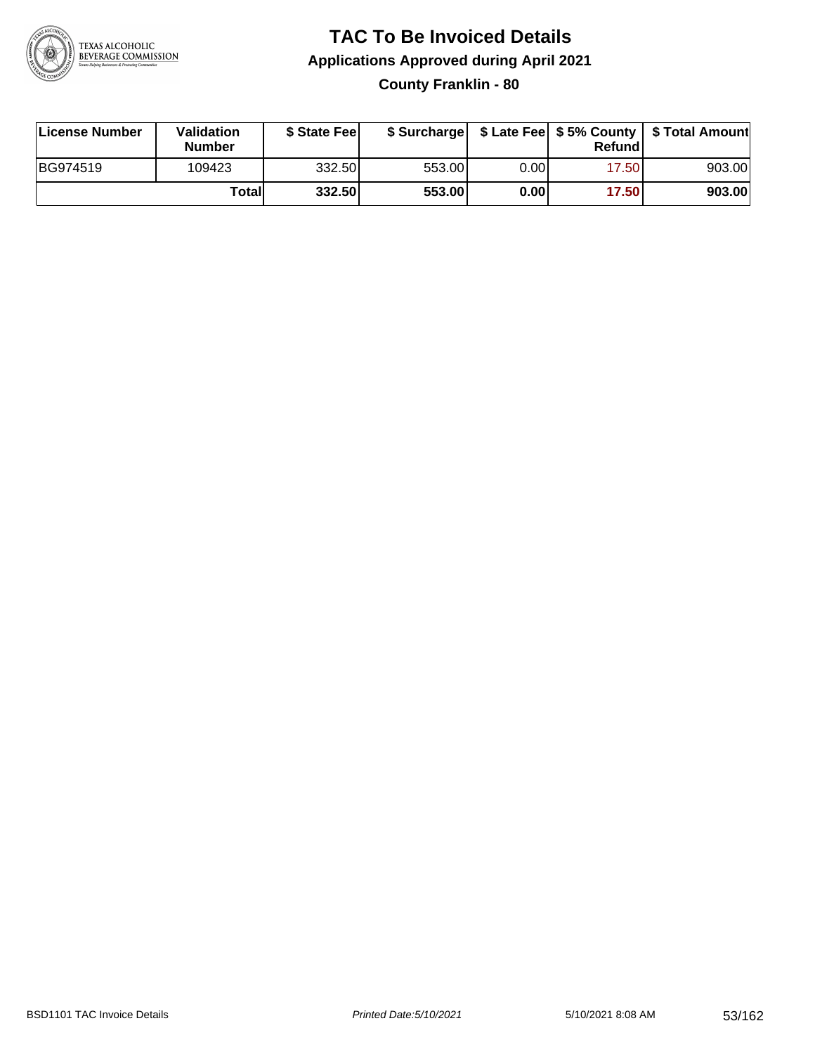# TAC To Be Invoiced Details

## Applications Approved during April 2021

### County Franklin - 80

| License Number | Validation Number | $ State Fee | $ Surcharge | $ Late Fee | $ 5% County Refund | $ Total Amount |
|---|---|---|---|---|---|---|
| BG974519 | 109423 | 332.50 | 553.00 | 0.00 | 17.50 | 903.00 |
| | **Total** | **332.50** | **553.00** | **0.00** | **17.50** | **903.00** |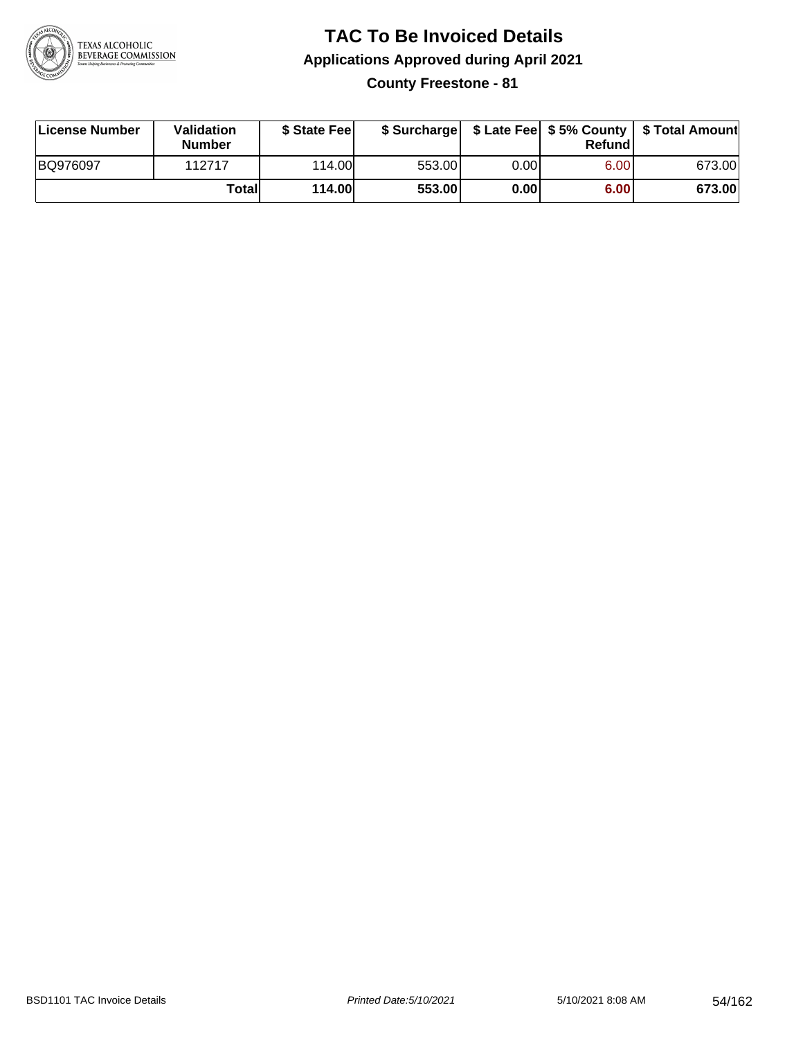# TAC To Be Invoiced Details

## Applications Approved during April 2021

### County Freestone - 81

| License Number | Validation Number | $ State Fee | $ Surcharge | $ Late Fee | $ 5% County Refund | $ Total Amount |
|---|---|---|---|---|---|---|
| BQ976097 | 112717 | 114.00 | 553.00 | 0.00 | 6.00 | 673.00 |
| | **Total** | **114.00** | **553.00** | **0.00** | **6.00** | **673.00** |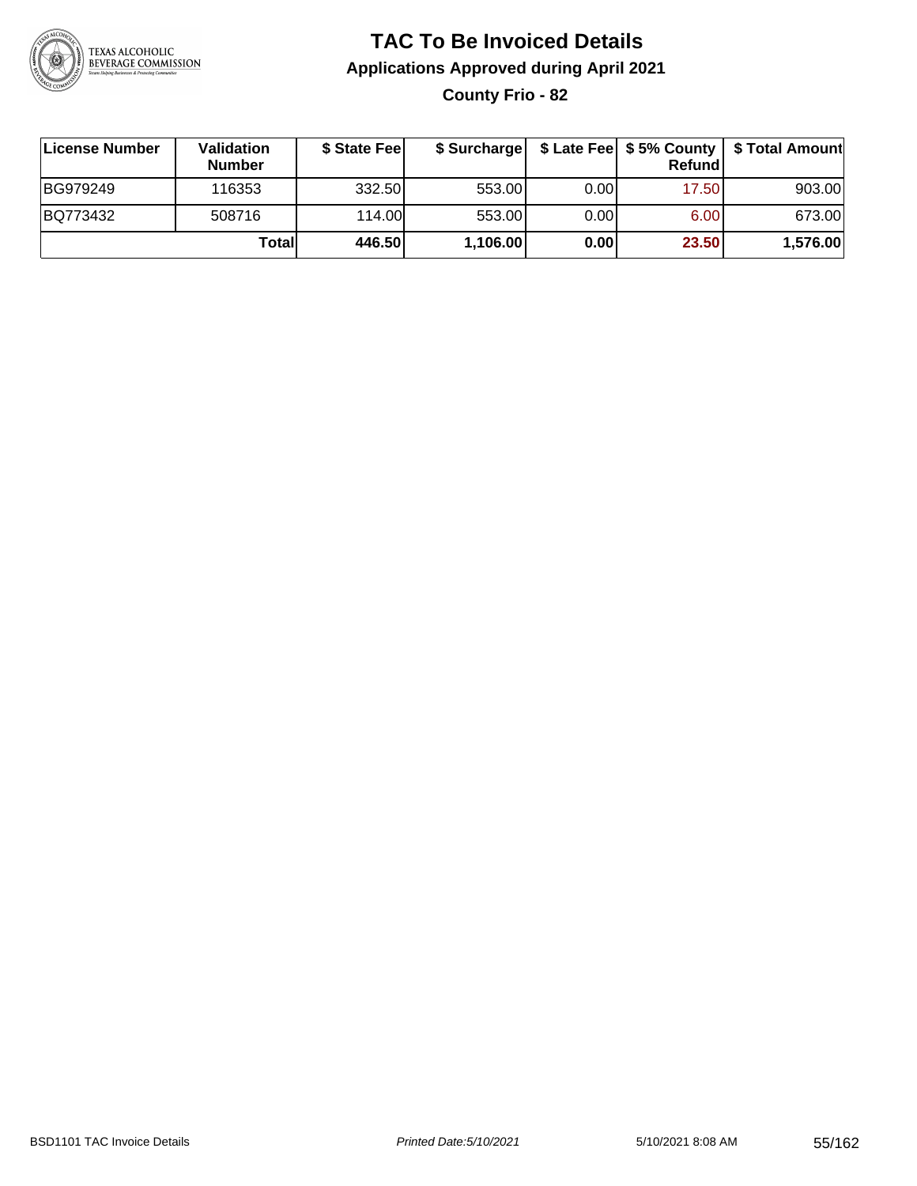# TAC To Be Invoiced Details

## Applications Approved during April 2021

### County Frio - 82

| License Number | Validation Number | $ State Fee | $ Surcharge | $ Late Fee | $ 5% County Refund | $ Total Amount |
|---|---|---|---|---|---|---|
| BG979249 | 116353 | 332.50 | 553.00 | 0.00 | 17.50 | 903.00 |
| BQ773432 | 508716 | 114.00 | 553.00 | 0.00 | 6.00 | 673.00 |
| | **Total** | **446.50** | **1,106.00** | **0.00** | **23.50** | **1,576.00** |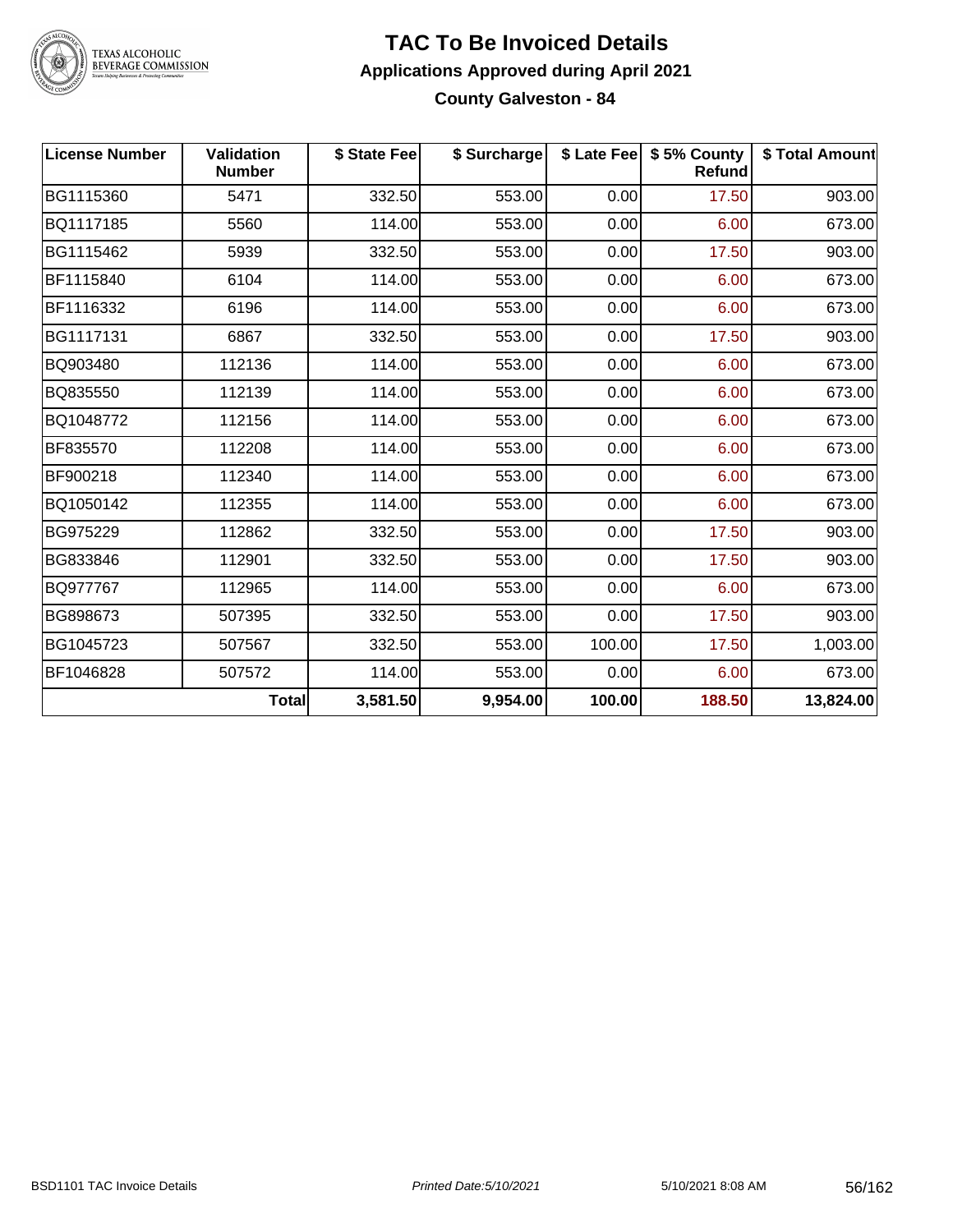# TAC To Be Invoiced Details

## Applications Approved during April 2021

### County Galveston - 84

| License Number | Validation Number | $ State Fee | $ Surcharge | $ Late Fee | $ 5% County Refund | $ Total Amount |
|---|---|---|---|---|---|---|
| BG1115360 | 5471 | 332.50 | 553.00 | 0.00 | 17.50 | 903.00 |
| BQ1117185 | 5560 | 114.00 | 553.00 | 0.00 | 6.00 | 673.00 |
| BG1115462 | 5939 | 332.50 | 553.00 | 0.00 | 17.50 | 903.00 |
| BF1115840 | 6104 | 114.00 | 553.00 | 0.00 | 6.00 | 673.00 |
| BF1116332 | 6196 | 114.00 | 553.00 | 0.00 | 6.00 | 673.00 |
| BG1117131 | 6867 | 332.50 | 553.00 | 0.00 | 17.50 | 903.00 |
| BQ903480 | 112136 | 114.00 | 553.00 | 0.00 | 6.00 | 673.00 |
| BQ835550 | 112139 | 114.00 | 553.00 | 0.00 | 6.00 | 673.00 |
| BQ1048772 | 112156 | 114.00 | 553.00 | 0.00 | 6.00 | 673.00 |
| BF835570 | 112208 | 114.00 | 553.00 | 0.00 | 6.00 | 673.00 |
| BF900218 | 112340 | 114.00 | 553.00 | 0.00 | 6.00 | 673.00 |
| BQ1050142 | 112355 | 114.00 | 553.00 | 0.00 | 6.00 | 673.00 |
| BG975229 | 112862 | 332.50 | 553.00 | 0.00 | 17.50 | 903.00 |
| BG833846 | 112901 | 332.50 | 553.00 | 0.00 | 17.50 | 903.00 |
| BQ977767 | 112965 | 114.00 | 553.00 | 0.00 | 6.00 | 673.00 |
| BG898673 | 507395 | 332.50 | 553.00 | 0.00 | 17.50 | 903.00 |
| BG1045723 | 507567 | 332.50 | 553.00 | 100.00 | 17.50 | 1,003.00 |
| BF1046828 | 507572 | 114.00 | 553.00 | 0.00 | 6.00 | 673.00 |
| | **Total** | **3,581.50** | **9,954.00** | **100.00** | **188.50** | **13,824.00** |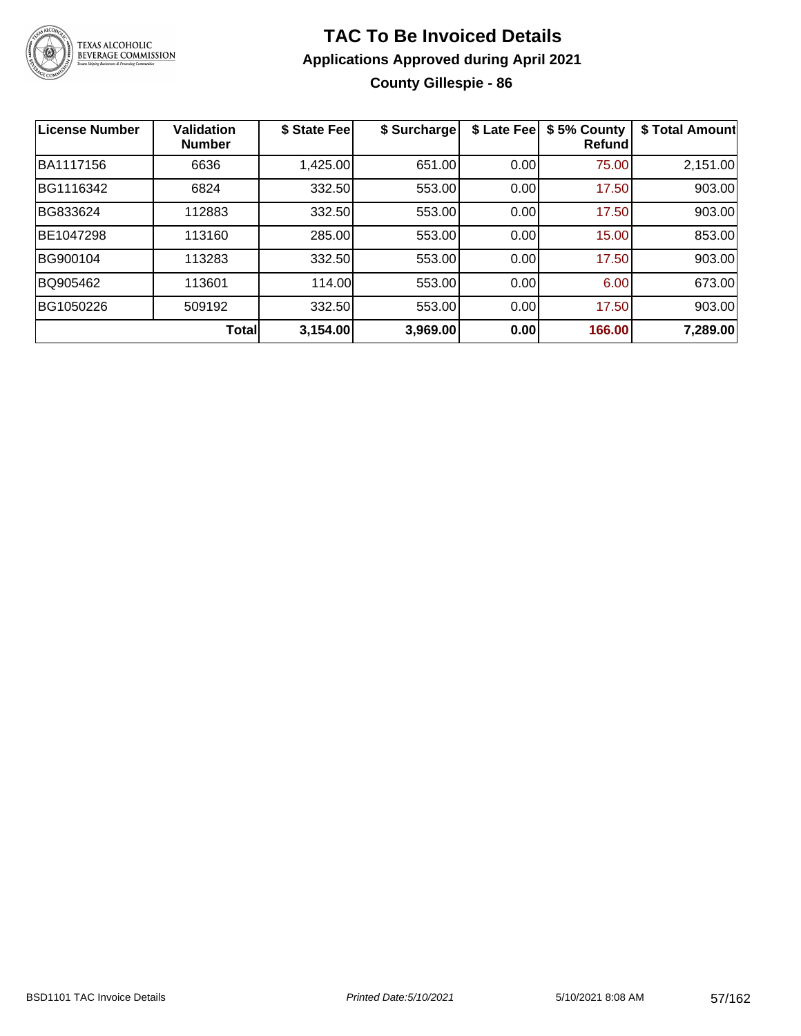# TAC To Be Invoiced Details

## Applications Approved during April 2021

### County Gillespie - 86

| License Number | Validation Number | $ State Fee | $ Surcharge | $ Late Fee | $ 5% County Refund | $ Total Amount |
|---|---|---|---|---|---|---|
| BA1117156 | 6636 | 1,425.00 | 651.00 | 0.00 | 75.00 | 2,151.00 |
| BG1116342 | 6824 | 332.50 | 553.00 | 0.00 | 17.50 | 903.00 |
| BG833624 | 112883 | 332.50 | 553.00 | 0.00 | 17.50 | 903.00 |
| BE1047298 | 113160 | 285.00 | 553.00 | 0.00 | 15.00 | 853.00 |
| BG900104 | 113283 | 332.50 | 553.00 | 0.00 | 17.50 | 903.00 |
| BQ905462 | 113601 | 114.00 | 553.00 | 0.00 | 6.00 | 673.00 |
| BG1050226 | 509192 | 332.50 | 553.00 | 0.00 | 17.50 | 903.00 |
| | **Total** | **3,154.00** | **3,969.00** | **0.00** | **166.00** | **7,289.00** |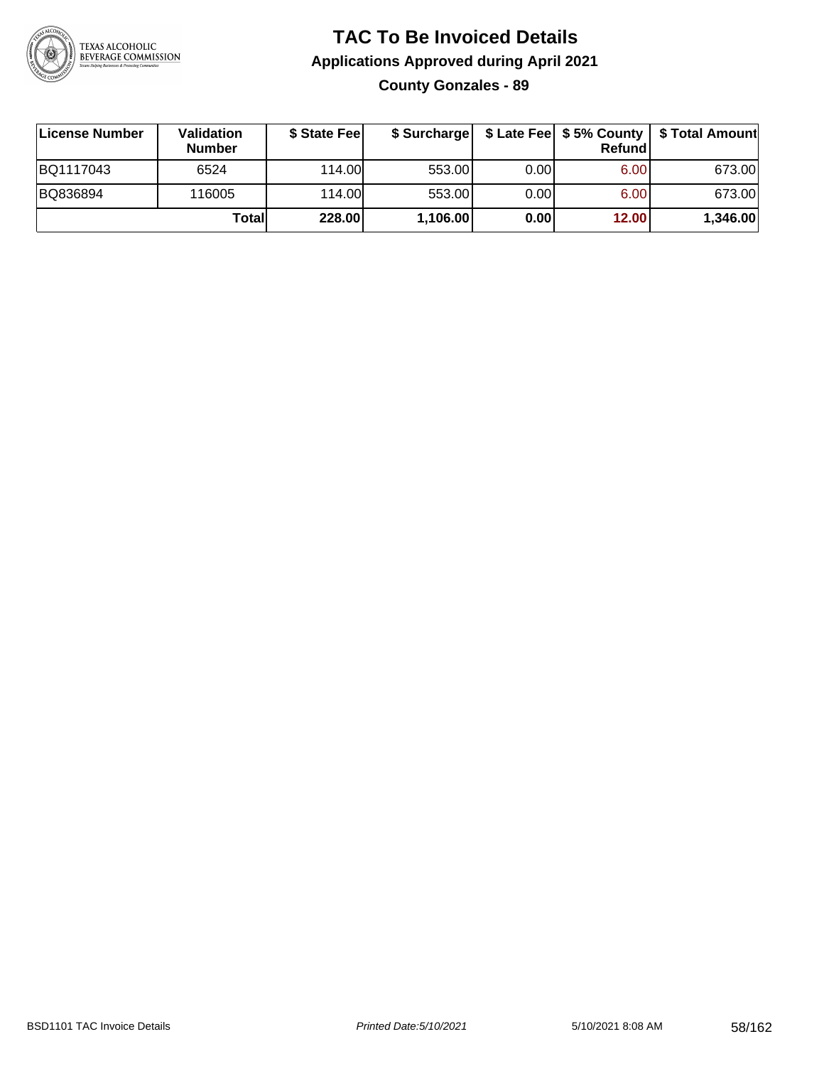# TAC To Be Invoiced Details

## Applications Approved during April 2021

### County Gonzales - 89

| License Number | Validation Number | $ State Fee | $ Surcharge | $ Late Fee | $ 5% County Refund | $ Total Amount |
|---|---|---|---|---|---|---|
| BQ1117043 | 6524 | 114.00 | 553.00 | 0.00 | 6.00 | 673.00 |
| BQ836894 | 116005 | 114.00 | 553.00 | 0.00 | 6.00 | 673.00 |
| | **Total** | **228.00** | **1,106.00** | **0.00** | **12.00** | **1,346.00** |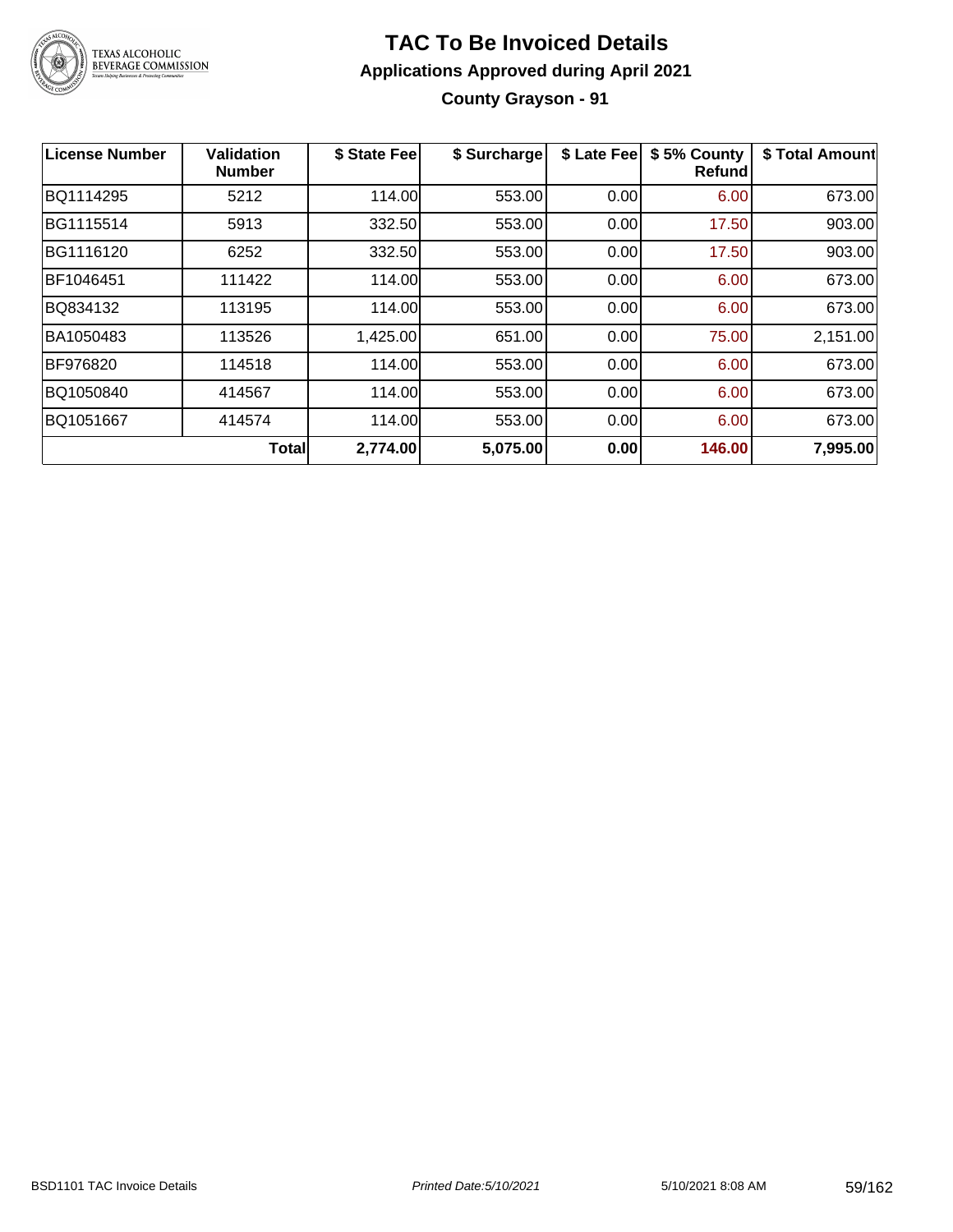# TAC To Be Invoiced Details

## Applications Approved during April 2021

### County Grayson - 91

| License Number | Validation Number | $ State Fee | $ Surcharge | $ Late Fee | $ 5% County Refund | $ Total Amount |
|---|---|---|---|---|---|---|
| BQ1114295 | 5212 | 114.00 | 553.00 | 0.00 | 6.00 | 673.00 |
| BG1115514 | 5913 | 332.50 | 553.00 | 0.00 | 17.50 | 903.00 |
| BG1116120 | 6252 | 332.50 | 553.00 | 0.00 | 17.50 | 903.00 |
| BF1046451 | 111422 | 114.00 | 553.00 | 0.00 | 6.00 | 673.00 |
| BQ834132 | 113195 | 114.00 | 553.00 | 0.00 | 6.00 | 673.00 |
| BA1050483 | 113526 | 1,425.00 | 651.00 | 0.00 | 75.00 | 2,151.00 |
| BF976820 | 114518 | 114.00 | 553.00 | 0.00 | 6.00 | 673.00 |
| BQ1050840 | 414567 | 114.00 | 553.00 | 0.00 | 6.00 | 673.00 |
| BQ1051667 | 414574 | 114.00 | 553.00 | 0.00 | 6.00 | 673.00 |
| | **Total** | **2,774.00** | **5,075.00** | **0.00** | **146.00** | **7,995.00** |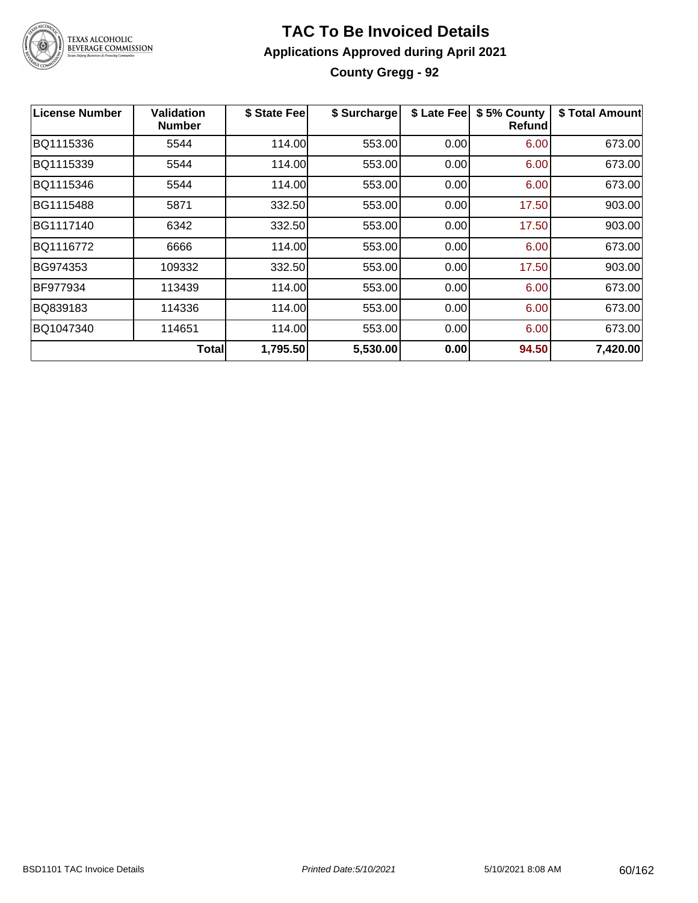# TAC To Be Invoiced Details

## Applications Approved during April 2021

### County Gregg - 92

| License Number | Validation Number | $ State Fee | $ Surcharge | $ Late Fee | $ 5% County Refund | $ Total Amount |
|---|---|---|---|---|---|---|
| BQ1115336 | 5544 | 114.00 | 553.00 | 0.00 | 6.00 | 673.00 |
| BQ1115339 | 5544 | 114.00 | 553.00 | 0.00 | 6.00 | 673.00 |
| BQ1115346 | 5544 | 114.00 | 553.00 | 0.00 | 6.00 | 673.00 |
| BG1115488 | 5871 | 332.50 | 553.00 | 0.00 | 17.50 | 903.00 |
| BG1117140 | 6342 | 332.50 | 553.00 | 0.00 | 17.50 | 903.00 |
| BQ1116772 | 6666 | 114.00 | 553.00 | 0.00 | 6.00 | 673.00 |
| BG974353 | 109332 | 332.50 | 553.00 | 0.00 | 17.50 | 903.00 |
| BF977934 | 113439 | 114.00 | 553.00 | 0.00 | 6.00 | 673.00 |
| BQ839183 | 114336 | 114.00 | 553.00 | 0.00 | 6.00 | 673.00 |
| BQ1047340 | 114651 | 114.00 | 553.00 | 0.00 | 6.00 | 673.00 |
| | **Total** | **1,795.50** | **5,530.00** | **0.00** | **94.50** | **7,420.00** |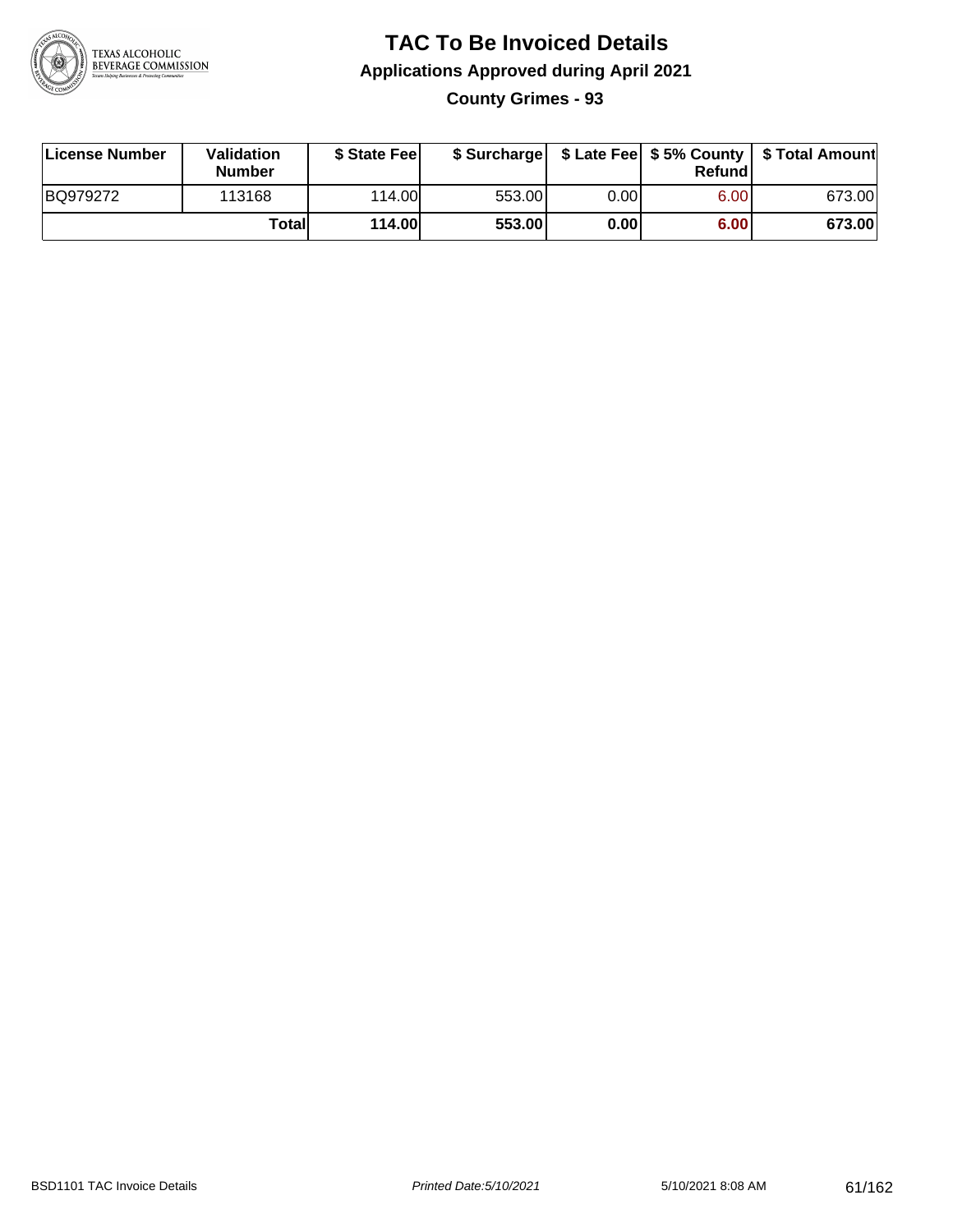# TAC To Be Invoiced Details

## Applications Approved during April 2021

### County Grimes - 93

| License Number | Validation Number | $ State Fee | $ Surcharge | $ Late Fee | $ 5% County Refund | $ Total Amount |
|---|---|---|---|---|---|---|
| BQ979272 | 113168 | 114.00 | 553.00 | 0.00 | 6.00 | 673.00 |
| | **Total** | **114.00** | **553.00** | **0.00** | **6.00** | **673.00** |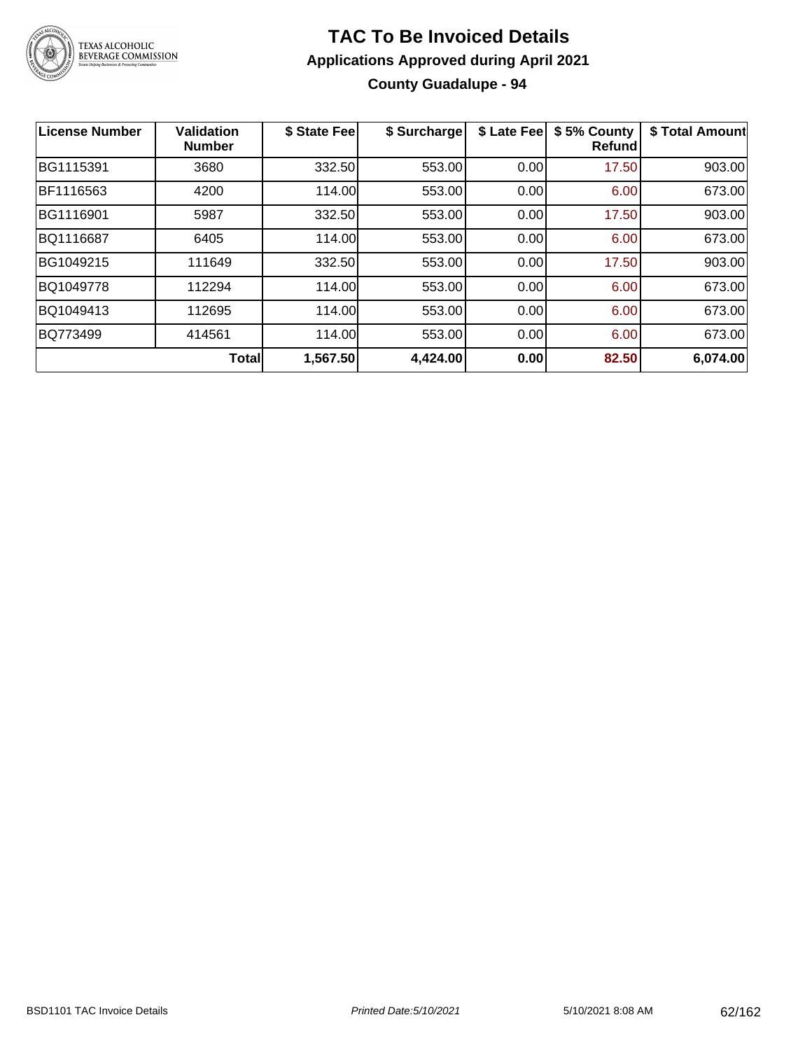# TAC To Be Invoiced Details

## Applications Approved during April 2021

### County Guadalupe - 94

| License Number | Validation Number | $ State Fee | $ Surcharge | $ Late Fee | $ 5% County Refund | $ Total Amount |
|---|---|---|---|---|---|---|
| BG1115391 | 3680 | 332.50 | 553.00 | 0.00 | 17.50 | 903.00 |
| BF1116563 | 4200 | 114.00 | 553.00 | 0.00 | 6.00 | 673.00 |
| BG1116901 | 5987 | 332.50 | 553.00 | 0.00 | 17.50 | 903.00 |
| BQ1116687 | 6405 | 114.00 | 553.00 | 0.00 | 6.00 | 673.00 |
| BG1049215 | 111649 | 332.50 | 553.00 | 0.00 | 17.50 | 903.00 |
| BQ1049778 | 112294 | 114.00 | 553.00 | 0.00 | 6.00 | 673.00 |
| BQ1049413 | 112695 | 114.00 | 553.00 | 0.00 | 6.00 | 673.00 |
| BQ773499 | 414561 | 114.00 | 553.00 | 0.00 | 6.00 | 673.00 |
| | **Total** | **1,567.50** | **4,424.00** | **0.00** | **82.50** | **6,074.00** |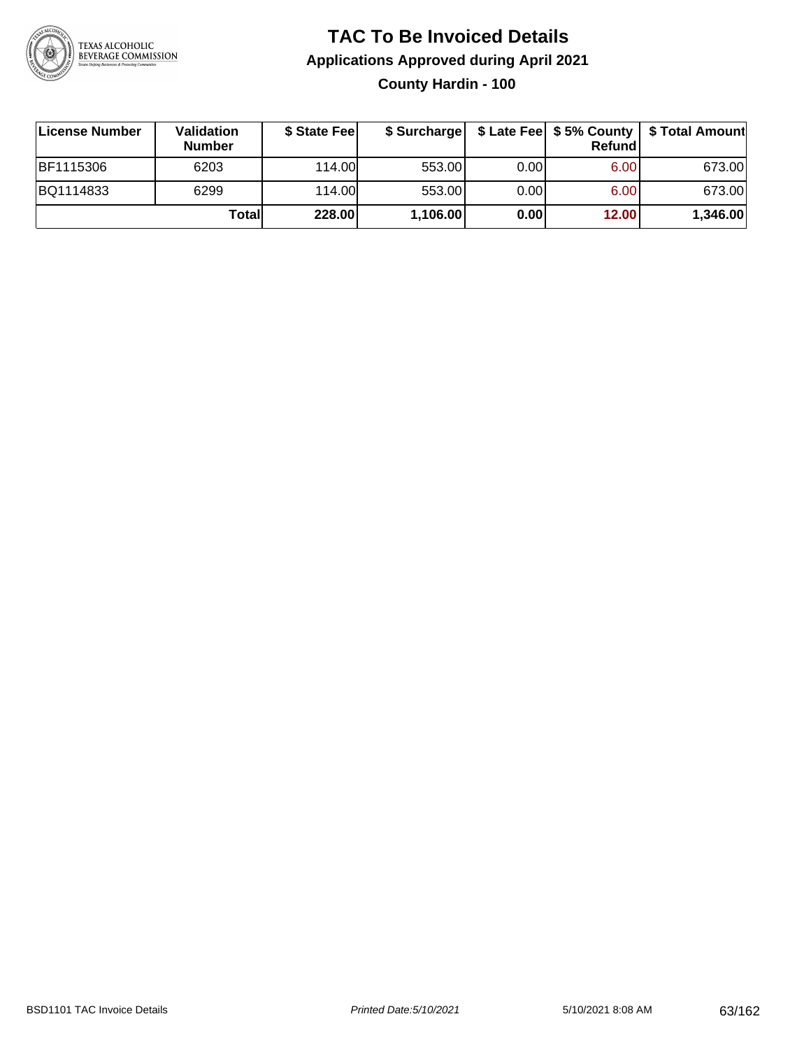# TAC To Be Invoiced Details

## Applications Approved during April 2021

### County Hardin - 100

| License Number | Validation Number | $ State Fee | $ Surcharge | $ Late Fee | $ 5% County Refund | $ Total Amount |
|---|---|---|---|---|---|---|
| BF1115306 | 6203 | 114.00 | 553.00 | 0.00 | 6.00 | 673.00 |
| BQ1114833 | 6299 | 114.00 | 553.00 | 0.00 | 6.00 | 673.00 |
| | **Total** | **228.00** | **1,106.00** | **0.00** | **12.00** | **1,346.00** |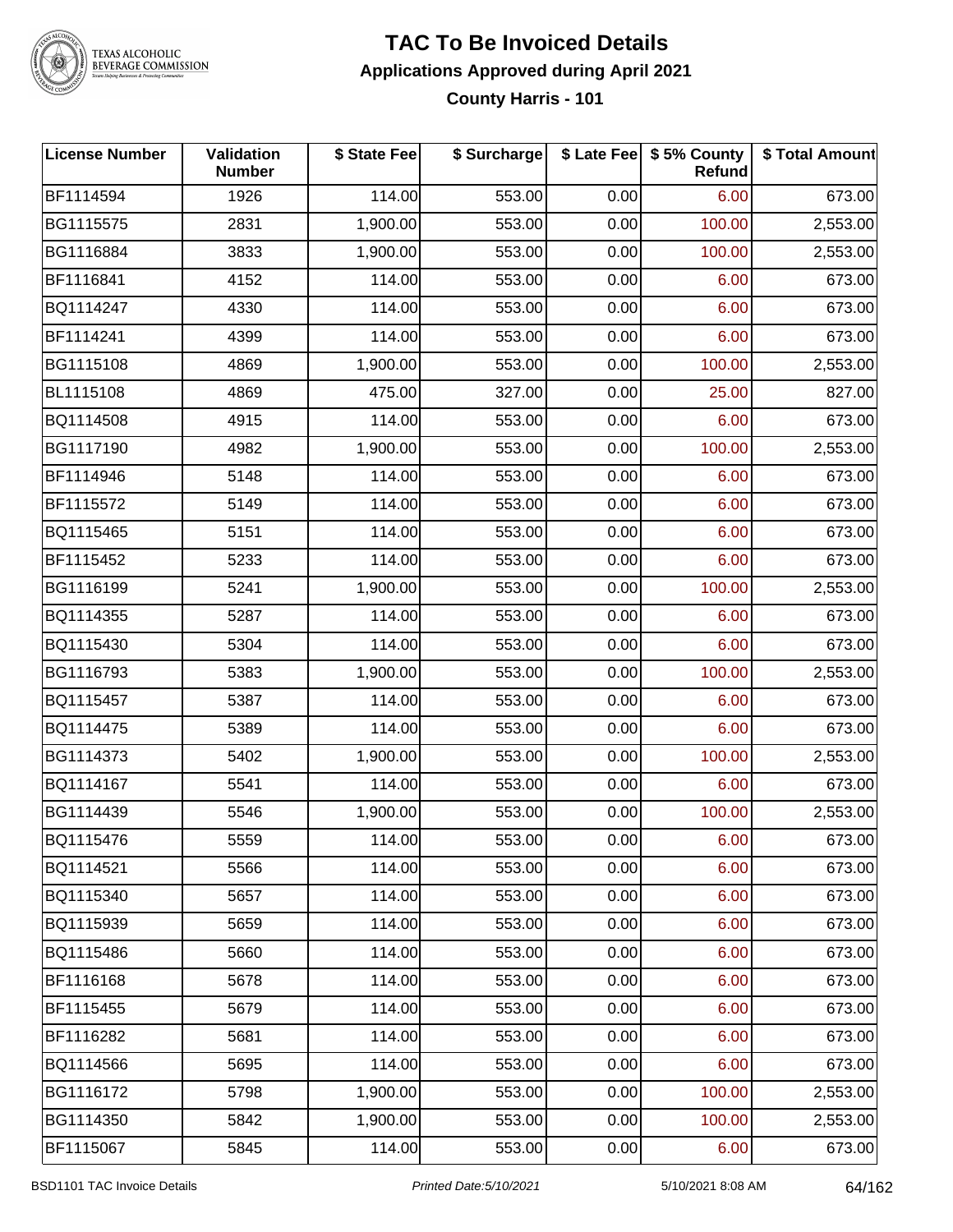# TAC To Be Invoiced Details

## Applications Approved during April 2021

### County Harris - 101

| License Number | Validation Number | $ State Fee | $ Surcharge | $ Late Fee | $ 5% County Refund | $ Total Amount |
|---|---|---|---|---|---|---|
| BF1114594 | 1926 | 114.00 | 553.00 | 0.00 | 6.00 | 673.00 |
| BG1115575 | 2831 | 1,900.00 | 553.00 | 0.00 | 100.00 | 2,553.00 |
| BG1116884 | 3833 | 1,900.00 | 553.00 | 0.00 | 100.00 | 2,553.00 |
| BF1116841 | 4152 | 114.00 | 553.00 | 0.00 | 6.00 | 673.00 |
| BQ1114247 | 4330 | 114.00 | 553.00 | 0.00 | 6.00 | 673.00 |
| BF1114241 | 4399 | 114.00 | 553.00 | 0.00 | 6.00 | 673.00 |
| BG1115108 | 4869 | 1,900.00 | 553.00 | 0.00 | 100.00 | 2,553.00 |
| BL1115108 | 4869 | 475.00 | 327.00 | 0.00 | 25.00 | 827.00 |
| BQ1114508 | 4915 | 114.00 | 553.00 | 0.00 | 6.00 | 673.00 |
| BG1117190 | 4982 | 1,900.00 | 553.00 | 0.00 | 100.00 | 2,553.00 |
| BF1114946 | 5148 | 114.00 | 553.00 | 0.00 | 6.00 | 673.00 |
| BF1115572 | 5149 | 114.00 | 553.00 | 0.00 | 6.00 | 673.00 |
| BQ1115465 | 5151 | 114.00 | 553.00 | 0.00 | 6.00 | 673.00 |
| BF1115452 | 5233 | 114.00 | 553.00 | 0.00 | 6.00 | 673.00 |
| BG1116199 | 5241 | 1,900.00 | 553.00 | 0.00 | 100.00 | 2,553.00 |
| BQ1114355 | 5287 | 114.00 | 553.00 | 0.00 | 6.00 | 673.00 |
| BQ1115430 | 5304 | 114.00 | 553.00 | 0.00 | 6.00 | 673.00 |
| BG1116793 | 5383 | 1,900.00 | 553.00 | 0.00 | 100.00 | 2,553.00 |
| BQ1115457 | 5387 | 114.00 | 553.00 | 0.00 | 6.00 | 673.00 |
| BQ1114475 | 5389 | 114.00 | 553.00 | 0.00 | 6.00 | 673.00 |
| BG1114373 | 5402 | 1,900.00 | 553.00 | 0.00 | 100.00 | 2,553.00 |
| BQ1114167 | 5541 | 114.00 | 553.00 | 0.00 | 6.00 | 673.00 |
| BG1114439 | 5546 | 1,900.00 | 553.00 | 0.00 | 100.00 | 2,553.00 |
| BQ1115476 | 5559 | 114.00 | 553.00 | 0.00 | 6.00 | 673.00 |
| BQ1114521 | 5566 | 114.00 | 553.00 | 0.00 | 6.00 | 673.00 |
| BQ1115340 | 5657 | 114.00 | 553.00 | 0.00 | 6.00 | 673.00 |
| BQ1115939 | 5659 | 114.00 | 553.00 | 0.00 | 6.00 | 673.00 |
| BQ1115486 | 5660 | 114.00 | 553.00 | 0.00 | 6.00 | 673.00 |
| BF1116168 | 5678 | 114.00 | 553.00 | 0.00 | 6.00 | 673.00 |
| BF1115455 | 5679 | 114.00 | 553.00 | 0.00 | 6.00 | 673.00 |
| BF1116282 | 5681 | 114.00 | 553.00 | 0.00 | 6.00 | 673.00 |
| BQ1114566 | 5695 | 114.00 | 553.00 | 0.00 | 6.00 | 673.00 |
| BG1116172 | 5798 | 1,900.00 | 553.00 | 0.00 | 100.00 | 2,553.00 |
| BG1114350 | 5842 | 1,900.00 | 553.00 | 0.00 | 100.00 | 2,553.00 |
| BF1115067 | 5845 | 114.00 | 553.00 | 0.00 | 6.00 | 673.00 |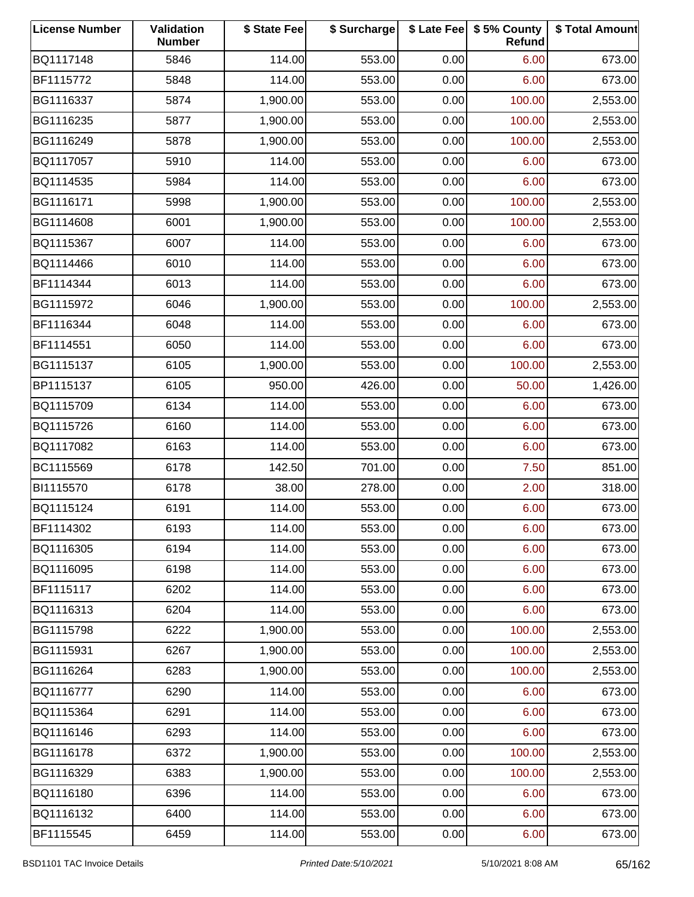| License Number | Validation Number | $ State Fee | $ Surcharge | $ Late Fee | $ 5% County Refund | $ Total Amount |
|---|---|---|---|---|---|---|
| BQ1117148 | 5846 | 114.00 | 553.00 | 0.00 | 6.00 | 673.00 |
| BF1115772 | 5848 | 114.00 | 553.00 | 0.00 | 6.00 | 673.00 |
| BG1116337 | 5874 | 1,900.00 | 553.00 | 0.00 | 100.00 | 2,553.00 |
| BG1116235 | 5877 | 1,900.00 | 553.00 | 0.00 | 100.00 | 2,553.00 |
| BG1116249 | 5878 | 1,900.00 | 553.00 | 0.00 | 100.00 | 2,553.00 |
| BQ1117057 | 5910 | 114.00 | 553.00 | 0.00 | 6.00 | 673.00 |
| BQ1114535 | 5984 | 114.00 | 553.00 | 0.00 | 6.00 | 673.00 |
| BG1116171 | 5998 | 1,900.00 | 553.00 | 0.00 | 100.00 | 2,553.00 |
| BG1114608 | 6001 | 1,900.00 | 553.00 | 0.00 | 100.00 | 2,553.00 |
| BQ1115367 | 6007 | 114.00 | 553.00 | 0.00 | 6.00 | 673.00 |
| BQ1114466 | 6010 | 114.00 | 553.00 | 0.00 | 6.00 | 673.00 |
| BF1114344 | 6013 | 114.00 | 553.00 | 0.00 | 6.00 | 673.00 |
| BG1115972 | 6046 | 1,900.00 | 553.00 | 0.00 | 100.00 | 2,553.00 |
| BF1116344 | 6048 | 114.00 | 553.00 | 0.00 | 6.00 | 673.00 |
| BF1114551 | 6050 | 114.00 | 553.00 | 0.00 | 6.00 | 673.00 |
| BG1115137 | 6105 | 1,900.00 | 553.00 | 0.00 | 100.00 | 2,553.00 |
| BP1115137 | 6105 | 950.00 | 426.00 | 0.00 | 50.00 | 1,426.00 |
| BQ1115709 | 6134 | 114.00 | 553.00 | 0.00 | 6.00 | 673.00 |
| BQ1115726 | 6160 | 114.00 | 553.00 | 0.00 | 6.00 | 673.00 |
| BQ1117082 | 6163 | 114.00 | 553.00 | 0.00 | 6.00 | 673.00 |
| BC1115569 | 6178 | 142.50 | 701.00 | 0.00 | 7.50 | 851.00 |
| BI1115570 | 6178 | 38.00 | 278.00 | 0.00 | 2.00 | 318.00 |
| BQ1115124 | 6191 | 114.00 | 553.00 | 0.00 | 6.00 | 673.00 |
| BF1114302 | 6193 | 114.00 | 553.00 | 0.00 | 6.00 | 673.00 |
| BQ1116305 | 6194 | 114.00 | 553.00 | 0.00 | 6.00 | 673.00 |
| BQ1116095 | 6198 | 114.00 | 553.00 | 0.00 | 6.00 | 673.00 |
| BF1115117 | 6202 | 114.00 | 553.00 | 0.00 | 6.00 | 673.00 |
| BQ1116313 | 6204 | 114.00 | 553.00 | 0.00 | 6.00 | 673.00 |
| BG1115798 | 6222 | 1,900.00 | 553.00 | 0.00 | 100.00 | 2,553.00 |
| BG1115931 | 6267 | 1,900.00 | 553.00 | 0.00 | 100.00 | 2,553.00 |
| BG1116264 | 6283 | 1,900.00 | 553.00 | 0.00 | 100.00 | 2,553.00 |
| BQ1116777 | 6290 | 114.00 | 553.00 | 0.00 | 6.00 | 673.00 |
| BQ1115364 | 6291 | 114.00 | 553.00 | 0.00 | 6.00 | 673.00 |
| BQ1116146 | 6293 | 114.00 | 553.00 | 0.00 | 6.00 | 673.00 |
| BG1116178 | 6372 | 1,900.00 | 553.00 | 0.00 | 100.00 | 2,553.00 |
| BG1116329 | 6383 | 1,900.00 | 553.00 | 0.00 | 100.00 | 2,553.00 |
| BQ1116180 | 6396 | 114.00 | 553.00 | 0.00 | 6.00 | 673.00 |
| BQ1116132 | 6400 | 114.00 | 553.00 | 0.00 | 6.00 | 673.00 |
| BF1115545 | 6459 | 114.00 | 553.00 | 0.00 | 6.00 | 673.00 |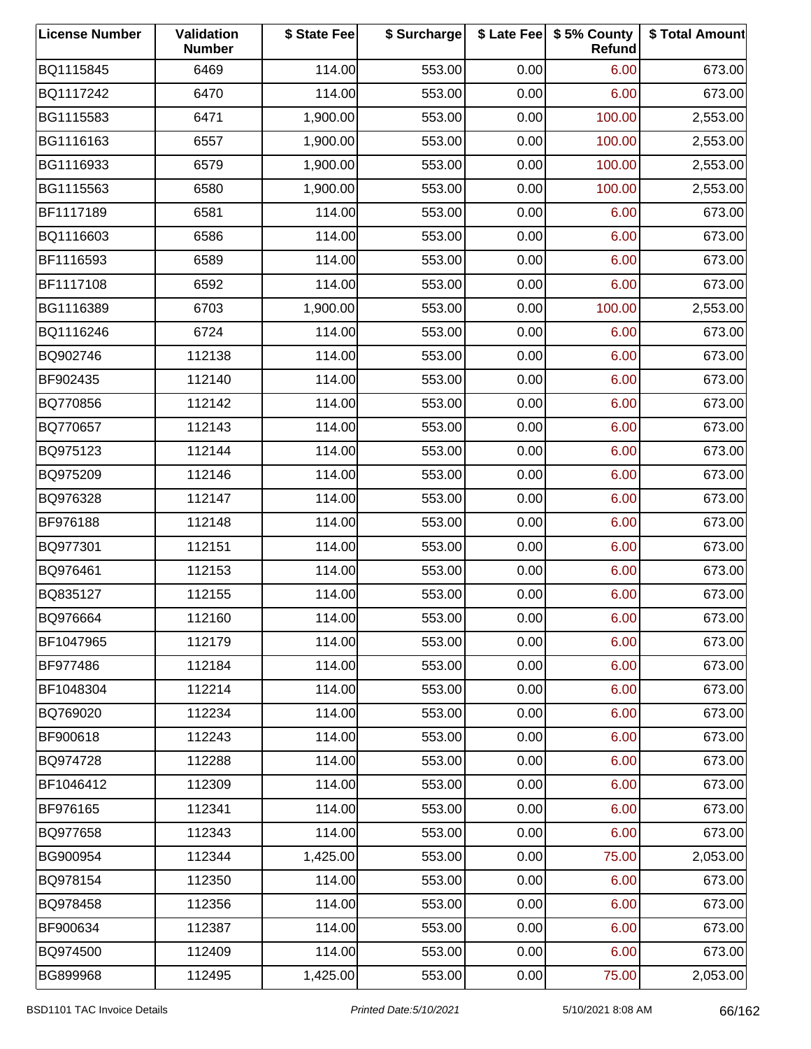| License Number | Validation Number | $ State Fee | $ Surcharge | $ Late Fee | $ 5% County Refund | $ Total Amount |
| --- | --- | --- | --- | --- | --- | --- |
| BQ1115845 | 6469 | 114.00 | 553.00 | 0.00 | 6.00 | 673.00 |
| BQ1117242 | 6470 | 114.00 | 553.00 | 0.00 | 6.00 | 673.00 |
| BG1115583 | 6471 | 1,900.00 | 553.00 | 0.00 | 100.00 | 2,553.00 |
| BG1116163 | 6557 | 1,900.00 | 553.00 | 0.00 | 100.00 | 2,553.00 |
| BG1116933 | 6579 | 1,900.00 | 553.00 | 0.00 | 100.00 | 2,553.00 |
| BG1115563 | 6580 | 1,900.00 | 553.00 | 0.00 | 100.00 | 2,553.00 |
| BF1117189 | 6581 | 114.00 | 553.00 | 0.00 | 6.00 | 673.00 |
| BQ1116603 | 6586 | 114.00 | 553.00 | 0.00 | 6.00 | 673.00 |
| BF1116593 | 6589 | 114.00 | 553.00 | 0.00 | 6.00 | 673.00 |
| BF1117108 | 6592 | 114.00 | 553.00 | 0.00 | 6.00 | 673.00 |
| BG1116389 | 6703 | 1,900.00 | 553.00 | 0.00 | 100.00 | 2,553.00 |
| BQ1116246 | 6724 | 114.00 | 553.00 | 0.00 | 6.00 | 673.00 |
| BQ902746 | 112138 | 114.00 | 553.00 | 0.00 | 6.00 | 673.00 |
| BF902435 | 112140 | 114.00 | 553.00 | 0.00 | 6.00 | 673.00 |
| BQ770856 | 112142 | 114.00 | 553.00 | 0.00 | 6.00 | 673.00 |
| BQ770657 | 112143 | 114.00 | 553.00 | 0.00 | 6.00 | 673.00 |
| BQ975123 | 112144 | 114.00 | 553.00 | 0.00 | 6.00 | 673.00 |
| BQ975209 | 112146 | 114.00 | 553.00 | 0.00 | 6.00 | 673.00 |
| BQ976328 | 112147 | 114.00 | 553.00 | 0.00 | 6.00 | 673.00 |
| BF976188 | 112148 | 114.00 | 553.00 | 0.00 | 6.00 | 673.00 |
| BQ977301 | 112151 | 114.00 | 553.00 | 0.00 | 6.00 | 673.00 |
| BQ976461 | 112153 | 114.00 | 553.00 | 0.00 | 6.00 | 673.00 |
| BQ835127 | 112155 | 114.00 | 553.00 | 0.00 | 6.00 | 673.00 |
| BQ976664 | 112160 | 114.00 | 553.00 | 0.00 | 6.00 | 673.00 |
| BF1047965 | 112179 | 114.00 | 553.00 | 0.00 | 6.00 | 673.00 |
| BF977486 | 112184 | 114.00 | 553.00 | 0.00 | 6.00 | 673.00 |
| BF1048304 | 112214 | 114.00 | 553.00 | 0.00 | 6.00 | 673.00 |
| BQ769020 | 112234 | 114.00 | 553.00 | 0.00 | 6.00 | 673.00 |
| BF900618 | 112243 | 114.00 | 553.00 | 0.00 | 6.00 | 673.00 |
| BQ974728 | 112288 | 114.00 | 553.00 | 0.00 | 6.00 | 673.00 |
| BF1046412 | 112309 | 114.00 | 553.00 | 0.00 | 6.00 | 673.00 |
| BF976165 | 112341 | 114.00 | 553.00 | 0.00 | 6.00 | 673.00 |
| BQ977658 | 112343 | 114.00 | 553.00 | 0.00 | 6.00 | 673.00 |
| BG900954 | 112344 | 1,425.00 | 553.00 | 0.00 | 75.00 | 2,053.00 |
| BQ978154 | 112350 | 114.00 | 553.00 | 0.00 | 6.00 | 673.00 |
| BQ978458 | 112356 | 114.00 | 553.00 | 0.00 | 6.00 | 673.00 |
| BF900634 | 112387 | 114.00 | 553.00 | 0.00 | 6.00 | 673.00 |
| BQ974500 | 112409 | 114.00 | 553.00 | 0.00 | 6.00 | 673.00 |
| BG899968 | 112495 | 1,425.00 | 553.00 | 0.00 | 75.00 | 2,053.00 |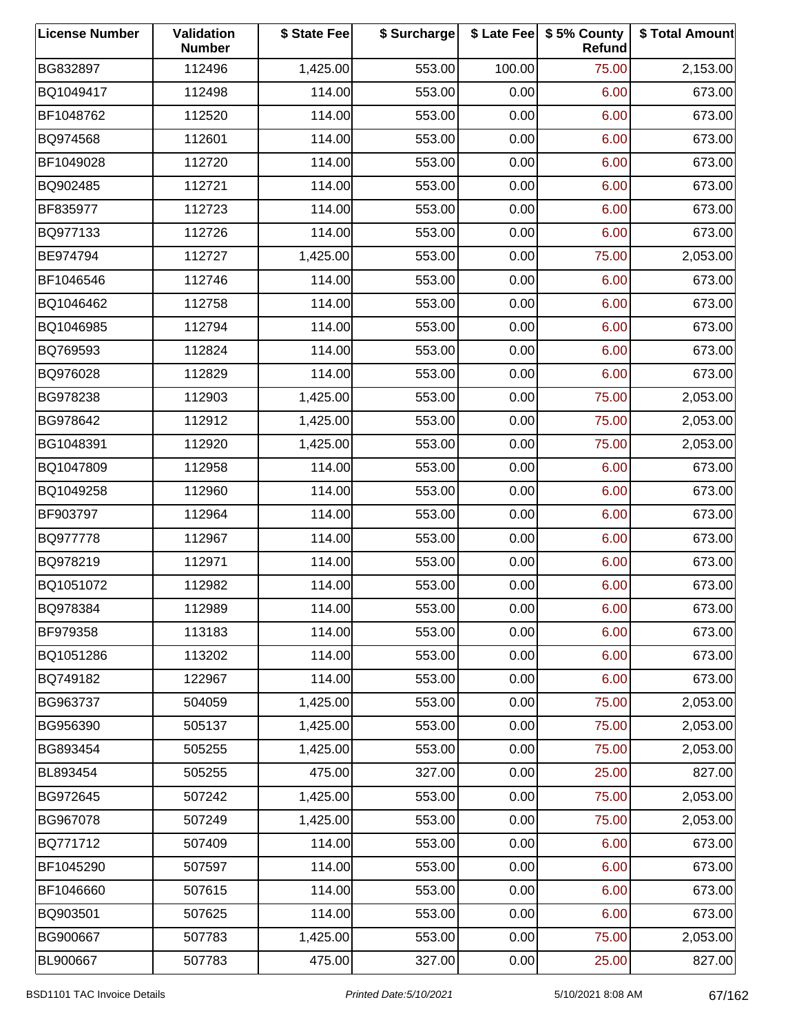| License Number | Validation Number | $ State Fee | $ Surcharge | $ Late Fee | $ 5% County Refund | $ Total Amount |
|---|---|---|---|---|---|---|
| BG832897 | 112496 | 1,425.00 | 553.00 | 100.00 | 75.00 | 2,153.00 |
| BQ1049417 | 112498 | 114.00 | 553.00 | 0.00 | 6.00 | 673.00 |
| BF1048762 | 112520 | 114.00 | 553.00 | 0.00 | 6.00 | 673.00 |
| BQ974568 | 112601 | 114.00 | 553.00 | 0.00 | 6.00 | 673.00 |
| BF1049028 | 112720 | 114.00 | 553.00 | 0.00 | 6.00 | 673.00 |
| BQ902485 | 112721 | 114.00 | 553.00 | 0.00 | 6.00 | 673.00 |
| BF835977 | 112723 | 114.00 | 553.00 | 0.00 | 6.00 | 673.00 |
| BQ977133 | 112726 | 114.00 | 553.00 | 0.00 | 6.00 | 673.00 |
| BE974794 | 112727 | 1,425.00 | 553.00 | 0.00 | 75.00 | 2,053.00 |
| BF1046546 | 112746 | 114.00 | 553.00 | 0.00 | 6.00 | 673.00 |
| BQ1046462 | 112758 | 114.00 | 553.00 | 0.00 | 6.00 | 673.00 |
| BQ1046985 | 112794 | 114.00 | 553.00 | 0.00 | 6.00 | 673.00 |
| BQ769593 | 112824 | 114.00 | 553.00 | 0.00 | 6.00 | 673.00 |
| BQ976028 | 112829 | 114.00 | 553.00 | 0.00 | 6.00 | 673.00 |
| BG978238 | 112903 | 1,425.00 | 553.00 | 0.00 | 75.00 | 2,053.00 |
| BG978642 | 112912 | 1,425.00 | 553.00 | 0.00 | 75.00 | 2,053.00 |
| BG1048391 | 112920 | 1,425.00 | 553.00 | 0.00 | 75.00 | 2,053.00 |
| BQ1047809 | 112958 | 114.00 | 553.00 | 0.00 | 6.00 | 673.00 |
| BQ1049258 | 112960 | 114.00 | 553.00 | 0.00 | 6.00 | 673.00 |
| BF903797 | 112964 | 114.00 | 553.00 | 0.00 | 6.00 | 673.00 |
| BQ977778 | 112967 | 114.00 | 553.00 | 0.00 | 6.00 | 673.00 |
| BQ978219 | 112971 | 114.00 | 553.00 | 0.00 | 6.00 | 673.00 |
| BQ1051072 | 112982 | 114.00 | 553.00 | 0.00 | 6.00 | 673.00 |
| BQ978384 | 112989 | 114.00 | 553.00 | 0.00 | 6.00 | 673.00 |
| BF979358 | 113183 | 114.00 | 553.00 | 0.00 | 6.00 | 673.00 |
| BQ1051286 | 113202 | 114.00 | 553.00 | 0.00 | 6.00 | 673.00 |
| BQ749182 | 122967 | 114.00 | 553.00 | 0.00 | 6.00 | 673.00 |
| BG963737 | 504059 | 1,425.00 | 553.00 | 0.00 | 75.00 | 2,053.00 |
| BG956390 | 505137 | 1,425.00 | 553.00 | 0.00 | 75.00 | 2,053.00 |
| BG893454 | 505255 | 1,425.00 | 553.00 | 0.00 | 75.00 | 2,053.00 |
| BL893454 | 505255 | 475.00 | 327.00 | 0.00 | 25.00 | 827.00 |
| BG972645 | 507242 | 1,425.00 | 553.00 | 0.00 | 75.00 | 2,053.00 |
| BG967078 | 507249 | 1,425.00 | 553.00 | 0.00 | 75.00 | 2,053.00 |
| BQ771712 | 507409 | 114.00 | 553.00 | 0.00 | 6.00 | 673.00 |
| BF1045290 | 507597 | 114.00 | 553.00 | 0.00 | 6.00 | 673.00 |
| BF1046660 | 507615 | 114.00 | 553.00 | 0.00 | 6.00 | 673.00 |
| BQ903501 | 507625 | 114.00 | 553.00 | 0.00 | 6.00 | 673.00 |
| BG900667 | 507783 | 1,425.00 | 553.00 | 0.00 | 75.00 | 2,053.00 |
| BL900667 | 507783 | 475.00 | 327.00 | 0.00 | 25.00 | 827.00 |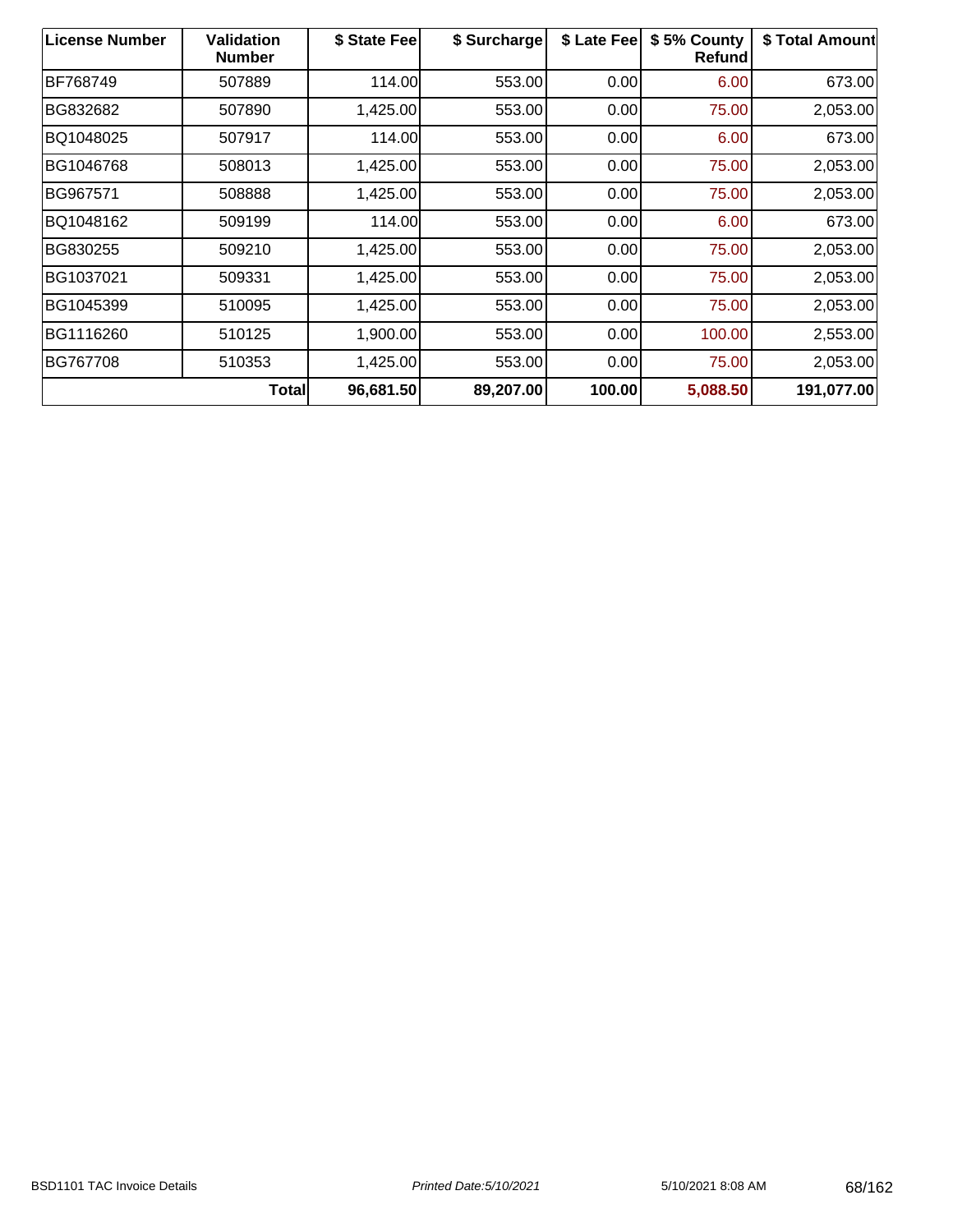| License Number | Validation Number | $ State Fee | $ Surcharge | $ Late Fee | $ 5% County Refund | $ Total Amount |
|---|---|---|---|---|---|---|
| BF768749 | 507889 | 114.00 | 553.00 | 0.00 | 6.00 | 673.00 |
| BG832682 | 507890 | 1,425.00 | 553.00 | 0.00 | 75.00 | 2,053.00 |
| BQ1048025 | 507917 | 114.00 | 553.00 | 0.00 | 6.00 | 673.00 |
| BG1046768 | 508013 | 1,425.00 | 553.00 | 0.00 | 75.00 | 2,053.00 |
| BG967571 | 508888 | 1,425.00 | 553.00 | 0.00 | 75.00 | 2,053.00 |
| BQ1048162 | 509199 | 114.00 | 553.00 | 0.00 | 6.00 | 673.00 |
| BG830255 | 509210 | 1,425.00 | 553.00 | 0.00 | 75.00 | 2,053.00 |
| BG1037021 | 509331 | 1,425.00 | 553.00 | 0.00 | 75.00 | 2,053.00 |
| BG1045399 | 510095 | 1,425.00 | 553.00 | 0.00 | 75.00 | 2,053.00 |
| BG1116260 | 510125 | 1,900.00 | 553.00 | 0.00 | 100.00 | 2,553.00 |
| BG767708 | 510353 | 1,425.00 | 553.00 | 0.00 | 75.00 | 2,053.00 |
| | **Total** | **96,681.50** | **89,207.00** | **100.00** | **5,088.50** | **191,077.00** |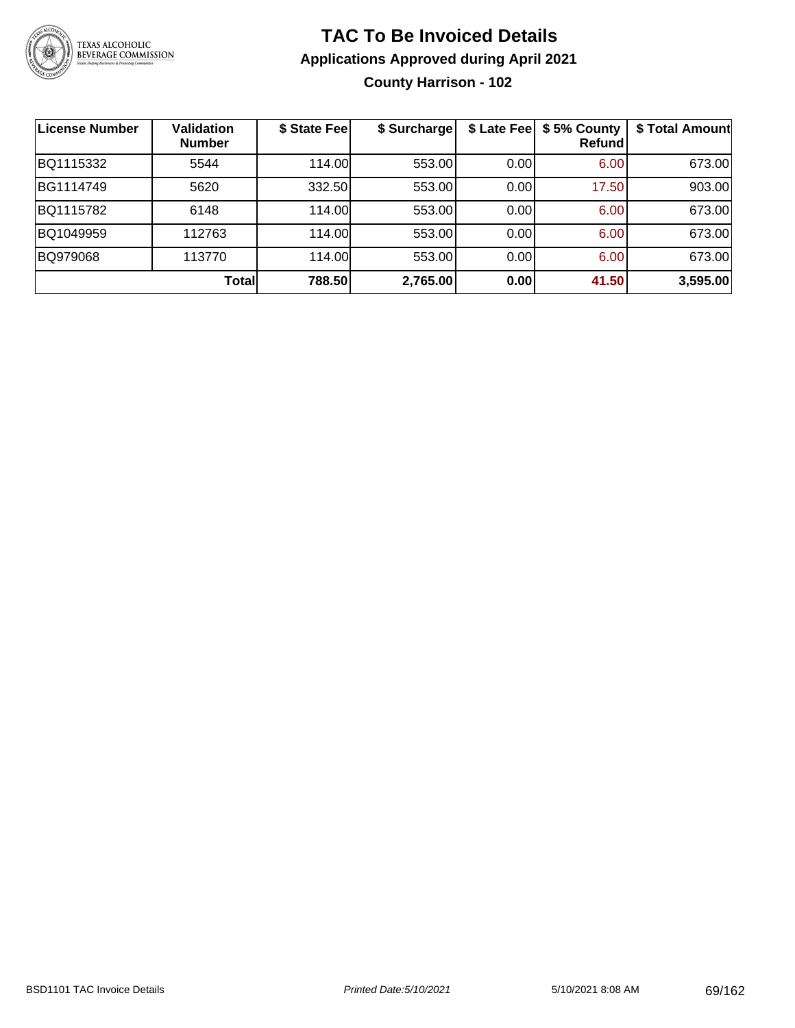# TAC To Be Invoiced Details

## Applications Approved during April 2021

### County Harrison - 102

| License Number | Validation Number | $ State Fee | $ Surcharge | $ Late Fee | $ 5% County Refund | $ Total Amount |
|---|---|---|---|---|---|---|
| BQ1115332 | 5544 | 114.00 | 553.00 | 0.00 | 6.00 | 673.00 |
| BG1114749 | 5620 | 332.50 | 553.00 | 0.00 | 17.50 | 903.00 |
| BQ1115782 | 6148 | 114.00 | 553.00 | 0.00 | 6.00 | 673.00 |
| BQ1049959 | 112763 | 114.00 | 553.00 | 0.00 | 6.00 | 673.00 |
| BQ979068 | 113770 | 114.00 | 553.00 | 0.00 | 6.00 | 673.00 |
| | **Total** | **788.50** | **2,765.00** | **0.00** | **41.50** | **3,595.00** |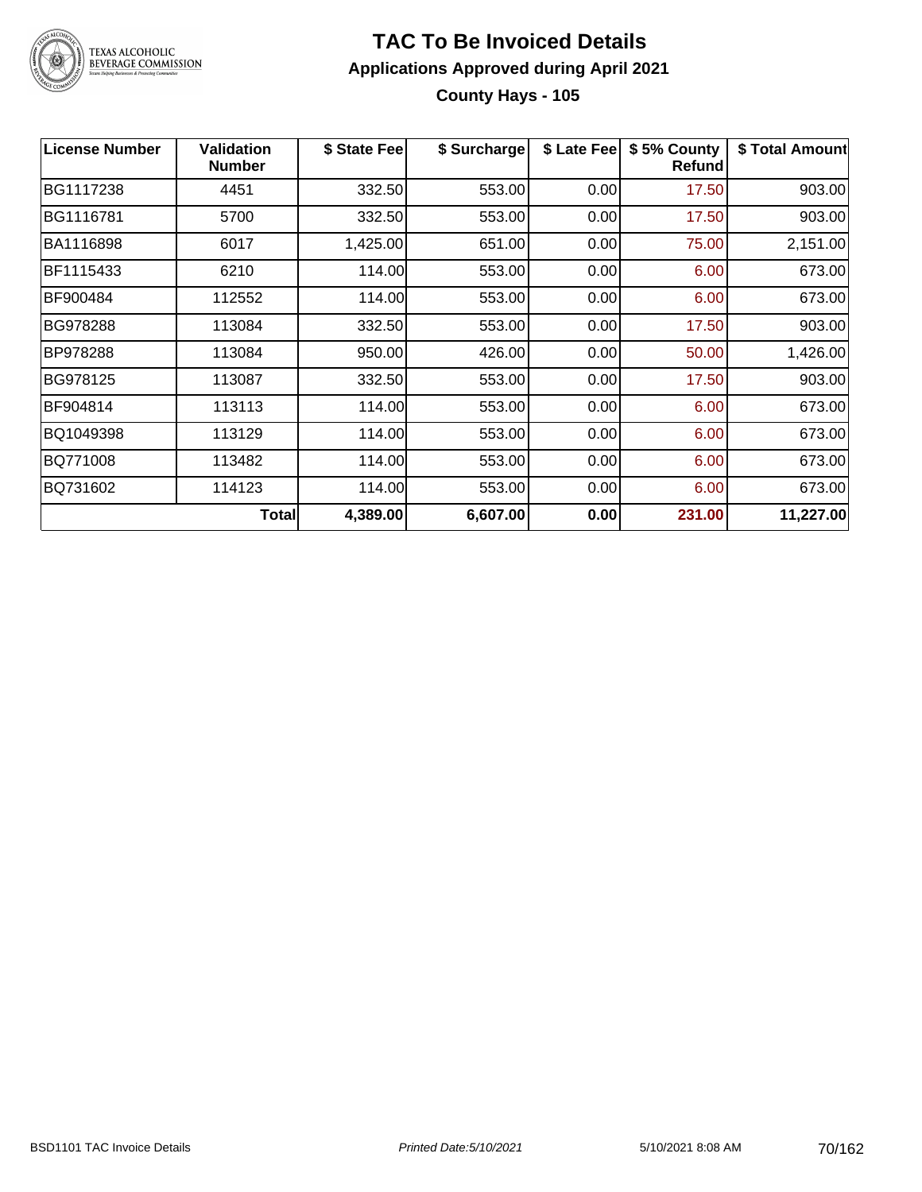# TAC To Be Invoiced Details

## Applications Approved during April 2021

### County Hays - 105

| License Number | Validation Number | $ State Fee | $ Surcharge | $ Late Fee | $ 5% County Refund | $ Total Amount |
|---|---|---|---|---|---|---|
| BG1117238 | 4451 | 332.50 | 553.00 | 0.00 | 17.50 | 903.00 |
| BG1116781 | 5700 | 332.50 | 553.00 | 0.00 | 17.50 | 903.00 |
| BA1116898 | 6017 | 1,425.00 | 651.00 | 0.00 | 75.00 | 2,151.00 |
| BF1115433 | 6210 | 114.00 | 553.00 | 0.00 | 6.00 | 673.00 |
| BF900484 | 112552 | 114.00 | 553.00 | 0.00 | 6.00 | 673.00 |
| BG978288 | 113084 | 332.50 | 553.00 | 0.00 | 17.50 | 903.00 |
| BP978288 | 113084 | 950.00 | 426.00 | 0.00 | 50.00 | 1,426.00 |
| BG978125 | 113087 | 332.50 | 553.00 | 0.00 | 17.50 | 903.00 |
| BF904814 | 113113 | 114.00 | 553.00 | 0.00 | 6.00 | 673.00 |
| BQ1049398 | 113129 | 114.00 | 553.00 | 0.00 | 6.00 | 673.00 |
| BQ771008 | 113482 | 114.00 | 553.00 | 0.00 | 6.00 | 673.00 |
| BQ731602 | 114123 | 114.00 | 553.00 | 0.00 | 6.00 | 673.00 |
| | **Total** | **4,389.00** | **6,607.00** | **0.00** | **231.00** | **11,227.00** |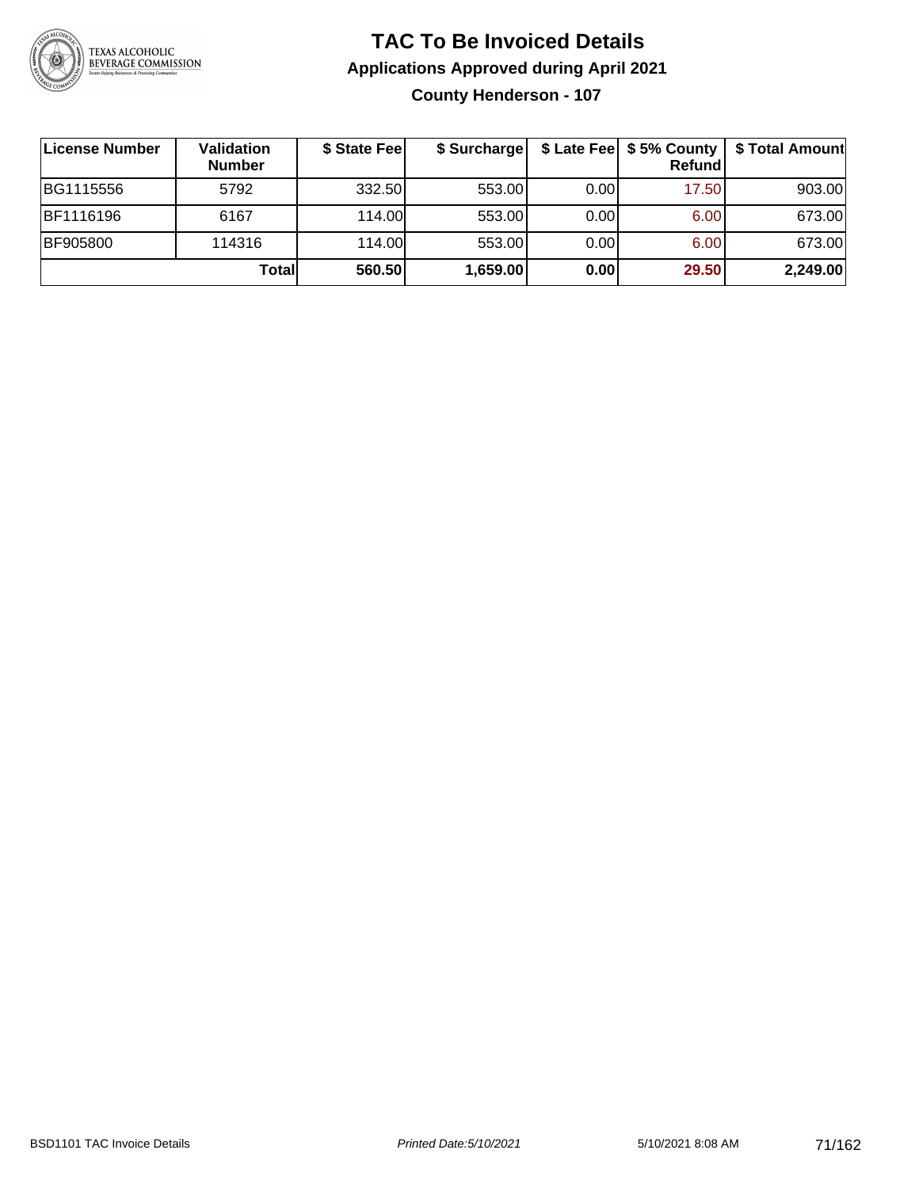# TAC To Be Invoiced Details

## Applications Approved during April 2021

### County Henderson - 107

| License Number | Validation Number | $ State Fee | $ Surcharge | $ Late Fee | $ 5% County Refund | $ Total Amount |
|---|---|---|---|---|---|---|
| BG1115556 | 5792 | 332.50 | 553.00 | 0.00 | 17.50 | 903.00 |
| BF1116196 | 6167 | 114.00 | 553.00 | 0.00 | 6.00 | 673.00 |
| BF905800 | 114316 | 114.00 | 553.00 | 0.00 | 6.00 | 673.00 |
| | **Total** | **560.50** | **1,659.00** | **0.00** | **29.50** | **2,249.00** |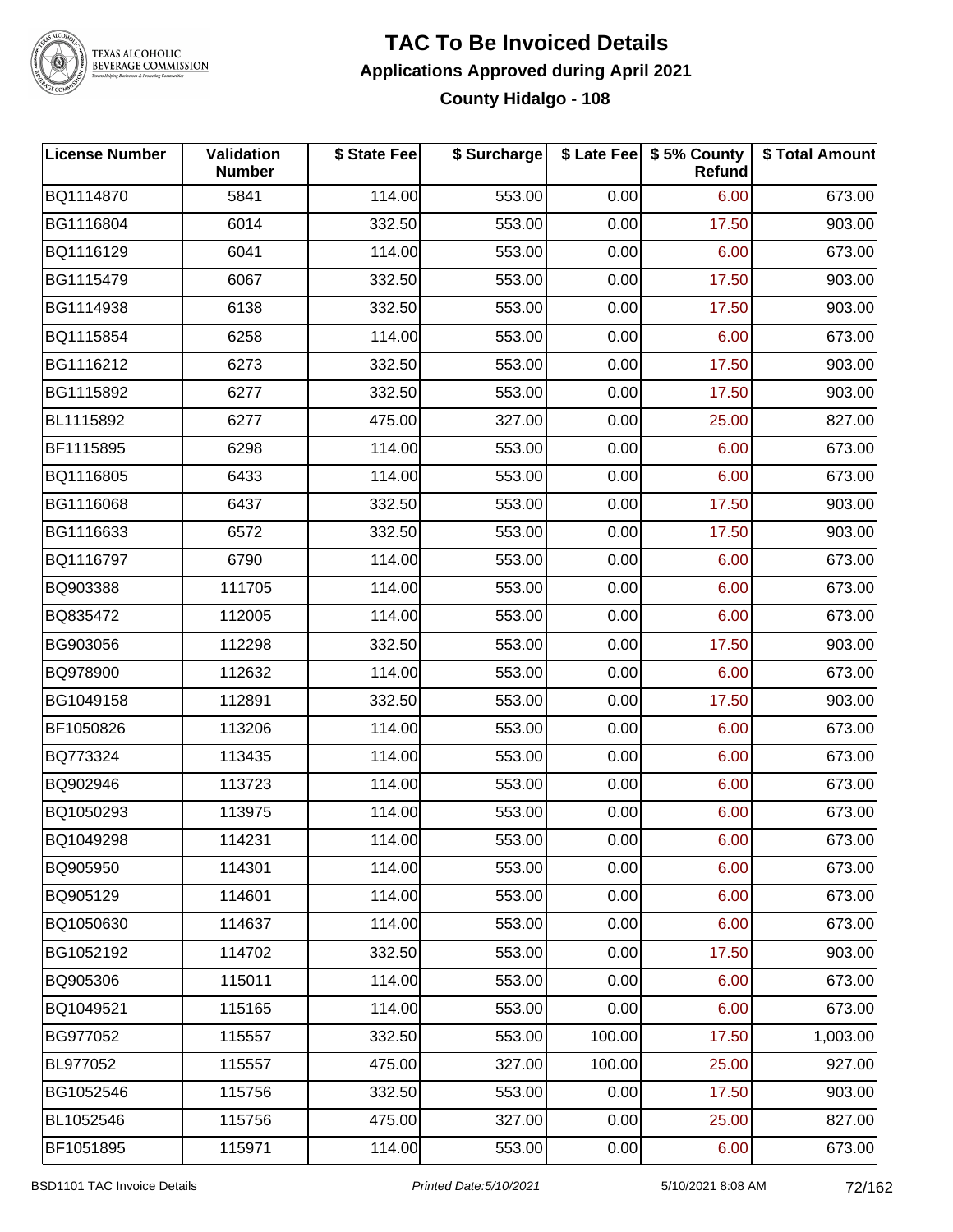# TAC To Be Invoiced Details

## Applications Approved during April 2021

### County Hidalgo - 108

| License Number | Validation Number | $ State Fee | $ Surcharge | $ Late Fee | $ 5% County Refund | $ Total Amount |
|---|---|---|---|---|---|---|
| BQ1114870 | 5841 | 114.00 | 553.00 | 0.00 | 6.00 | 673.00 |
| BG1116804 | 6014 | 332.50 | 553.00 | 0.00 | 17.50 | 903.00 |
| BQ1116129 | 6041 | 114.00 | 553.00 | 0.00 | 6.00 | 673.00 |
| BG1115479 | 6067 | 332.50 | 553.00 | 0.00 | 17.50 | 903.00 |
| BG1114938 | 6138 | 332.50 | 553.00 | 0.00 | 17.50 | 903.00 |
| BQ1115854 | 6258 | 114.00 | 553.00 | 0.00 | 6.00 | 673.00 |
| BG1116212 | 6273 | 332.50 | 553.00 | 0.00 | 17.50 | 903.00 |
| BG1115892 | 6277 | 332.50 | 553.00 | 0.00 | 17.50 | 903.00 |
| BL1115892 | 6277 | 475.00 | 327.00 | 0.00 | 25.00 | 827.00 |
| BF1115895 | 6298 | 114.00 | 553.00 | 0.00 | 6.00 | 673.00 |
| BQ1116805 | 6433 | 114.00 | 553.00 | 0.00 | 6.00 | 673.00 |
| BG1116068 | 6437 | 332.50 | 553.00 | 0.00 | 17.50 | 903.00 |
| BG1116633 | 6572 | 332.50 | 553.00 | 0.00 | 17.50 | 903.00 |
| BQ1116797 | 6790 | 114.00 | 553.00 | 0.00 | 6.00 | 673.00 |
| BQ903388 | 111705 | 114.00 | 553.00 | 0.00 | 6.00 | 673.00 |
| BQ835472 | 112005 | 114.00 | 553.00 | 0.00 | 6.00 | 673.00 |
| BG903056 | 112298 | 332.50 | 553.00 | 0.00 | 17.50 | 903.00 |
| BQ978900 | 112632 | 114.00 | 553.00 | 0.00 | 6.00 | 673.00 |
| BG1049158 | 112891 | 332.50 | 553.00 | 0.00 | 17.50 | 903.00 |
| BF1050826 | 113206 | 114.00 | 553.00 | 0.00 | 6.00 | 673.00 |
| BQ773324 | 113435 | 114.00 | 553.00 | 0.00 | 6.00 | 673.00 |
| BQ902946 | 113723 | 114.00 | 553.00 | 0.00 | 6.00 | 673.00 |
| BQ1050293 | 113975 | 114.00 | 553.00 | 0.00 | 6.00 | 673.00 |
| BQ1049298 | 114231 | 114.00 | 553.00 | 0.00 | 6.00 | 673.00 |
| BQ905950 | 114301 | 114.00 | 553.00 | 0.00 | 6.00 | 673.00 |
| BQ905129 | 114601 | 114.00 | 553.00 | 0.00 | 6.00 | 673.00 |
| BQ1050630 | 114637 | 114.00 | 553.00 | 0.00 | 6.00 | 673.00 |
| BG1052192 | 114702 | 332.50 | 553.00 | 0.00 | 17.50 | 903.00 |
| BQ905306 | 115011 | 114.00 | 553.00 | 0.00 | 6.00 | 673.00 |
| BQ1049521 | 115165 | 114.00 | 553.00 | 0.00 | 6.00 | 673.00 |
| BG977052 | 115557 | 332.50 | 553.00 | 100.00 | 17.50 | 1,003.00 |
| BL977052 | 115557 | 475.00 | 327.00 | 100.00 | 25.00 | 927.00 |
| BG1052546 | 115756 | 332.50 | 553.00 | 0.00 | 17.50 | 903.00 |
| BL1052546 | 115756 | 475.00 | 327.00 | 0.00 | 25.00 | 827.00 |
| BF1051895 | 115971 | 114.00 | 553.00 | 0.00 | 6.00 | 673.00 |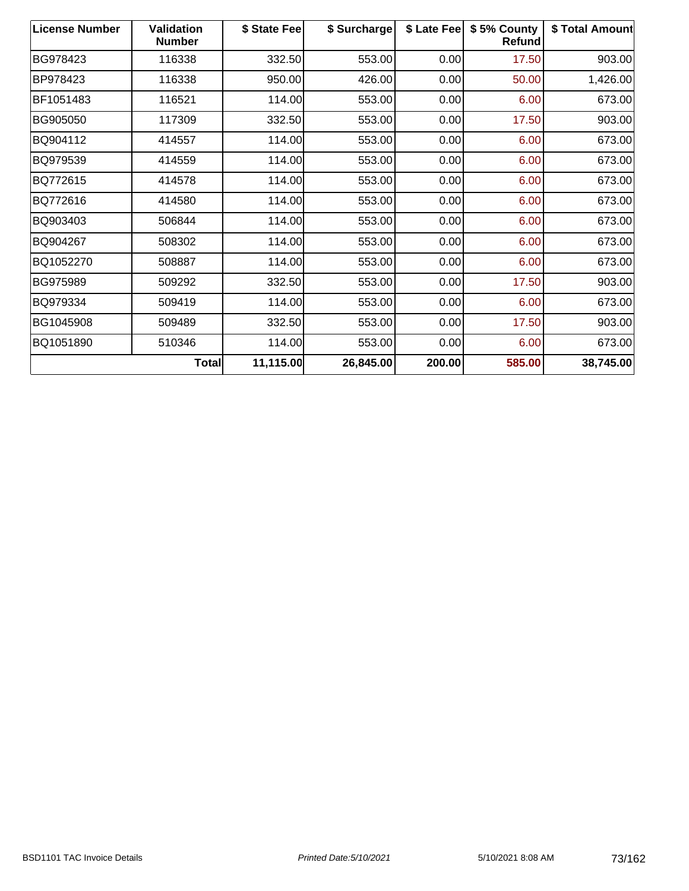| License Number | Validation Number | $ State Fee | $ Surcharge | $ Late Fee | $ 5% County Refund | $ Total Amount |
|---|---|---|---|---|---|---|
| BG978423 | 116338 | 332.50 | 553.00 | 0.00 | 17.50 | 903.00 |
| BP978423 | 116338 | 950.00 | 426.00 | 0.00 | 50.00 | 1,426.00 |
| BF1051483 | 116521 | 114.00 | 553.00 | 0.00 | 6.00 | 673.00 |
| BG905050 | 117309 | 332.50 | 553.00 | 0.00 | 17.50 | 903.00 |
| BQ904112 | 414557 | 114.00 | 553.00 | 0.00 | 6.00 | 673.00 |
| BQ979539 | 414559 | 114.00 | 553.00 | 0.00 | 6.00 | 673.00 |
| BQ772615 | 414578 | 114.00 | 553.00 | 0.00 | 6.00 | 673.00 |
| BQ772616 | 414580 | 114.00 | 553.00 | 0.00 | 6.00 | 673.00 |
| BQ903403 | 506844 | 114.00 | 553.00 | 0.00 | 6.00 | 673.00 |
| BQ904267 | 508302 | 114.00 | 553.00 | 0.00 | 6.00 | 673.00 |
| BQ1052270 | 508887 | 114.00 | 553.00 | 0.00 | 6.00 | 673.00 |
| BG975989 | 509292 | 332.50 | 553.00 | 0.00 | 17.50 | 903.00 |
| BQ979334 | 509419 | 114.00 | 553.00 | 0.00 | 6.00 | 673.00 |
| BG1045908 | 509489 | 332.50 | 553.00 | 0.00 | 17.50 | 903.00 |
| BQ1051890 | 510346 | 114.00 | 553.00 | 0.00 | 6.00 | 673.00 |
| | **Total** | **11,115.00** | **26,845.00** | **200.00** | **585.00** | **38,745.00** |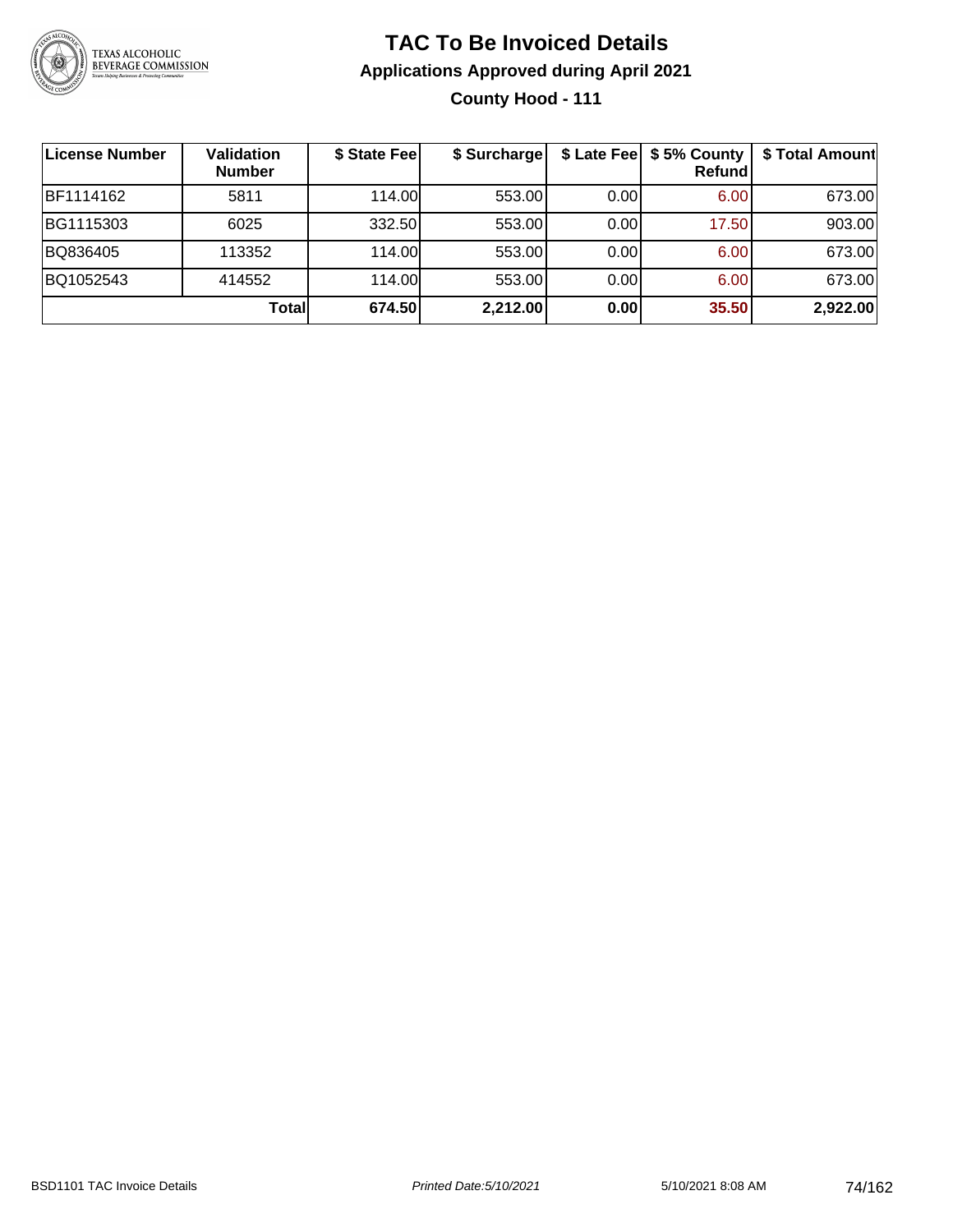# TAC To Be Invoiced Details

## Applications Approved during April 2021

### County Hood - 111

| License Number | Validation Number | $ State Fee | $ Surcharge | $ Late Fee | $ 5% County Refund | $ Total Amount |
|---|---|---|---|---|---|---|
| BF1114162 | 5811 | 114.00 | 553.00 | 0.00 | 6.00 | 673.00 |
| BG1115303 | 6025 | 332.50 | 553.00 | 0.00 | 17.50 | 903.00 |
| BQ836405 | 113352 | 114.00 | 553.00 | 0.00 | 6.00 | 673.00 |
| BQ1052543 | 414552 | 114.00 | 553.00 | 0.00 | 6.00 | 673.00 |
| | **Total** | **674.50** | **2,212.00** | **0.00** | **35.50** | **2,922.00** |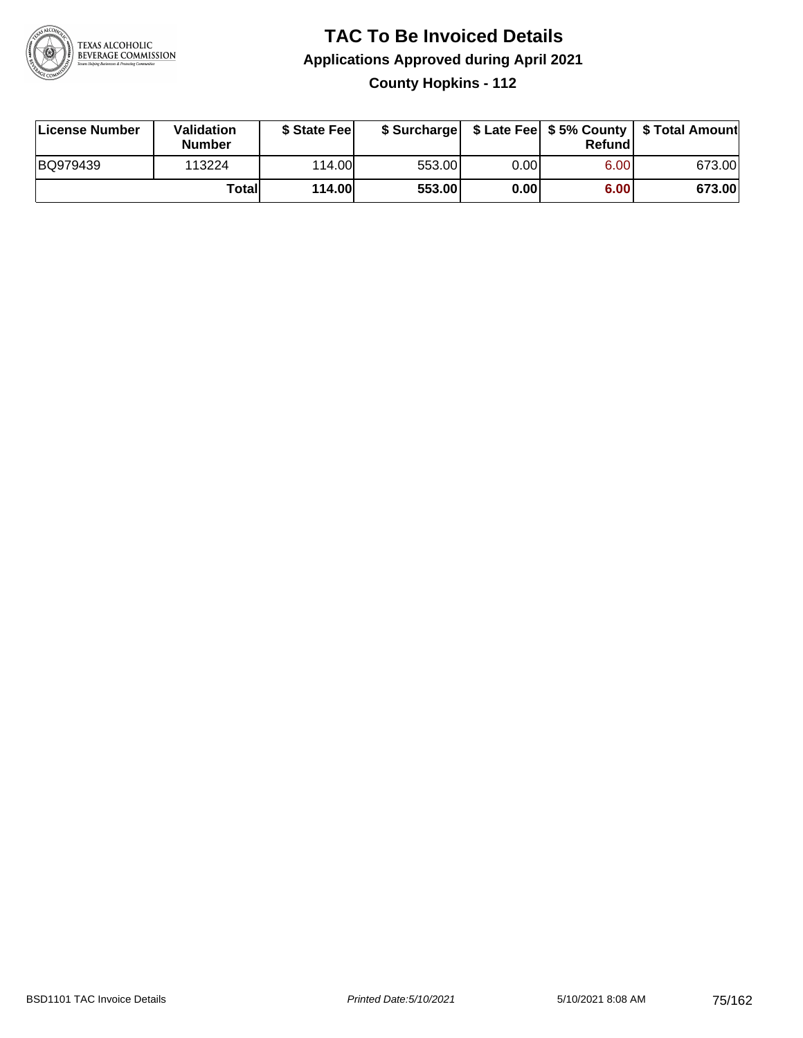# TAC To Be Invoiced Details

## Applications Approved during April 2021

### County Hopkins - 112

| License Number | Validation Number | $ State Fee | $ Surcharge | $ Late Fee | $ 5% County Refund | $ Total Amount |
|---|---|---|---|---|---|---|
| BQ979439 | 113224 | 114.00 | 553.00 | 0.00 | 6.00 | 673.00 |
| | **Total** | **114.00** | **553.00** | **0.00** | **6.00** | **673.00** |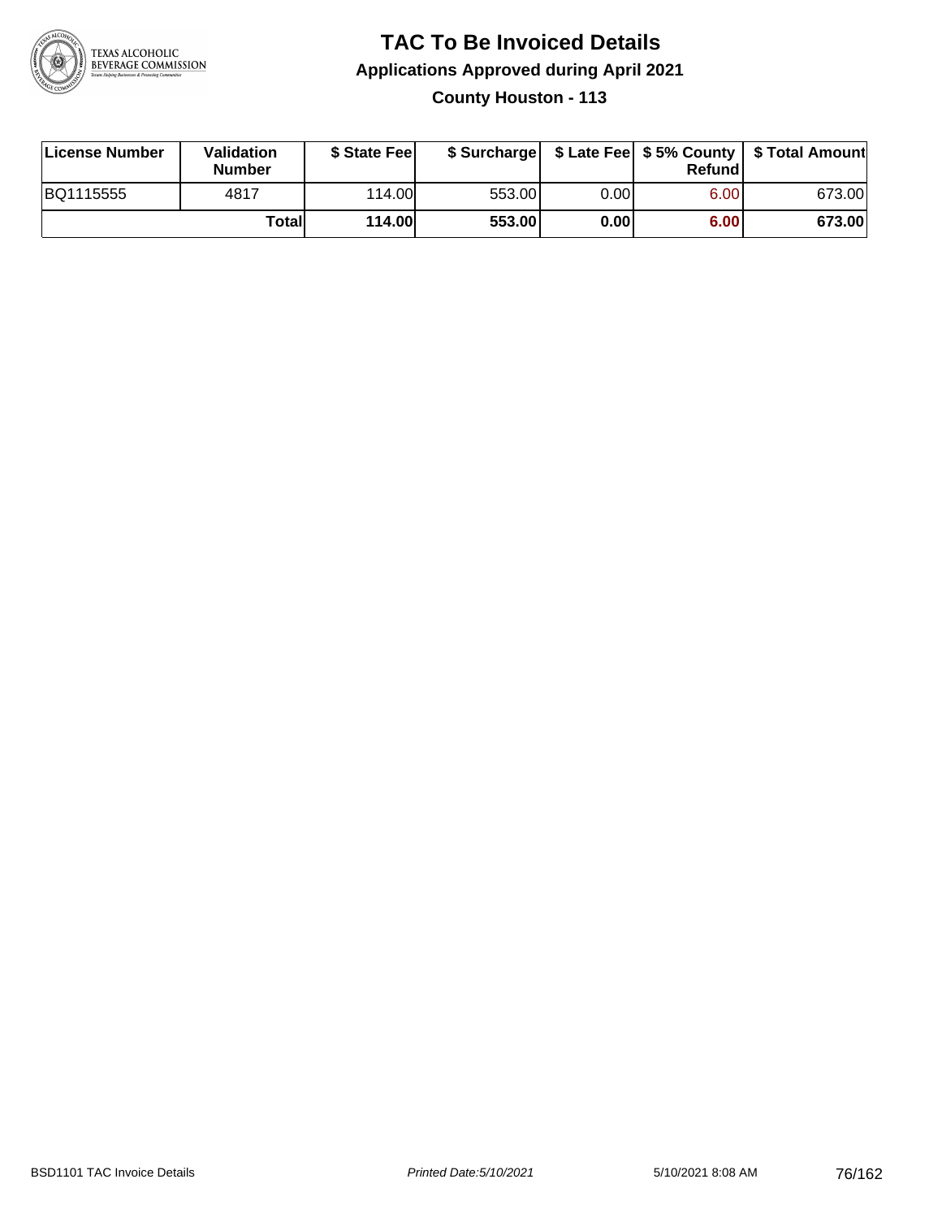# TAC To Be Invoiced Details

## Applications Approved during April 2021

### County Houston - 113

| License Number | Validation Number | $ State Fee | $ Surcharge | $ Late Fee | $ 5% County Refund | $ Total Amount |
|---|---|---|---|---|---|---|
| BQ1115555 | 4817 | 114.00 | 553.00 | 0.00 | 6.00 | 673.00 |
| | **Total** | **114.00** | **553.00** | **0.00** | **6.00** | **673.00** |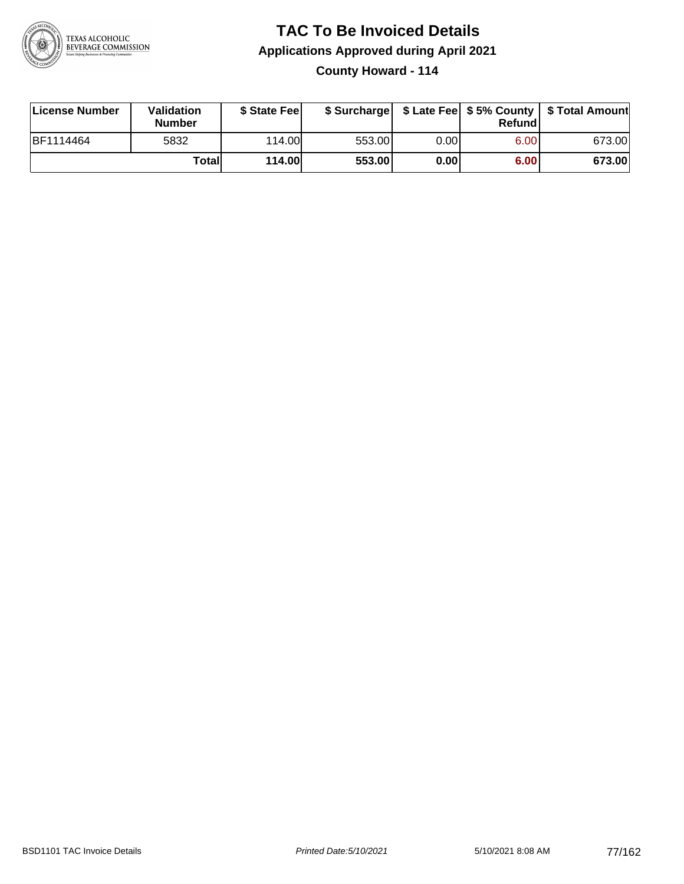# TAC To Be Invoiced Details

## Applications Approved during April 2021

### County Howard - 114

| License Number | Validation Number | $ State Fee | $ Surcharge | $ Late Fee | $ 5% County Refund | $ Total Amount |
|---|---|---|---|---|---|---|
| BF1114464 | 5832 | 114.00 | 553.00 | 0.00 | 6.00 | 673.00 |
| | **Total** | **114.00** | **553.00** | **0.00** | **6.00** | **673.00** |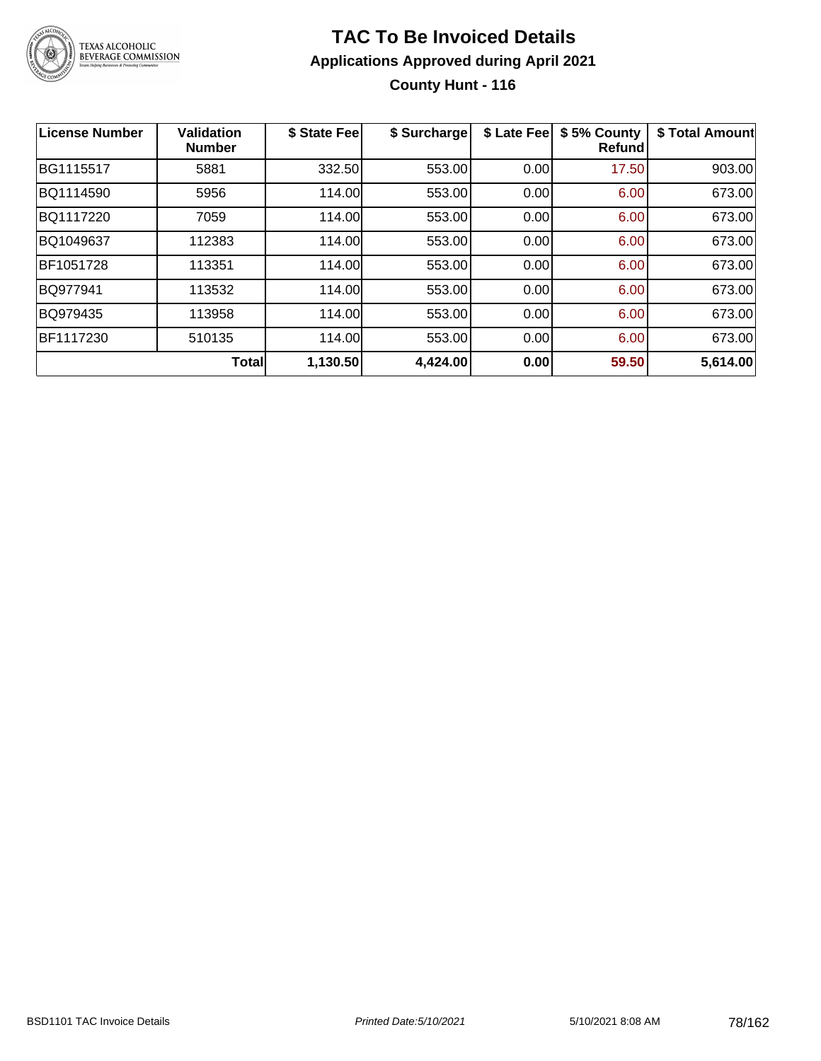# TAC To Be Invoiced Details

## Applications Approved during April 2021

### County Hunt - 116

| License Number | Validation Number | $ State Fee | $ Surcharge | $ Late Fee | $ 5% County Refund | $ Total Amount |
|---|---|---|---|---|---|---|
| BG1115517 | 5881 | 332.50 | 553.00 | 0.00 | 17.50 | 903.00 |
| BQ1114590 | 5956 | 114.00 | 553.00 | 0.00 | 6.00 | 673.00 |
| BQ1117220 | 7059 | 114.00 | 553.00 | 0.00 | 6.00 | 673.00 |
| BQ1049637 | 112383 | 114.00 | 553.00 | 0.00 | 6.00 | 673.00 |
| BF1051728 | 113351 | 114.00 | 553.00 | 0.00 | 6.00 | 673.00 |
| BQ977941 | 113532 | 114.00 | 553.00 | 0.00 | 6.00 | 673.00 |
| BQ979435 | 113958 | 114.00 | 553.00 | 0.00 | 6.00 | 673.00 |
| BF1117230 | 510135 | 114.00 | 553.00 | 0.00 | 6.00 | 673.00 |
| | **Total** | **1,130.50** | **4,424.00** | **0.00** | **59.50** | **5,614.00** |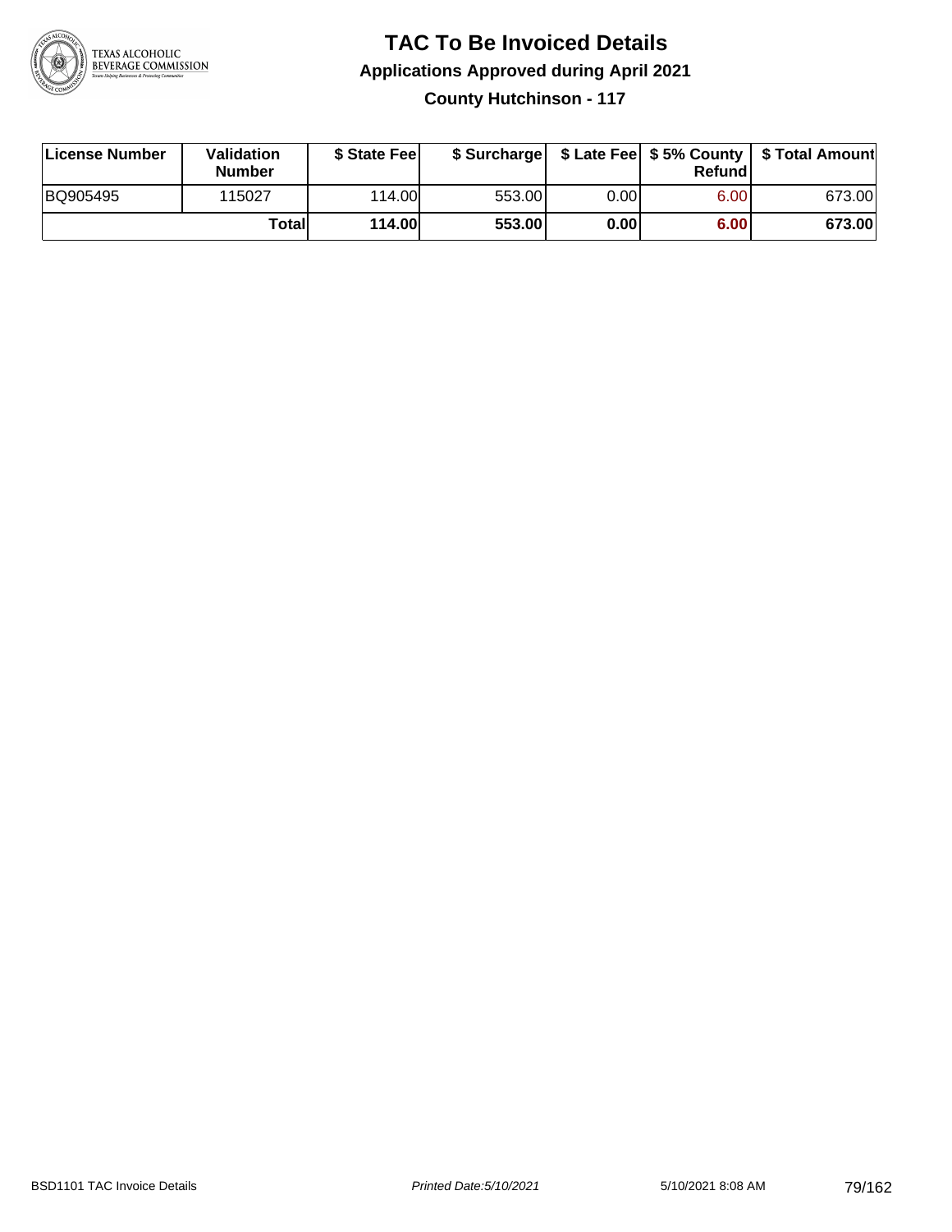# TAC To Be Invoiced Details

## Applications Approved during April 2021

### County Hutchinson - 117

| License Number | Validation Number | $ State Fee | $ Surcharge | $ Late Fee | $ 5% County Refund | $ Total Amount |
|---|---|---|---|---|---|---|
| BQ905495 | 115027 | 114.00 | 553.00 | 0.00 | 6.00 | 673.00 |
| | **Total** | **114.00** | **553.00** | **0.00** | **6.00** | **673.00** |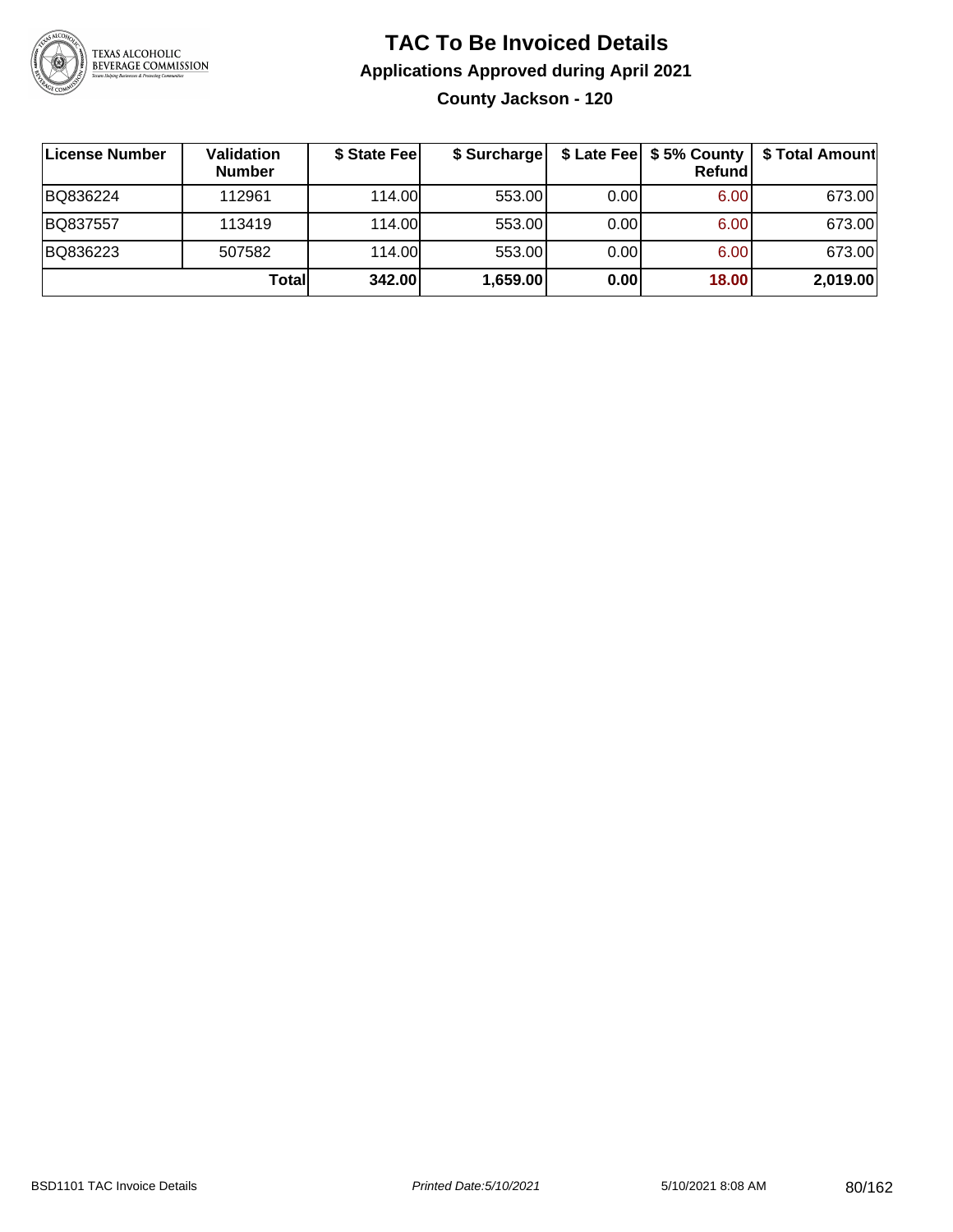# TAC To Be Invoiced Details

## Applications Approved during April 2021

### County Jackson - 120

| License Number | Validation Number | $ State Fee | $ Surcharge | $ Late Fee | $ 5% County Refund | $ Total Amount |
|---|---|---|---|---|---|---|
| BQ836224 | 112961 | 114.00 | 553.00 | 0.00 | 6.00 | 673.00 |
| BQ837557 | 113419 | 114.00 | 553.00 | 0.00 | 6.00 | 673.00 |
| BQ836223 | 507582 | 114.00 | 553.00 | 0.00 | 6.00 | 673.00 |
| | **Total** | **342.00** | **1,659.00** | **0.00** | **18.00** | **2,019.00** |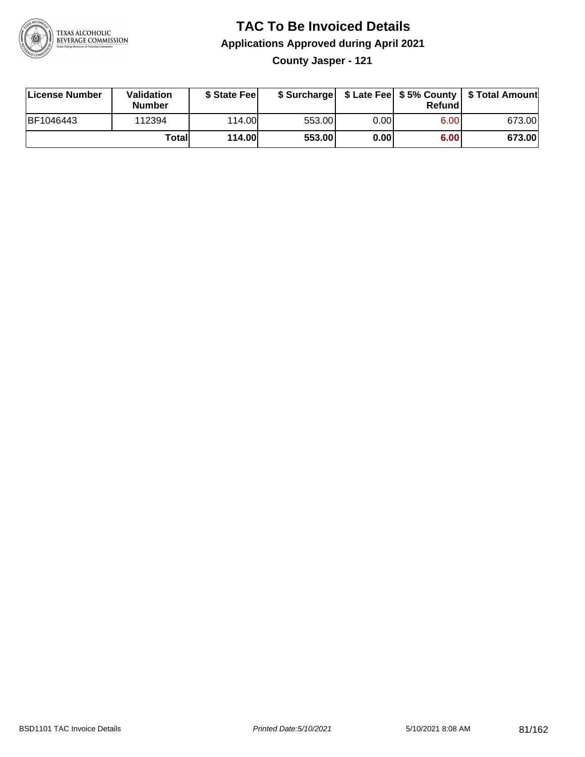# TAC To Be Invoiced Details

## Applications Approved during April 2021

### County Jasper - 121

| License Number | Validation Number | $ State Fee | $ Surcharge | $ Late Fee | $ 5% County Refund | $ Total Amount |
|---|---|---|---|---|---|---|
| BF1046443 | 112394 | 114.00 | 553.00 | 0.00 | 6.00 | 673.00 |
| | **Total** | **114.00** | **553.00** | **0.00** | **6.00** | **673.00** |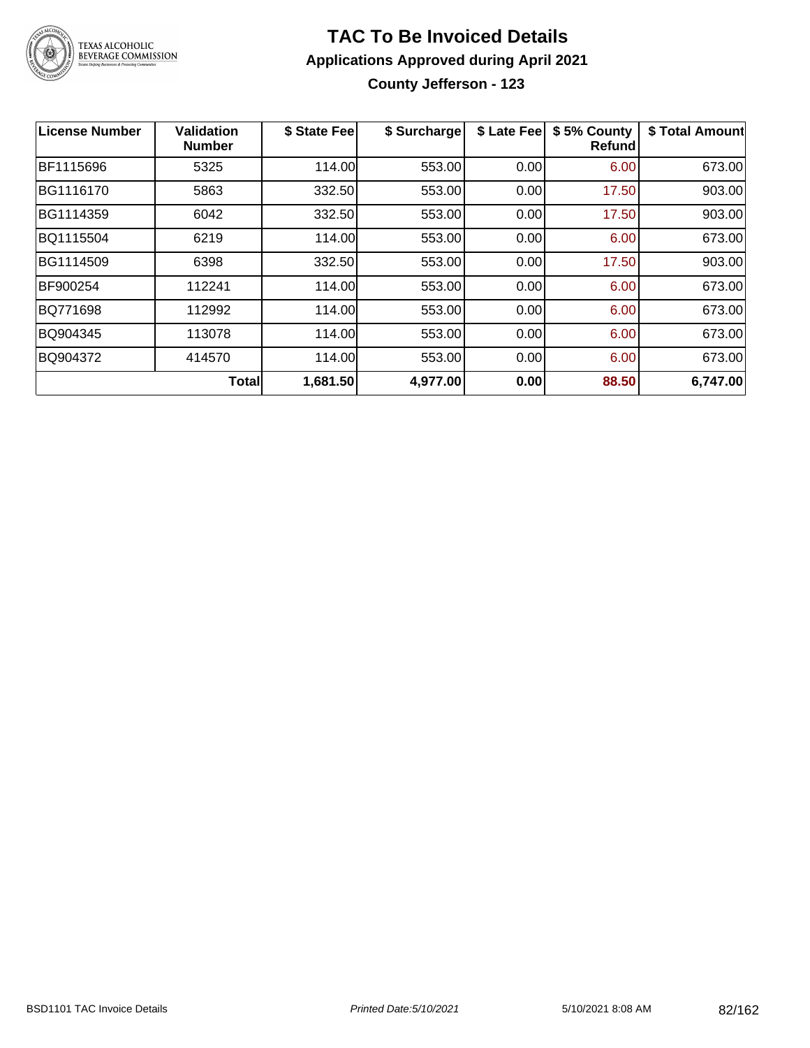# TAC To Be Invoiced Details

## Applications Approved during April 2021

### County Jefferson - 123

| License Number | Validation Number | $ State Fee | $ Surcharge | $ Late Fee | $ 5% County Refund | $ Total Amount |
|---|---|---|---|---|---|---|
| BF1115696 | 5325 | 114.00 | 553.00 | 0.00 | 6.00 | 673.00 |
| BG1116170 | 5863 | 332.50 | 553.00 | 0.00 | 17.50 | 903.00 |
| BG1114359 | 6042 | 332.50 | 553.00 | 0.00 | 17.50 | 903.00 |
| BQ1115504 | 6219 | 114.00 | 553.00 | 0.00 | 6.00 | 673.00 |
| BG1114509 | 6398 | 332.50 | 553.00 | 0.00 | 17.50 | 903.00 |
| BF900254 | 112241 | 114.00 | 553.00 | 0.00 | 6.00 | 673.00 |
| BQ771698 | 112992 | 114.00 | 553.00 | 0.00 | 6.00 | 673.00 |
| BQ904345 | 113078 | 114.00 | 553.00 | 0.00 | 6.00 | 673.00 |
| BQ904372 | 414570 | 114.00 | 553.00 | 0.00 | 6.00 | 673.00 |
| | **Total** | **1,681.50** | **4,977.00** | **0.00** | **88.50** | **6,747.00** |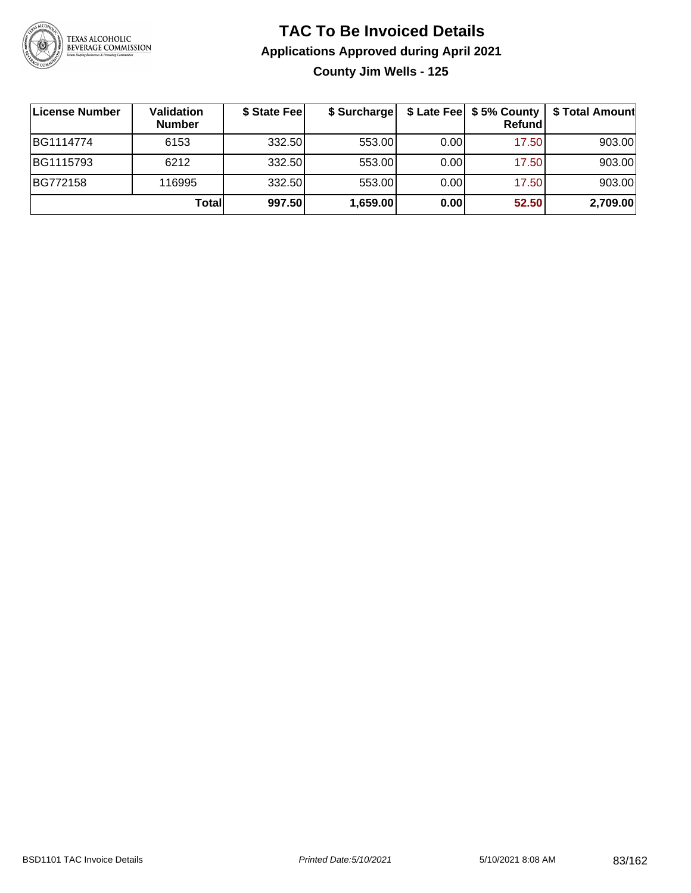# TAC To Be Invoiced Details

## Applications Approved during April 2021

### County Jim Wells - 125

| License Number | Validation Number | $ State Fee | $ Surcharge | $ Late Fee | $ 5% County Refund | $ Total Amount |
|---|---|---|---|---|---|---|
| BG1114774 | 6153 | 332.50 | 553.00 | 0.00 | 17.50 | 903.00 |
| BG1115793 | 6212 | 332.50 | 553.00 | 0.00 | 17.50 | 903.00 |
| BG772158 | 116995 | 332.50 | 553.00 | 0.00 | 17.50 | 903.00 |
| | **Total** | **997.50** | **1,659.00** | **0.00** | **52.50** | **2,709.00** |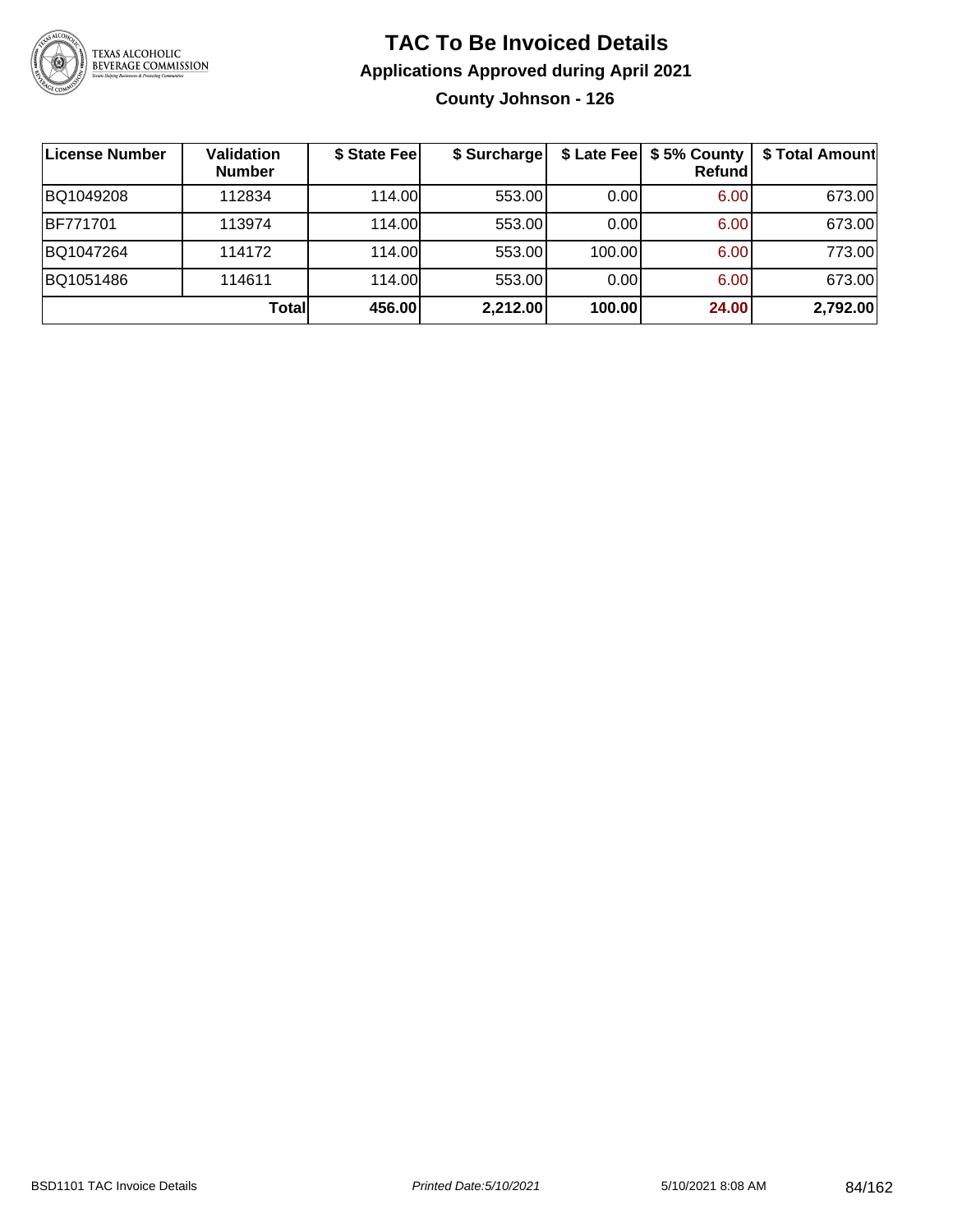# TAC To Be Invoiced Details

## Applications Approved during April 2021

### County Johnson - 126

| License Number | Validation Number | $ State Fee | $ Surcharge | $ Late Fee | $ 5% County Refund | $ Total Amount |
|---|---|---|---|---|---|---|
| BQ1049208 | 112834 | 114.00 | 553.00 | 0.00 | 6.00 | 673.00 |
| BF771701 | 113974 | 114.00 | 553.00 | 0.00 | 6.00 | 673.00 |
| BQ1047264 | 114172 | 114.00 | 553.00 | 100.00 | 6.00 | 773.00 |
| BQ1051486 | 114611 | 114.00 | 553.00 | 0.00 | 6.00 | 673.00 |
| | **Total** | **456.00** | **2,212.00** | **100.00** | **24.00** | **2,792.00** |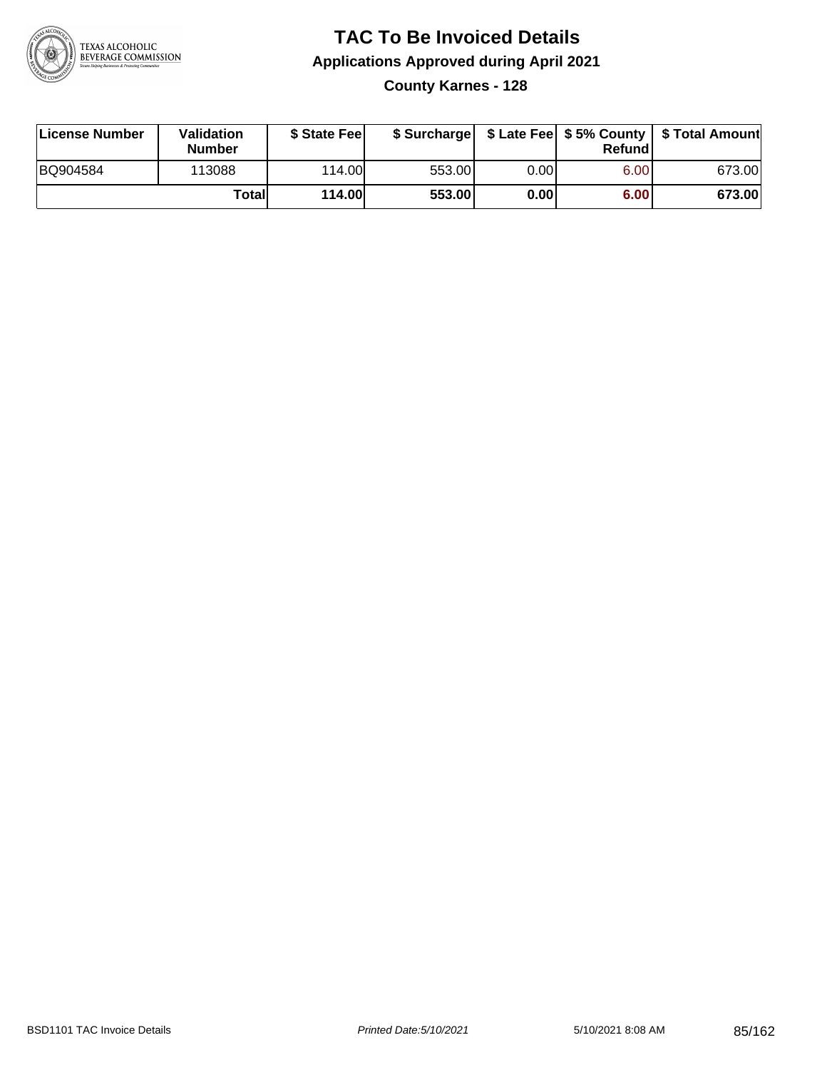# TAC To Be Invoiced Details

## Applications Approved during April 2021

### County Karnes - 128

| License Number | Validation Number | $ State Fee | $ Surcharge | $ Late Fee | $ 5% County Refund | $ Total Amount |
|---|---|---|---|---|---|---|
| BQ904584 | 113088 | 114.00 | 553.00 | 0.00 | 6.00 | 673.00 |
| | **Total** | **114.00** | **553.00** | **0.00** | **6.00** | **673.00** |

BSD1101 TAC Invoice Details — Printed Date: 5/10/2021 — 5/10/2021 8:08 AM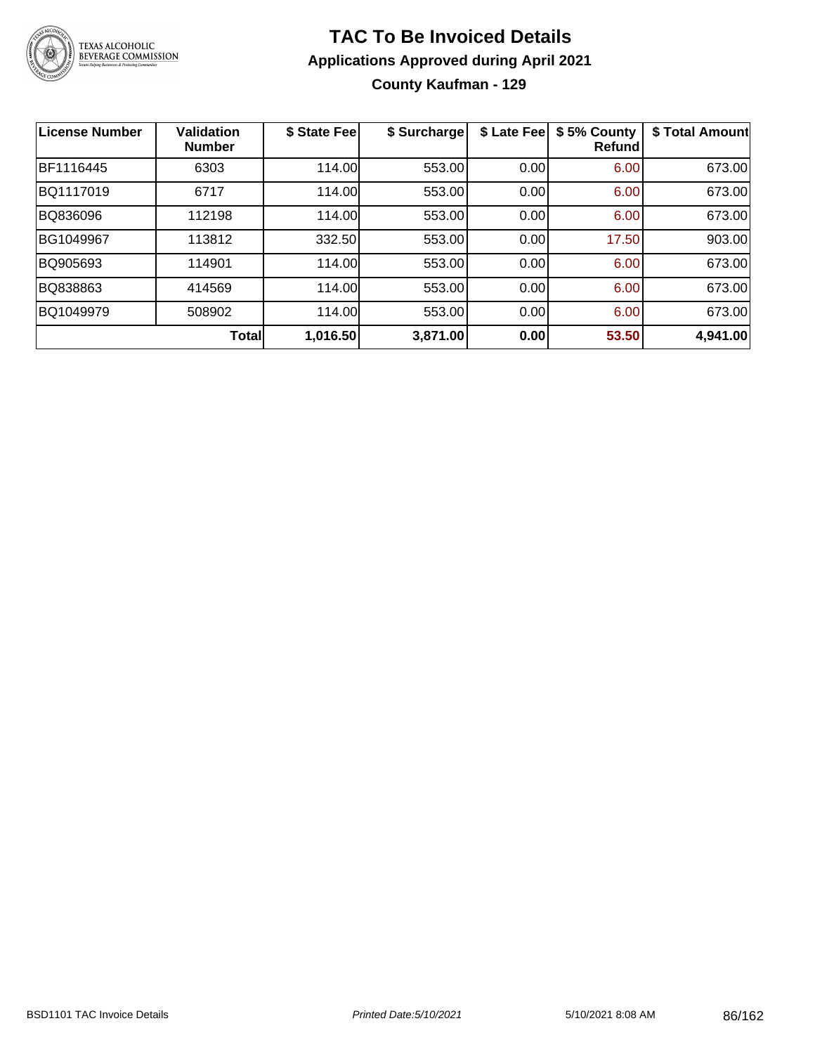# TAC To Be Invoiced Details

## Applications Approved during April 2021

### County Kaufman - 129

| License Number | Validation Number | $ State Fee | $ Surcharge | $ Late Fee | $ 5% County Refund | $ Total Amount |
|---|---|---|---|---|---|---|
| BF1116445 | 6303 | 114.00 | 553.00 | 0.00 | 6.00 | 673.00 |
| BQ1117019 | 6717 | 114.00 | 553.00 | 0.00 | 6.00 | 673.00 |
| BQ836096 | 112198 | 114.00 | 553.00 | 0.00 | 6.00 | 673.00 |
| BG1049967 | 113812 | 332.50 | 553.00 | 0.00 | 17.50 | 903.00 |
| BQ905693 | 114901 | 114.00 | 553.00 | 0.00 | 6.00 | 673.00 |
| BQ838863 | 414569 | 114.00 | 553.00 | 0.00 | 6.00 | 673.00 |
| BQ1049979 | 508902 | 114.00 | 553.00 | 0.00 | 6.00 | 673.00 |
| | **Total** | **1,016.50** | **3,871.00** | **0.00** | **53.50** | **4,941.00** |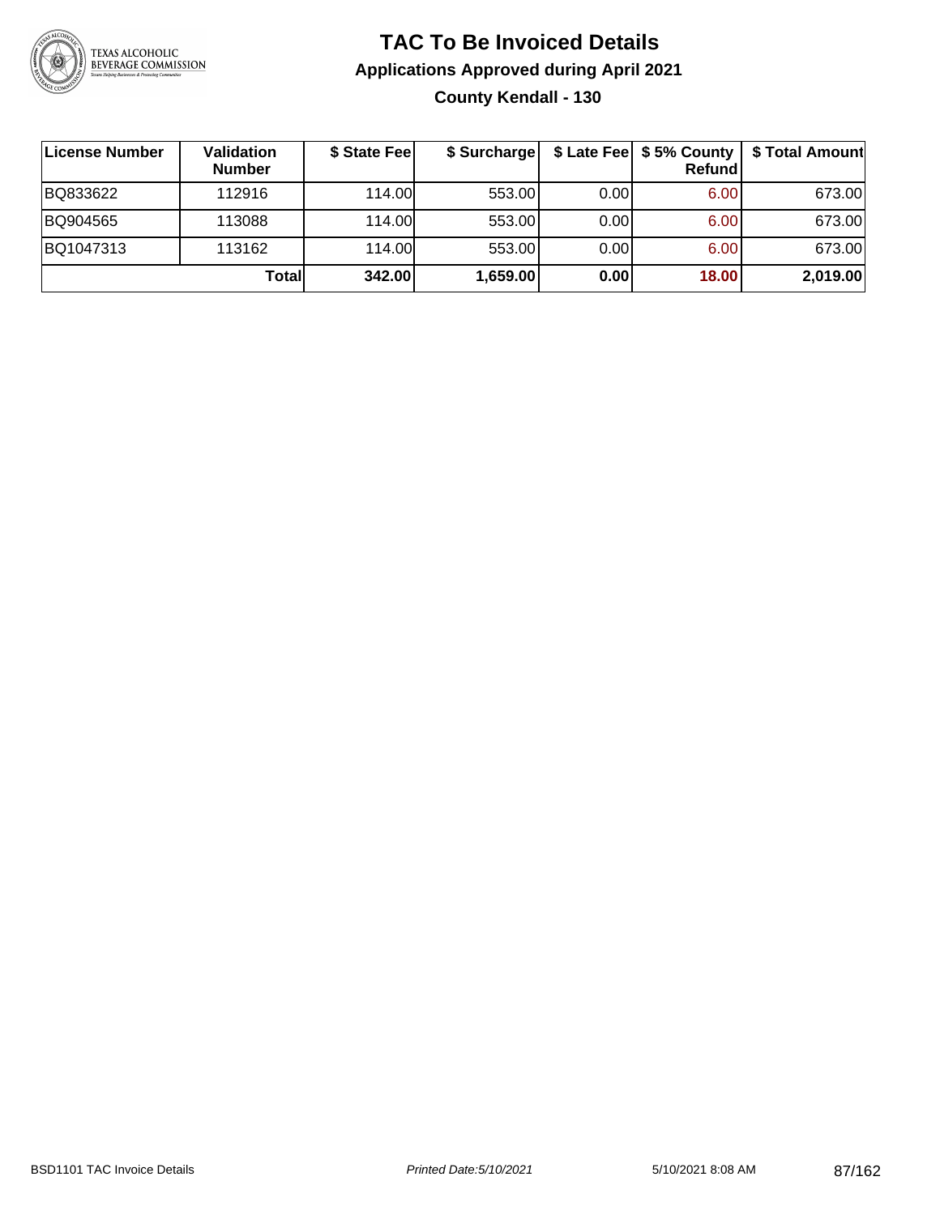# TAC To Be Invoiced Details

## Applications Approved during April 2021

### County Kendall - 130

| License Number | Validation Number | $ State Fee | $ Surcharge | $ Late Fee | $ 5% County Refund | $ Total Amount |
|---|---|---|---|---|---|---|
| BQ833622 | 112916 | 114.00 | 553.00 | 0.00 | 6.00 | 673.00 |
| BQ904565 | 113088 | 114.00 | 553.00 | 0.00 | 6.00 | 673.00 |
| BQ1047313 | 113162 | 114.00 | 553.00 | 0.00 | 6.00 | 673.00 |
| | **Total** | **342.00** | **1,659.00** | **0.00** | **18.00** | **2,019.00** |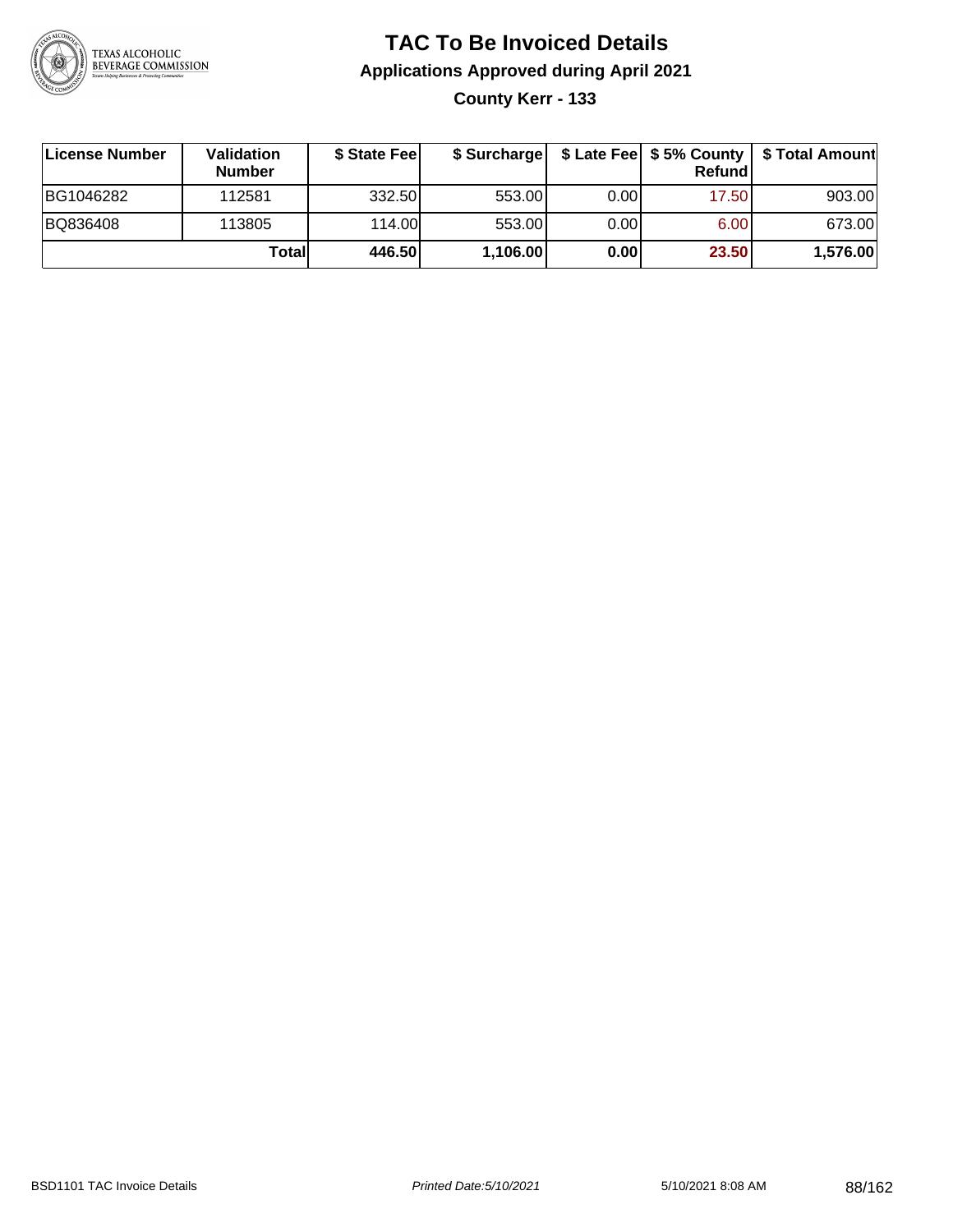# TAC To Be Invoiced Details

## Applications Approved during April 2021

### County Kerr - 133

| License Number | Validation Number | $ State Fee | $ Surcharge | $ Late Fee | $ 5% County Refund | $ Total Amount |
|---|---|---|---|---|---|---|
| BG1046282 | 112581 | 332.50 | 553.00 | 0.00 | 17.50 | 903.00 |
| BQ836408 | 113805 | 114.00 | 553.00 | 0.00 | 6.00 | 673.00 |
| | **Total** | **446.50** | **1,106.00** | **0.00** | **23.50** | **1,576.00** |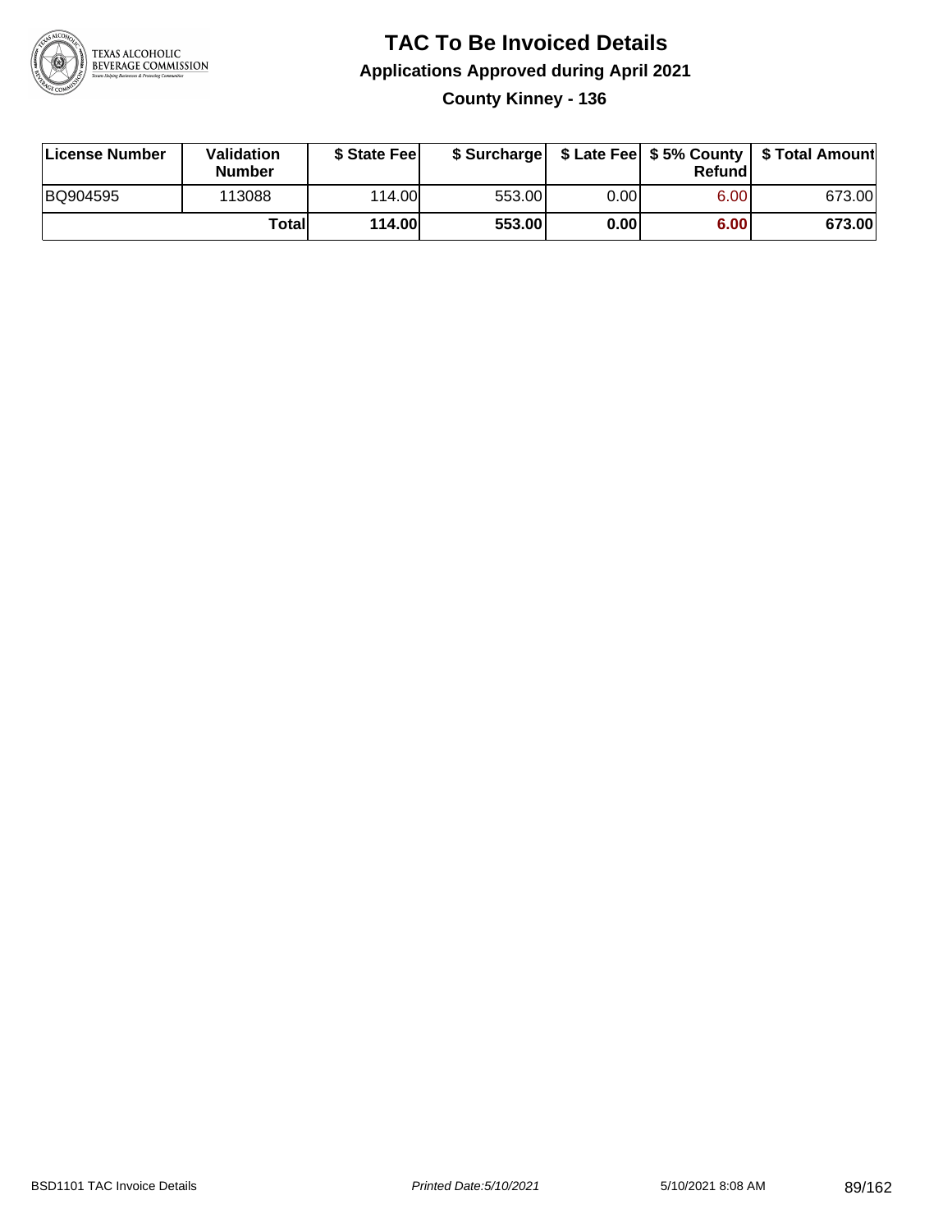# TAC To Be Invoiced Details

## Applications Approved during April 2021

### County Kinney - 136

| License Number | Validation Number | $ State Fee | $ Surcharge | $ Late Fee | $ 5% County Refund | $ Total Amount |
|---|---|---|---|---|---|---|
| BQ904595 | 113088 | 114.00 | 553.00 | 0.00 | 6.00 | 673.00 |
| | **Total** | **114.00** | **553.00** | **0.00** | **6.00** | **673.00** |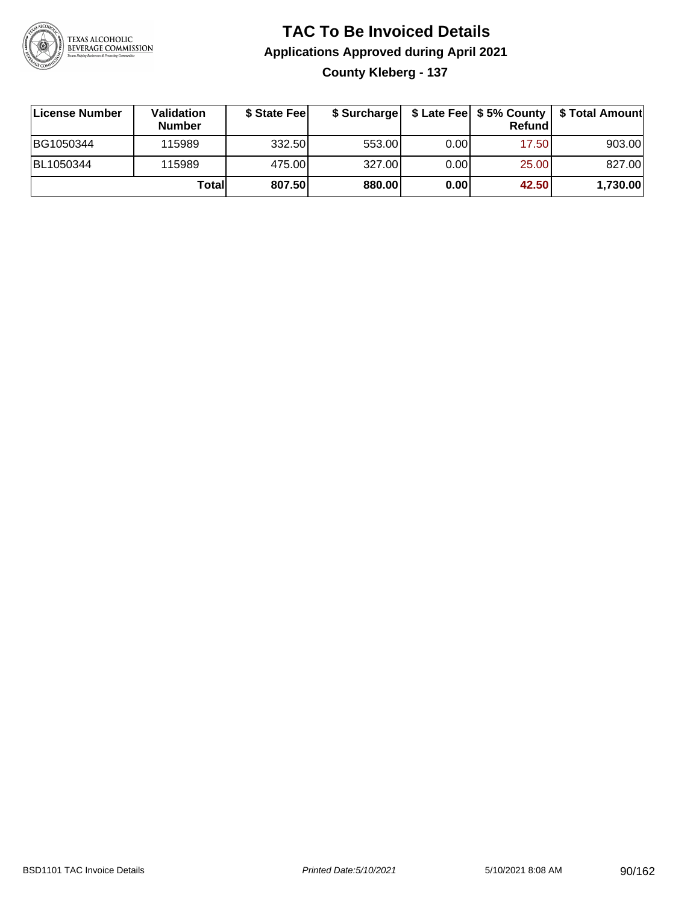# TAC To Be Invoiced Details

## Applications Approved during April 2021

### County Kleberg - 137

| License Number | Validation Number | $ State Fee | $ Surcharge | $ Late Fee | $ 5% County Refund | $ Total Amount |
|---|---|---|---|---|---|---|
| BG1050344 | 115989 | 332.50 | 553.00 | 0.00 | 17.50 | 903.00 |
| BL1050344 | 115989 | 475.00 | 327.00 | 0.00 | 25.00 | 827.00 |
| | **Total** | **807.50** | **880.00** | **0.00** | **42.50** | **1,730.00** |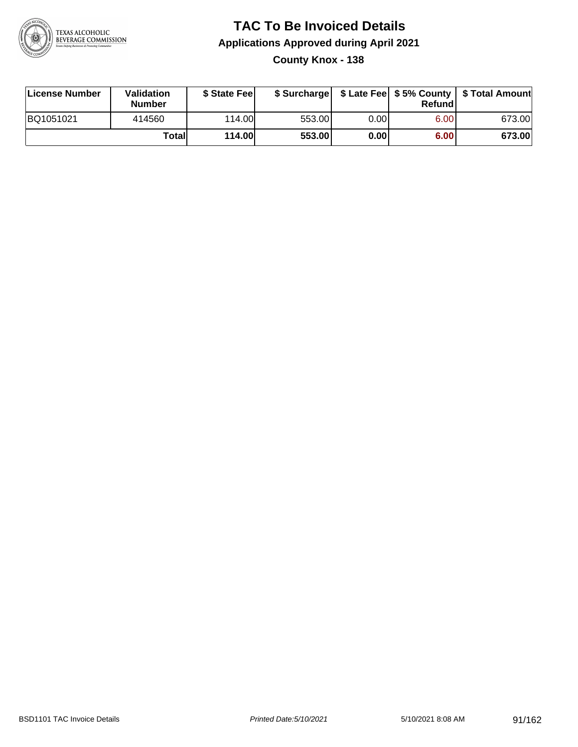# TAC To Be Invoiced Details

## Applications Approved during April 2021

### County Knox - 138

| License Number | Validation Number | $ State Fee | $ Surcharge | $ Late Fee | $ 5% County Refund | $ Total Amount |
|---|---|---|---|---|---|---|
| BQ1051021 | 414560 | 114.00 | 553.00 | 0.00 | 6.00 | 673.00 |
| | **Total** | **114.00** | **553.00** | **0.00** | **6.00** | **673.00** |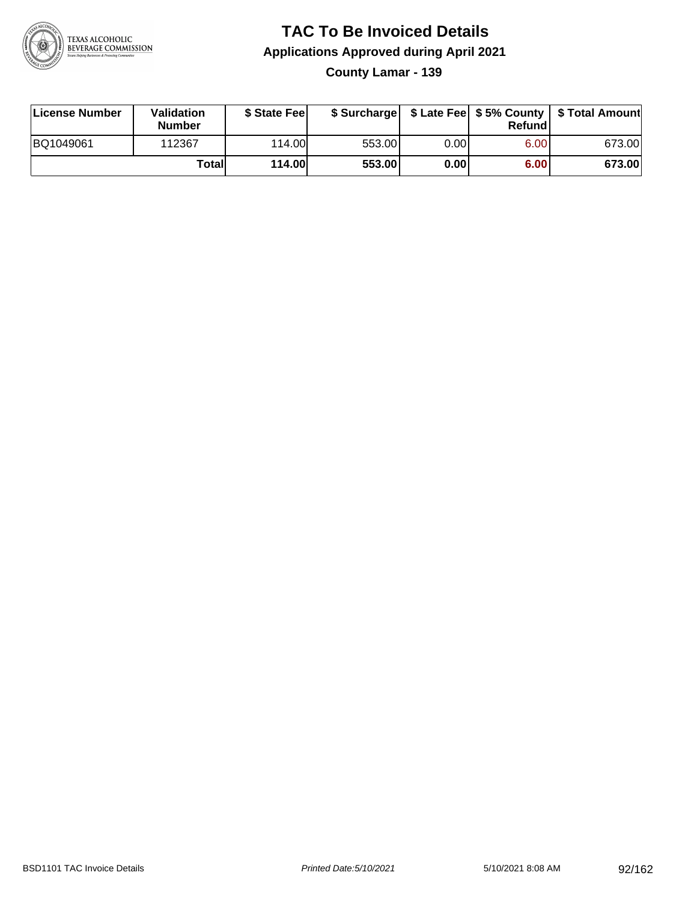# TAC To Be Invoiced Details

## Applications Approved during April 2021

### County Lamar - 139

| License Number | Validation Number | $ State Fee | $ Surcharge | $ Late Fee | $ 5% County Refund | $ Total Amount |
|---|---|---|---|---|---|---|
| BQ1049061 | 112367 | 114.00 | 553.00 | 0.00 | 6.00 | 673.00 |
| | **Total** | **114.00** | **553.00** | **0.00** | **6.00** | **673.00** |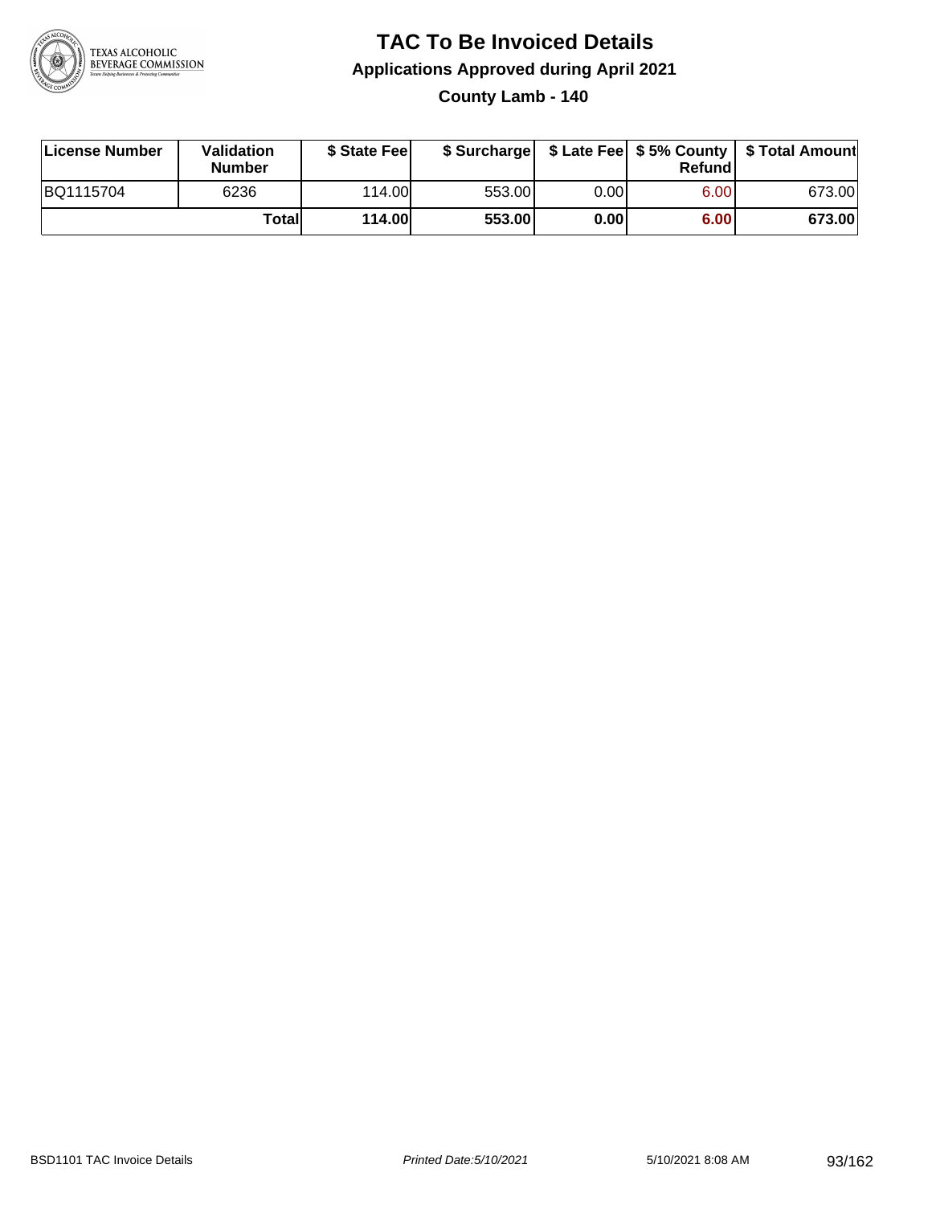# TAC To Be Invoiced Details

## Applications Approved during April 2021

### County Lamb - 140

| License Number | Validation Number | $ State Fee | $ Surcharge | $ Late Fee | $ 5% County Refund | $ Total Amount |
|---|---|---|---|---|---|---|
| BQ1115704 | 6236 | 114.00 | 553.00 | 0.00 | 6.00 | 673.00 |
| | **Total** | **114.00** | **553.00** | **0.00** | **6.00** | **673.00** |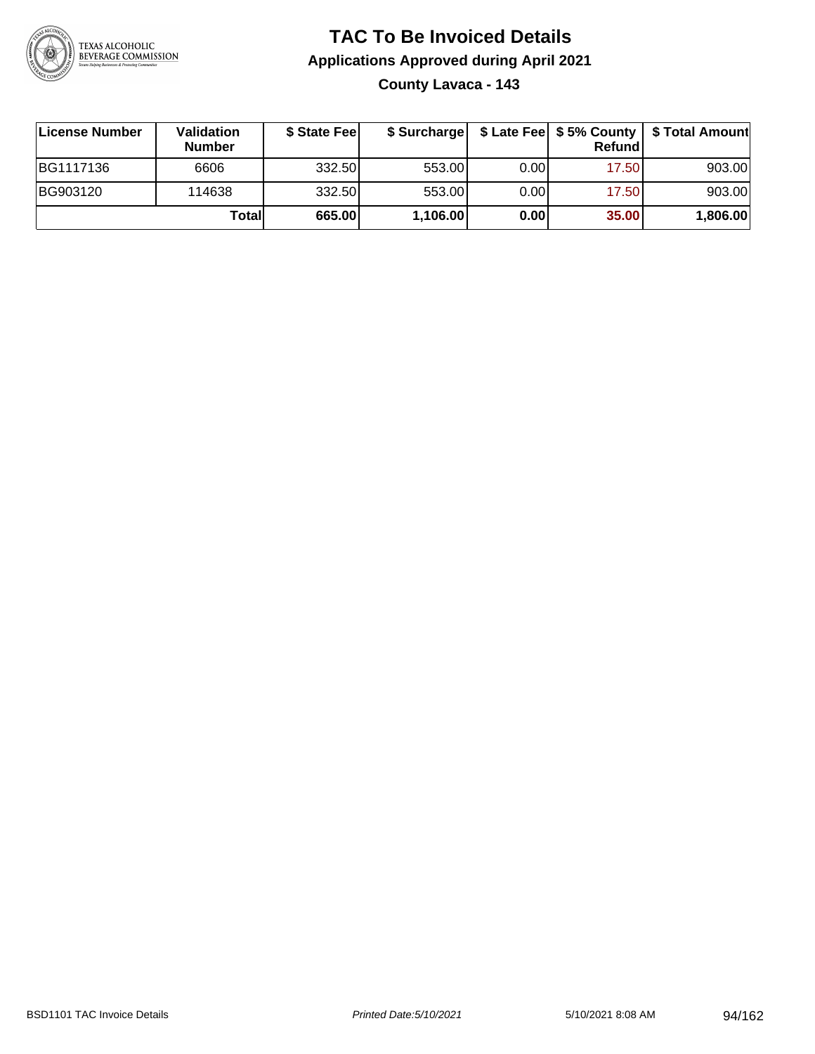# TAC To Be Invoiced Details

## Applications Approved during April 2021

### County Lavaca - 143

| License Number | Validation Number | $ State Fee | $ Surcharge | $ Late Fee | $ 5% County Refund | $ Total Amount |
|---|---|---|---|---|---|---|
| BG1117136 | 6606 | 332.50 | 553.00 | 0.00 | 17.50 | 903.00 |
| BG903120 | 114638 | 332.50 | 553.00 | 0.00 | 17.50 | 903.00 |
| | **Total** | **665.00** | **1,106.00** | **0.00** | **35.00** | **1,806.00** |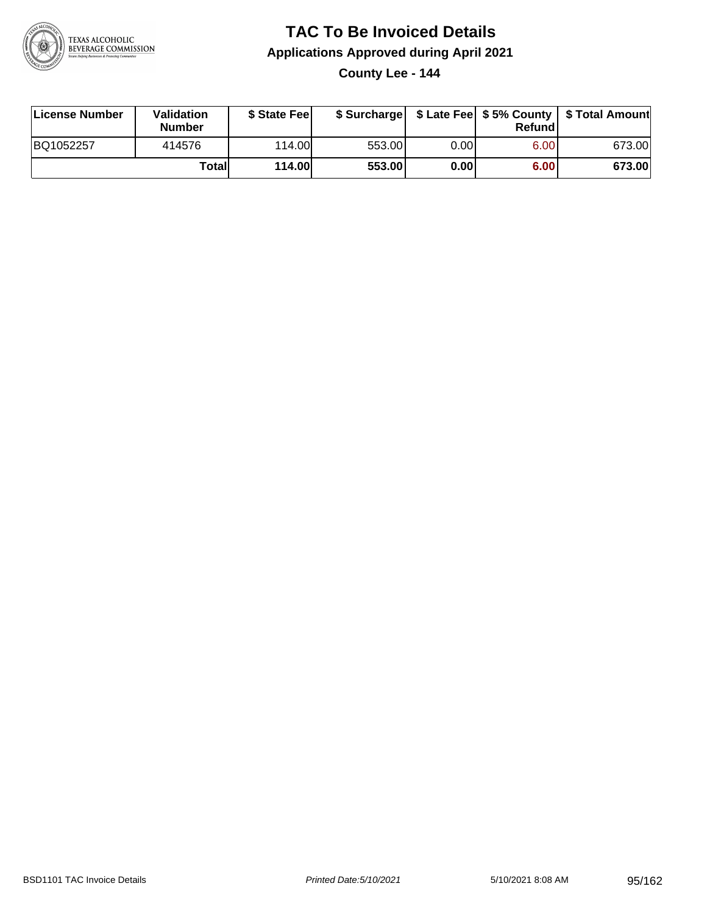# TAC To Be Invoiced Details

## Applications Approved during April 2021

### County Lee - 144

| License Number | Validation Number | $ State Fee | $ Surcharge | $ Late Fee | $ 5% County Refund | $ Total Amount |
|---|---|---|---|---|---|---|
| BQ1052257 | 414576 | 114.00 | 553.00 | 0.00 | 6.00 | 673.00 |
| | **Total** | **114.00** | **553.00** | **0.00** | **6.00** | **673.00** |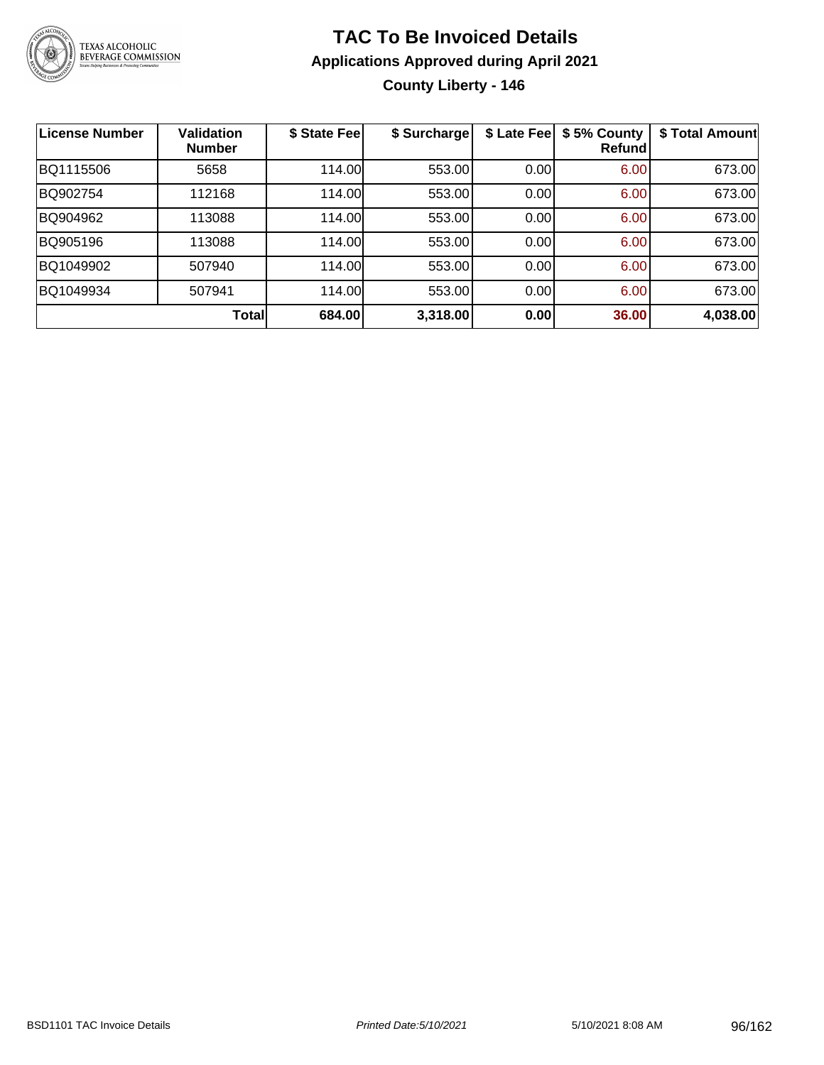# TAC To Be Invoiced Details

## Applications Approved during April 2021

### County Liberty - 146

| License Number | Validation Number | $ State Fee | $ Surcharge | $ Late Fee | $ 5% County Refund | $ Total Amount |
|---|---|---|---|---|---|---|
| BQ1115506 | 5658 | 114.00 | 553.00 | 0.00 | 6.00 | 673.00 |
| BQ902754 | 112168 | 114.00 | 553.00 | 0.00 | 6.00 | 673.00 |
| BQ904962 | 113088 | 114.00 | 553.00 | 0.00 | 6.00 | 673.00 |
| BQ905196 | 113088 | 114.00 | 553.00 | 0.00 | 6.00 | 673.00 |
| BQ1049902 | 507940 | 114.00 | 553.00 | 0.00 | 6.00 | 673.00 |
| BQ1049934 | 507941 | 114.00 | 553.00 | 0.00 | 6.00 | 673.00 |
| | **Total** | **684.00** | **3,318.00** | **0.00** | **36.00** | **4,038.00** |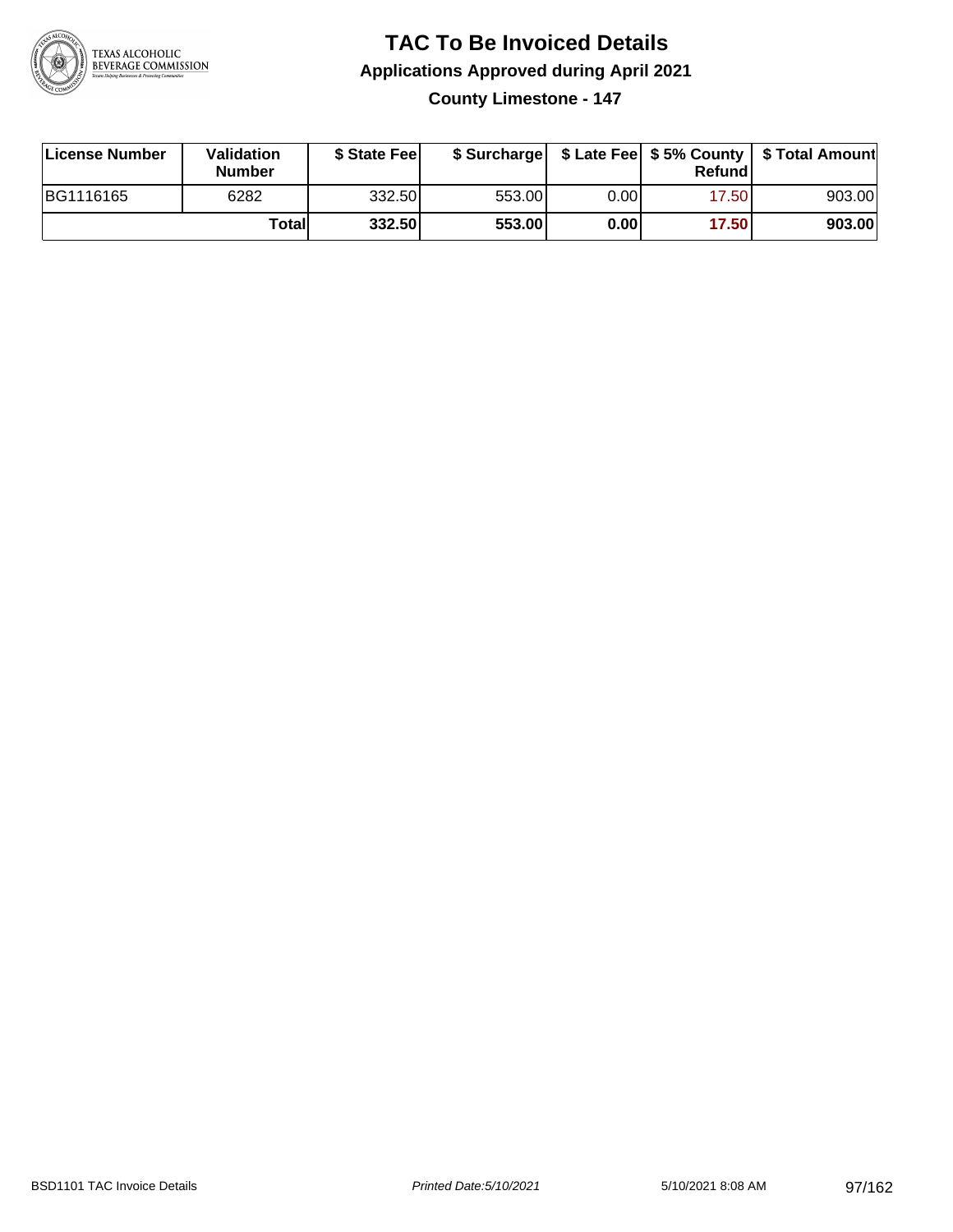# TAC To Be Invoiced Details

## Applications Approved during April 2021

### County Limestone - 147

| License Number | Validation Number | $ State Fee | $ Surcharge | $ Late Fee | $ 5% County Refund | $ Total Amount |
|---|---|---|---|---|---|---|
| BG1116165 | 6282 | 332.50 | 553.00 | 0.00 | 17.50 | 903.00 |
| | **Total** | **332.50** | **553.00** | **0.00** | **17.50** | **903.00** |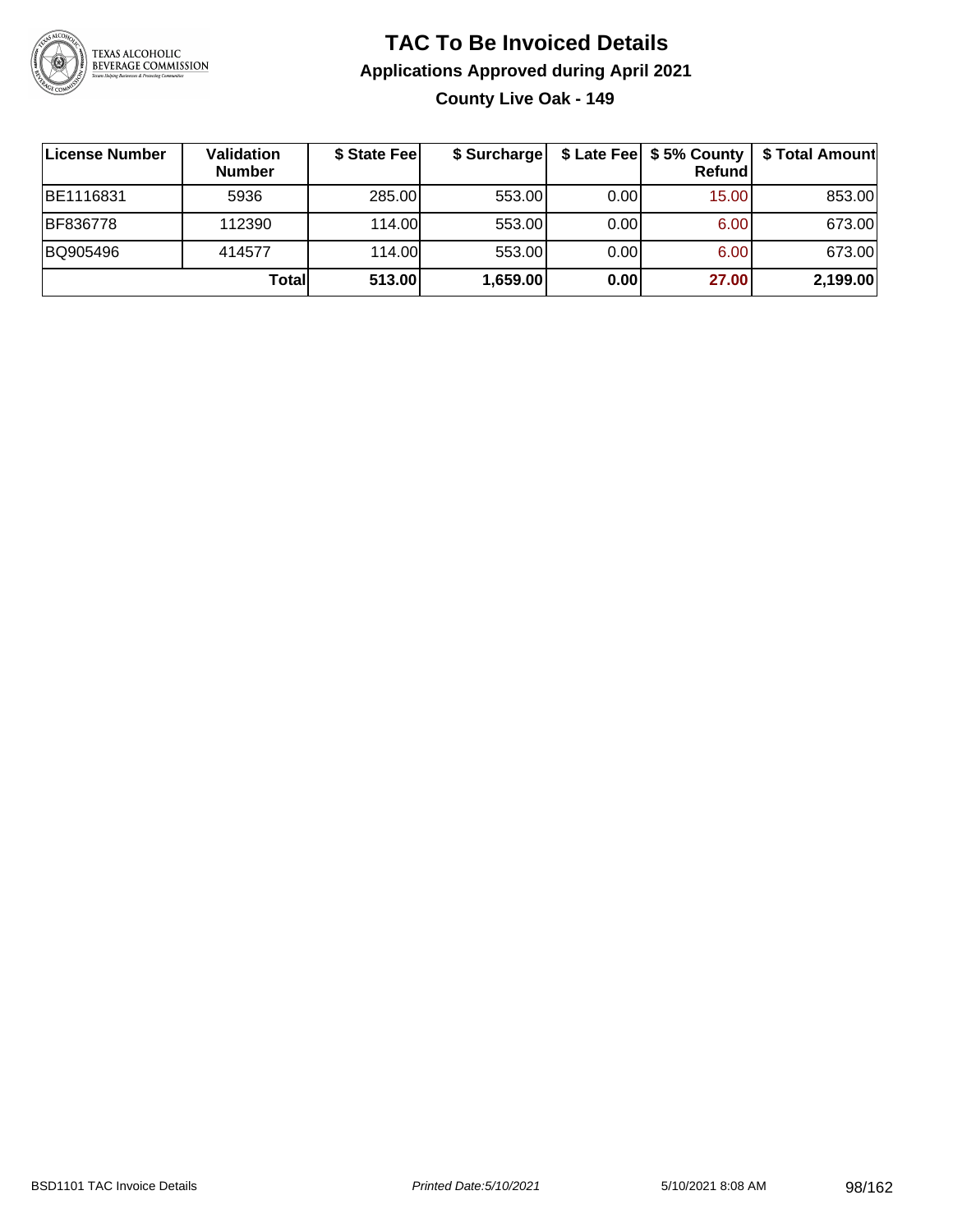# TAC To Be Invoiced Details

## Applications Approved during April 2021

### County Live Oak - 149

| License Number | Validation Number | $ State Fee | $ Surcharge | $ Late Fee | $ 5% County Refund | $ Total Amount |
|---|---|---|---|---|---|---|
| BE1116831 | 5936 | 285.00 | 553.00 | 0.00 | 15.00 | 853.00 |
| BF836778 | 112390 | 114.00 | 553.00 | 0.00 | 6.00 | 673.00 |
| BQ905496 | 414577 | 114.00 | 553.00 | 0.00 | 6.00 | 673.00 |
| | **Total** | **513.00** | **1,659.00** | **0.00** | **27.00** | **2,199.00** |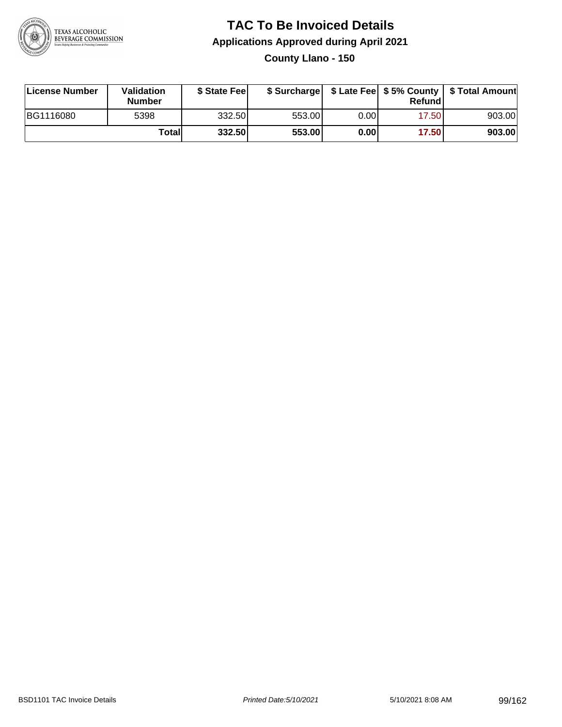# TAC To Be Invoiced Details

## Applications Approved during April 2021

### County Llano - 150

| License Number | Validation Number | $ State Fee | $ Surcharge | $ Late Fee | $ 5% County Refund | $ Total Amount |
|---|---|---|---|---|---|---|
| BG1116080 | 5398 | 332.50 | 553.00 | 0.00 | 17.50 | 903.00 |
| | **Total** | **332.50** | **553.00** | **0.00** | **17.50** | **903.00** |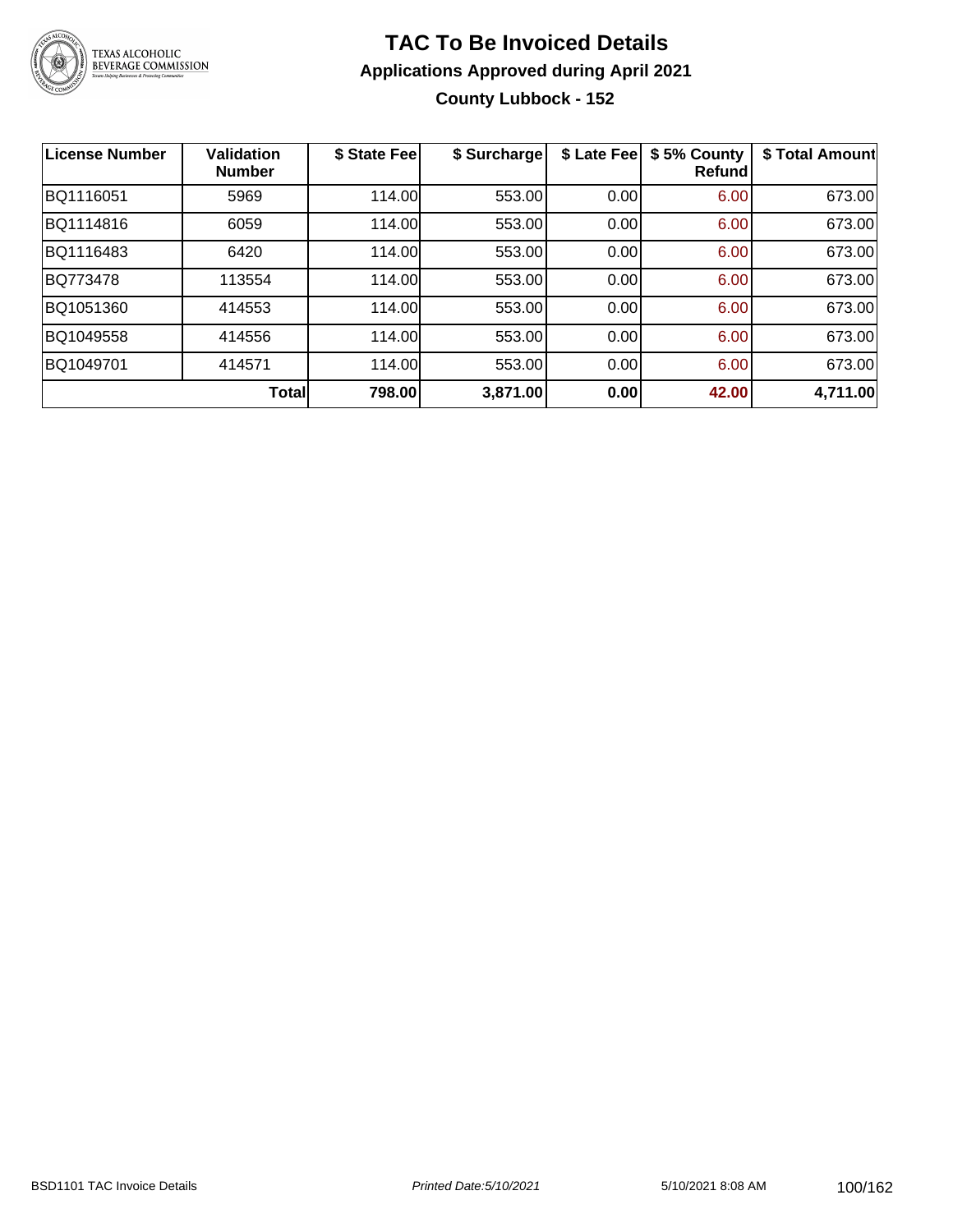# TAC To Be Invoiced Details

## Applications Approved during April 2021

### County Lubbock - 152

| License Number | Validation Number | $ State Fee | $ Surcharge | $ Late Fee | $ 5% County Refund | $ Total Amount |
|---|---|---|---|---|---|---|
| BQ1116051 | 5969 | 114.00 | 553.00 | 0.00 | 6.00 | 673.00 |
| BQ1114816 | 6059 | 114.00 | 553.00 | 0.00 | 6.00 | 673.00 |
| BQ1116483 | 6420 | 114.00 | 553.00 | 0.00 | 6.00 | 673.00 |
| BQ773478 | 113554 | 114.00 | 553.00 | 0.00 | 6.00 | 673.00 |
| BQ1051360 | 414553 | 114.00 | 553.00 | 0.00 | 6.00 | 673.00 |
| BQ1049558 | 414556 | 114.00 | 553.00 | 0.00 | 6.00 | 673.00 |
| BQ1049701 | 414571 | 114.00 | 553.00 | 0.00 | 6.00 | 673.00 |
| | **Total** | **798.00** | **3,871.00** | **0.00** | **42.00** | **4,711.00** |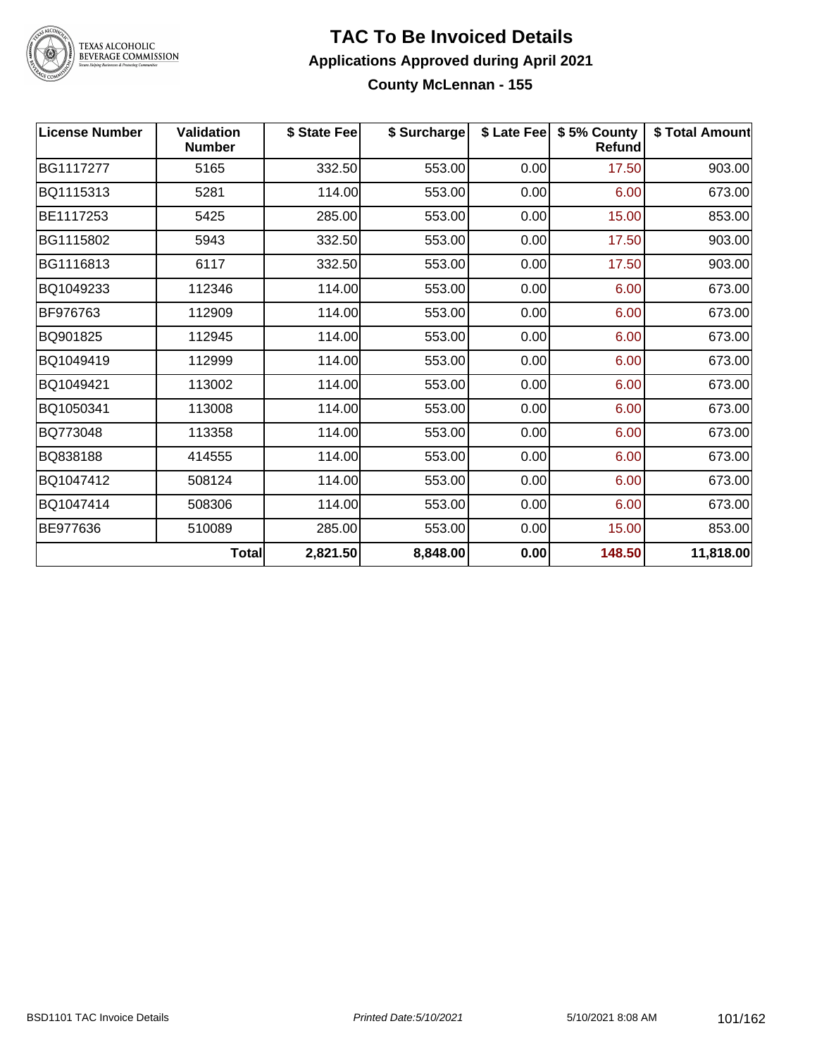# TAC To Be Invoiced Details

## Applications Approved during April 2021

### County McLennan - 155

| License Number | Validation Number | $ State Fee | $ Surcharge | $ Late Fee | $ 5% County Refund | $ Total Amount |
|---|---|---|---|---|---|---|
| BG1117277 | 5165 | 332.50 | 553.00 | 0.00 | 17.50 | 903.00 |
| BQ1115313 | 5281 | 114.00 | 553.00 | 0.00 | 6.00 | 673.00 |
| BE1117253 | 5425 | 285.00 | 553.00 | 0.00 | 15.00 | 853.00 |
| BG1115802 | 5943 | 332.50 | 553.00 | 0.00 | 17.50 | 903.00 |
| BG1116813 | 6117 | 332.50 | 553.00 | 0.00 | 17.50 | 903.00 |
| BQ1049233 | 112346 | 114.00 | 553.00 | 0.00 | 6.00 | 673.00 |
| BF976763 | 112909 | 114.00 | 553.00 | 0.00 | 6.00 | 673.00 |
| BQ901825 | 112945 | 114.00 | 553.00 | 0.00 | 6.00 | 673.00 |
| BQ1049419 | 112999 | 114.00 | 553.00 | 0.00 | 6.00 | 673.00 |
| BQ1049421 | 113002 | 114.00 | 553.00 | 0.00 | 6.00 | 673.00 |
| BQ1050341 | 113008 | 114.00 | 553.00 | 0.00 | 6.00 | 673.00 |
| BQ773048 | 113358 | 114.00 | 553.00 | 0.00 | 6.00 | 673.00 |
| BQ838188 | 414555 | 114.00 | 553.00 | 0.00 | 6.00 | 673.00 |
| BQ1047412 | 508124 | 114.00 | 553.00 | 0.00 | 6.00 | 673.00 |
| BQ1047414 | 508306 | 114.00 | 553.00 | 0.00 | 6.00 | 673.00 |
| BE977636 | 510089 | 285.00 | 553.00 | 0.00 | 15.00 | 853.00 |
| | **Total** | **2,821.50** | **8,848.00** | **0.00** | **148.50** | **11,818.00** |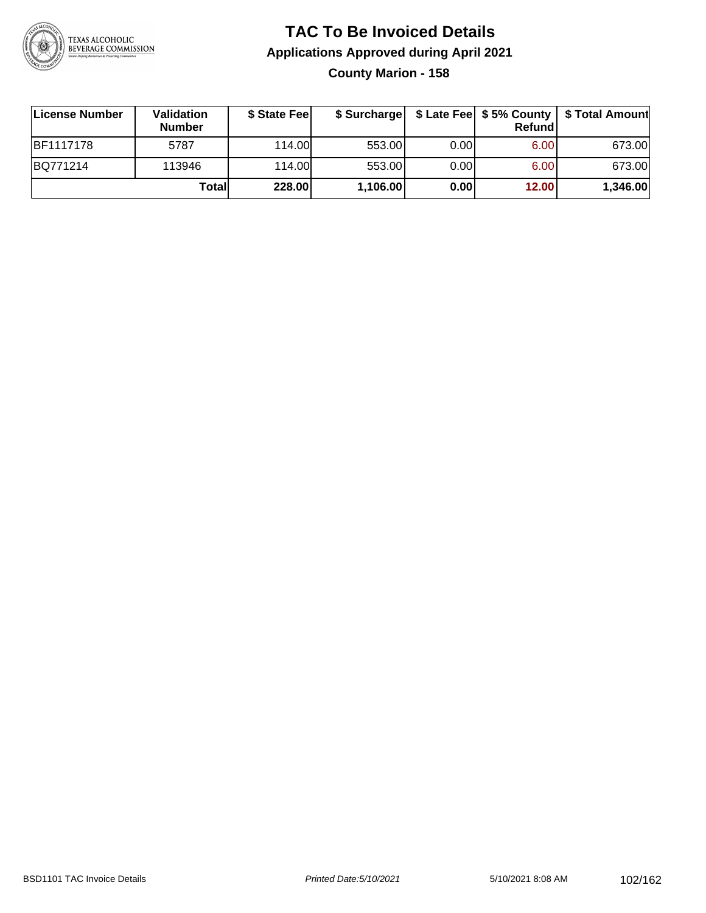# TAC To Be Invoiced Details

## Applications Approved during April 2021

### County Marion - 158

| License Number | Validation Number | $ State Fee | $ Surcharge | $ Late Fee | $ 5% County Refund | $ Total Amount |
|---|---|---|---|---|---|---|
| BF1117178 | 5787 | 114.00 | 553.00 | 0.00 | 6.00 | 673.00 |
| BQ771214 | 113946 | 114.00 | 553.00 | 0.00 | 6.00 | 673.00 |
| | **Total** | **228.00** | **1,106.00** | **0.00** | **12.00** | **1,346.00** |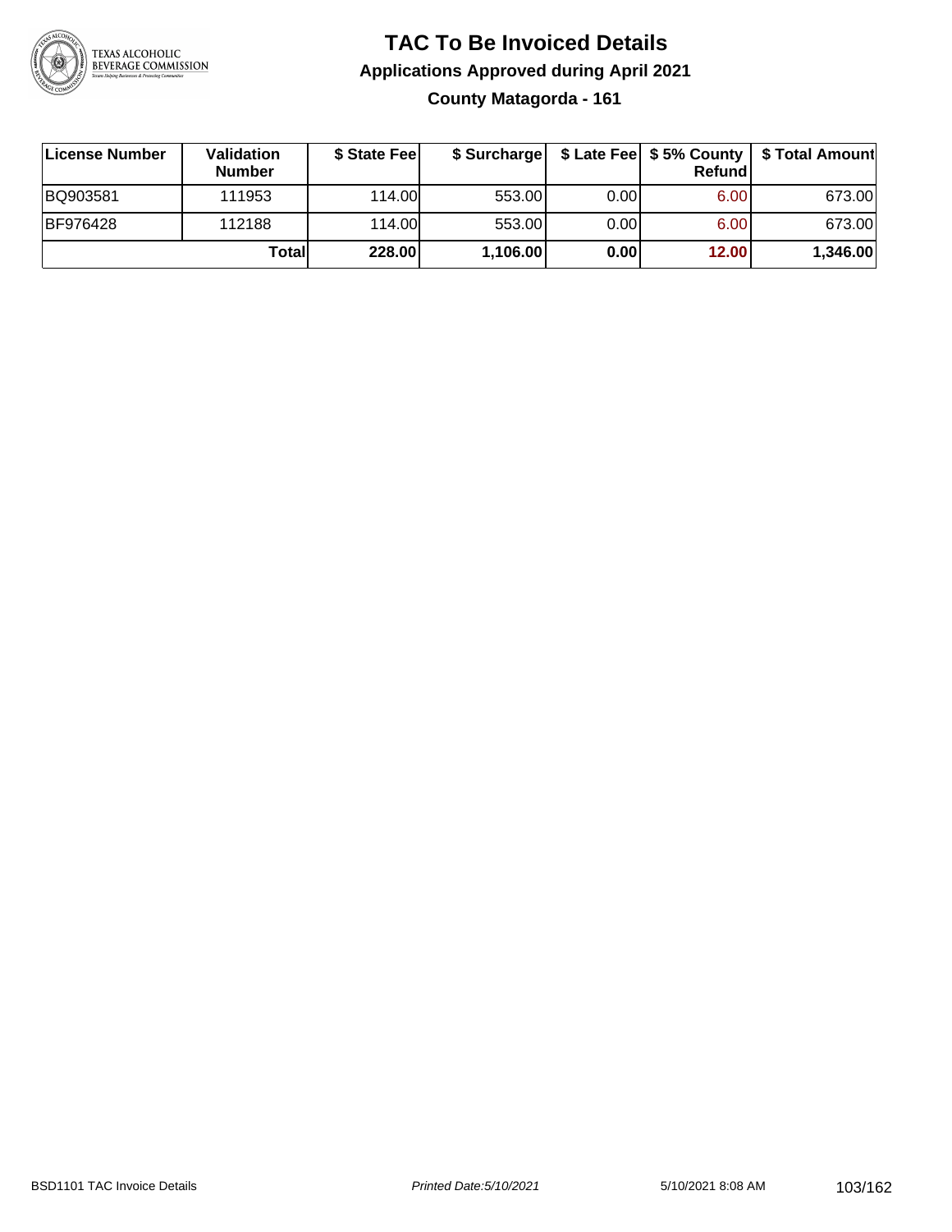# TAC To Be Invoiced Details

## Applications Approved during April 2021

### County Matagorda - 161

| License Number | Validation Number | $ State Fee | $ Surcharge | $ Late Fee | $ 5% County Refund | $ Total Amount |
|---|---|---|---|---|---|---|
| BQ903581 | 111953 | 114.00 | 553.00 | 0.00 | 6.00 | 673.00 |
| BF976428 | 112188 | 114.00 | 553.00 | 0.00 | 6.00 | 673.00 |
| | **Total** | **228.00** | **1,106.00** | **0.00** | **12.00** | **1,346.00** |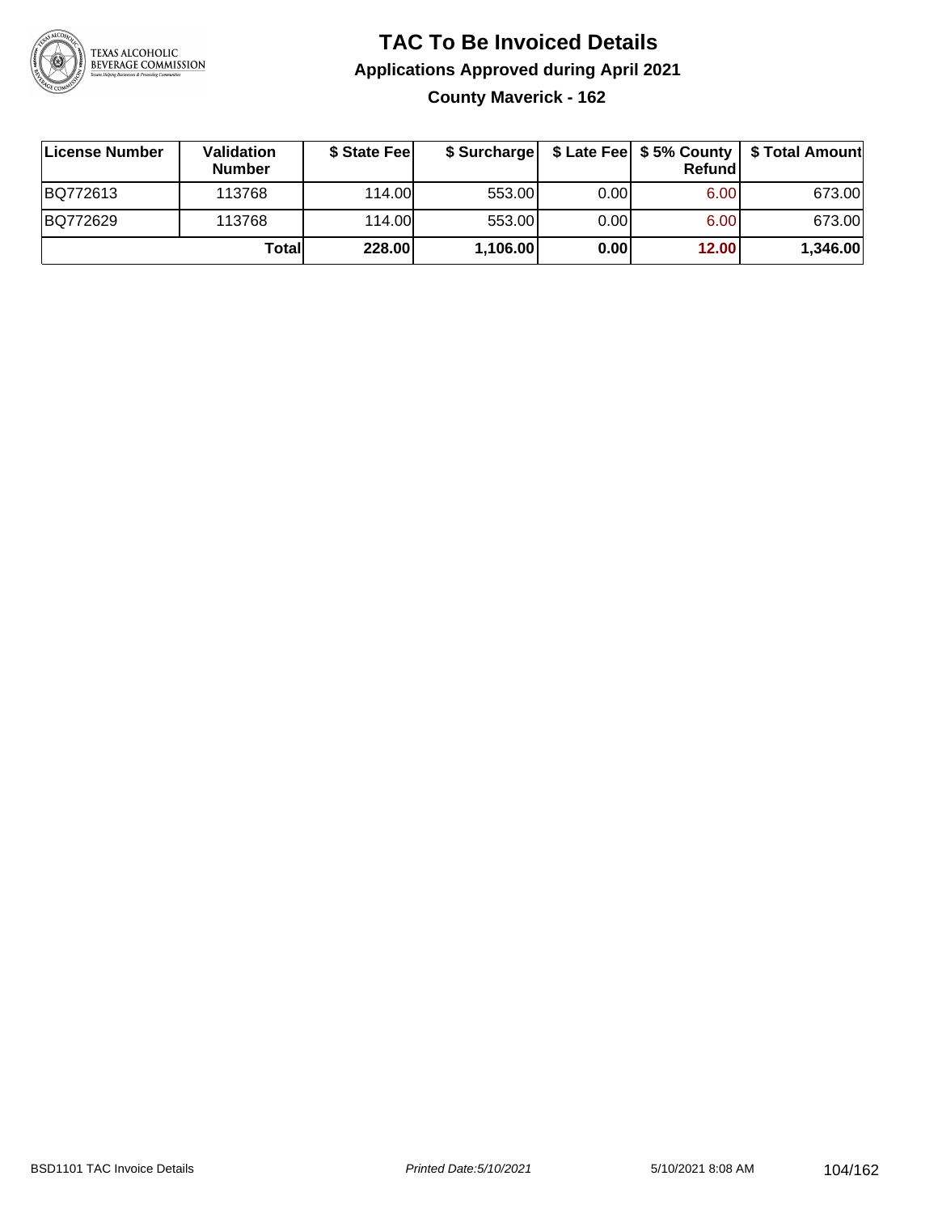# TAC To Be Invoiced Details

## Applications Approved during April 2021

### County Maverick - 162

| License Number | Validation Number | $ State Fee | $ Surcharge | $ Late Fee | $ 5% County Refund | $ Total Amount |
|---|---|---|---|---|---|---|
| BQ772613 | 113768 | 114.00 | 553.00 | 0.00 | 6.00 | 673.00 |
| BQ772629 | 113768 | 114.00 | 553.00 | 0.00 | 6.00 | 673.00 |
| | **Total** | **228.00** | **1,106.00** | **0.00** | **12.00** | **1,346.00** |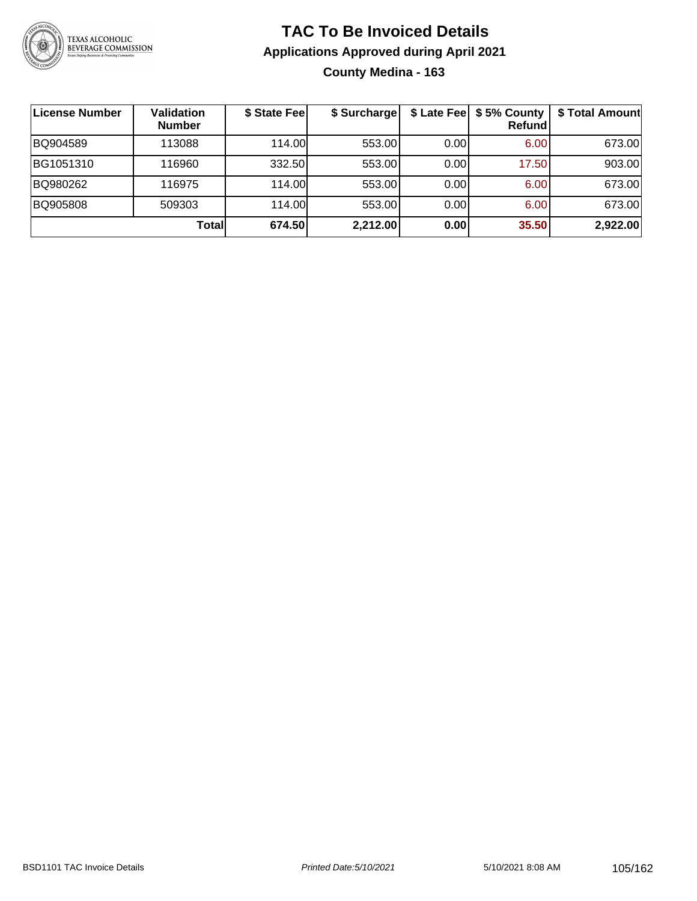# TAC To Be Invoiced Details

## Applications Approved during April 2021

### County Medina - 163

| License Number | Validation Number | $ State Fee | $ Surcharge | $ Late Fee | $ 5% County Refund | $ Total Amount |
|---|---|---|---|---|---|---|
| BQ904589 | 113088 | 114.00 | 553.00 | 0.00 | 6.00 | 673.00 |
| BG1051310 | 116960 | 332.50 | 553.00 | 0.00 | 17.50 | 903.00 |
| BQ980262 | 116975 | 114.00 | 553.00 | 0.00 | 6.00 | 673.00 |
| BQ905808 | 509303 | 114.00 | 553.00 | 0.00 | 6.00 | 673.00 |
| | **Total** | **674.50** | **2,212.00** | **0.00** | **35.50** | **2,922.00** |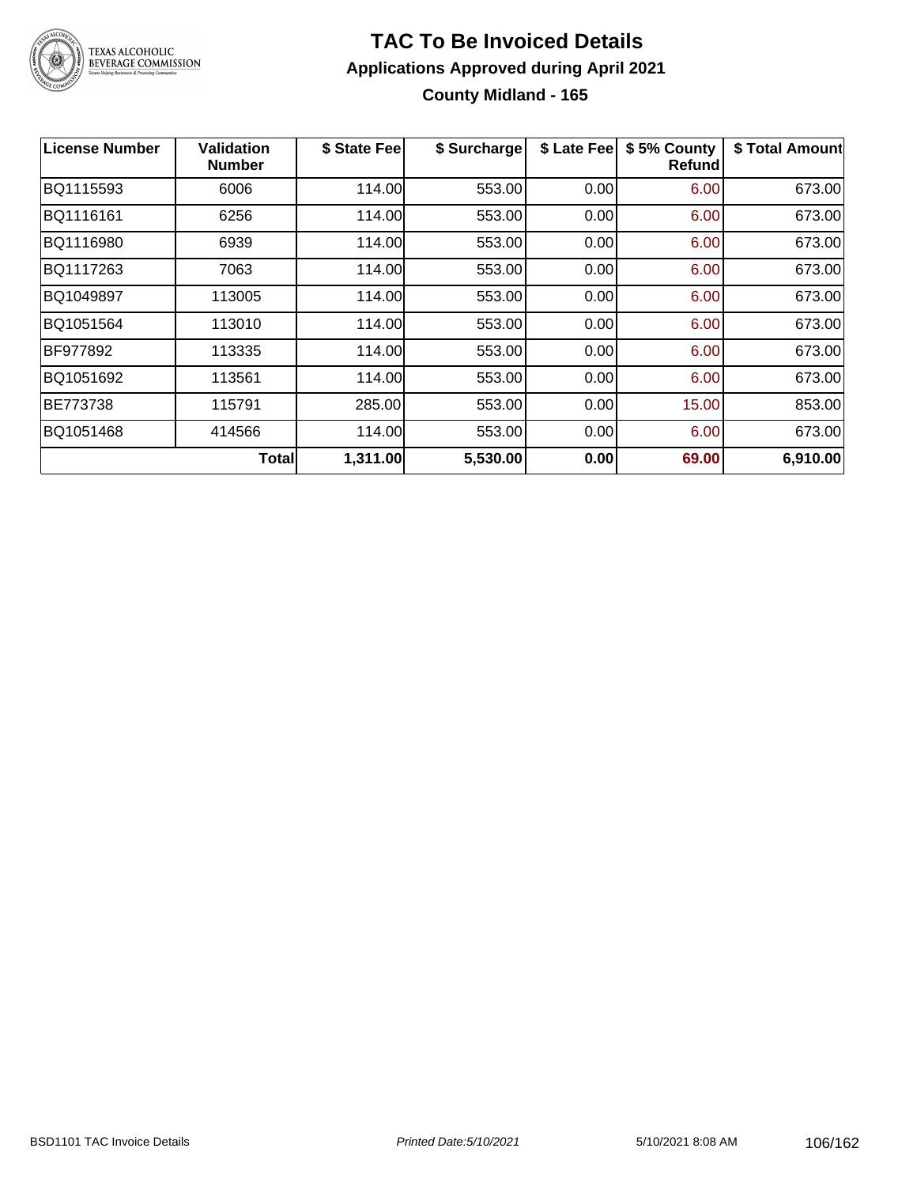# TAC To Be Invoiced Details

## Applications Approved during April 2021

### County Midland - 165

| License Number | Validation Number | $ State Fee | $ Surcharge | $ Late Fee | $ 5% County Refund | $ Total Amount |
|---|---|---|---|---|---|---|
| BQ1115593 | 6006 | 114.00 | 553.00 | 0.00 | 6.00 | 673.00 |
| BQ1116161 | 6256 | 114.00 | 553.00 | 0.00 | 6.00 | 673.00 |
| BQ1116980 | 6939 | 114.00 | 553.00 | 0.00 | 6.00 | 673.00 |
| BQ1117263 | 7063 | 114.00 | 553.00 | 0.00 | 6.00 | 673.00 |
| BQ1049897 | 113005 | 114.00 | 553.00 | 0.00 | 6.00 | 673.00 |
| BQ1051564 | 113010 | 114.00 | 553.00 | 0.00 | 6.00 | 673.00 |
| BF977892 | 113335 | 114.00 | 553.00 | 0.00 | 6.00 | 673.00 |
| BQ1051692 | 113561 | 114.00 | 553.00 | 0.00 | 6.00 | 673.00 |
| BE773738 | 115791 | 285.00 | 553.00 | 0.00 | 15.00 | 853.00 |
| BQ1051468 | 414566 | 114.00 | 553.00 | 0.00 | 6.00 | 673.00 |
| | **Total** | **1,311.00** | **5,530.00** | **0.00** | **69.00** | **6,910.00** |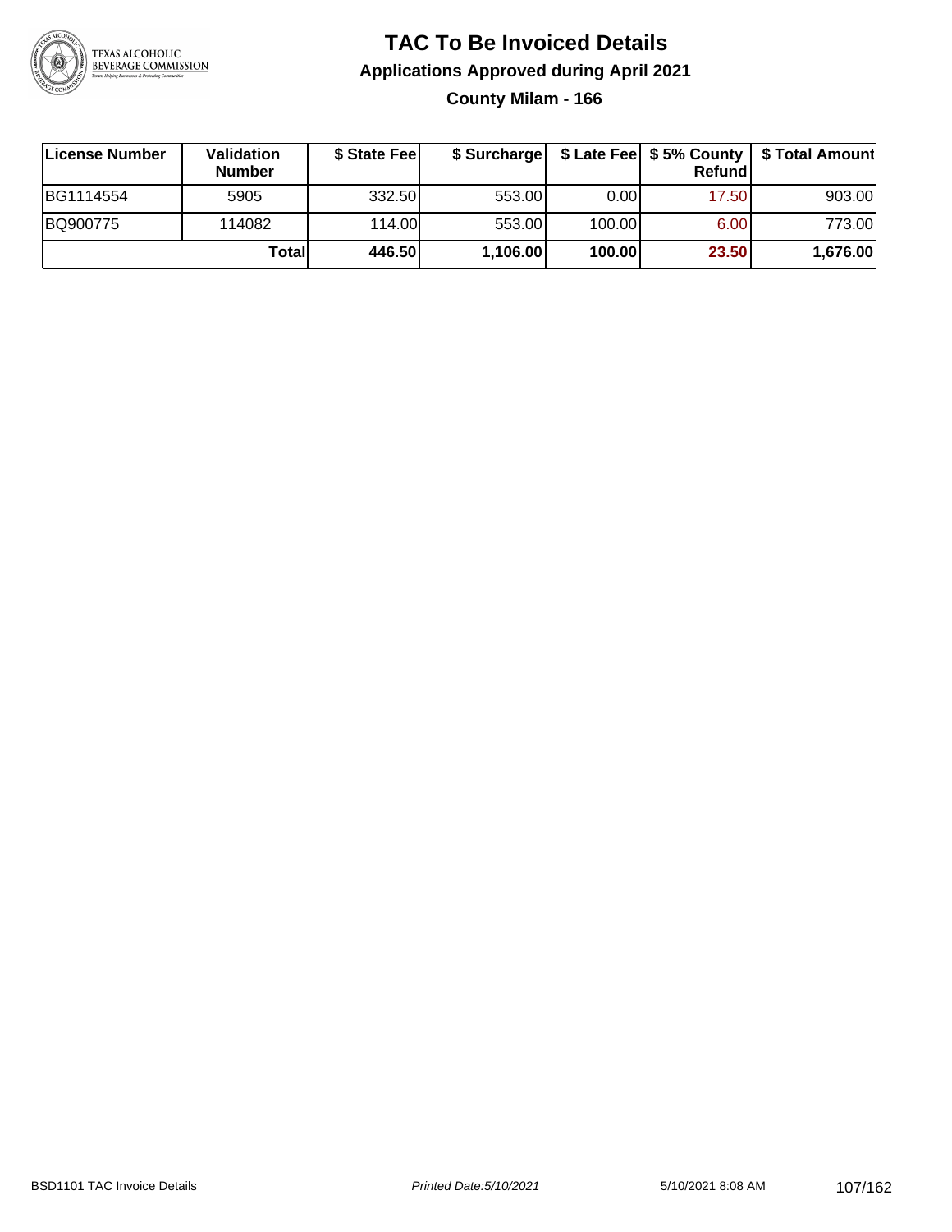# TAC To Be Invoiced Details

## Applications Approved during April 2021

### County Milam - 166

| License Number | Validation Number | $ State Fee | $ Surcharge | $ Late Fee | $ 5% County Refund | $ Total Amount |
| --- | --- | --- | --- | --- | --- | --- |
| BG1114554 | 5905 | 332.50 | 553.00 | 0.00 | 17.50 | 903.00 |
| BQ900775 | 114082 | 114.00 | 553.00 | 100.00 | 6.00 | 773.00 |
| | **Total** | **446.50** | **1,106.00** | **100.00** | **23.50** | **1,676.00** |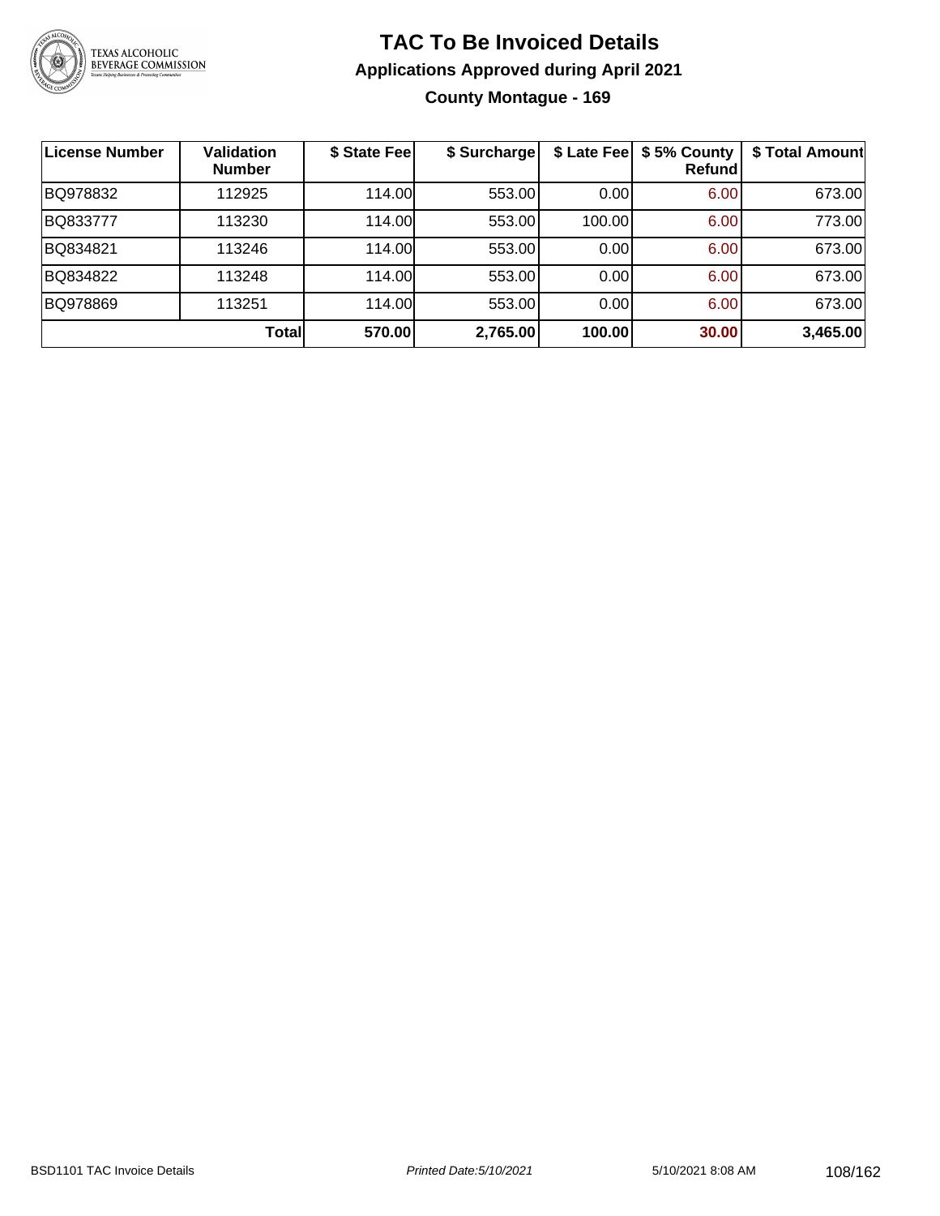# TAC To Be Invoiced Details

## Applications Approved during April 2021

### County Montague - 169

| License Number | Validation Number | $ State Fee | $ Surcharge | $ Late Fee | $ 5% County Refund | $ Total Amount |
|---|---|---|---|---|---|---|
| BQ978832 | 112925 | 114.00 | 553.00 | 0.00 | 6.00 | 673.00 |
| BQ833777 | 113230 | 114.00 | 553.00 | 100.00 | 6.00 | 773.00 |
| BQ834821 | 113246 | 114.00 | 553.00 | 0.00 | 6.00 | 673.00 |
| BQ834822 | 113248 | 114.00 | 553.00 | 0.00 | 6.00 | 673.00 |
| BQ978869 | 113251 | 114.00 | 553.00 | 0.00 | 6.00 | 673.00 |
| | **Total** | **570.00** | **2,765.00** | **100.00** | **30.00** | **3,465.00** |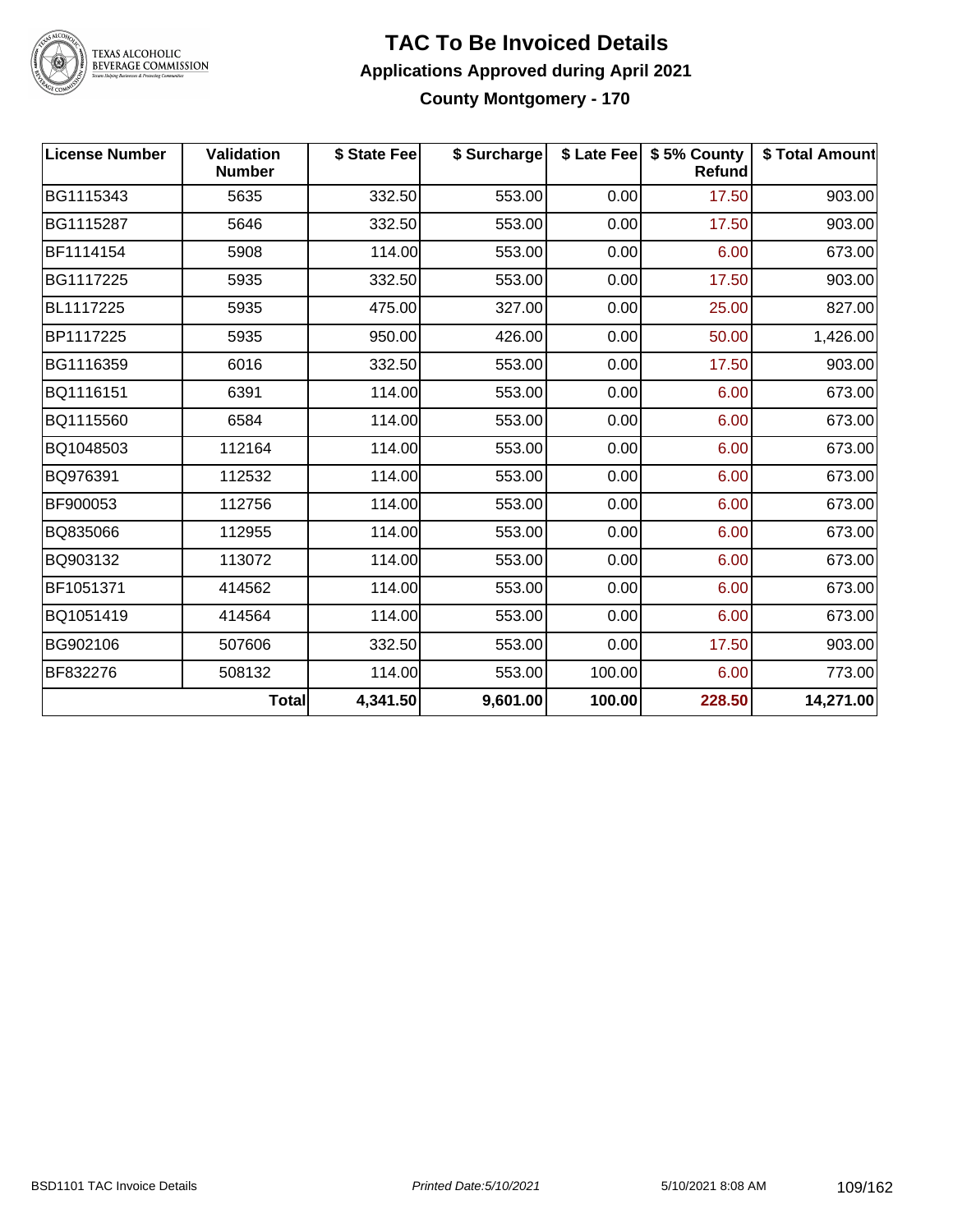# TAC To Be Invoiced Details

## Applications Approved during April 2021

### County Montgomery - 170

| License Number | Validation Number | $ State Fee | $ Surcharge | $ Late Fee | $ 5% County Refund | $ Total Amount |
|---|---|---|---|---|---|---|
| BG1115343 | 5635 | 332.50 | 553.00 | 0.00 | 17.50 | 903.00 |
| BG1115287 | 5646 | 332.50 | 553.00 | 0.00 | 17.50 | 903.00 |
| BF1114154 | 5908 | 114.00 | 553.00 | 0.00 | 6.00 | 673.00 |
| BG1117225 | 5935 | 332.50 | 553.00 | 0.00 | 17.50 | 903.00 |
| BL1117225 | 5935 | 475.00 | 327.00 | 0.00 | 25.00 | 827.00 |
| BP1117225 | 5935 | 950.00 | 426.00 | 0.00 | 50.00 | 1,426.00 |
| BG1116359 | 6016 | 332.50 | 553.00 | 0.00 | 17.50 | 903.00 |
| BQ1116151 | 6391 | 114.00 | 553.00 | 0.00 | 6.00 | 673.00 |
| BQ1115560 | 6584 | 114.00 | 553.00 | 0.00 | 6.00 | 673.00 |
| BQ1048503 | 112164 | 114.00 | 553.00 | 0.00 | 6.00 | 673.00 |
| BQ976391 | 112532 | 114.00 | 553.00 | 0.00 | 6.00 | 673.00 |
| BF900053 | 112756 | 114.00 | 553.00 | 0.00 | 6.00 | 673.00 |
| BQ835066 | 112955 | 114.00 | 553.00 | 0.00 | 6.00 | 673.00 |
| BQ903132 | 113072 | 114.00 | 553.00 | 0.00 | 6.00 | 673.00 |
| BF1051371 | 414562 | 114.00 | 553.00 | 0.00 | 6.00 | 673.00 |
| BQ1051419 | 414564 | 114.00 | 553.00 | 0.00 | 6.00 | 673.00 |
| BG902106 | 507606 | 332.50 | 553.00 | 0.00 | 17.50 | 903.00 |
| BF832276 | 508132 | 114.00 | 553.00 | 100.00 | 6.00 | 773.00 |
| | **Total** | **4,341.50** | **9,601.00** | **100.00** | **228.50** | **14,271.00** |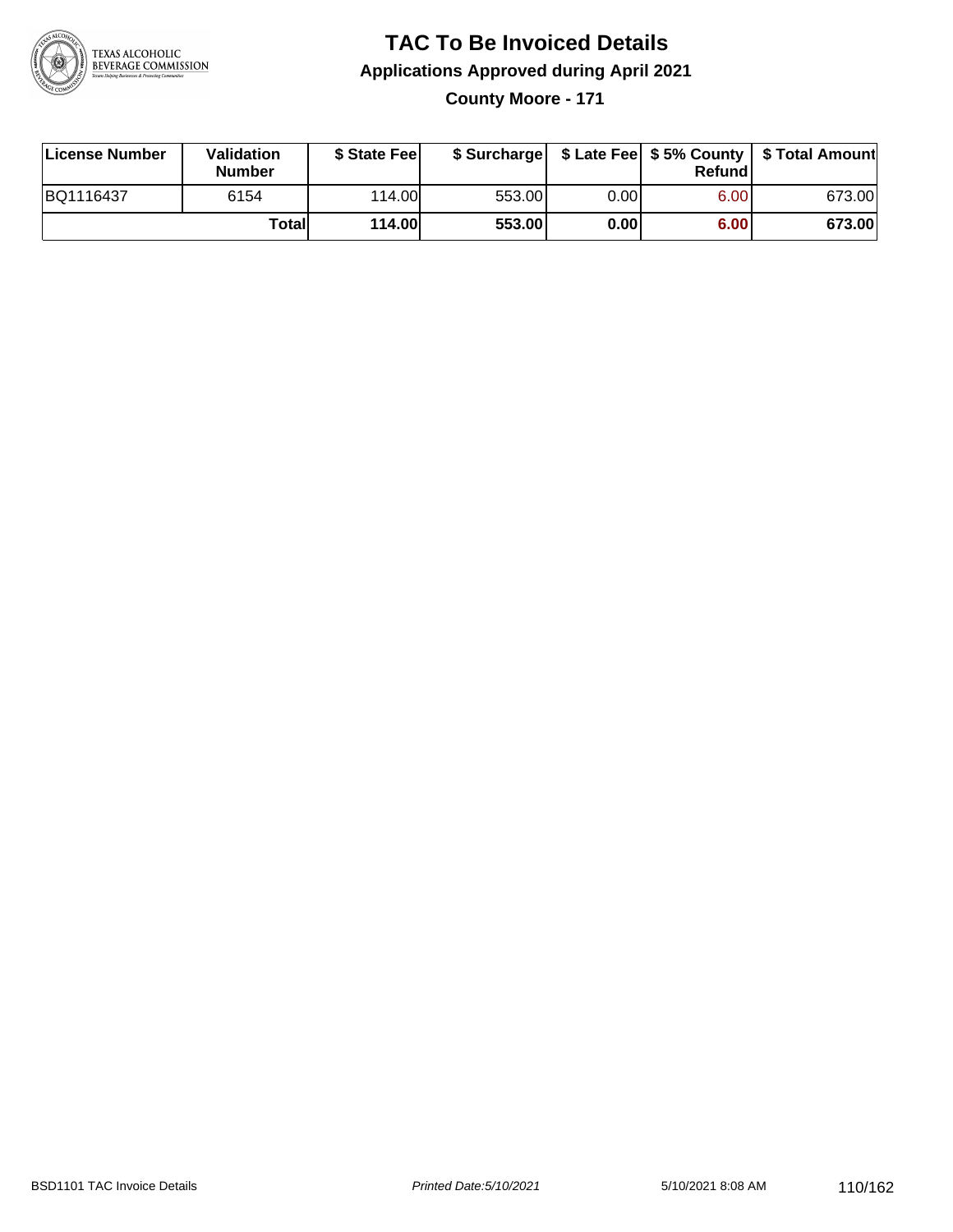# TAC To Be Invoiced Details

## Applications Approved during April 2021

### County Moore - 171

| License Number | Validation Number | $ State Fee | $ Surcharge | $ Late Fee | $ 5% County Refund | $ Total Amount |
|---|---|---|---|---|---|---|
| BQ1116437 | 6154 | 114.00 | 553.00 | 0.00 | 6.00 | 673.00 |
| | **Total** | **114.00** | **553.00** | **0.00** | **6.00** | **673.00** |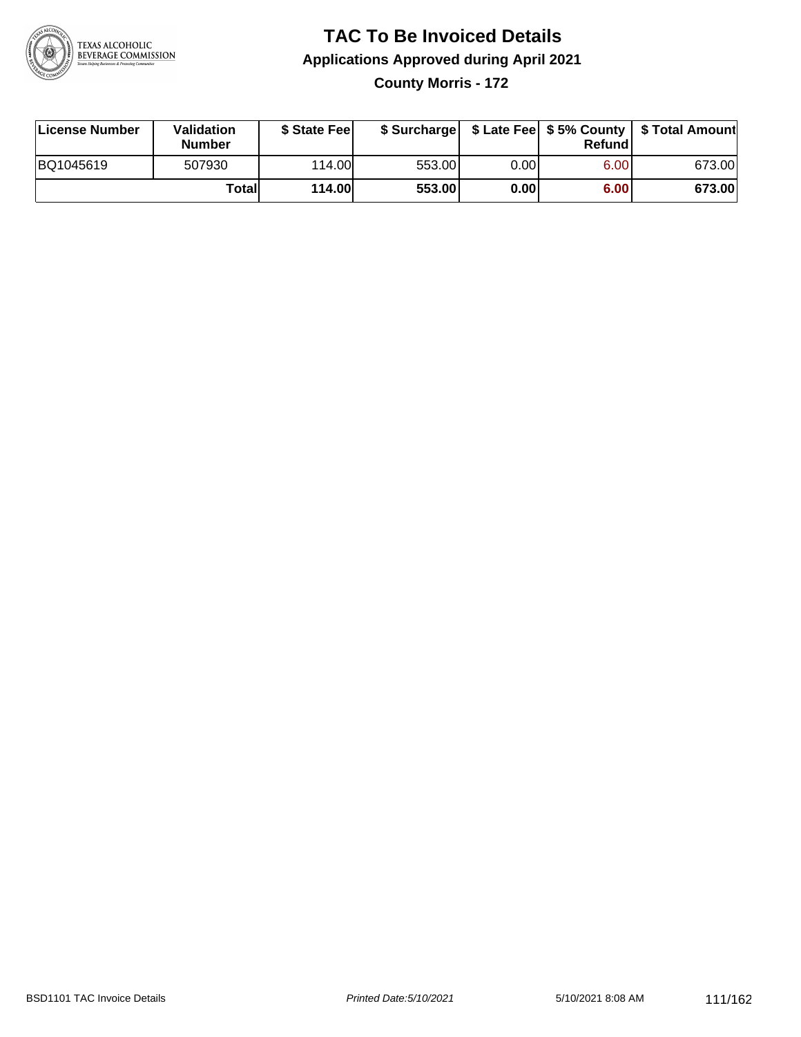# TAC To Be Invoiced Details

## Applications Approved during April 2021

### County Morris - 172

| License Number | Validation Number | $ State Fee | $ Surcharge | $ Late Fee | $ 5% County Refund | $ Total Amount |
|---|---|---|---|---|---|---|
| BQ1045619 | 507930 | 114.00 | 553.00 | 0.00 | 6.00 | 673.00 |
| | **Total** | **114.00** | **553.00** | **0.00** | **6.00** | **673.00** |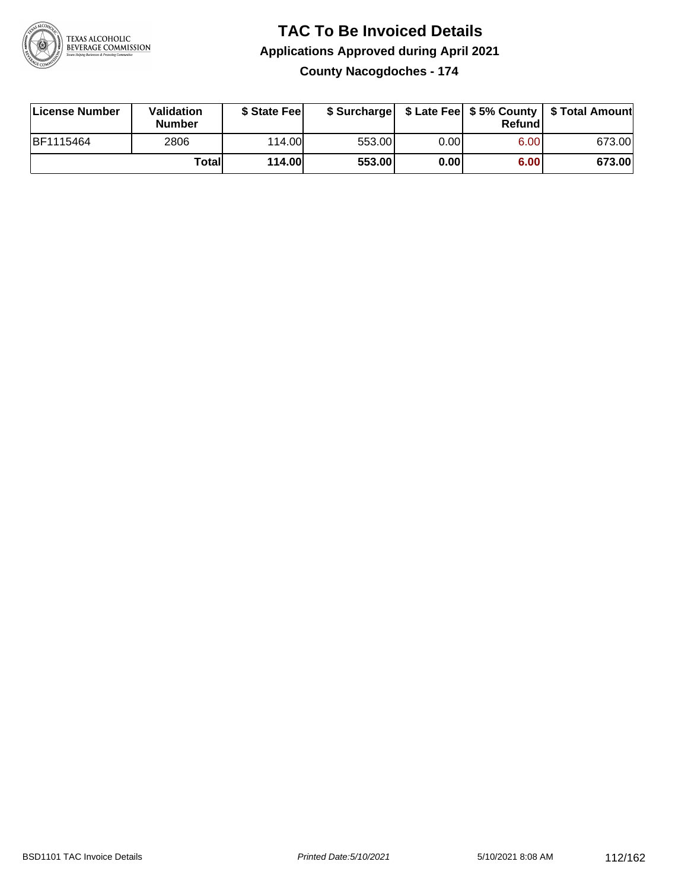# TAC To Be Invoiced Details

## Applications Approved during April 2021

### County Nacogdoches - 174

| License Number | Validation Number | $ State Fee | $ Surcharge | $ Late Fee | $ 5% County Refund | $ Total Amount |
|---|---|---|---|---|---|---|
| BF1115464 | 2806 | 114.00 | 553.00 | 0.00 | 6.00 | 673.00 |
| | **Total** | **114.00** | **553.00** | **0.00** | **6.00** | **673.00** |

BSD1101 TAC Invoice Details | *Printed Date:5/10/2021* | 5/10/2021 8:08 AM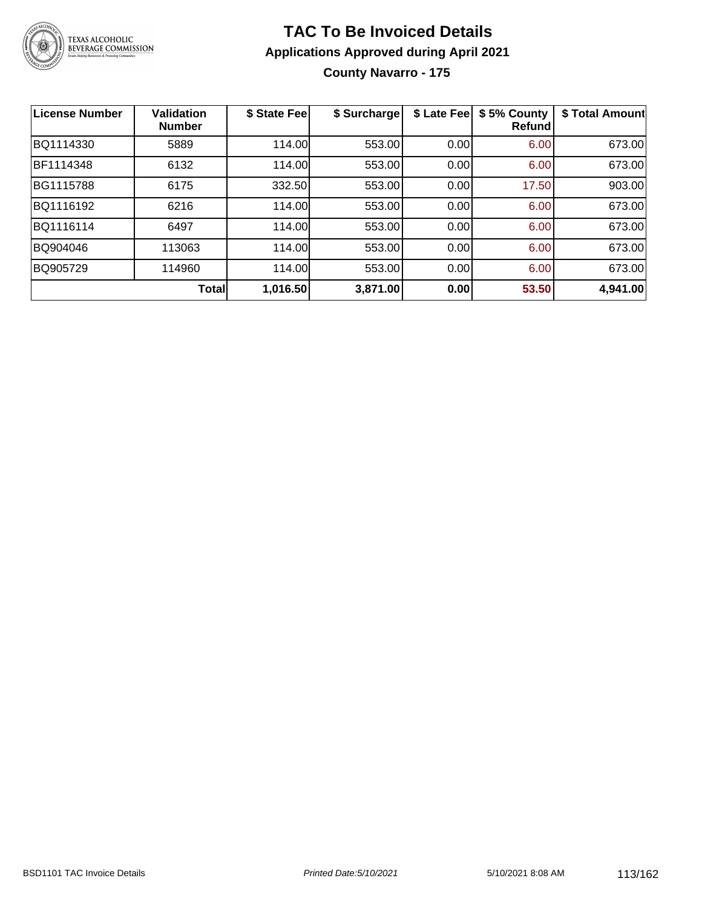# TAC To Be Invoiced Details

## Applications Approved during April 2021

### County Navarro - 175

| License Number | Validation Number | $ State Fee | $ Surcharge | $ Late Fee | $ 5% County Refund | $ Total Amount |
|---|---|---|---|---|---|---|
| BQ1114330 | 5889 | 114.00 | 553.00 | 0.00 | 6.00 | 673.00 |
| BF1114348 | 6132 | 114.00 | 553.00 | 0.00 | 6.00 | 673.00 |
| BG1115788 | 6175 | 332.50 | 553.00 | 0.00 | 17.50 | 903.00 |
| BQ1116192 | 6216 | 114.00 | 553.00 | 0.00 | 6.00 | 673.00 |
| BQ1116114 | 6497 | 114.00 | 553.00 | 0.00 | 6.00 | 673.00 |
| BQ904046 | 113063 | 114.00 | 553.00 | 0.00 | 6.00 | 673.00 |
| BQ905729 | 114960 | 114.00 | 553.00 | 0.00 | 6.00 | 673.00 |
| | **Total** | **1,016.50** | **3,871.00** | **0.00** | **53.50** | **4,941.00** |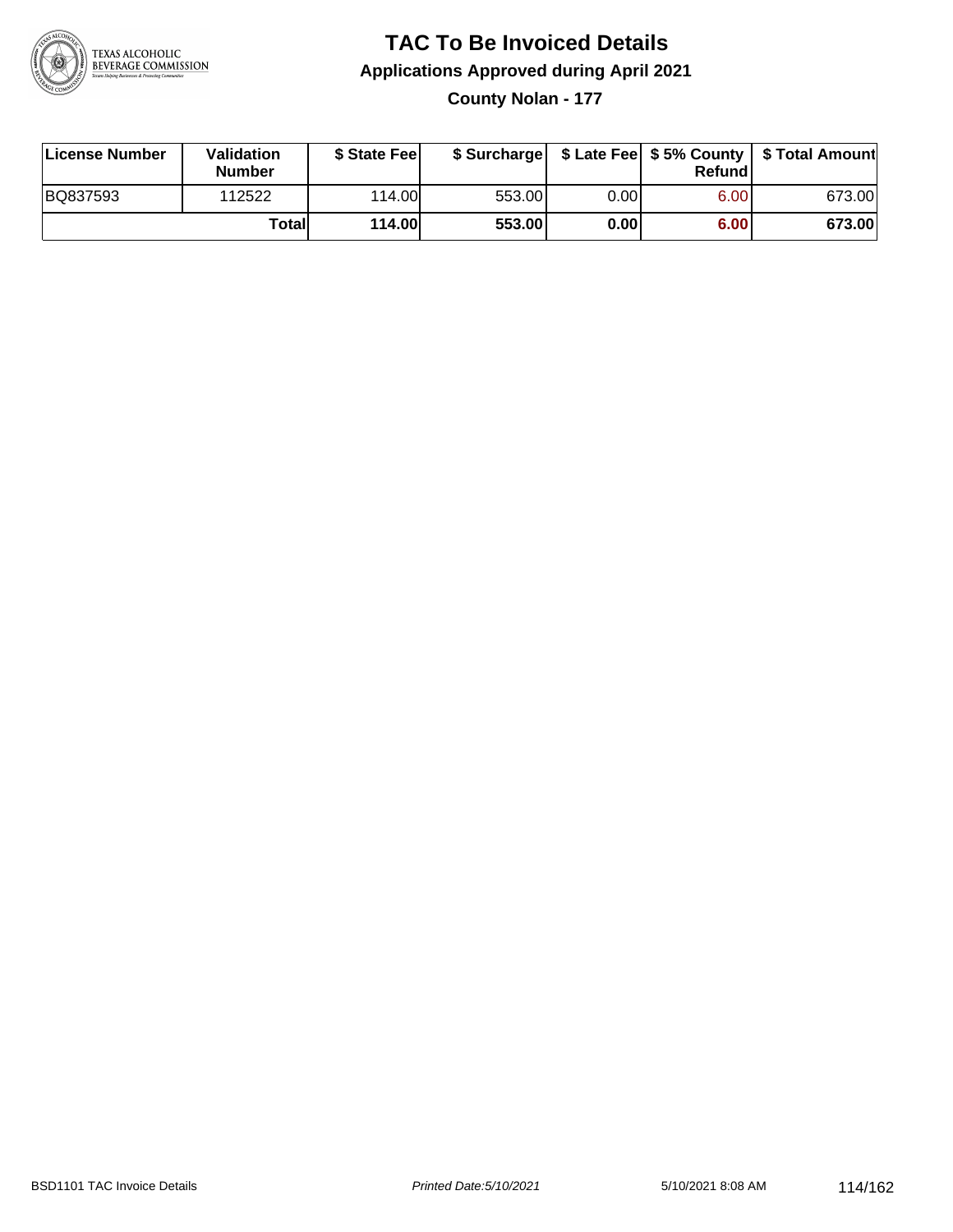# TAC To Be Invoiced Details

## Applications Approved during April 2021

### County Nolan - 177

| License Number | Validation Number | $ State Fee | $ Surcharge | $ Late Fee | $ 5% County Refund | $ Total Amount |
|---|---|---|---|---|---|---|
| BQ837593 | 112522 | 114.00 | 553.00 | 0.00 | 6.00 | 673.00 |
| | **Total** | **114.00** | **553.00** | **0.00** | **6.00** | **673.00** |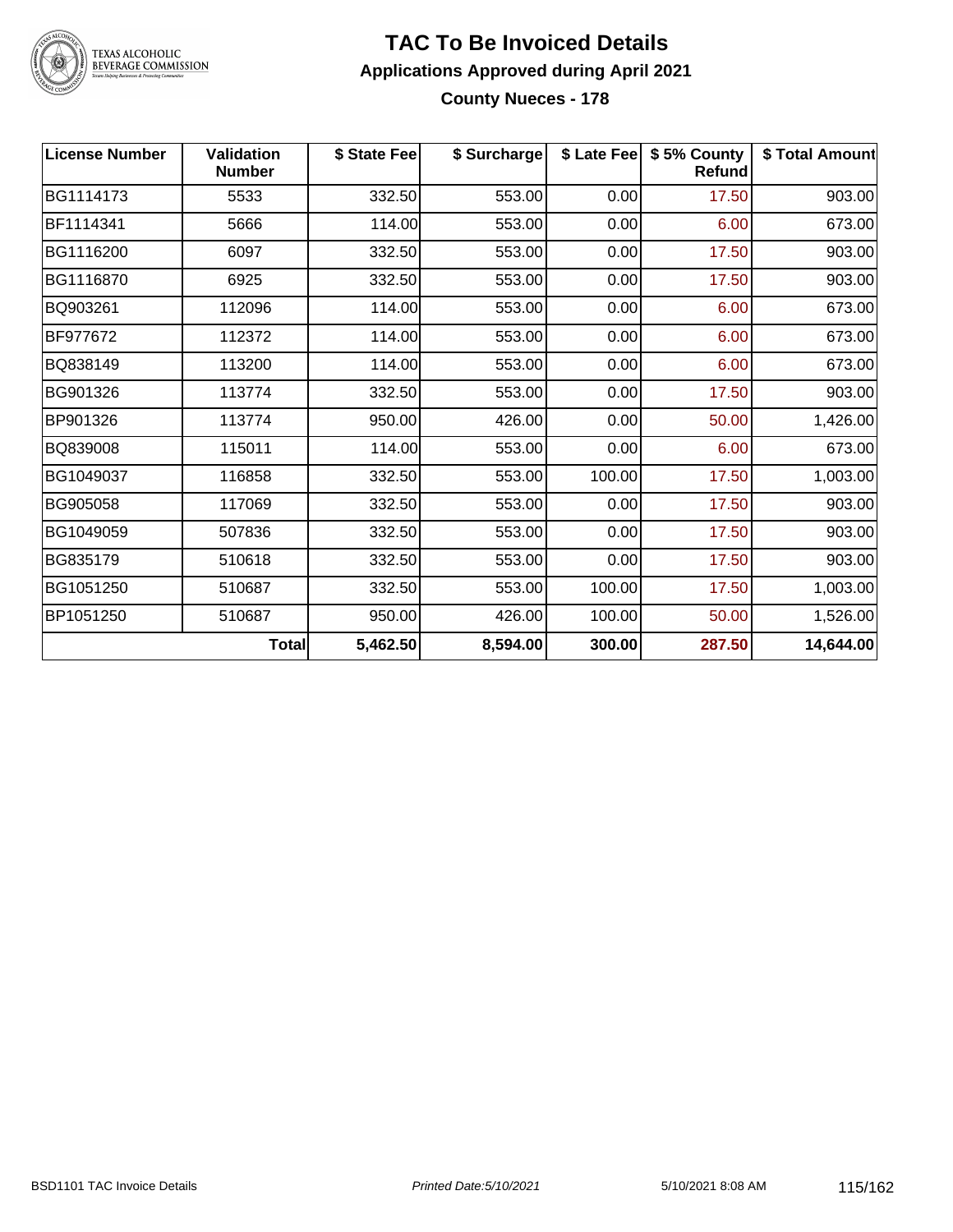# TAC To Be Invoiced Details

## Applications Approved during April 2021

### County Nueces - 178

| License Number | Validation Number | $ State Fee | $ Surcharge | $ Late Fee | $ 5% County Refund | $ Total Amount |
|---|---|---|---|---|---|---|
| BG1114173 | 5533 | 332.50 | 553.00 | 0.00 | 17.50 | 903.00 |
| BF1114341 | 5666 | 114.00 | 553.00 | 0.00 | 6.00 | 673.00 |
| BG1116200 | 6097 | 332.50 | 553.00 | 0.00 | 17.50 | 903.00 |
| BG1116870 | 6925 | 332.50 | 553.00 | 0.00 | 17.50 | 903.00 |
| BQ903261 | 112096 | 114.00 | 553.00 | 0.00 | 6.00 | 673.00 |
| BF977672 | 112372 | 114.00 | 553.00 | 0.00 | 6.00 | 673.00 |
| BQ838149 | 113200 | 114.00 | 553.00 | 0.00 | 6.00 | 673.00 |
| BG901326 | 113774 | 332.50 | 553.00 | 0.00 | 17.50 | 903.00 |
| BP901326 | 113774 | 950.00 | 426.00 | 0.00 | 50.00 | 1,426.00 |
| BQ839008 | 115011 | 114.00 | 553.00 | 0.00 | 6.00 | 673.00 |
| BG1049037 | 116858 | 332.50 | 553.00 | 100.00 | 17.50 | 1,003.00 |
| BG905058 | 117069 | 332.50 | 553.00 | 0.00 | 17.50 | 903.00 |
| BG1049059 | 507836 | 332.50 | 553.00 | 0.00 | 17.50 | 903.00 |
| BG835179 | 510618 | 332.50 | 553.00 | 0.00 | 17.50 | 903.00 |
| BG1051250 | 510687 | 332.50 | 553.00 | 100.00 | 17.50 | 1,003.00 |
| BP1051250 | 510687 | 950.00 | 426.00 | 100.00 | 50.00 | 1,526.00 |
| | **Total** | **5,462.50** | **8,594.00** | **300.00** | **287.50** | **14,644.00** |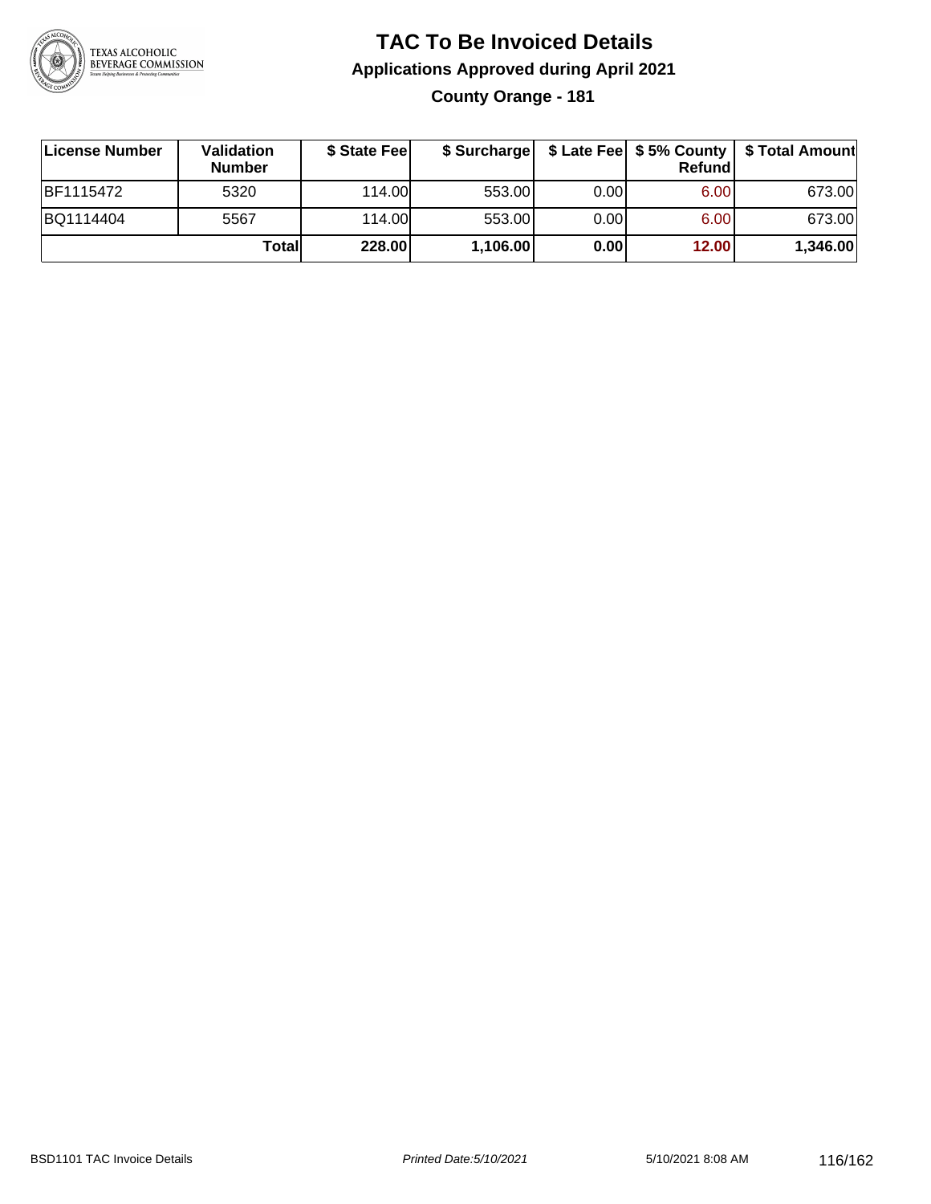# TAC To Be Invoiced Details

## Applications Approved during April 2021

### County Orange - 181

| License Number | Validation Number | $ State Fee | $ Surcharge | $ Late Fee | $ 5% County Refund | $ Total Amount |
|---|---|---|---|---|---|---|
| BF1115472 | 5320 | 114.00 | 553.00 | 0.00 | 6.00 | 673.00 |
| BQ1114404 | 5567 | 114.00 | 553.00 | 0.00 | 6.00 | 673.00 |
| | **Total** | **228.00** | **1,106.00** | **0.00** | **12.00** | **1,346.00** |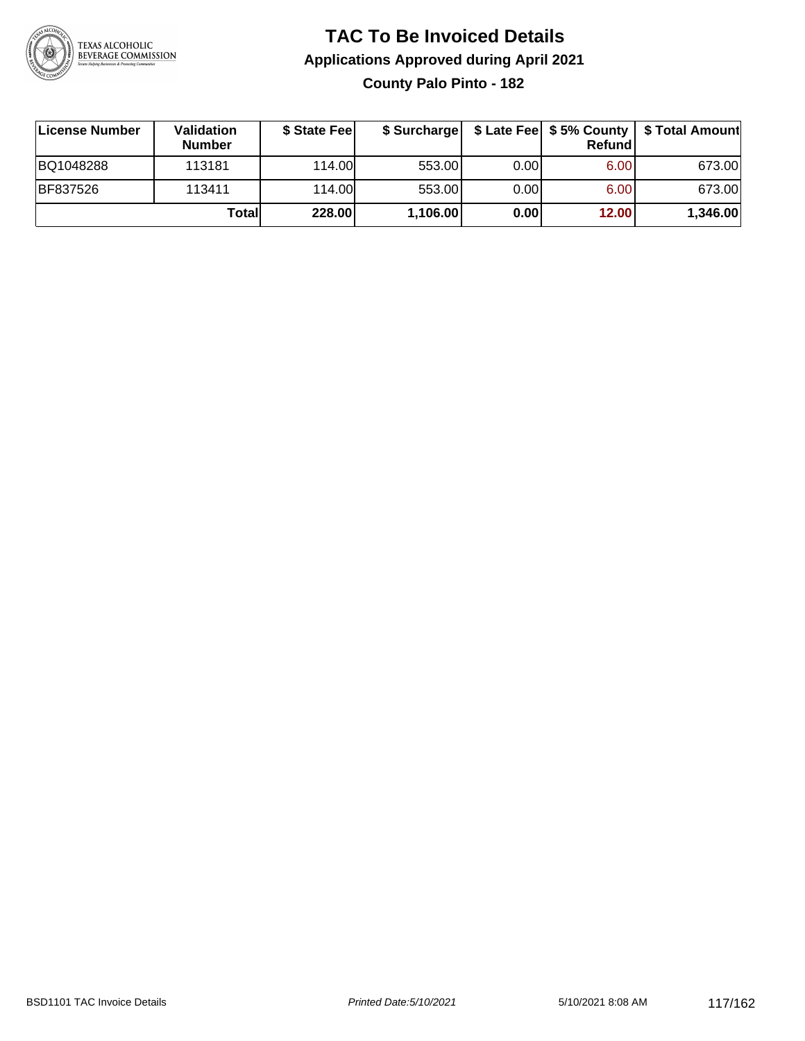# TAC To Be Invoiced Details

## Applications Approved during April 2021

### County Palo Pinto - 182

| License Number | Validation Number | $ State Fee | $ Surcharge | $ Late Fee | $ 5% County Refund | $ Total Amount |
|---|---|---|---|---|---|---|
| BQ1048288 | 113181 | 114.00 | 553.00 | 0.00 | 6.00 | 673.00 |
| BF837526 | 113411 | 114.00 | 553.00 | 0.00 | 6.00 | 673.00 |
| | **Total** | **228.00** | **1,106.00** | **0.00** | **12.00** | **1,346.00** |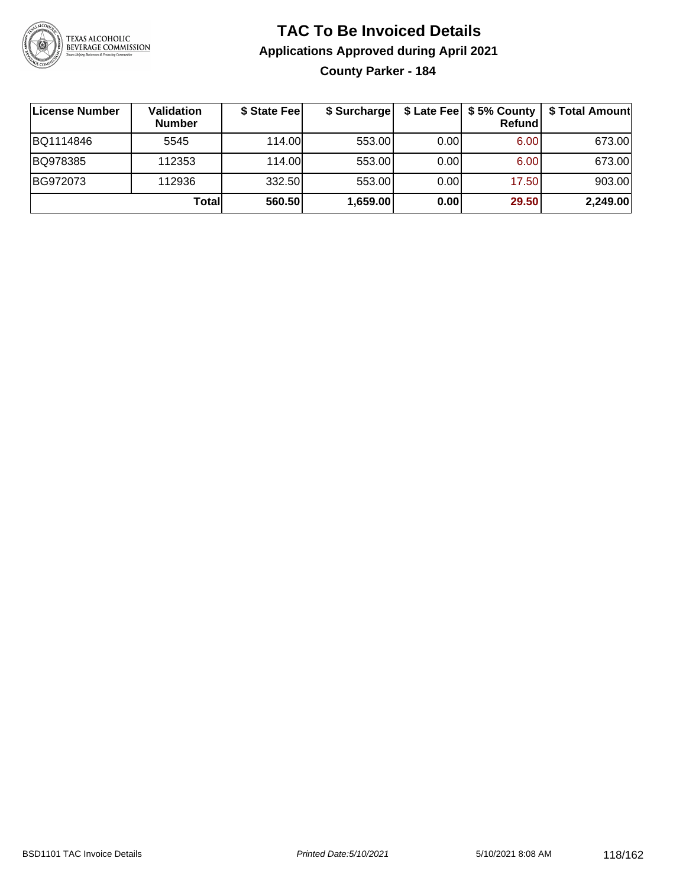# TAC To Be Invoiced Details

## Applications Approved during April 2021

### County Parker - 184

| License Number | Validation Number | $ State Fee | $ Surcharge | $ Late Fee | $ 5% County Refund | $ Total Amount |
|---|---|---|---|---|---|---|
| BQ1114846 | 5545 | 114.00 | 553.00 | 0.00 | 6.00 | 673.00 |
| BQ978385 | 112353 | 114.00 | 553.00 | 0.00 | 6.00 | 673.00 |
| BG972073 | 112936 | 332.50 | 553.00 | 0.00 | 17.50 | 903.00 |
| | **Total** | **560.50** | **1,659.00** | **0.00** | **29.50** | **2,249.00** |

BSD1101 TAC Invoice Details — *Printed Date:5/10/2021* — 5/10/2021 8:08 AM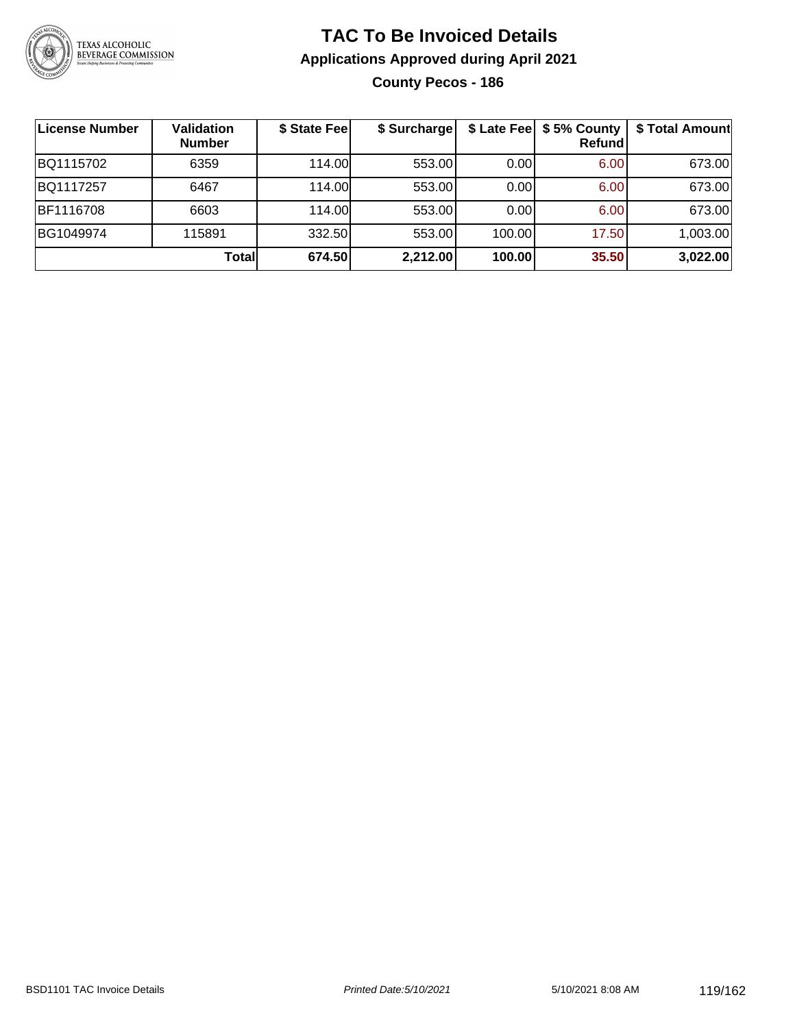# TAC To Be Invoiced Details

## Applications Approved during April 2021

### County Pecos - 186

| License Number | Validation Number | $ State Fee | $ Surcharge | $ Late Fee | $ 5% County Refund | $ Total Amount |
|---|---|---|---|---|---|---|
| BQ1115702 | 6359 | 114.00 | 553.00 | 0.00 | 6.00 | 673.00 |
| BQ1117257 | 6467 | 114.00 | 553.00 | 0.00 | 6.00 | 673.00 |
| BF1116708 | 6603 | 114.00 | 553.00 | 0.00 | 6.00 | 673.00 |
| BG1049974 | 115891 | 332.50 | 553.00 | 100.00 | 17.50 | 1,003.00 |
| | **Total** | **674.50** | **2,212.00** | **100.00** | **35.50** | **3,022.00** |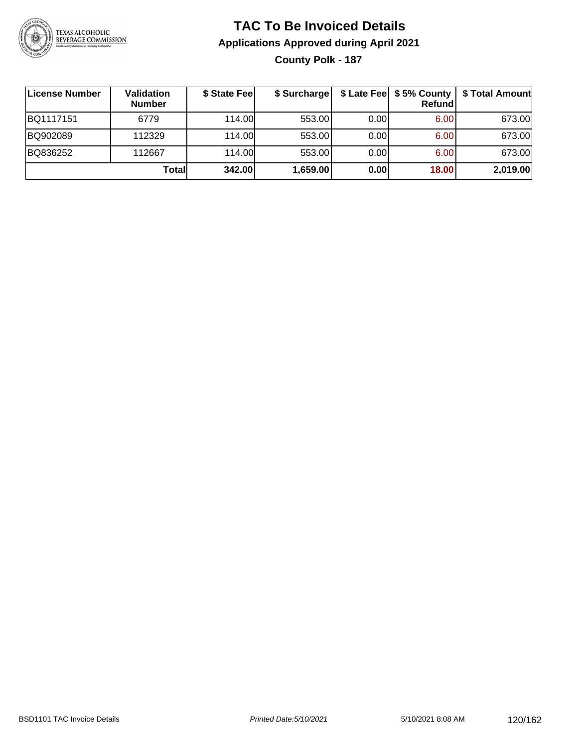# TAC To Be Invoiced Details

## Applications Approved during April 2021

### County Polk - 187

| License Number | Validation Number | $ State Fee | $ Surcharge | $ Late Fee | $ 5% County Refund | $ Total Amount |
|---|---|---|---|---|---|---|
| BQ1117151 | 6779 | 114.00 | 553.00 | 0.00 | 6.00 | 673.00 |
| BQ902089 | 112329 | 114.00 | 553.00 | 0.00 | 6.00 | 673.00 |
| BQ836252 | 112667 | 114.00 | 553.00 | 0.00 | 6.00 | 673.00 |
| | **Total** | **342.00** | **1,659.00** | **0.00** | **18.00** | **2,019.00** |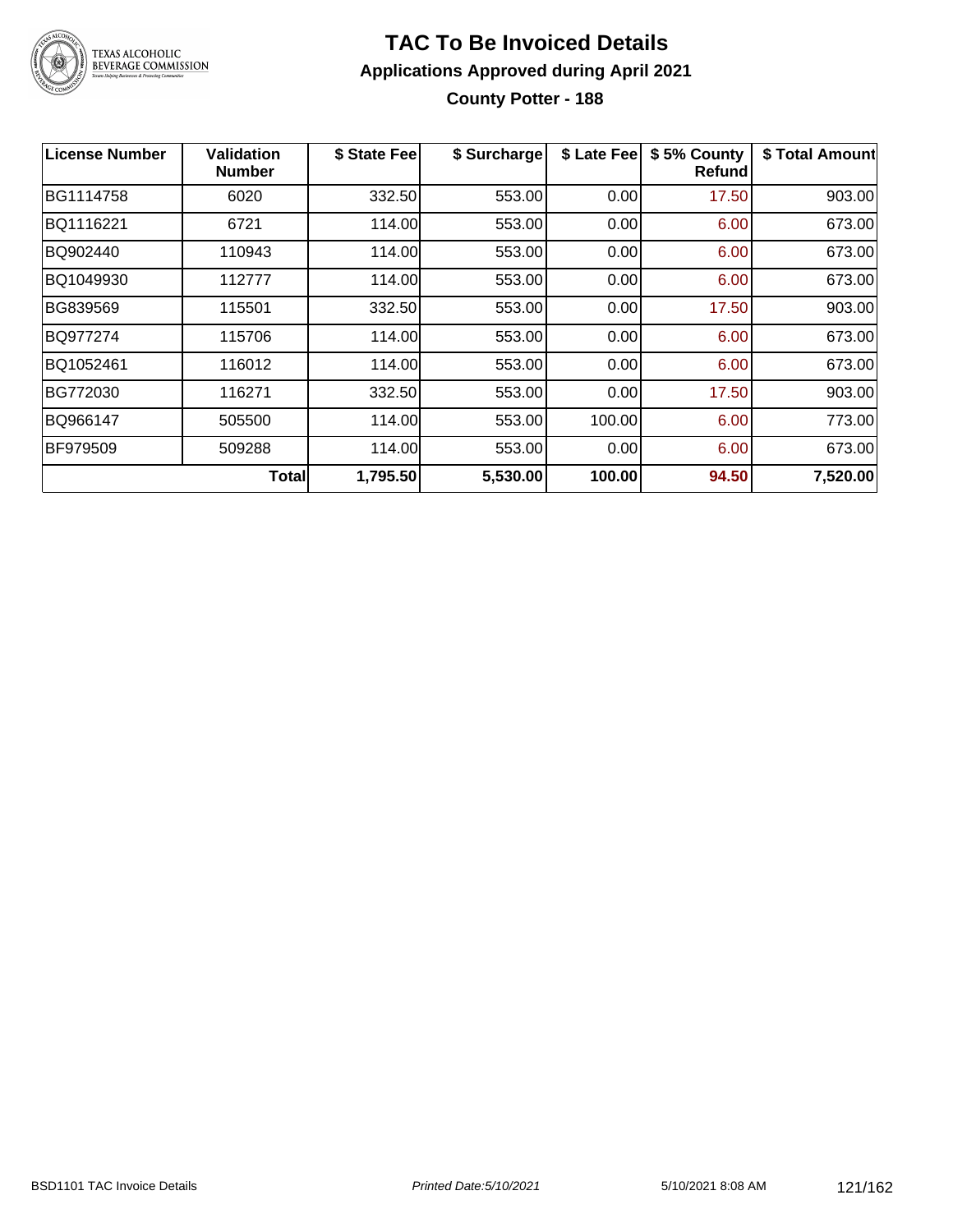# TAC To Be Invoiced Details

## Applications Approved during April 2021

### County Potter - 188

| License Number | Validation Number | $ State Fee | $ Surcharge | $ Late Fee | $ 5% County Refund | $ Total Amount |
|---|---|---|---|---|---|---|
| BG1114758 | 6020 | 332.50 | 553.00 | 0.00 | 17.50 | 903.00 |
| BQ1116221 | 6721 | 114.00 | 553.00 | 0.00 | 6.00 | 673.00 |
| BQ902440 | 110943 | 114.00 | 553.00 | 0.00 | 6.00 | 673.00 |
| BQ1049930 | 112777 | 114.00 | 553.00 | 0.00 | 6.00 | 673.00 |
| BG839569 | 115501 | 332.50 | 553.00 | 0.00 | 17.50 | 903.00 |
| BQ977274 | 115706 | 114.00 | 553.00 | 0.00 | 6.00 | 673.00 |
| BQ1052461 | 116012 | 114.00 | 553.00 | 0.00 | 6.00 | 673.00 |
| BG772030 | 116271 | 332.50 | 553.00 | 0.00 | 17.50 | 903.00 |
| BQ966147 | 505500 | 114.00 | 553.00 | 100.00 | 6.00 | 773.00 |
| BF979509 | 509288 | 114.00 | 553.00 | 0.00 | 6.00 | 673.00 |
| | **Total** | **1,795.50** | **5,530.00** | **100.00** | **94.50** | **7,520.00** |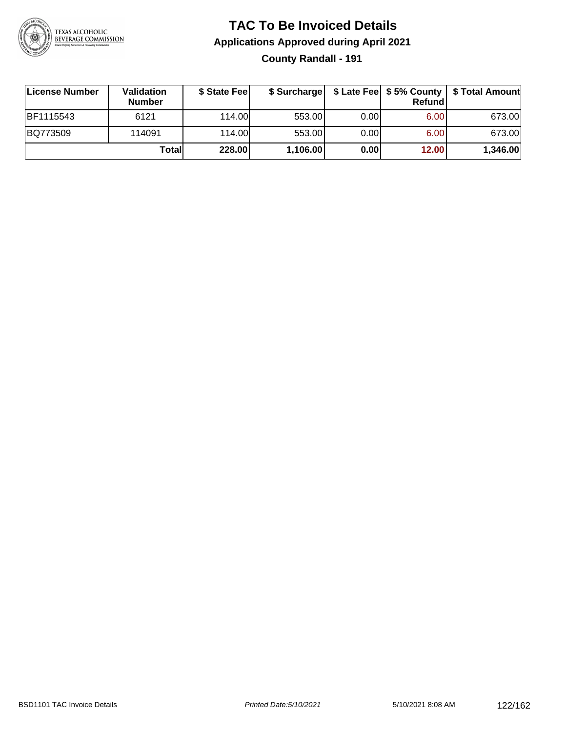# TAC To Be Invoiced Details

## Applications Approved during April 2021

### County Randall - 191

| License Number | Validation Number | $ State Fee | $ Surcharge | $ Late Fee | $ 5% County Refund | $ Total Amount |
|---|---|---|---|---|---|---|
| BF1115543 | 6121 | 114.00 | 553.00 | 0.00 | 6.00 | 673.00 |
| BQ773509 | 114091 | 114.00 | 553.00 | 0.00 | 6.00 | 673.00 |
| | **Total** | **228.00** | **1,106.00** | **0.00** | **12.00** | **1,346.00** |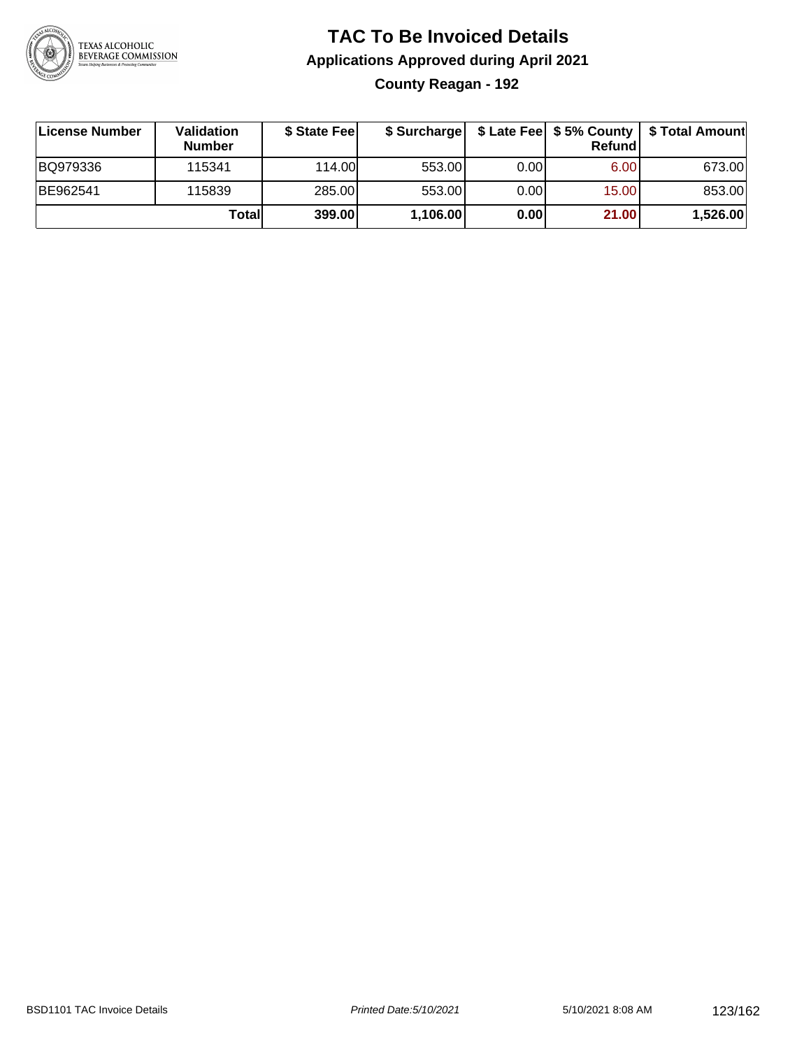# TAC To Be Invoiced Details

## Applications Approved during April 2021

### County Reagan - 192

| License Number | Validation Number | $ State Fee | $ Surcharge | $ Late Fee | $ 5% County Refund | $ Total Amount |
|---|---|---|---|---|---|---|
| BQ979336 | 115341 | 114.00 | 553.00 | 0.00 | 6.00 | 673.00 |
| BE962541 | 115839 | 285.00 | 553.00 | 0.00 | 15.00 | 853.00 |
| | **Total** | **399.00** | **1,106.00** | **0.00** | **21.00** | **1,526.00** |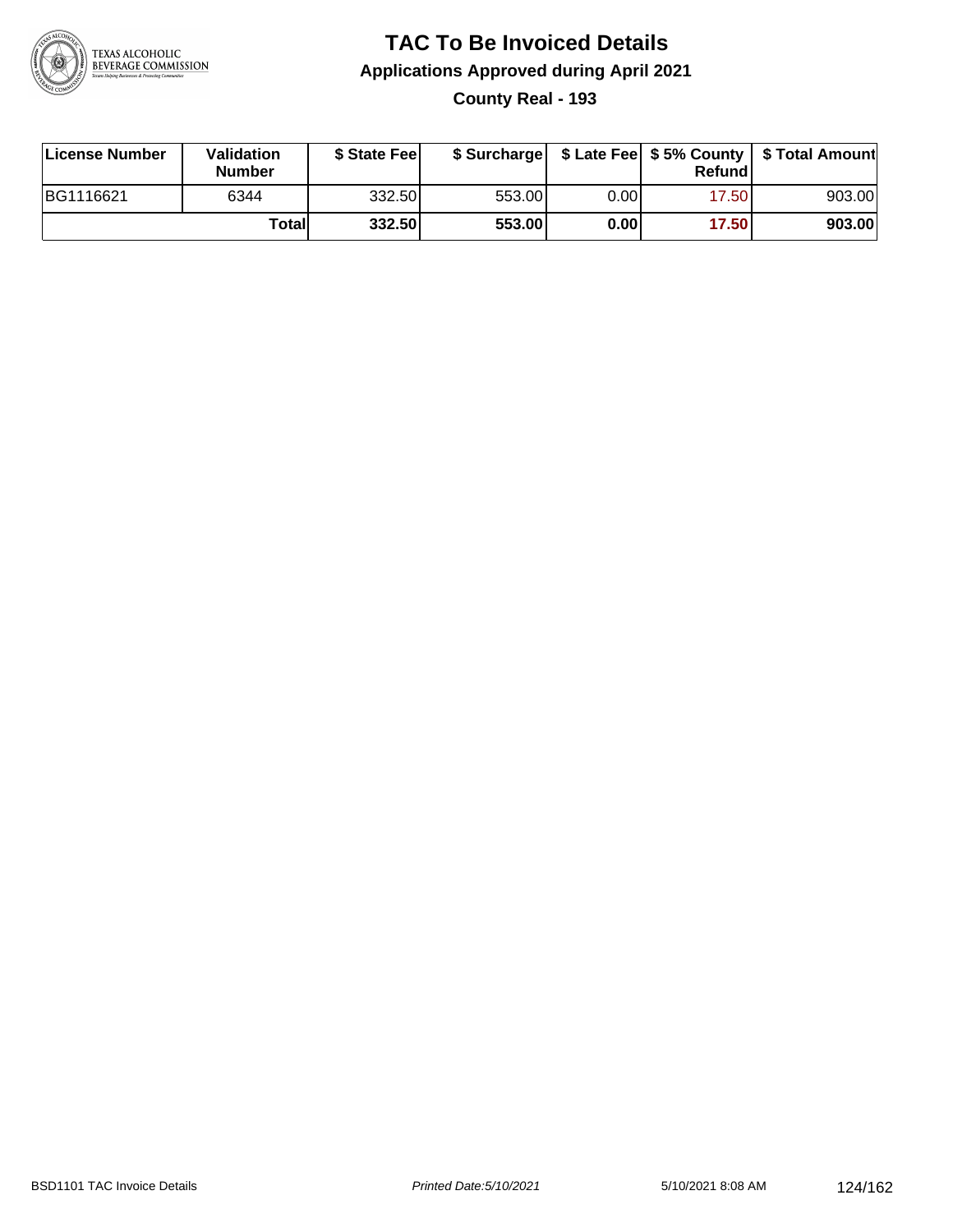# TAC To Be Invoiced Details

## Applications Approved during April 2021

### County Real - 193

| License Number | Validation Number | $ State Fee | $ Surcharge | $ Late Fee | $ 5% County Refund | $ Total Amount |
|---|---|---|---|---|---|---|
| BG1116621 | 6344 | 332.50 | 553.00 | 0.00 | 17.50 | 903.00 |
| | **Total** | **332.50** | **553.00** | **0.00** | **17.50** | **903.00** |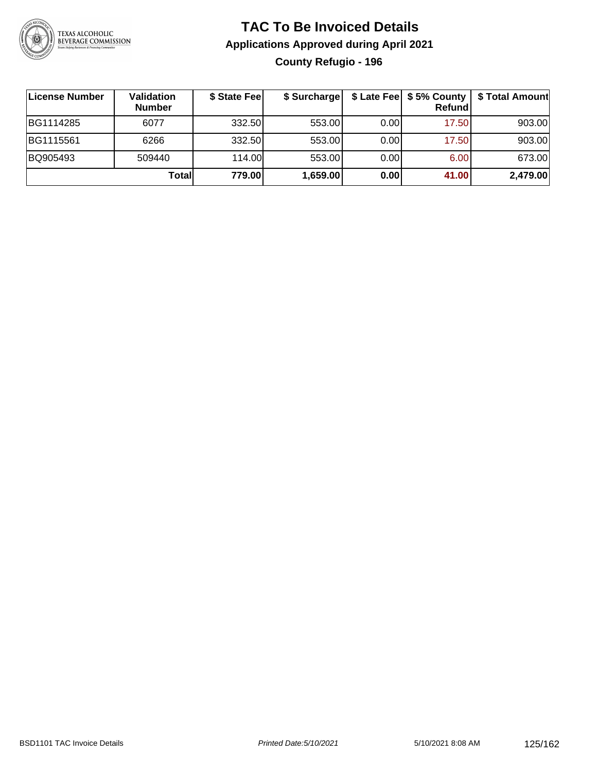# TAC To Be Invoiced Details

## Applications Approved during April 2021

### County Refugio - 196

| License Number | Validation Number | $ State Fee | $ Surcharge | $ Late Fee | $ 5% County Refund | $ Total Amount |
|---|---|---|---|---|---|---|
| BG1114285 | 6077 | 332.50 | 553.00 | 0.00 | 17.50 | 903.00 |
| BG1115561 | 6266 | 332.50 | 553.00 | 0.00 | 17.50 | 903.00 |
| BQ905493 | 509440 | 114.00 | 553.00 | 0.00 | 6.00 | 673.00 |
| | **Total** | **779.00** | **1,659.00** | **0.00** | **41.00** | **2,479.00** |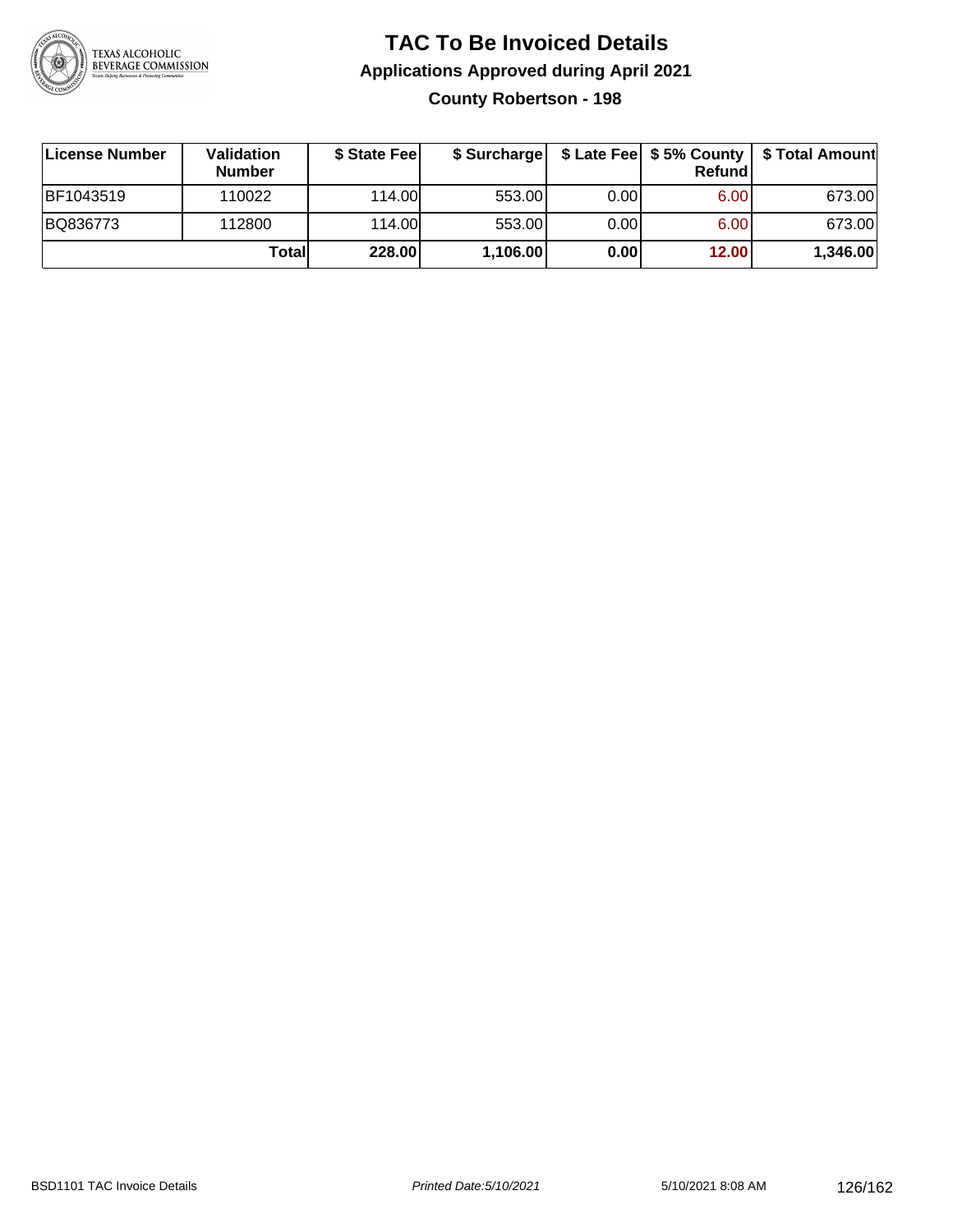# TAC To Be Invoiced Details

## Applications Approved during April 2021

### County Robertson - 198

| License Number | Validation Number | $ State Fee | $ Surcharge | $ Late Fee | $ 5% County Refund | $ Total Amount |
|---|---|---|---|---|---|---|
| BF1043519 | 110022 | 114.00 | 553.00 | 0.00 | 6.00 | 673.00 |
| BQ836773 | 112800 | 114.00 | 553.00 | 0.00 | 6.00 | 673.00 |
| | **Total** | **228.00** | **1,106.00** | **0.00** | **12.00** | **1,346.00** |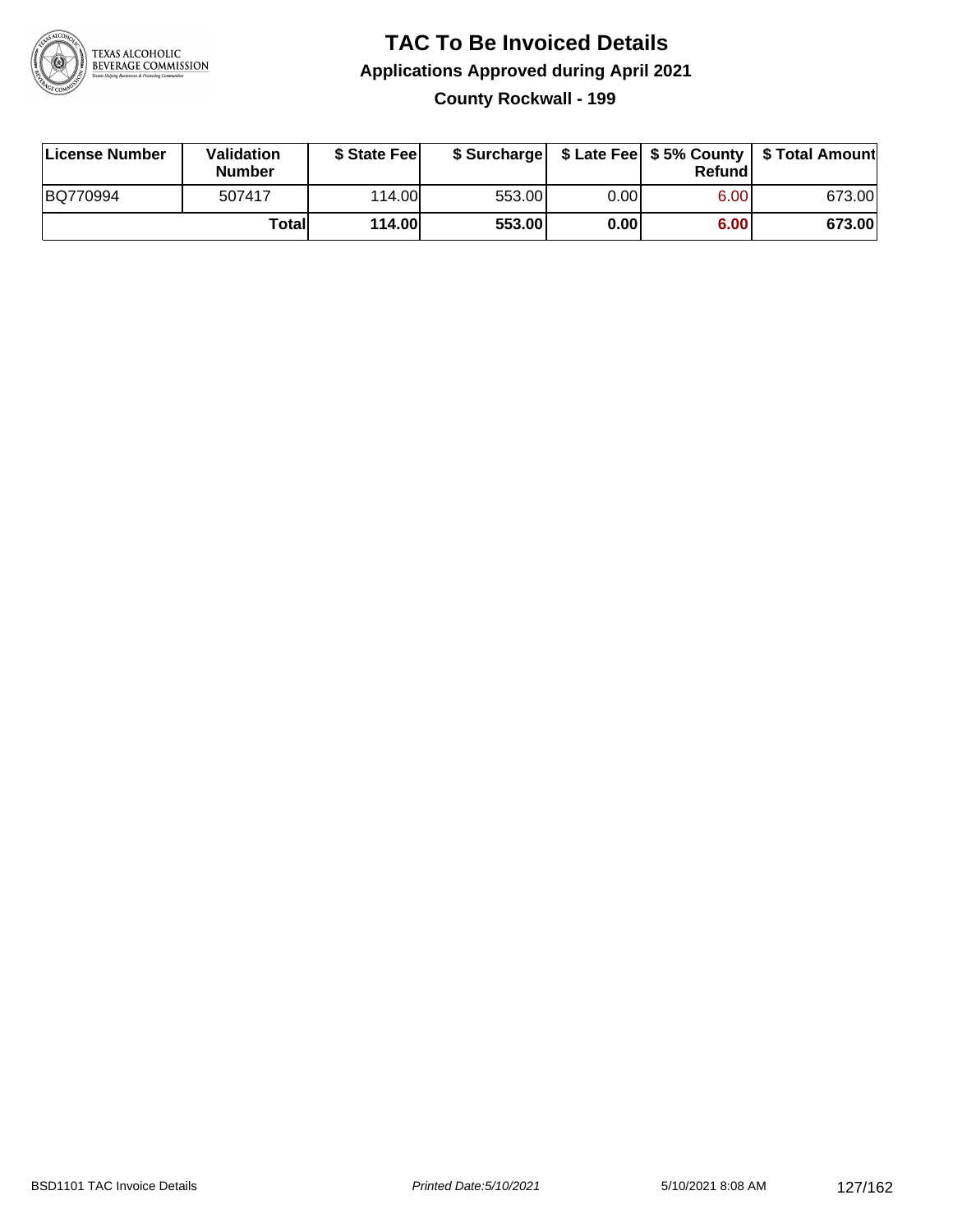# TAC To Be Invoiced Details

## Applications Approved during April 2021

### County Rockwall - 199

| License Number | Validation Number | $ State Fee | $ Surcharge | $ Late Fee | $ 5% County Refund | $ Total Amount |
|---|---|---|---|---|---|---|
| BQ770994 | 507417 | 114.00 | 553.00 | 0.00 | 6.00 | 673.00 |
| | **Total** | **114.00** | **553.00** | **0.00** | **6.00** | **673.00** |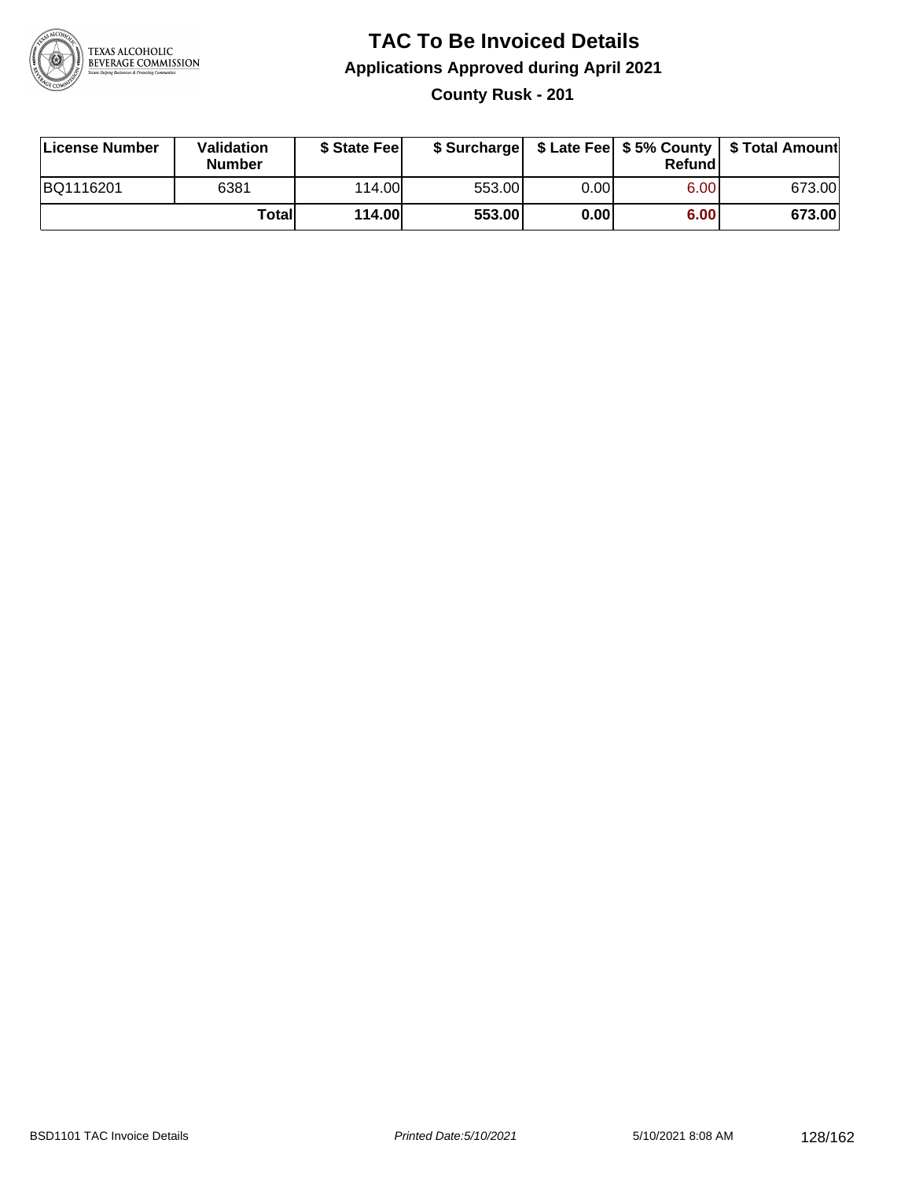# TAC To Be Invoiced Details

## Applications Approved during April 2021

### County Rusk - 201

| License Number | Validation Number | $ State Fee | $ Surcharge | $ Late Fee | $ 5% County Refund | $ Total Amount |
|---|---|---|---|---|---|---|
| BQ1116201 | 6381 | 114.00 | 553.00 | 0.00 | 6.00 | 673.00 |
| | **Total** | **114.00** | **553.00** | **0.00** | **6.00** | **673.00** |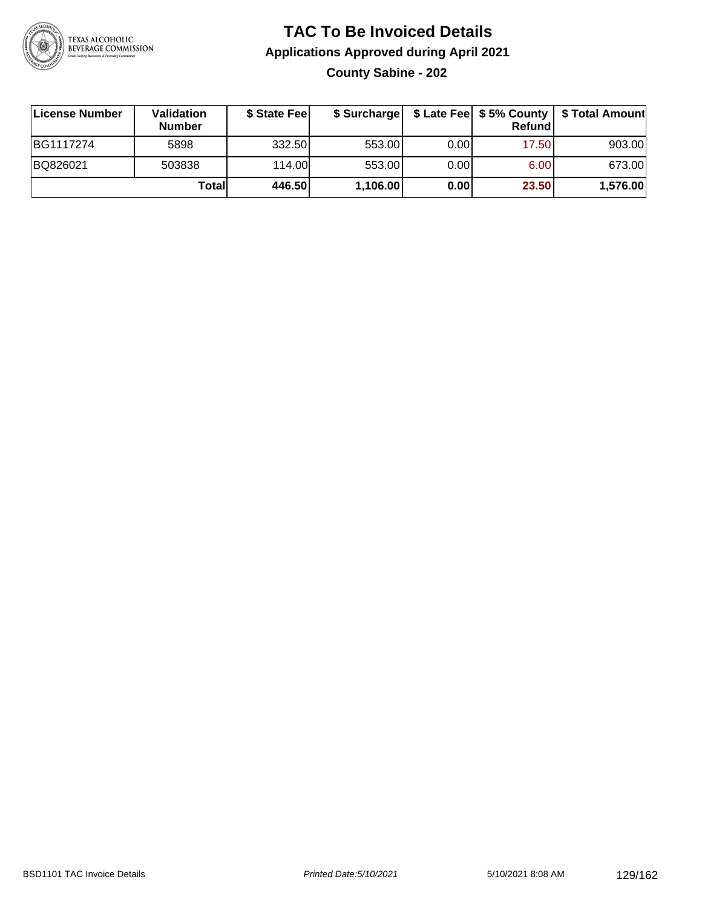# TAC To Be Invoiced Details

## Applications Approved during April 2021

### County Sabine - 202

| License Number | Validation Number | $ State Fee | $ Surcharge | $ Late Fee | $ 5% County Refund | $ Total Amount |
|---|---|---|---|---|---|---|
| BG1117274 | 5898 | 332.50 | 553.00 | 0.00 | 17.50 | 903.00 |
| BQ826021 | 503838 | 114.00 | 553.00 | 0.00 | 6.00 | 673.00 |
| | **Total** | **446.50** | **1,106.00** | **0.00** | **23.50** | **1,576.00** |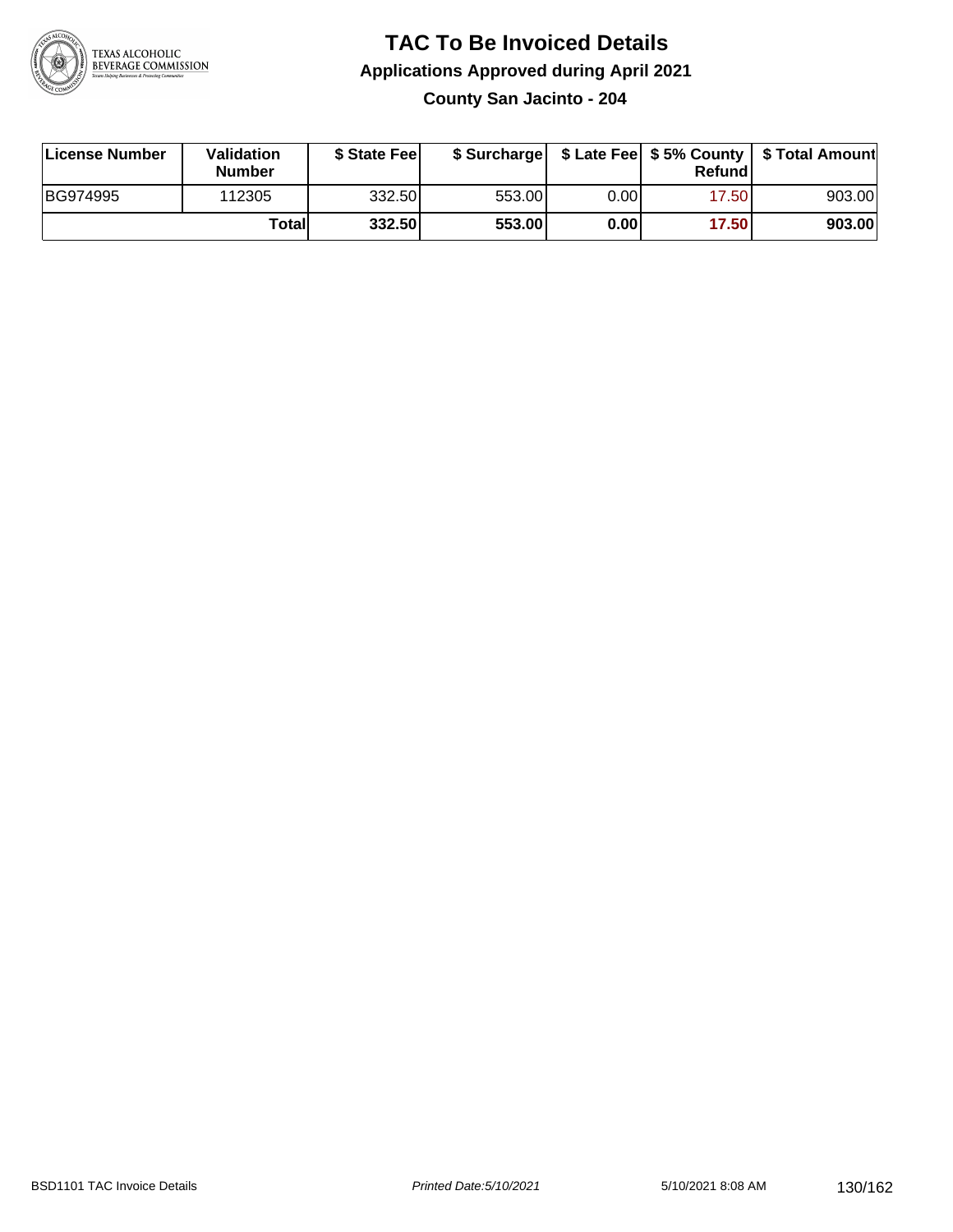# TAC To Be Invoiced Details

## Applications Approved during April 2021

### County San Jacinto - 204

| License Number | Validation Number | $ State Fee | $ Surcharge | $ Late Fee | $ 5% County Refund | $ Total Amount |
|---|---|---|---|---|---|---|
| BG974995 | 112305 | 332.50 | 553.00 | 0.00 | 17.50 | 903.00 |
| | **Total** | **332.50** | **553.00** | **0.00** | **17.50** | **903.00** |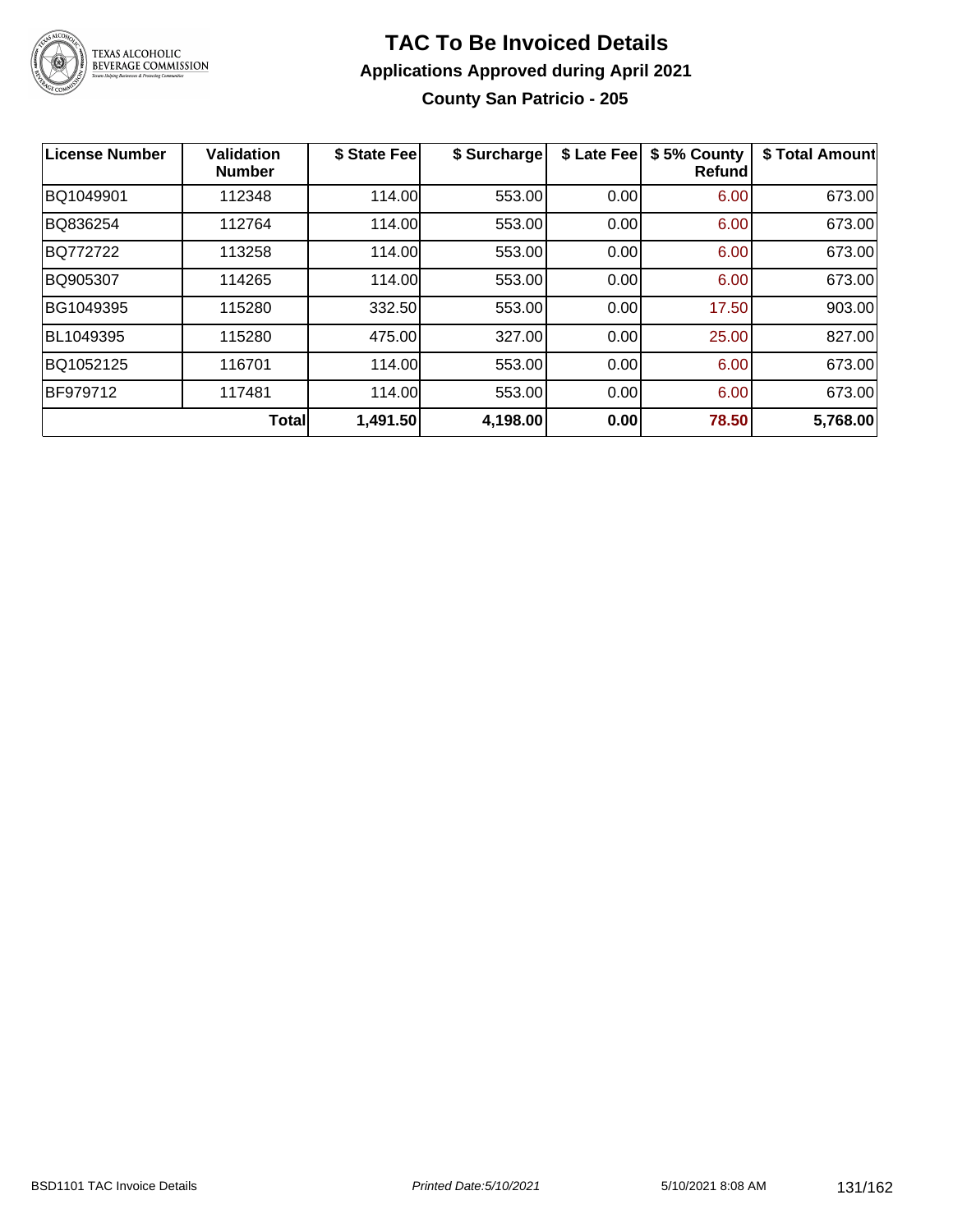# TAC To Be Invoiced Details

## Applications Approved during April 2021

### County San Patricio - 205

| License Number | Validation Number | $ State Fee | $ Surcharge | $ Late Fee | $ 5% County Refund | $ Total Amount |
|---|---|---|---|---|---|---|
| BQ1049901 | 112348 | 114.00 | 553.00 | 0.00 | 6.00 | 673.00 |
| BQ836254 | 112764 | 114.00 | 553.00 | 0.00 | 6.00 | 673.00 |
| BQ772722 | 113258 | 114.00 | 553.00 | 0.00 | 6.00 | 673.00 |
| BQ905307 | 114265 | 114.00 | 553.00 | 0.00 | 6.00 | 673.00 |
| BG1049395 | 115280 | 332.50 | 553.00 | 0.00 | 17.50 | 903.00 |
| BL1049395 | 115280 | 475.00 | 327.00 | 0.00 | 25.00 | 827.00 |
| BQ1052125 | 116701 | 114.00 | 553.00 | 0.00 | 6.00 | 673.00 |
| BF979712 | 117481 | 114.00 | 553.00 | 0.00 | 6.00 | 673.00 |
| | **Total** | **1,491.50** | **4,198.00** | **0.00** | **78.50** | **5,768.00** |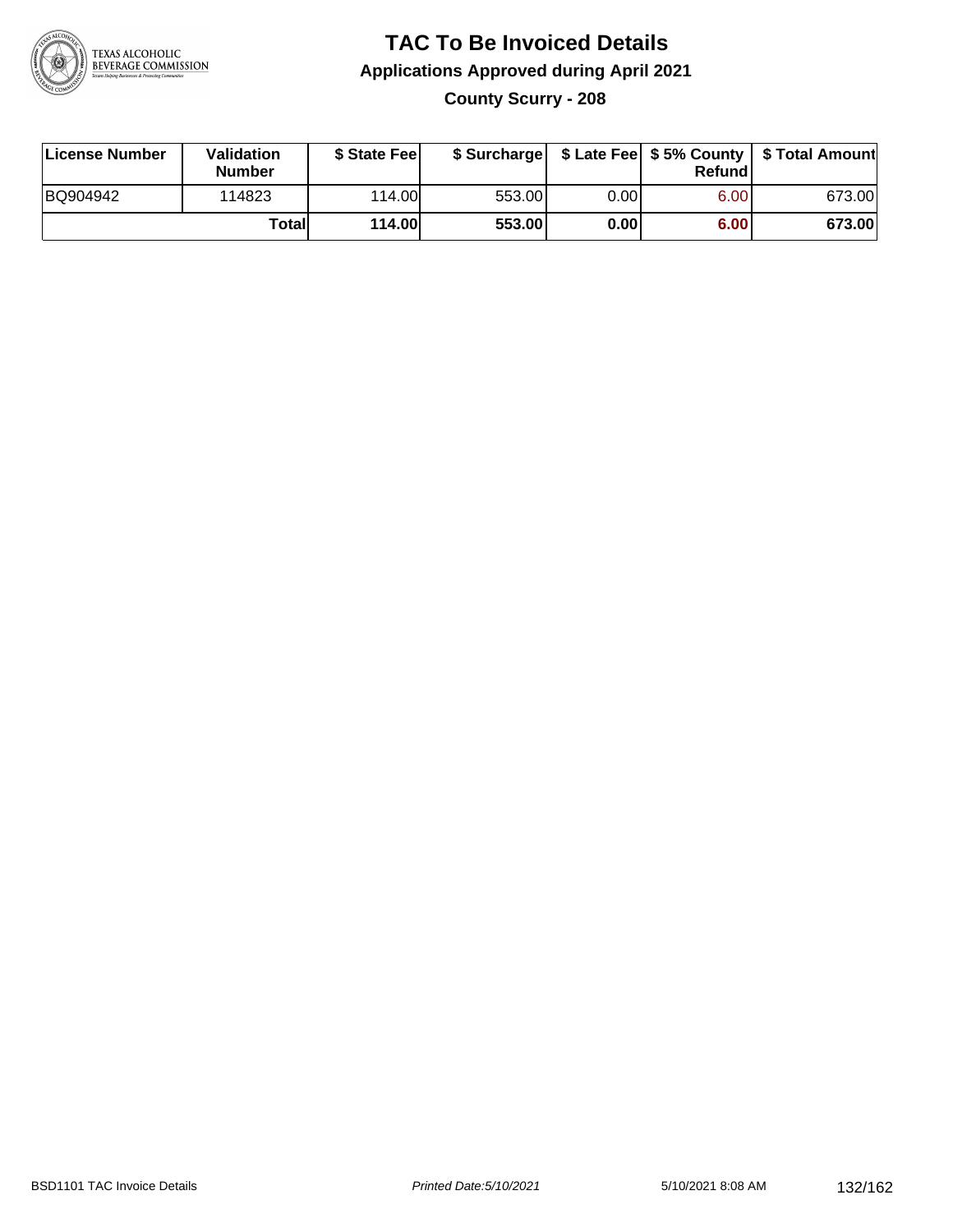# TAC To Be Invoiced Details

## Applications Approved during April 2021

### County Scurry - 208

| License Number | Validation Number | $ State Fee | $ Surcharge | $ Late Fee | $ 5% County Refund | $ Total Amount |
|---|---|---|---|---|---|---|
| BQ904942 | 114823 | 114.00 | 553.00 | 0.00 | 6.00 | 673.00 |
| | **Total** | **114.00** | **553.00** | **0.00** | **6.00** | **673.00** |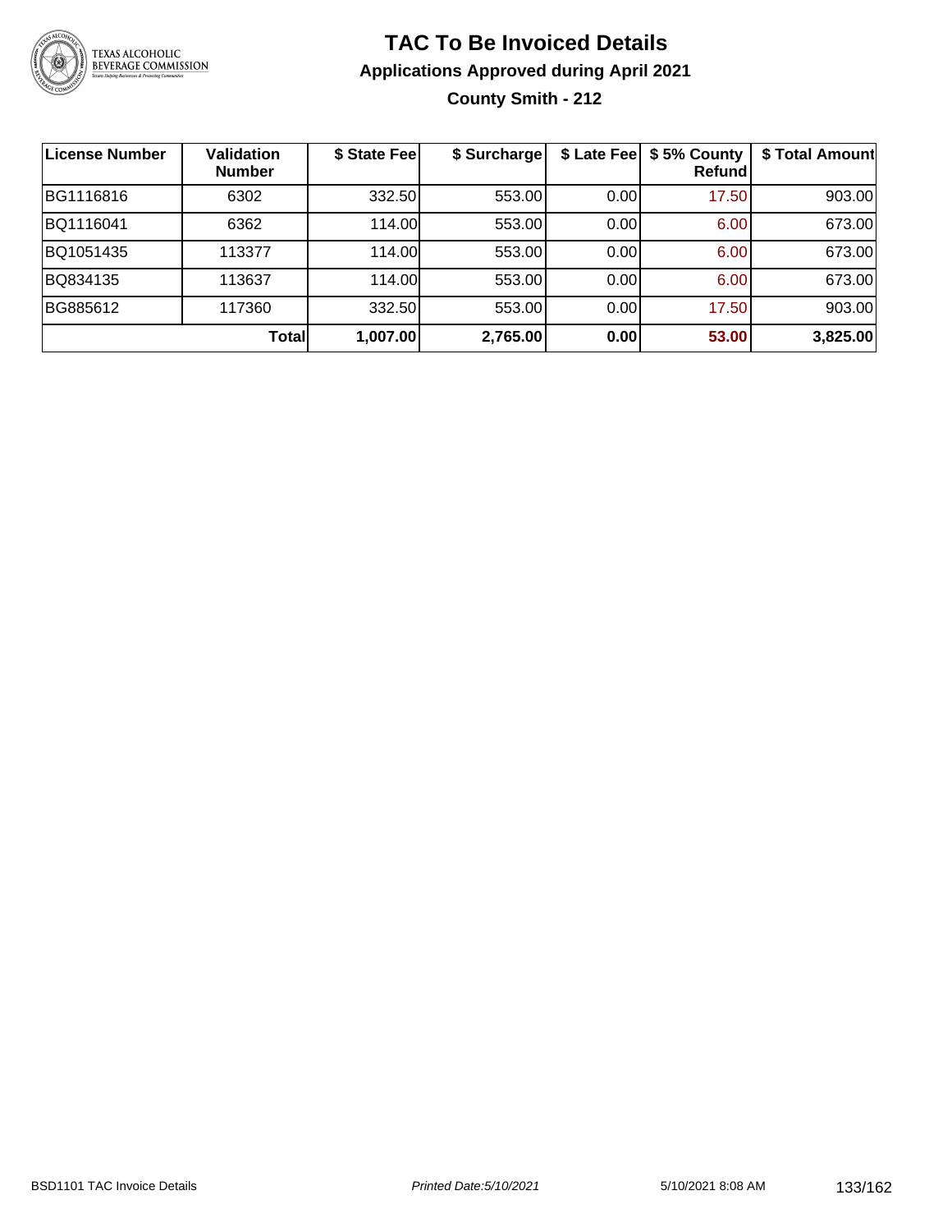# TAC To Be Invoiced Details

## Applications Approved during April 2021

### County Smith - 212

| License Number | Validation Number | $ State Fee | $ Surcharge | $ Late Fee | $ 5% County Refund | $ Total Amount |
|---|---|---|---|---|---|---|
| BG1116816 | 6302 | 332.50 | 553.00 | 0.00 | 17.50 | 903.00 |
| BQ1116041 | 6362 | 114.00 | 553.00 | 0.00 | 6.00 | 673.00 |
| BQ1051435 | 113377 | 114.00 | 553.00 | 0.00 | 6.00 | 673.00 |
| BQ834135 | 113637 | 114.00 | 553.00 | 0.00 | 6.00 | 673.00 |
| BG885612 | 117360 | 332.50 | 553.00 | 0.00 | 17.50 | 903.00 |
| | **Total** | **1,007.00** | **2,765.00** | **0.00** | **53.00** | **3,825.00** |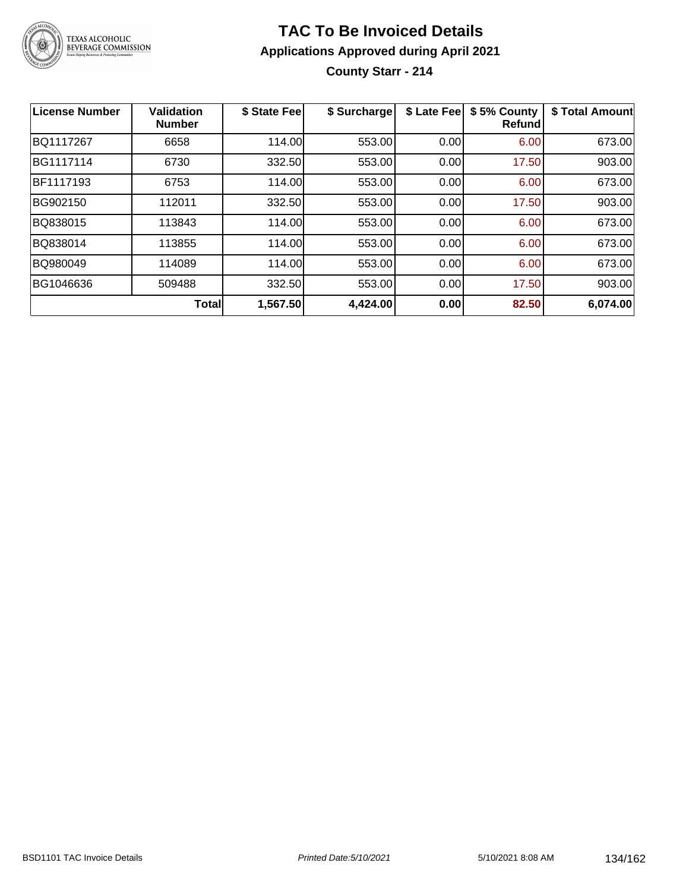# TAC To Be Invoiced Details

## Applications Approved during April 2021

### County Starr - 214

| License Number | Validation Number | $ State Fee | $ Surcharge | $ Late Fee | $ 5% County Refund | $ Total Amount |
|---|---|---|---|---|---|---|
| BQ1117267 | 6658 | 114.00 | 553.00 | 0.00 | 6.00 | 673.00 |
| BG1117114 | 6730 | 332.50 | 553.00 | 0.00 | 17.50 | 903.00 |
| BF1117193 | 6753 | 114.00 | 553.00 | 0.00 | 6.00 | 673.00 |
| BG902150 | 112011 | 332.50 | 553.00 | 0.00 | 17.50 | 903.00 |
| BQ838015 | 113843 | 114.00 | 553.00 | 0.00 | 6.00 | 673.00 |
| BQ838014 | 113855 | 114.00 | 553.00 | 0.00 | 6.00 | 673.00 |
| BQ980049 | 114089 | 114.00 | 553.00 | 0.00 | 6.00 | 673.00 |
| BG1046636 | 509488 | 332.50 | 553.00 | 0.00 | 17.50 | 903.00 |
| | **Total** | **1,567.50** | **4,424.00** | **0.00** | **82.50** | **6,074.00** |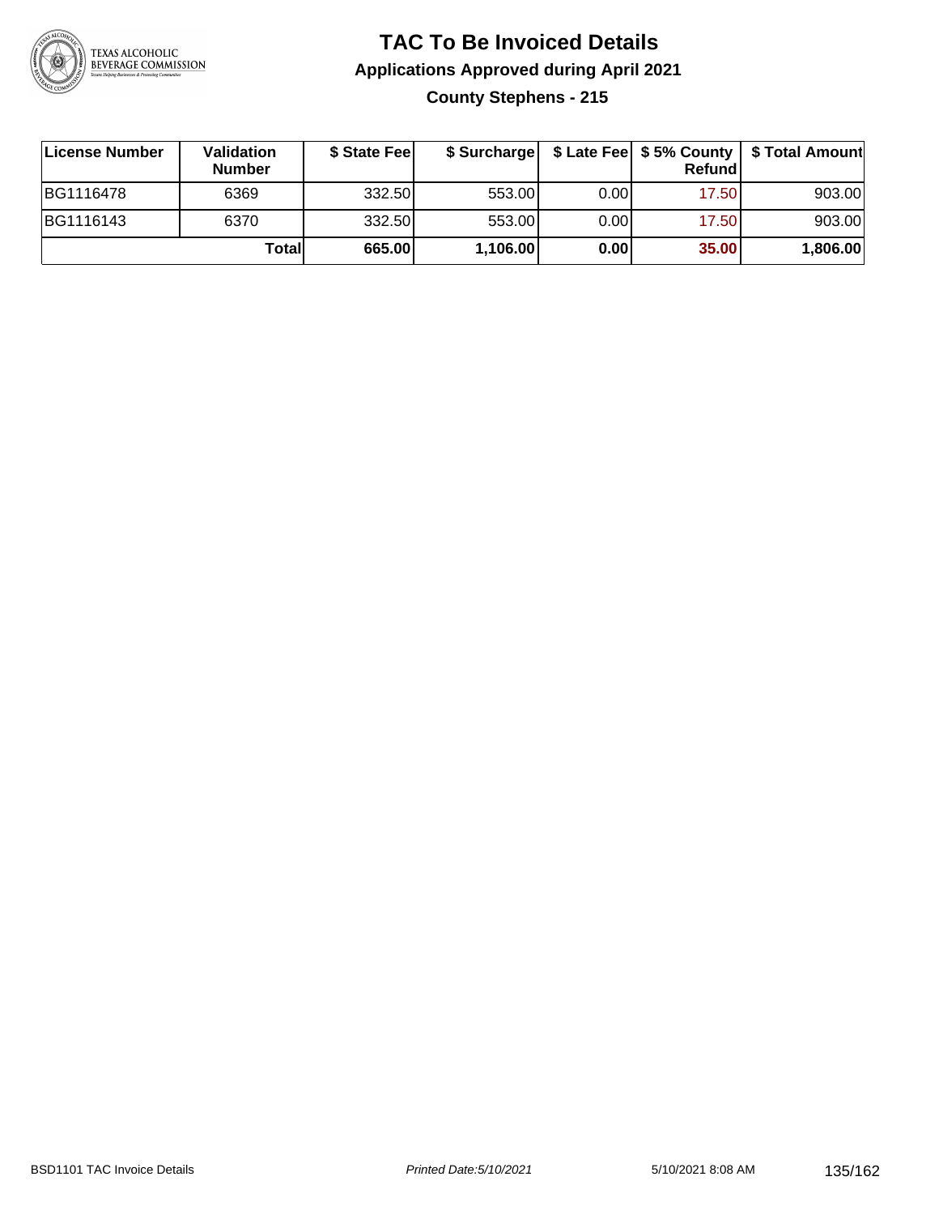# TAC To Be Invoiced Details

## Applications Approved during April 2021

### County Stephens - 215

| License Number | Validation Number | $ State Fee | $ Surcharge | $ Late Fee | $ 5% County Refund | $ Total Amount |
|---|---|---|---|---|---|---|
| BG1116478 | 6369 | 332.50 | 553.00 | 0.00 | 17.50 | 903.00 |
| BG1116143 | 6370 | 332.50 | 553.00 | 0.00 | 17.50 | 903.00 |
| | **Total** | **665.00** | **1,106.00** | **0.00** | **35.00** | **1,806.00** |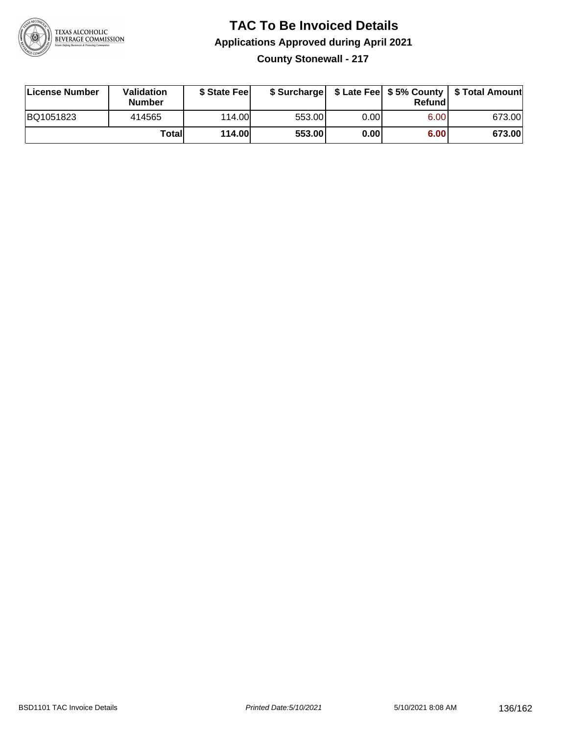# TAC To Be Invoiced Details

## Applications Approved during April 2021

### County Stonewall - 217

| License Number | Validation Number | $ State Fee | $ Surcharge | $ Late Fee | $ 5% County Refund | $ Total Amount |
|---|---|---|---|---|---|---|
| BQ1051823 | 414565 | 114.00 | 553.00 | 0.00 | 6.00 | 673.00 |
| | **Total** | **114.00** | **553.00** | **0.00** | **6.00** | **673.00** |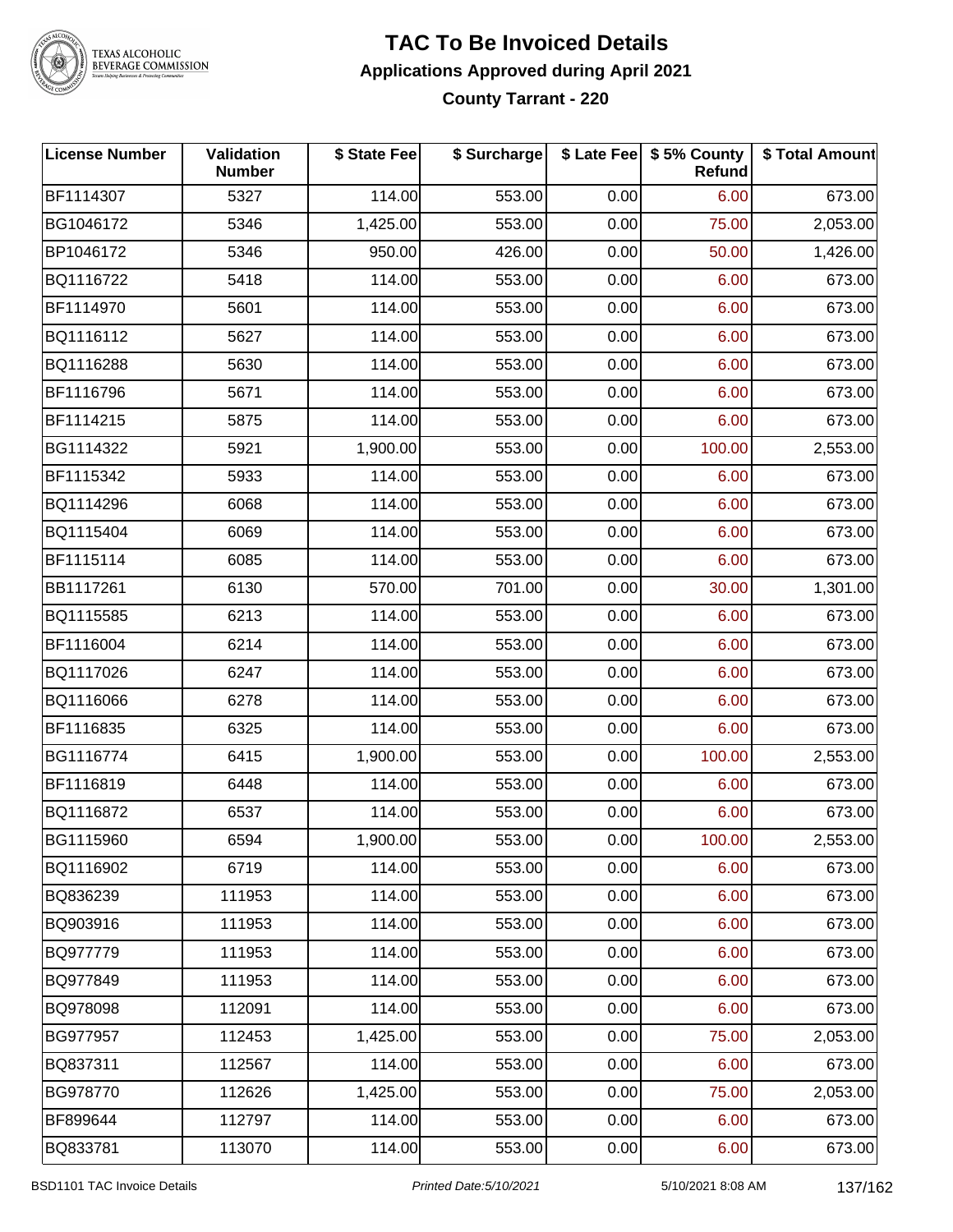# TAC To Be Invoiced Details

### Applications Approved during April 2021

### County Tarrant - 220

| License Number | Validation Number | $ State Fee | $ Surcharge | $ Late Fee | $ 5% County Refund | $ Total Amount |
|---|---|---|---|---|---|---|
| BF1114307 | 5327 | 114.00 | 553.00 | 0.00 | 6.00 | 673.00 |
| BG1046172 | 5346 | 1,425.00 | 553.00 | 0.00 | 75.00 | 2,053.00 |
| BP1046172 | 5346 | 950.00 | 426.00 | 0.00 | 50.00 | 1,426.00 |
| BQ1116722 | 5418 | 114.00 | 553.00 | 0.00 | 6.00 | 673.00 |
| BF1114970 | 5601 | 114.00 | 553.00 | 0.00 | 6.00 | 673.00 |
| BQ1116112 | 5627 | 114.00 | 553.00 | 0.00 | 6.00 | 673.00 |
| BQ1116288 | 5630 | 114.00 | 553.00 | 0.00 | 6.00 | 673.00 |
| BF1116796 | 5671 | 114.00 | 553.00 | 0.00 | 6.00 | 673.00 |
| BF1114215 | 5875 | 114.00 | 553.00 | 0.00 | 6.00 | 673.00 |
| BG1114322 | 5921 | 1,900.00 | 553.00 | 0.00 | 100.00 | 2,553.00 |
| BF1115342 | 5933 | 114.00 | 553.00 | 0.00 | 6.00 | 673.00 |
| BQ1114296 | 6068 | 114.00 | 553.00 | 0.00 | 6.00 | 673.00 |
| BQ1115404 | 6069 | 114.00 | 553.00 | 0.00 | 6.00 | 673.00 |
| BF1115114 | 6085 | 114.00 | 553.00 | 0.00 | 6.00 | 673.00 |
| BB1117261 | 6130 | 570.00 | 701.00 | 0.00 | 30.00 | 1,301.00 |
| BQ1115585 | 6213 | 114.00 | 553.00 | 0.00 | 6.00 | 673.00 |
| BF1116004 | 6214 | 114.00 | 553.00 | 0.00 | 6.00 | 673.00 |
| BQ1117026 | 6247 | 114.00 | 553.00 | 0.00 | 6.00 | 673.00 |
| BQ1116066 | 6278 | 114.00 | 553.00 | 0.00 | 6.00 | 673.00 |
| BF1116835 | 6325 | 114.00 | 553.00 | 0.00 | 6.00 | 673.00 |
| BG1116774 | 6415 | 1,900.00 | 553.00 | 0.00 | 100.00 | 2,553.00 |
| BF1116819 | 6448 | 114.00 | 553.00 | 0.00 | 6.00 | 673.00 |
| BQ1116872 | 6537 | 114.00 | 553.00 | 0.00 | 6.00 | 673.00 |
| BG1115960 | 6594 | 1,900.00 | 553.00 | 0.00 | 100.00 | 2,553.00 |
| BQ1116902 | 6719 | 114.00 | 553.00 | 0.00 | 6.00 | 673.00 |
| BQ836239 | 111953 | 114.00 | 553.00 | 0.00 | 6.00 | 673.00 |
| BQ903916 | 111953 | 114.00 | 553.00 | 0.00 | 6.00 | 673.00 |
| BQ977779 | 111953 | 114.00 | 553.00 | 0.00 | 6.00 | 673.00 |
| BQ977849 | 111953 | 114.00 | 553.00 | 0.00 | 6.00 | 673.00 |
| BQ978098 | 112091 | 114.00 | 553.00 | 0.00 | 6.00 | 673.00 |
| BG977957 | 112453 | 1,425.00 | 553.00 | 0.00 | 75.00 | 2,053.00 |
| BQ837311 | 112567 | 114.00 | 553.00 | 0.00 | 6.00 | 673.00 |
| BG978770 | 112626 | 1,425.00 | 553.00 | 0.00 | 75.00 | 2,053.00 |
| BF899644 | 112797 | 114.00 | 553.00 | 0.00 | 6.00 | 673.00 |
| BQ833781 | 113070 | 114.00 | 553.00 | 0.00 | 6.00 | 673.00 |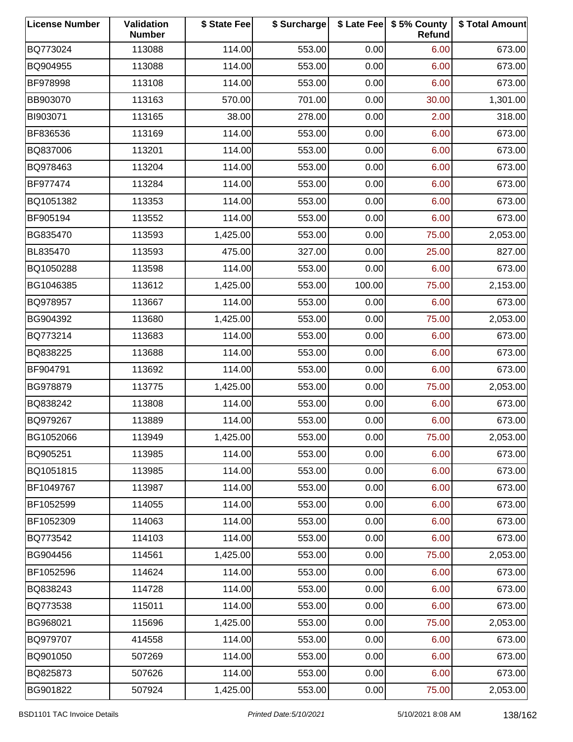| License Number | Validation Number | $ State Fee | $ Surcharge | $ Late Fee | $ 5% County Refund | $ Total Amount |
|---|---|---|---|---|---|---|
| BQ773024 | 113088 | 114.00 | 553.00 | 0.00 | 6.00 | 673.00 |
| BQ904955 | 113088 | 114.00 | 553.00 | 0.00 | 6.00 | 673.00 |
| BF978998 | 113108 | 114.00 | 553.00 | 0.00 | 6.00 | 673.00 |
| BB903070 | 113163 | 570.00 | 701.00 | 0.00 | 30.00 | 1,301.00 |
| BI903071 | 113165 | 38.00 | 278.00 | 0.00 | 2.00 | 318.00 |
| BF836536 | 113169 | 114.00 | 553.00 | 0.00 | 6.00 | 673.00 |
| BQ837006 | 113201 | 114.00 | 553.00 | 0.00 | 6.00 | 673.00 |
| BQ978463 | 113204 | 114.00 | 553.00 | 0.00 | 6.00 | 673.00 |
| BF977474 | 113284 | 114.00 | 553.00 | 0.00 | 6.00 | 673.00 |
| BQ1051382 | 113353 | 114.00 | 553.00 | 0.00 | 6.00 | 673.00 |
| BF905194 | 113552 | 114.00 | 553.00 | 0.00 | 6.00 | 673.00 |
| BG835470 | 113593 | 1,425.00 | 553.00 | 0.00 | 75.00 | 2,053.00 |
| BL835470 | 113593 | 475.00 | 327.00 | 0.00 | 25.00 | 827.00 |
| BQ1050288 | 113598 | 114.00 | 553.00 | 0.00 | 6.00 | 673.00 |
| BG1046385 | 113612 | 1,425.00 | 553.00 | 100.00 | 75.00 | 2,153.00 |
| BQ978957 | 113667 | 114.00 | 553.00 | 0.00 | 6.00 | 673.00 |
| BG904392 | 113680 | 1,425.00 | 553.00 | 0.00 | 75.00 | 2,053.00 |
| BQ773214 | 113683 | 114.00 | 553.00 | 0.00 | 6.00 | 673.00 |
| BQ838225 | 113688 | 114.00 | 553.00 | 0.00 | 6.00 | 673.00 |
| BF904791 | 113692 | 114.00 | 553.00 | 0.00 | 6.00 | 673.00 |
| BG978879 | 113775 | 1,425.00 | 553.00 | 0.00 | 75.00 | 2,053.00 |
| BQ838242 | 113808 | 114.00 | 553.00 | 0.00 | 6.00 | 673.00 |
| BQ979267 | 113889 | 114.00 | 553.00 | 0.00 | 6.00 | 673.00 |
| BG1052066 | 113949 | 1,425.00 | 553.00 | 0.00 | 75.00 | 2,053.00 |
| BQ905251 | 113985 | 114.00 | 553.00 | 0.00 | 6.00 | 673.00 |
| BQ1051815 | 113985 | 114.00 | 553.00 | 0.00 | 6.00 | 673.00 |
| BF1049767 | 113987 | 114.00 | 553.00 | 0.00 | 6.00 | 673.00 |
| BF1052599 | 114055 | 114.00 | 553.00 | 0.00 | 6.00 | 673.00 |
| BF1052309 | 114063 | 114.00 | 553.00 | 0.00 | 6.00 | 673.00 |
| BQ773542 | 114103 | 114.00 | 553.00 | 0.00 | 6.00 | 673.00 |
| BG904456 | 114561 | 1,425.00 | 553.00 | 0.00 | 75.00 | 2,053.00 |
| BF1052596 | 114624 | 114.00 | 553.00 | 0.00 | 6.00 | 673.00 |
| BQ838243 | 114728 | 114.00 | 553.00 | 0.00 | 6.00 | 673.00 |
| BQ773538 | 115011 | 114.00 | 553.00 | 0.00 | 6.00 | 673.00 |
| BG968021 | 115696 | 1,425.00 | 553.00 | 0.00 | 75.00 | 2,053.00 |
| BQ979707 | 414558 | 114.00 | 553.00 | 0.00 | 6.00 | 673.00 |
| BQ901050 | 507269 | 114.00 | 553.00 | 0.00 | 6.00 | 673.00 |
| BQ825873 | 507626 | 114.00 | 553.00 | 0.00 | 6.00 | 673.00 |
| BG901822 | 507924 | 1,425.00 | 553.00 | 0.00 | 75.00 | 2,053.00 |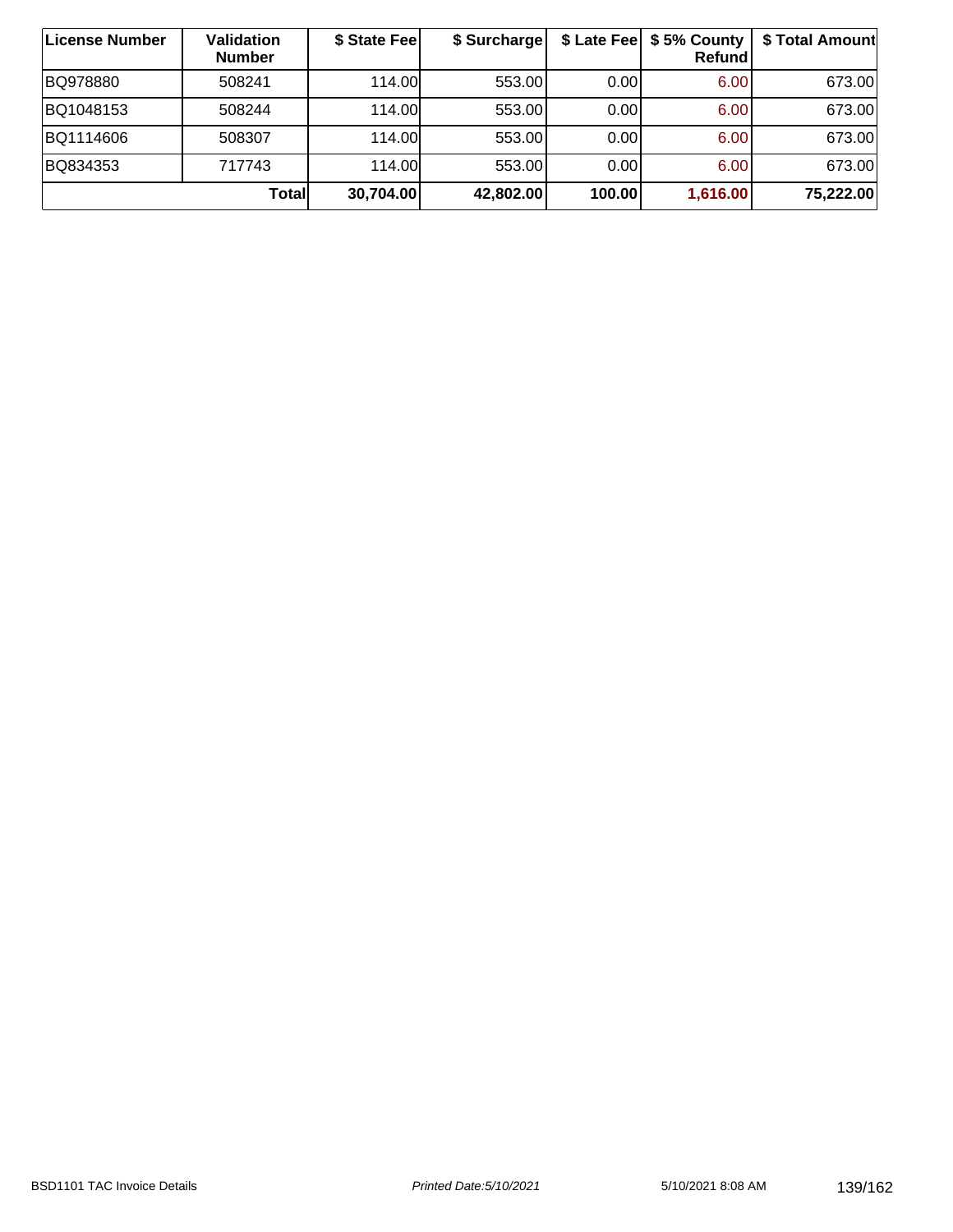| License Number | Validation Number | $ State Fee | $ Surcharge | $ Late Fee | $ 5% County Refund | $ Total Amount |
|---|---|---|---|---|---|---|
| BQ978880 | 508241 | 114.00 | 553.00 | 0.00 | 6.00 | 673.00 |
| BQ1048153 | 508244 | 114.00 | 553.00 | 0.00 | 6.00 | 673.00 |
| BQ1114606 | 508307 | 114.00 | 553.00 | 0.00 | 6.00 | 673.00 |
| BQ834353 | 717743 | 114.00 | 553.00 | 0.00 | 6.00 | 673.00 |
| | **Total** | **30,704.00** | **42,802.00** | **100.00** | **1,616.00** | **75,222.00** |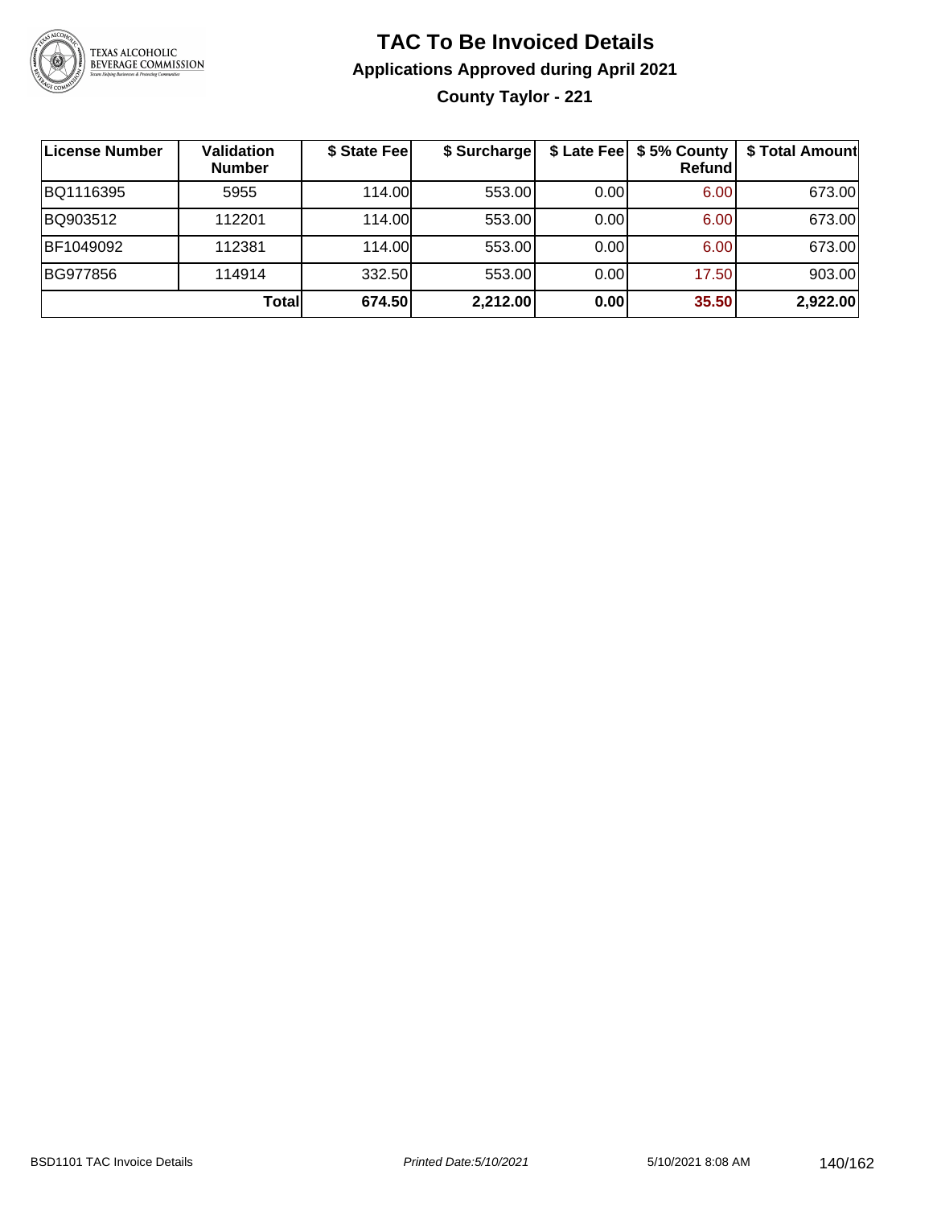# TAC To Be Invoiced Details

## Applications Approved during April 2021

### County Taylor - 221

| License Number | Validation Number | $ State Fee | $ Surcharge | $ Late Fee | $ 5% County Refund | $ Total Amount |
|---|---|---|---|---|---|---|
| BQ1116395 | 5955 | 114.00 | 553.00 | 0.00 | 6.00 | 673.00 |
| BQ903512 | 112201 | 114.00 | 553.00 | 0.00 | 6.00 | 673.00 |
| BF1049092 | 112381 | 114.00 | 553.00 | 0.00 | 6.00 | 673.00 |
| BG977856 | 114914 | 332.50 | 553.00 | 0.00 | 17.50 | 903.00 |
| | **Total** | **674.50** | **2,212.00** | **0.00** | **35.50** | **2,922.00** |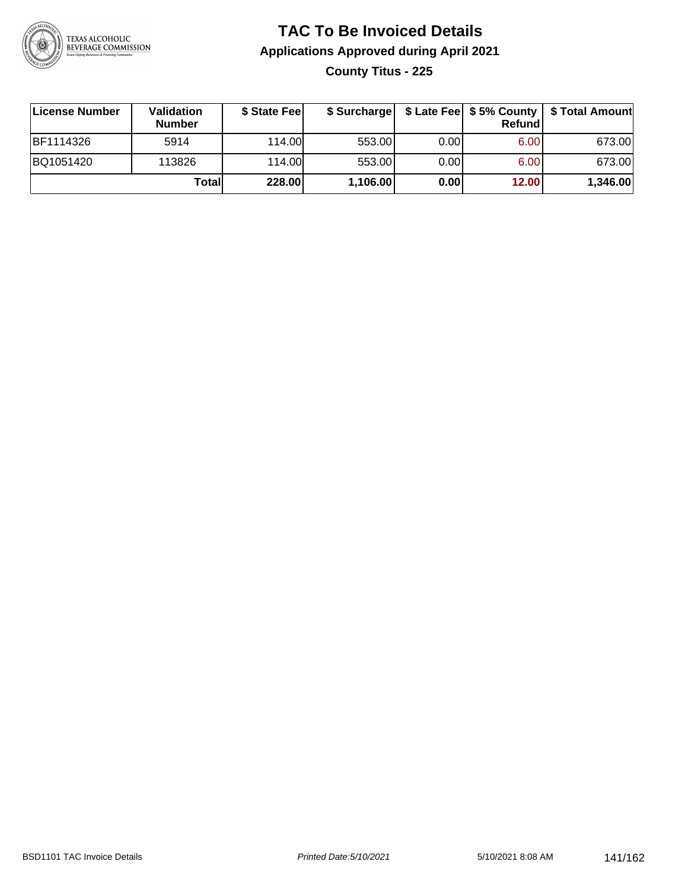# TAC To Be Invoiced Details

## Applications Approved during April 2021

### County Titus - 225

| License Number | Validation Number | $ State Fee | $ Surcharge | $ Late Fee | $ 5% County Refund | $ Total Amount |
|---|---|---|---|---|---|---|
| BF1114326 | 5914 | 114.00 | 553.00 | 0.00 | 6.00 | 673.00 |
| BQ1051420 | 113826 | 114.00 | 553.00 | 0.00 | 6.00 | 673.00 |
| | **Total** | **228.00** | **1,106.00** | **0.00** | **12.00** | **1,346.00** |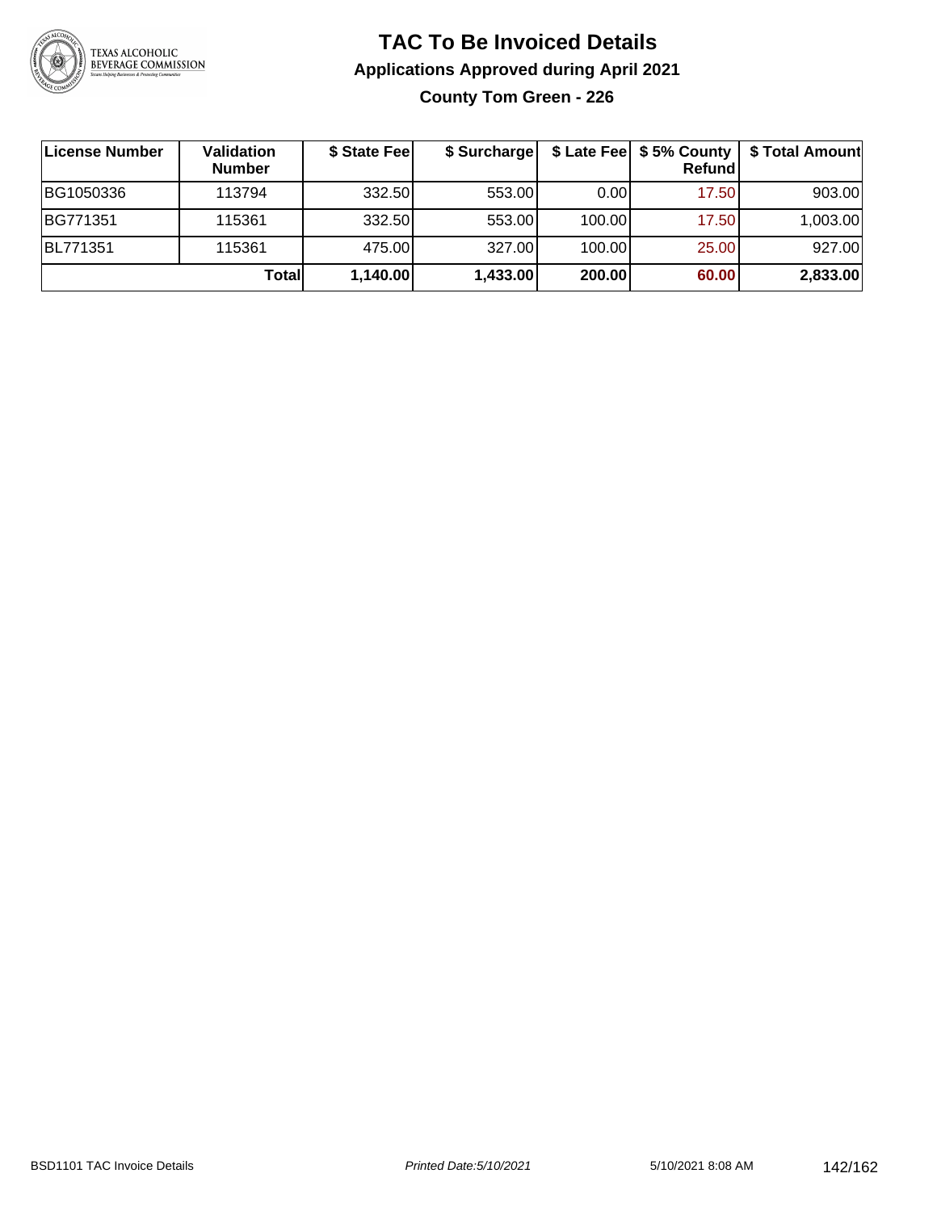# TAC To Be Invoiced Details

## Applications Approved during April 2021

### County Tom Green - 226

| License Number | Validation Number | $ State Fee | $ Surcharge | $ Late Fee | $ 5% County Refund | $ Total Amount |
|---|---|---|---|---|---|---|
| BG1050336 | 113794 | 332.50 | 553.00 | 0.00 | 17.50 | 903.00 |
| BG771351 | 115361 | 332.50 | 553.00 | 100.00 | 17.50 | 1,003.00 |
| BL771351 | 115361 | 475.00 | 327.00 | 100.00 | 25.00 | 927.00 |
| | **Total** | **1,140.00** | **1,433.00** | **200.00** | **60.00** | **2,833.00** |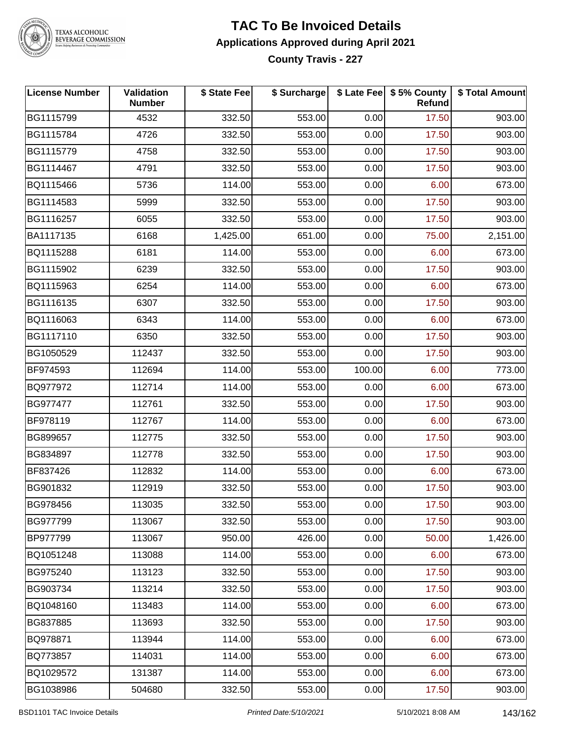# TAC To Be Invoiced Details

## Applications Approved during April 2021

### County Travis - 227

| License Number | Validation Number | $ State Fee | $ Surcharge | $ Late Fee | $ 5% County Refund | $ Total Amount |
|---|---|---|---|---|---|---|
| BG1115799 | 4532 | 332.50 | 553.00 | 0.00 | 17.50 | 903.00 |
| BG1115784 | 4726 | 332.50 | 553.00 | 0.00 | 17.50 | 903.00 |
| BG1115779 | 4758 | 332.50 | 553.00 | 0.00 | 17.50 | 903.00 |
| BG1114467 | 4791 | 332.50 | 553.00 | 0.00 | 17.50 | 903.00 |
| BQ1115466 | 5736 | 114.00 | 553.00 | 0.00 | 6.00 | 673.00 |
| BG1114583 | 5999 | 332.50 | 553.00 | 0.00 | 17.50 | 903.00 |
| BG1116257 | 6055 | 332.50 | 553.00 | 0.00 | 17.50 | 903.00 |
| BA1117135 | 6168 | 1,425.00 | 651.00 | 0.00 | 75.00 | 2,151.00 |
| BQ1115288 | 6181 | 114.00 | 553.00 | 0.00 | 6.00 | 673.00 |
| BG1115902 | 6239 | 332.50 | 553.00 | 0.00 | 17.50 | 903.00 |
| BQ1115963 | 6254 | 114.00 | 553.00 | 0.00 | 6.00 | 673.00 |
| BG1116135 | 6307 | 332.50 | 553.00 | 0.00 | 17.50 | 903.00 |
| BQ1116063 | 6343 | 114.00 | 553.00 | 0.00 | 6.00 | 673.00 |
| BG1117110 | 6350 | 332.50 | 553.00 | 0.00 | 17.50 | 903.00 |
| BG1050529 | 112437 | 332.50 | 553.00 | 0.00 | 17.50 | 903.00 |
| BF974593 | 112694 | 114.00 | 553.00 | 100.00 | 6.00 | 773.00 |
| BQ977972 | 112714 | 114.00 | 553.00 | 0.00 | 6.00 | 673.00 |
| BG977477 | 112761 | 332.50 | 553.00 | 0.00 | 17.50 | 903.00 |
| BF978119 | 112767 | 114.00 | 553.00 | 0.00 | 6.00 | 673.00 |
| BG899657 | 112775 | 332.50 | 553.00 | 0.00 | 17.50 | 903.00 |
| BG834897 | 112778 | 332.50 | 553.00 | 0.00 | 17.50 | 903.00 |
| BF837426 | 112832 | 114.00 | 553.00 | 0.00 | 6.00 | 673.00 |
| BG901832 | 112919 | 332.50 | 553.00 | 0.00 | 17.50 | 903.00 |
| BG978456 | 113035 | 332.50 | 553.00 | 0.00 | 17.50 | 903.00 |
| BG977799 | 113067 | 332.50 | 553.00 | 0.00 | 17.50 | 903.00 |
| BP977799 | 113067 | 950.00 | 426.00 | 0.00 | 50.00 | 1,426.00 |
| BQ1051248 | 113088 | 114.00 | 553.00 | 0.00 | 6.00 | 673.00 |
| BG975240 | 113123 | 332.50 | 553.00 | 0.00 | 17.50 | 903.00 |
| BG903734 | 113214 | 332.50 | 553.00 | 0.00 | 17.50 | 903.00 |
| BQ1048160 | 113483 | 114.00 | 553.00 | 0.00 | 6.00 | 673.00 |
| BG837885 | 113693 | 332.50 | 553.00 | 0.00 | 17.50 | 903.00 |
| BQ978871 | 113944 | 114.00 | 553.00 | 0.00 | 6.00 | 673.00 |
| BQ773857 | 114031 | 114.00 | 553.00 | 0.00 | 6.00 | 673.00 |
| BQ1029572 | 131387 | 114.00 | 553.00 | 0.00 | 6.00 | 673.00 |
| BG1038986 | 504680 | 332.50 | 553.00 | 0.00 | 17.50 | 903.00 |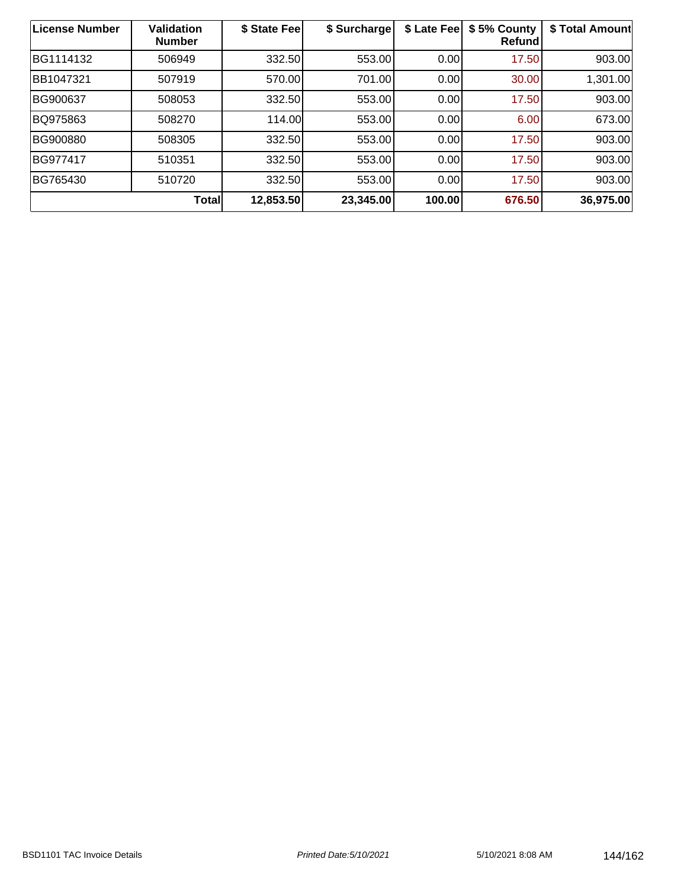| License Number | Validation Number | $ State Fee | $ Surcharge | $ Late Fee | $ 5% County Refund | $ Total Amount |
|---|---|---|---|---|---|---|
| BG1114132 | 506949 | 332.50 | 553.00 | 0.00 | 17.50 | 903.00 |
| BB1047321 | 507919 | 570.00 | 701.00 | 0.00 | 30.00 | 1,301.00 |
| BG900637 | 508053 | 332.50 | 553.00 | 0.00 | 17.50 | 903.00 |
| BQ975863 | 508270 | 114.00 | 553.00 | 0.00 | 6.00 | 673.00 |
| BG900880 | 508305 | 332.50 | 553.00 | 0.00 | 17.50 | 903.00 |
| BG977417 | 510351 | 332.50 | 553.00 | 0.00 | 17.50 | 903.00 |
| BG765430 | 510720 | 332.50 | 553.00 | 0.00 | 17.50 | 903.00 |
| | **Total** | **12,853.50** | **23,345.00** | **100.00** | **676.50** | **36,975.00** |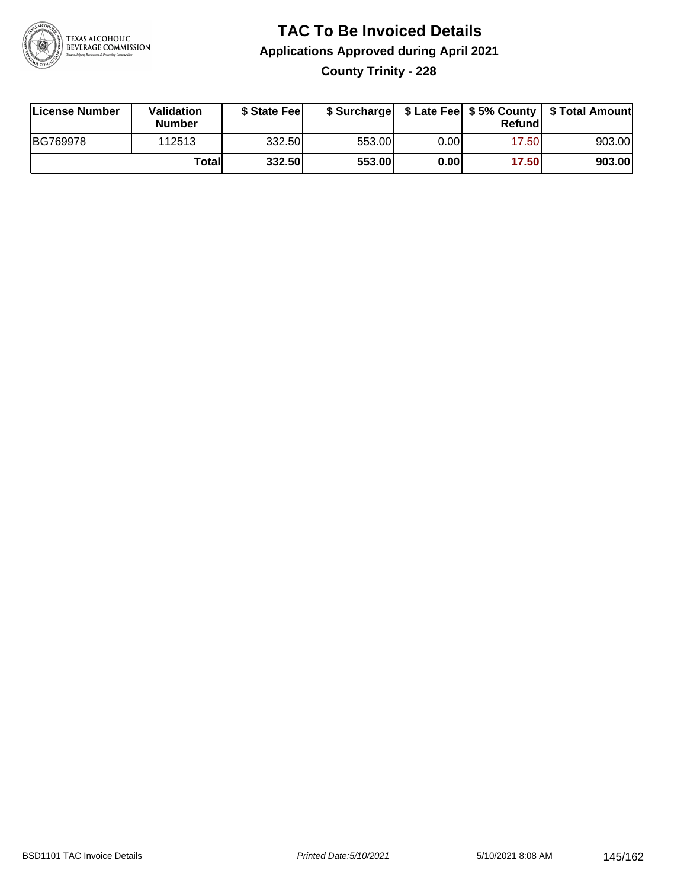# TAC To Be Invoiced Details

## Applications Approved during April 2021

### County Trinity - 228

| License Number | Validation Number | $ State Fee | $ Surcharge | $ Late Fee | $ 5% County Refund | $ Total Amount |
|---|---|---|---|---|---|---|
| BG769978 | 112513 | 332.50 | 553.00 | 0.00 | 17.50 | 903.00 |
| | **Total** | **332.50** | **553.00** | **0.00** | **17.50** | **903.00** |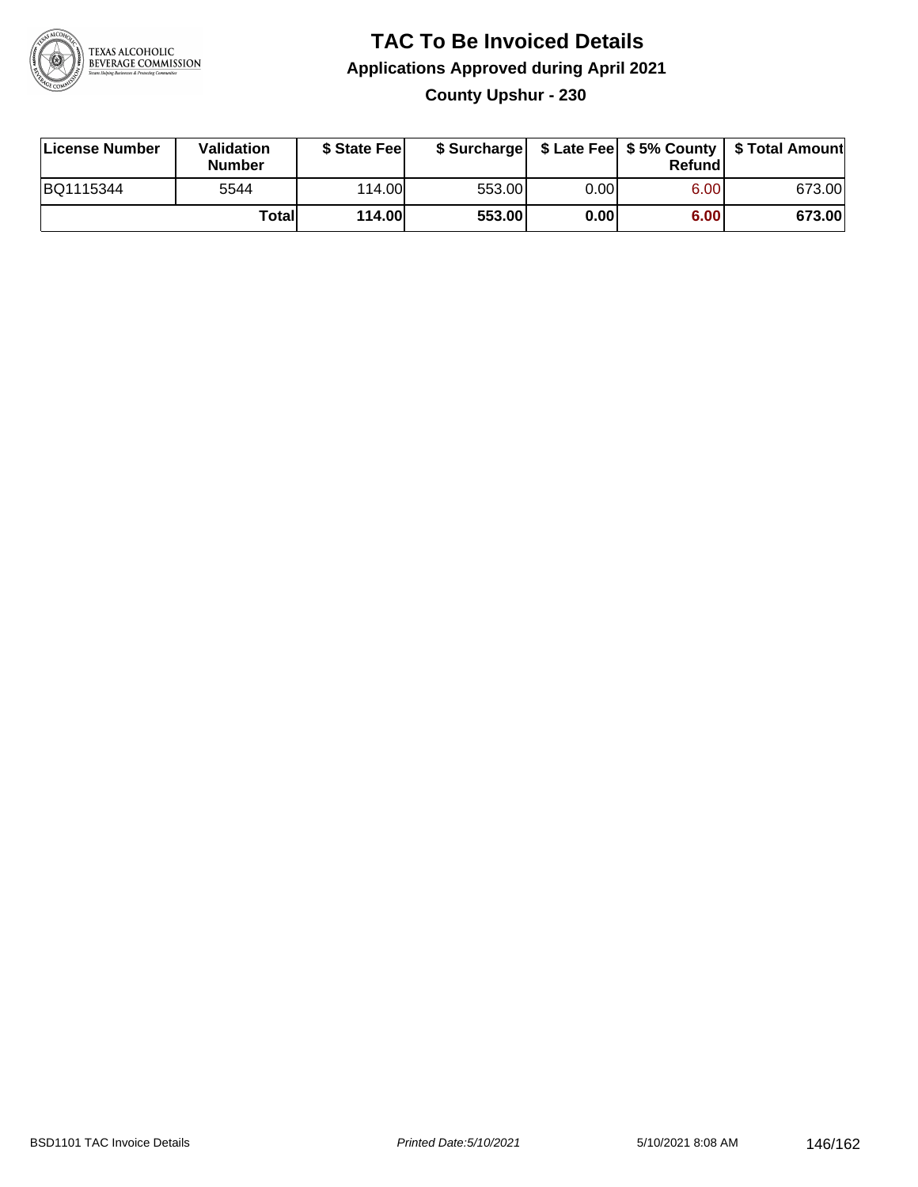# TAC To Be Invoiced Details

## Applications Approved during April 2021

### County Upshur - 230

| License Number | Validation Number | $ State Fee | $ Surcharge | $ Late Fee | $ 5% County Refund | $ Total Amount |
|---|---|---|---|---|---|---|
| BQ1115344 | 5544 | 114.00 | 553.00 | 0.00 | 6.00 | 673.00 |
| | **Total** | **114.00** | **553.00** | **0.00** | **6.00** | **673.00** |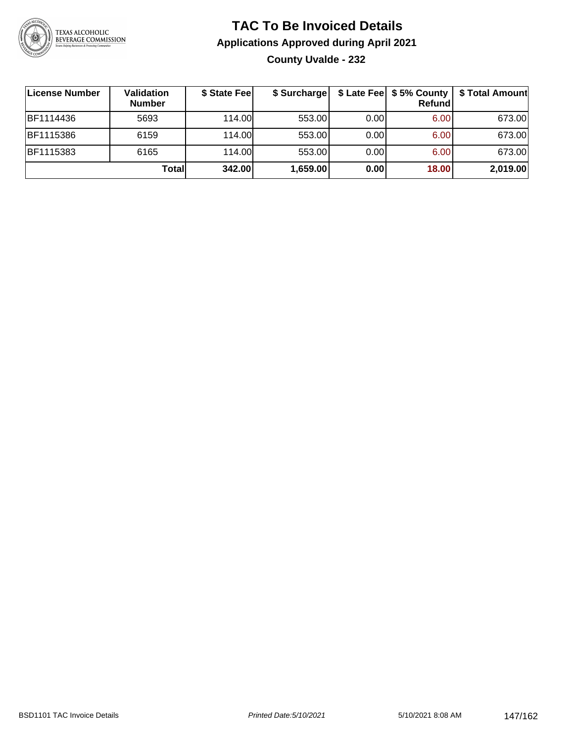# TAC To Be Invoiced Details

## Applications Approved during April 2021

### County Uvalde - 232

| License Number | Validation Number | $ State Fee | $ Surcharge | $ Late Fee | $ 5% County Refund | $ Total Amount |
|---|---|---|---|---|---|---|
| BF1114436 | 5693 | 114.00 | 553.00 | 0.00 | 6.00 | 673.00 |
| BF1115386 | 6159 | 114.00 | 553.00 | 0.00 | 6.00 | 673.00 |
| BF1115383 | 6165 | 114.00 | 553.00 | 0.00 | 6.00 | 673.00 |
| | **Total** | **342.00** | **1,659.00** | **0.00** | **18.00** | **2,019.00** |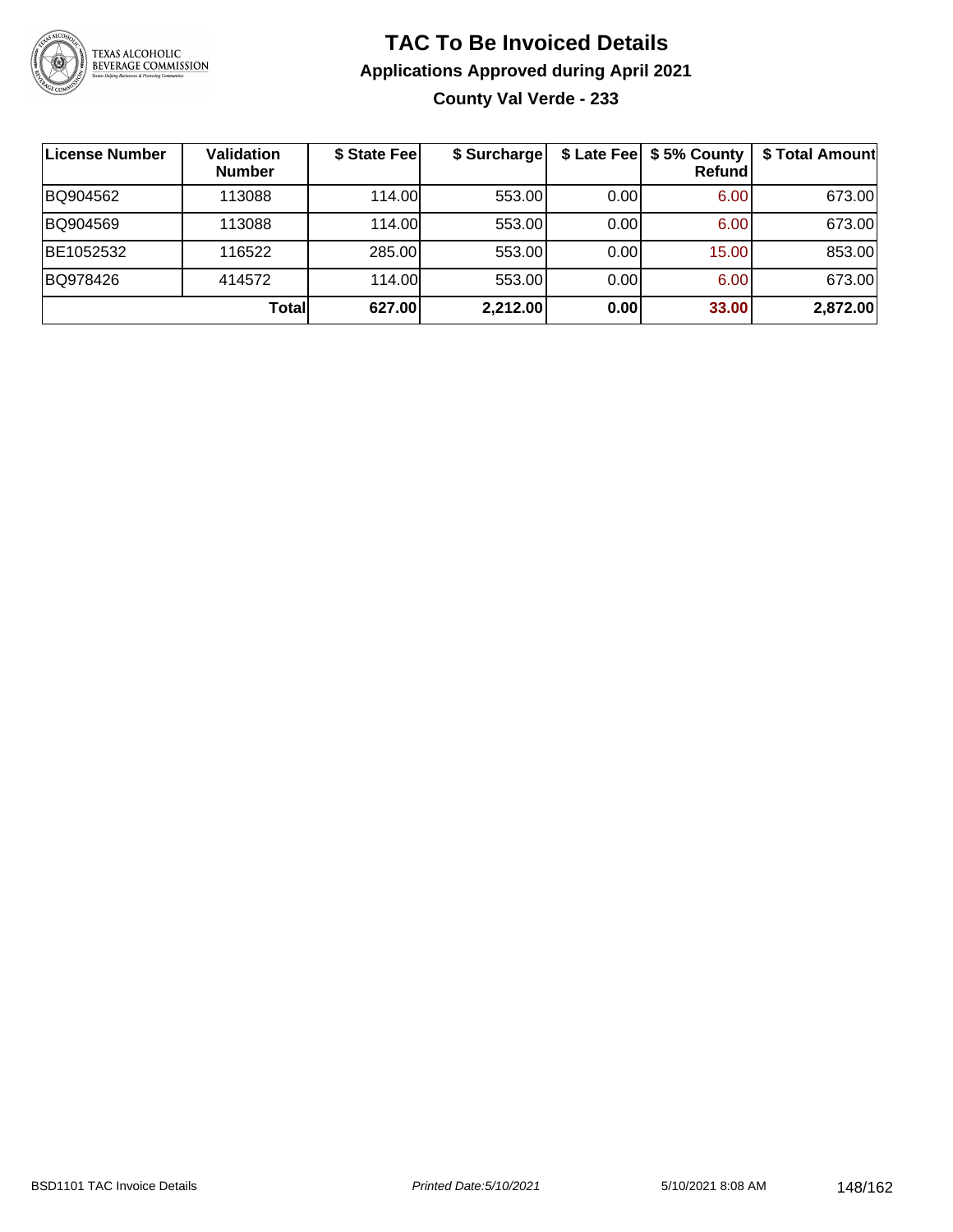# TAC To Be Invoiced Details

## Applications Approved during April 2021

### County Val Verde - 233

| License Number | Validation Number | $ State Fee | $ Surcharge | $ Late Fee | $ 5% County Refund | $ Total Amount |
|---|---|---|---|---|---|---|
| BQ904562 | 113088 | 114.00 | 553.00 | 0.00 | 6.00 | 673.00 |
| BQ904569 | 113088 | 114.00 | 553.00 | 0.00 | 6.00 | 673.00 |
| BE1052532 | 116522 | 285.00 | 553.00 | 0.00 | 15.00 | 853.00 |
| BQ978426 | 414572 | 114.00 | 553.00 | 0.00 | 6.00 | 673.00 |
| | **Total** | **627.00** | **2,212.00** | **0.00** | **33.00** | **2,872.00** |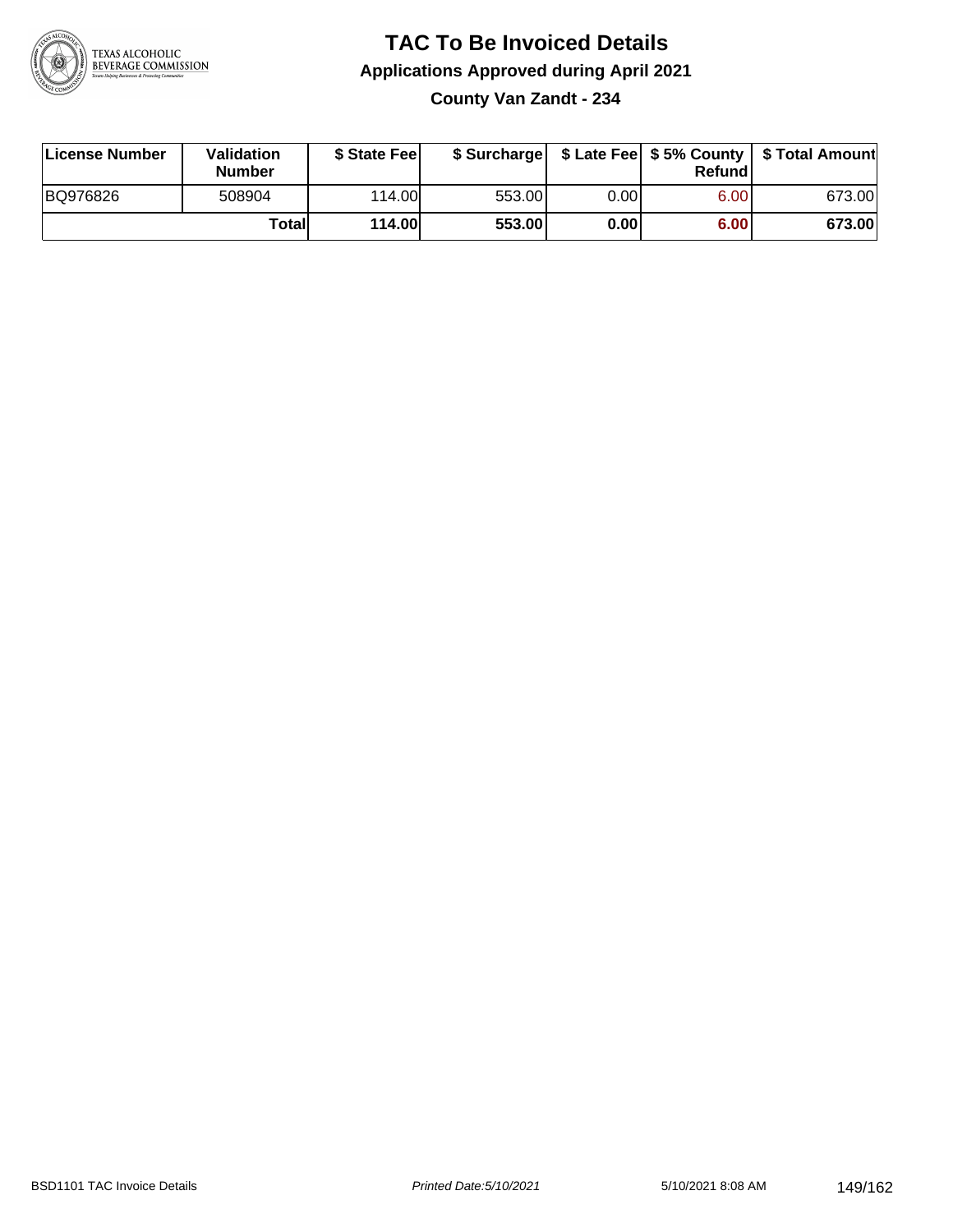# TAC To Be Invoiced Details

## Applications Approved during April 2021

### County Van Zandt - 234

| License Number | Validation Number | $ State Fee | $ Surcharge | $ Late Fee | $ 5% County Refund | $ Total Amount |
|---|---|---|---|---|---|---|
| BQ976826 | 508904 | 114.00 | 553.00 | 0.00 | 6.00 | 673.00 |
| | **Total** | **114.00** | **553.00** | **0.00** | **6.00** | **673.00** |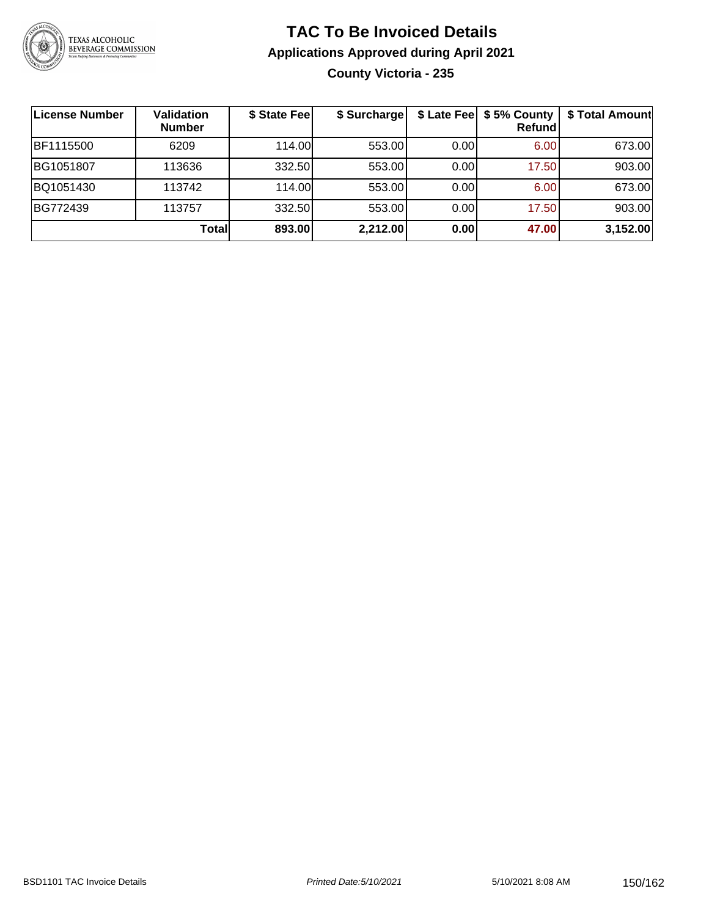# TAC To Be Invoiced Details

## Applications Approved during April 2021

### County Victoria - 235

| License Number | Validation Number | $ State Fee | $ Surcharge | $ Late Fee | $ 5% County Refund | $ Total Amount |
|---|---|---|---|---|---|---|
| BF1115500 | 6209 | 114.00 | 553.00 | 0.00 | 6.00 | 673.00 |
| BG1051807 | 113636 | 332.50 | 553.00 | 0.00 | 17.50 | 903.00 |
| BQ1051430 | 113742 | 114.00 | 553.00 | 0.00 | 6.00 | 673.00 |
| BG772439 | 113757 | 332.50 | 553.00 | 0.00 | 17.50 | 903.00 |
| | **Total** | **893.00** | **2,212.00** | **0.00** | **47.00** | **3,152.00** |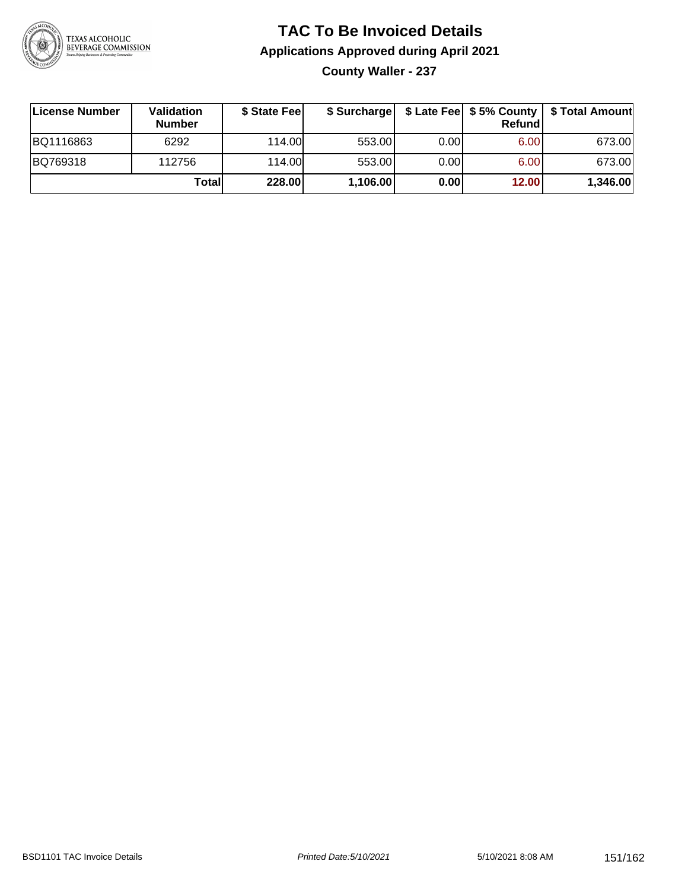# TAC To Be Invoiced Details

## Applications Approved during April 2021

### County Waller - 237

| License Number | Validation Number | $ State Fee | $ Surcharge | $ Late Fee | $ 5% County Refund | $ Total Amount |
|---|---|---|---|---|---|---|
| BQ1116863 | 6292 | 114.00 | 553.00 | 0.00 | 6.00 | 673.00 |
| BQ769318 | 112756 | 114.00 | 553.00 | 0.00 | 6.00 | 673.00 |
| | **Total** | **228.00** | **1,106.00** | **0.00** | **12.00** | **1,346.00** |

BSD1101 TAC Invoice Details | Printed Date:5/10/2021 | 5/10/2021 8:08 AM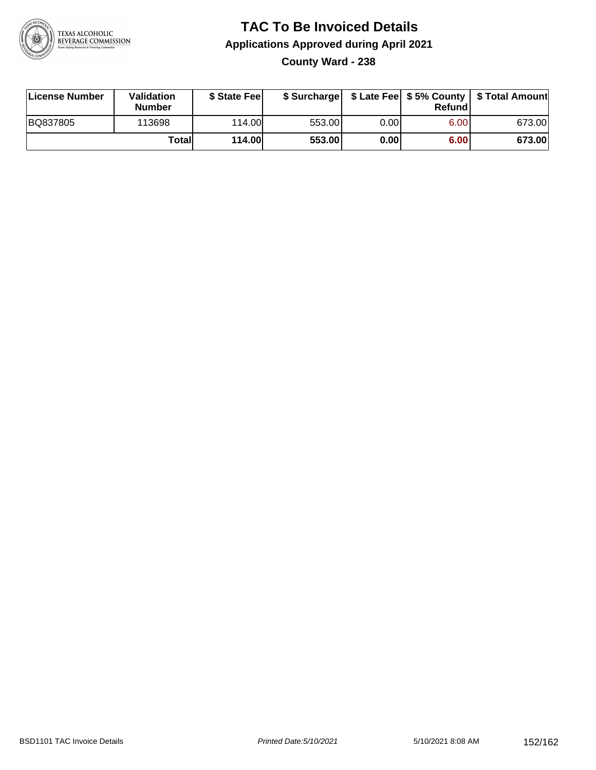# TAC To Be Invoiced Details

## Applications Approved during April 2021

### County Ward - 238

| License Number | Validation Number | $ State Fee | $ Surcharge | $ Late Fee | $ 5% County Refund | $ Total Amount |
|---|---|---|---|---|---|---|
| BQ837805 | 113698 | 114.00 | 553.00 | 0.00 | 6.00 | 673.00 |
| | **Total** | **114.00** | **553.00** | **0.00** | **6.00** | **673.00** |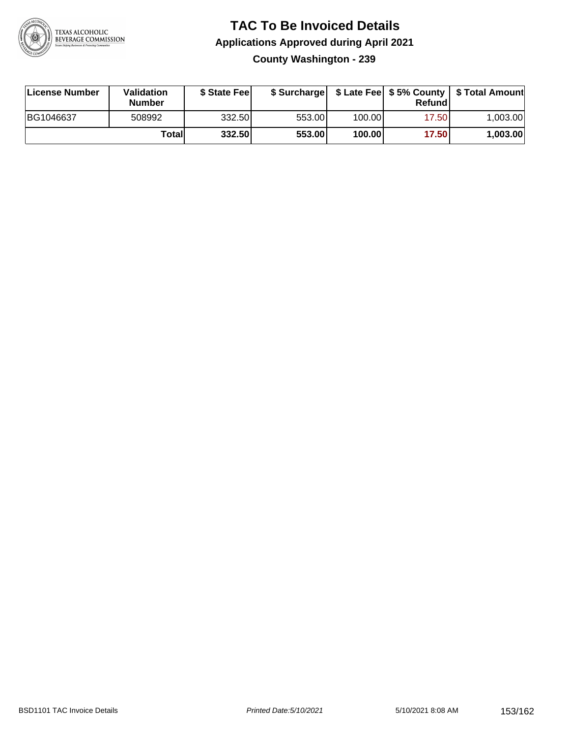# TAC To Be Invoiced Details

## Applications Approved during April 2021

### County Washington - 239

| License Number | Validation Number | $ State Fee | $ Surcharge | $ Late Fee | $ 5% County Refund | $ Total Amount |
|---|---|---|---|---|---|---|
| BG1046637 | 508992 | 332.50 | 553.00 | 100.00 | 17.50 | 1,003.00 |
| | **Total** | **332.50** | **553.00** | **100.00** | **17.50** | **1,003.00** |

BSD1101 TAC Invoice Details | Printed Date:5/10/2021 | 5/10/2021 8:08 AM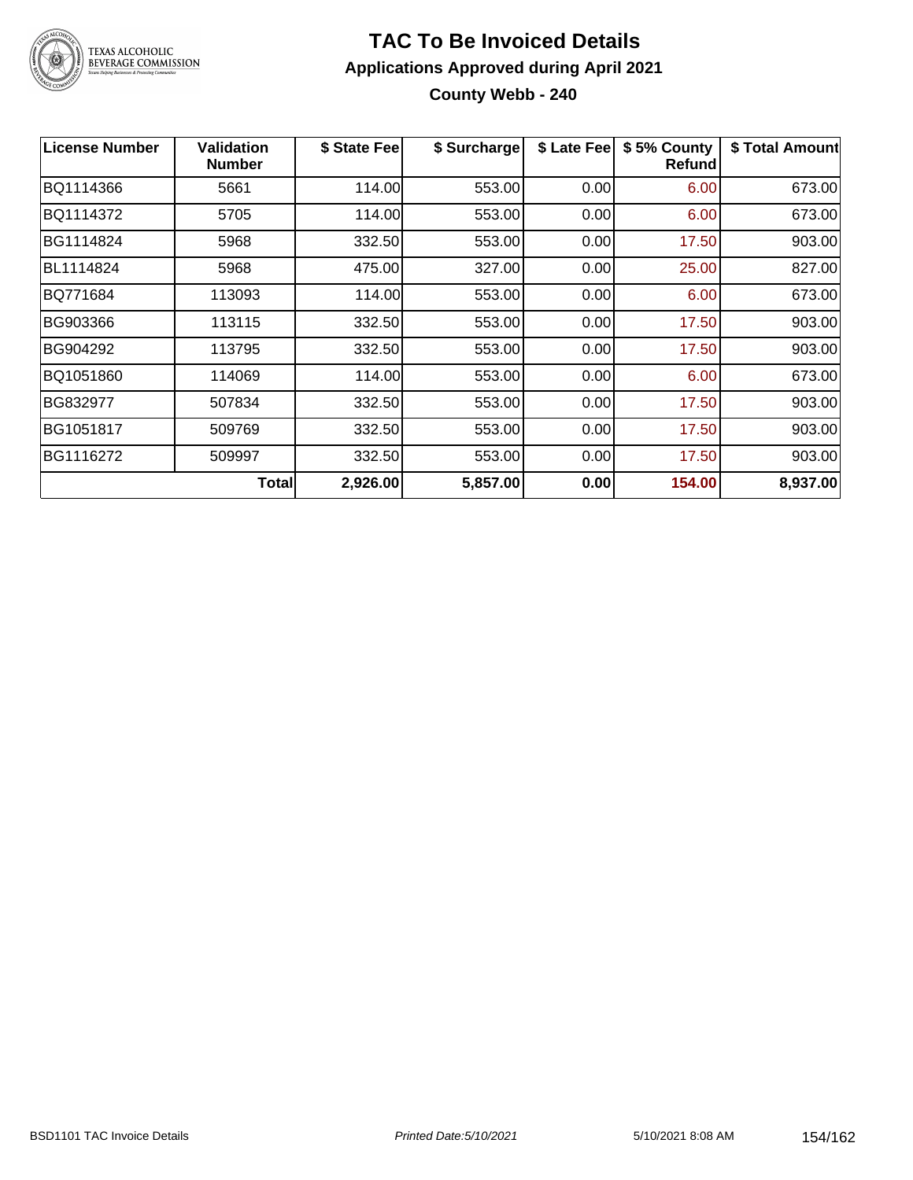# TAC To Be Invoiced Details

## Applications Approved during April 2021

### County Webb - 240

| License Number | Validation Number | $ State Fee | $ Surcharge | $ Late Fee | $ 5% County Refund | $ Total Amount |
|---|---|---|---|---|---|---|
| BQ1114366 | 5661 | 114.00 | 553.00 | 0.00 | 6.00 | 673.00 |
| BQ1114372 | 5705 | 114.00 | 553.00 | 0.00 | 6.00 | 673.00 |
| BG1114824 | 5968 | 332.50 | 553.00 | 0.00 | 17.50 | 903.00 |
| BL1114824 | 5968 | 475.00 | 327.00 | 0.00 | 25.00 | 827.00 |
| BQ771684 | 113093 | 114.00 | 553.00 | 0.00 | 6.00 | 673.00 |
| BG903366 | 113115 | 332.50 | 553.00 | 0.00 | 17.50 | 903.00 |
| BG904292 | 113795 | 332.50 | 553.00 | 0.00 | 17.50 | 903.00 |
| BQ1051860 | 114069 | 114.00 | 553.00 | 0.00 | 6.00 | 673.00 |
| BG832977 | 507834 | 332.50 | 553.00 | 0.00 | 17.50 | 903.00 |
| BG1051817 | 509769 | 332.50 | 553.00 | 0.00 | 17.50 | 903.00 |
| BG1116272 | 509997 | 332.50 | 553.00 | 0.00 | 17.50 | 903.00 |
| | **Total** | **2,926.00** | **5,857.00** | **0.00** | **154.00** | **8,937.00** |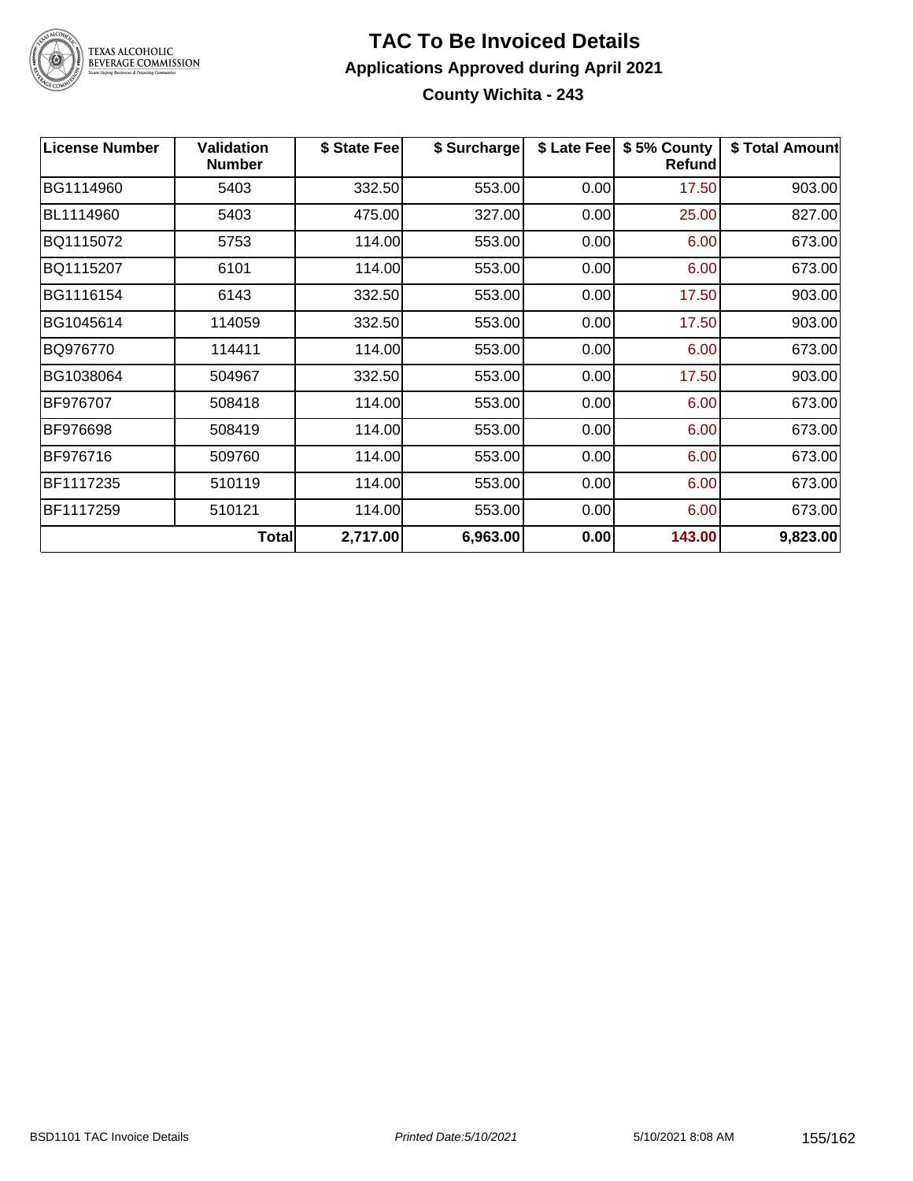# TAC To Be Invoiced Details

## Applications Approved during April 2021

### County Wichita - 243

| License Number | Validation Number | $ State Fee | $ Surcharge | $ Late Fee | $ 5% County Refund | $ Total Amount |
|---|---|---|---|---|---|---|
| BG1114960 | 5403 | 332.50 | 553.00 | 0.00 | 17.50 | 903.00 |
| BL1114960 | 5403 | 475.00 | 327.00 | 0.00 | 25.00 | 827.00 |
| BQ1115072 | 5753 | 114.00 | 553.00 | 0.00 | 6.00 | 673.00 |
| BQ1115207 | 6101 | 114.00 | 553.00 | 0.00 | 6.00 | 673.00 |
| BG1116154 | 6143 | 332.50 | 553.00 | 0.00 | 17.50 | 903.00 |
| BG1045614 | 114059 | 332.50 | 553.00 | 0.00 | 17.50 | 903.00 |
| BQ976770 | 114411 | 114.00 | 553.00 | 0.00 | 6.00 | 673.00 |
| BG1038064 | 504967 | 332.50 | 553.00 | 0.00 | 17.50 | 903.00 |
| BF976707 | 508418 | 114.00 | 553.00 | 0.00 | 6.00 | 673.00 |
| BF976698 | 508419 | 114.00 | 553.00 | 0.00 | 6.00 | 673.00 |
| BF976716 | 509760 | 114.00 | 553.00 | 0.00 | 6.00 | 673.00 |
| BF1117235 | 510119 | 114.00 | 553.00 | 0.00 | 6.00 | 673.00 |
| BF1117259 | 510121 | 114.00 | 553.00 | 0.00 | 6.00 | 673.00 |
| | **Total** | **2,717.00** | **6,963.00** | **0.00** | **143.00** | **9,823.00** |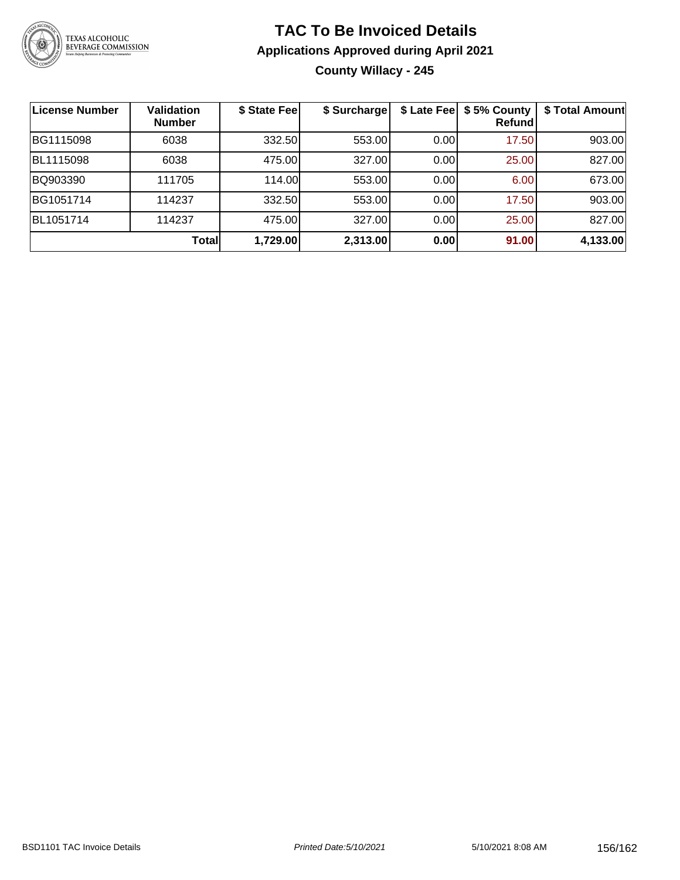# TAC To Be Invoiced Details

## Applications Approved during April 2021

### County Willacy - 245

| License Number | Validation Number | $ State Fee | $ Surcharge | $ Late Fee | $ 5% County Refund | $ Total Amount |
|---|---|---|---|---|---|---|
| BG1115098 | 6038 | 332.50 | 553.00 | 0.00 | 17.50 | 903.00 |
| BL1115098 | 6038 | 475.00 | 327.00 | 0.00 | 25.00 | 827.00 |
| BQ903390 | 111705 | 114.00 | 553.00 | 0.00 | 6.00 | 673.00 |
| BG1051714 | 114237 | 332.50 | 553.00 | 0.00 | 17.50 | 903.00 |
| BL1051714 | 114237 | 475.00 | 327.00 | 0.00 | 25.00 | 827.00 |
| | **Total** | **1,729.00** | **2,313.00** | **0.00** | **91.00** | **4,133.00** |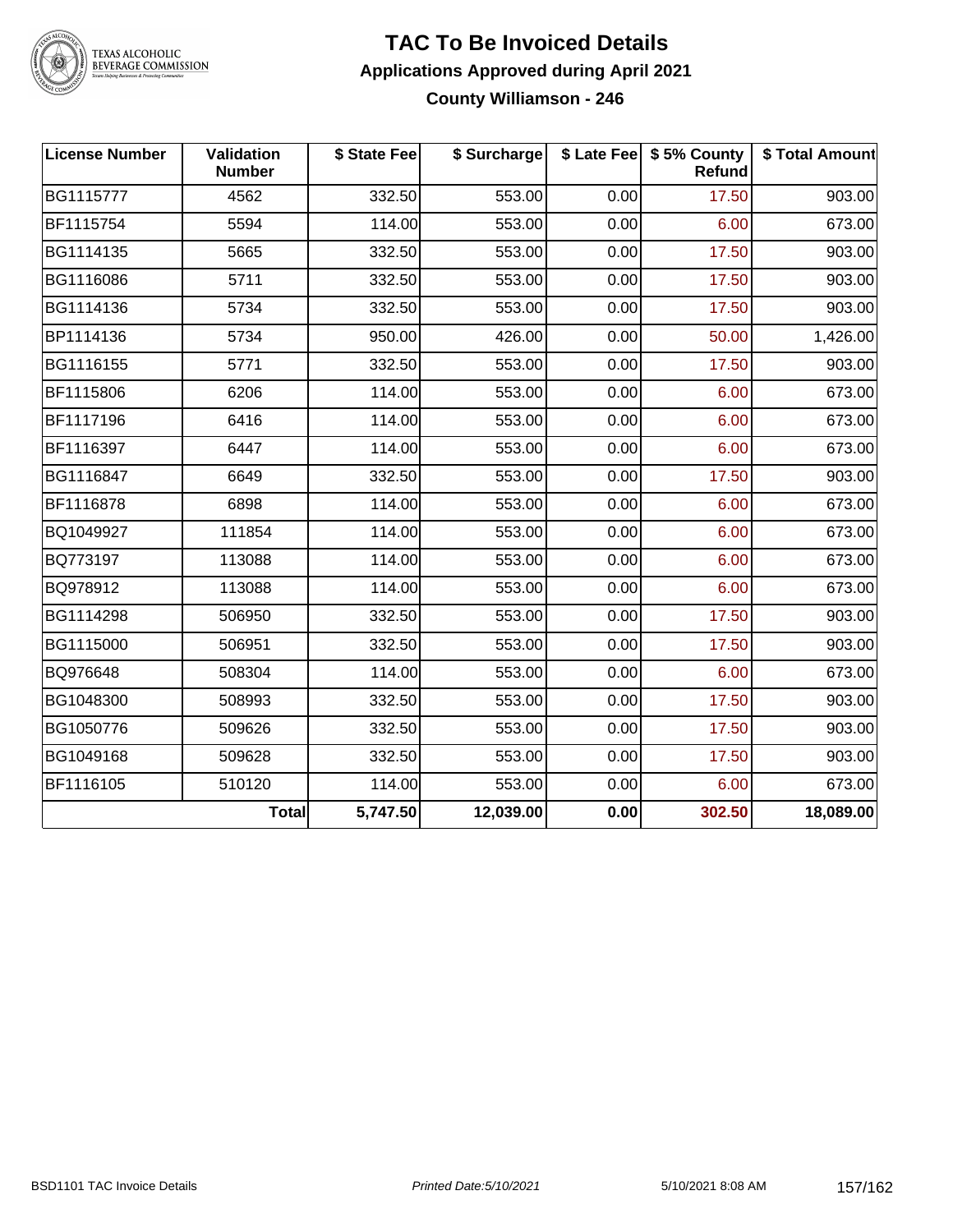# TAC To Be Invoiced Details

## Applications Approved during April 2021

### County Williamson - 246

| License Number | Validation Number | $ State Fee | $ Surcharge | $ Late Fee | $ 5% County Refund | $ Total Amount |
|---|---|---|---|---|---|---|
| BG1115777 | 4562 | 332.50 | 553.00 | 0.00 | 17.50 | 903.00 |
| BF1115754 | 5594 | 114.00 | 553.00 | 0.00 | 6.00 | 673.00 |
| BG1114135 | 5665 | 332.50 | 553.00 | 0.00 | 17.50 | 903.00 |
| BG1116086 | 5711 | 332.50 | 553.00 | 0.00 | 17.50 | 903.00 |
| BG1114136 | 5734 | 332.50 | 553.00 | 0.00 | 17.50 | 903.00 |
| BP1114136 | 5734 | 950.00 | 426.00 | 0.00 | 50.00 | 1,426.00 |
| BG1116155 | 5771 | 332.50 | 553.00 | 0.00 | 17.50 | 903.00 |
| BF1115806 | 6206 | 114.00 | 553.00 | 0.00 | 6.00 | 673.00 |
| BF1117196 | 6416 | 114.00 | 553.00 | 0.00 | 6.00 | 673.00 |
| BF1116397 | 6447 | 114.00 | 553.00 | 0.00 | 6.00 | 673.00 |
| BG1116847 | 6649 | 332.50 | 553.00 | 0.00 | 17.50 | 903.00 |
| BF1116878 | 6898 | 114.00 | 553.00 | 0.00 | 6.00 | 673.00 |
| BQ1049927 | 111854 | 114.00 | 553.00 | 0.00 | 6.00 | 673.00 |
| BQ773197 | 113088 | 114.00 | 553.00 | 0.00 | 6.00 | 673.00 |
| BQ978912 | 113088 | 114.00 | 553.00 | 0.00 | 6.00 | 673.00 |
| BG1114298 | 506950 | 332.50 | 553.00 | 0.00 | 17.50 | 903.00 |
| BG1115000 | 506951 | 332.50 | 553.00 | 0.00 | 17.50 | 903.00 |
| BQ976648 | 508304 | 114.00 | 553.00 | 0.00 | 6.00 | 673.00 |
| BG1048300 | 508993 | 332.50 | 553.00 | 0.00 | 17.50 | 903.00 |
| BG1050776 | 509626 | 332.50 | 553.00 | 0.00 | 17.50 | 903.00 |
| BG1049168 | 509628 | 332.50 | 553.00 | 0.00 | 17.50 | 903.00 |
| BF1116105 | 510120 | 114.00 | 553.00 | 0.00 | 6.00 | 673.00 |
| | **Total** | **5,747.50** | **12,039.00** | **0.00** | **302.50** | **18,089.00** |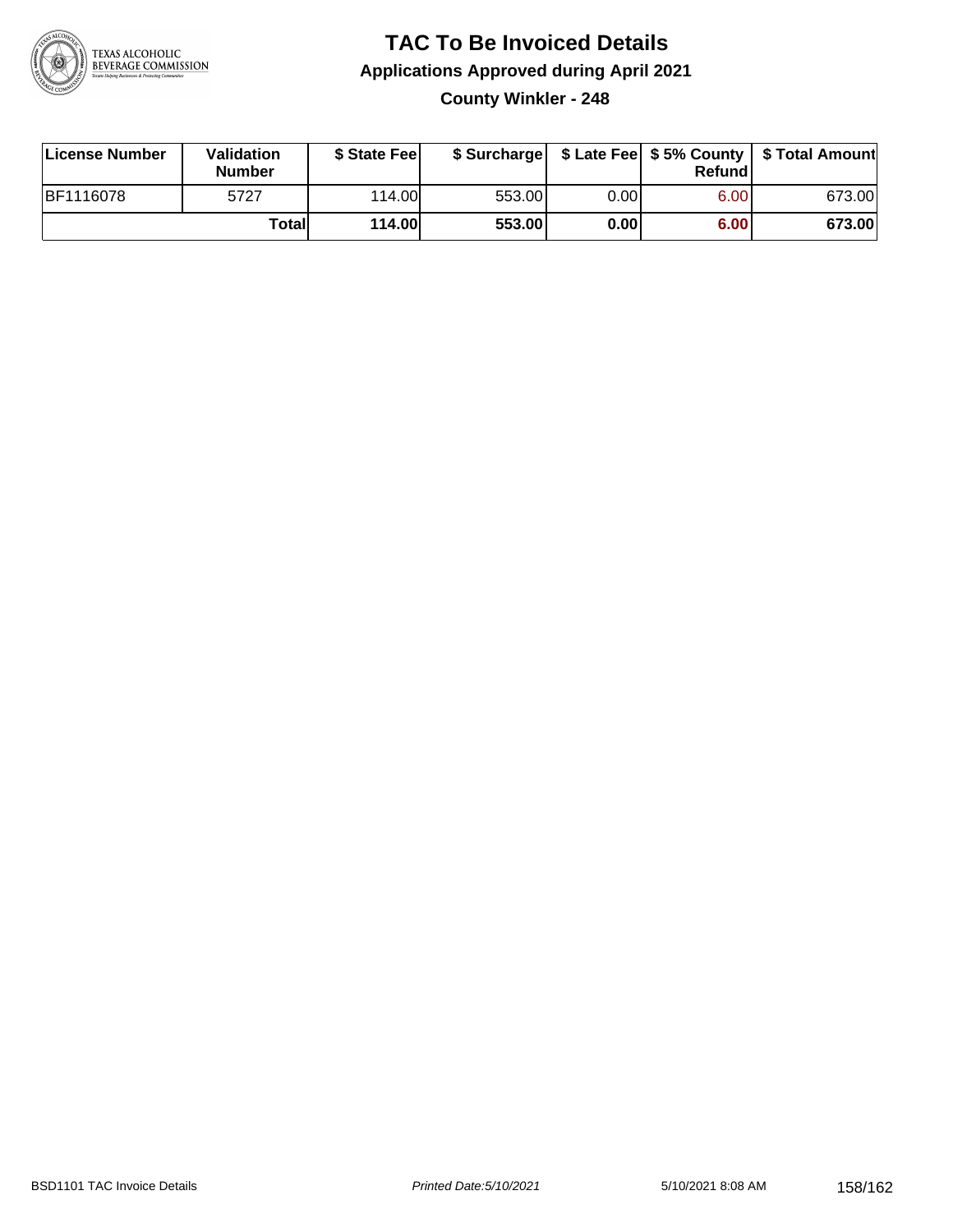# TAC To Be Invoiced Details

## Applications Approved during April 2021

### County Winkler - 248

| License Number | Validation Number | $ State Fee | $ Surcharge | $ Late Fee | $ 5% County Refund | $ Total Amount |
|---|---|---|---|---|---|---|
| BF1116078 | 5727 | 114.00 | 553.00 | 0.00 | 6.00 | 673.00 |
| | **Total** | **114.00** | **553.00** | **0.00** | **6.00** | **673.00** |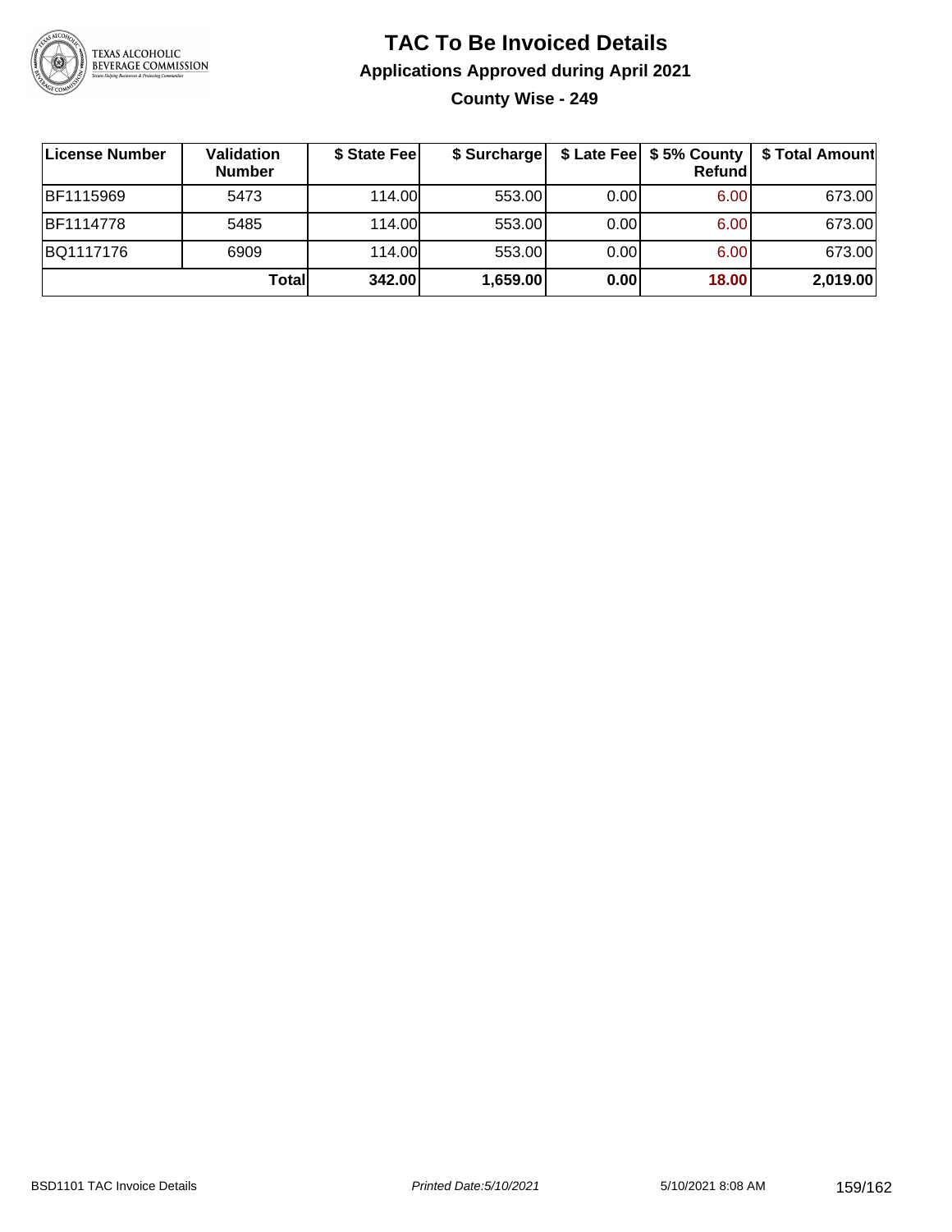# TAC To Be Invoiced Details

## Applications Approved during April 2021

### County Wise - 249

| License Number | Validation Number | $ State Fee | $ Surcharge | $ Late Fee | $ 5% County Refund | $ Total Amount |
|---|---|---|---|---|---|---|
| BF1115969 | 5473 | 114.00 | 553.00 | 0.00 | 6.00 | 673.00 |
| BF1114778 | 5485 | 114.00 | 553.00 | 0.00 | 6.00 | 673.00 |
| BQ1117176 | 6909 | 114.00 | 553.00 | 0.00 | 6.00 | 673.00 |
| | **Total** | **342.00** | **1,659.00** | **0.00** | **18.00** | **2,019.00** |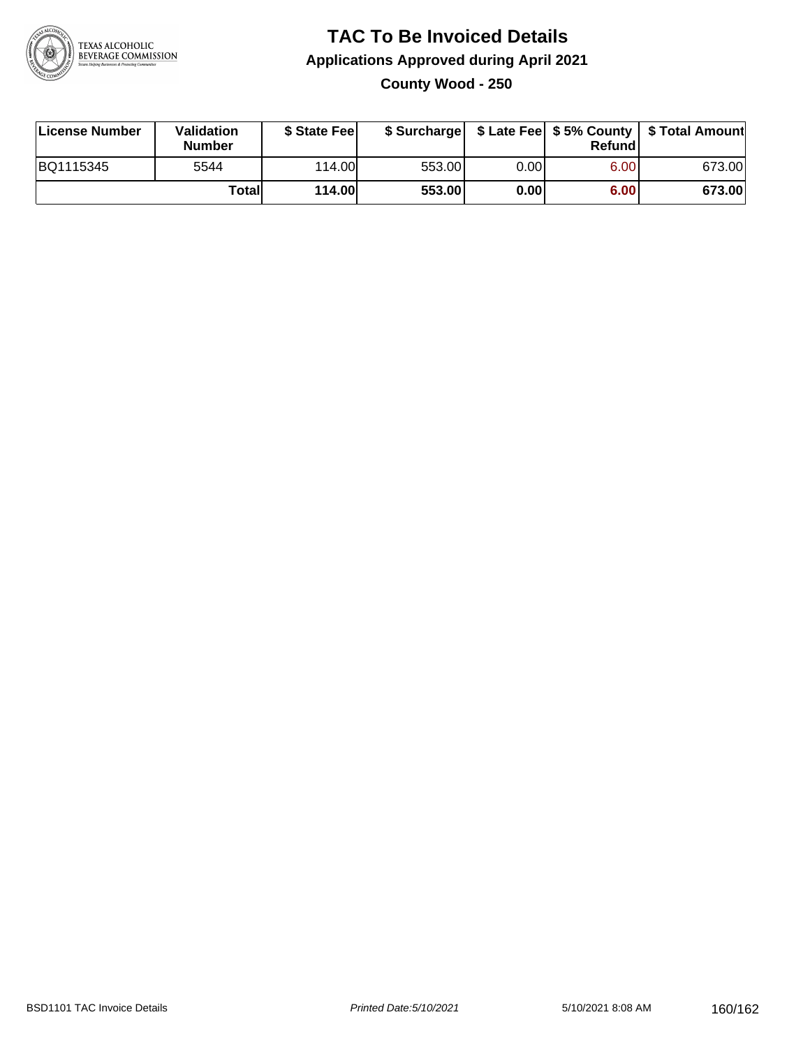# TAC To Be Invoiced Details

## Applications Approved during April 2021

### County Wood - 250

| License Number | Validation Number | $ State Fee | $ Surcharge | $ Late Fee | $ 5% County Refund | $ Total Amount |
|---|---|---|---|---|---|---|
| BQ1115345 | 5544 | 114.00 | 553.00 | 0.00 | 6.00 | 673.00 |
| | **Total** | **114.00** | **553.00** | **0.00** | **6.00** | **673.00** |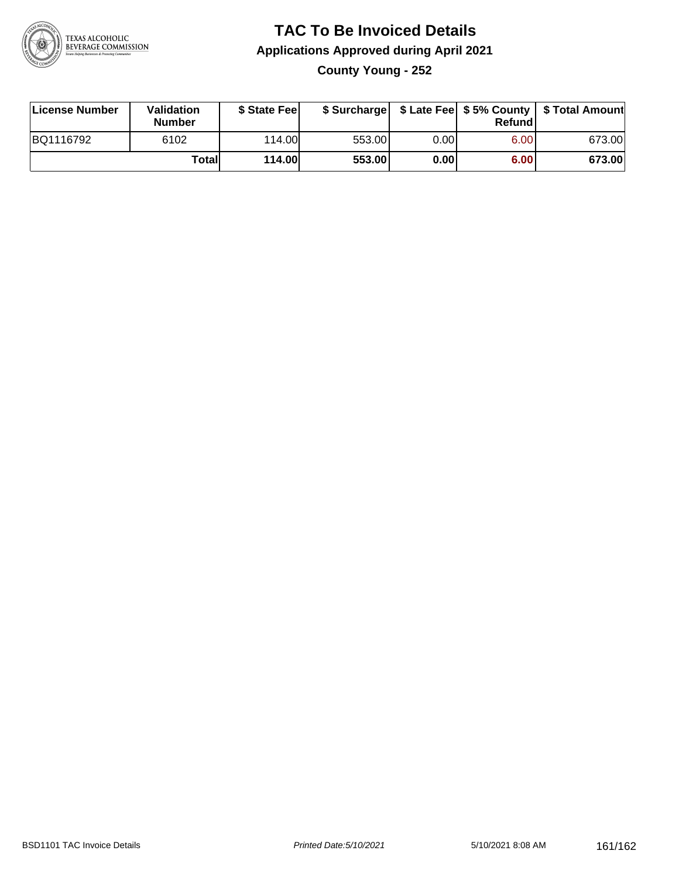# TAC To Be Invoiced Details

## Applications Approved during April 2021

### County Young - 252

| License Number | Validation Number | $ State Fee | $ Surcharge | $ Late Fee | $ 5% County Refund | $ Total Amount |
|---|---|---|---|---|---|---|
| BQ1116792 | 6102 | 114.00 | 553.00 | 0.00 | 6.00 | 673.00 |
| | **Total** | **114.00** | **553.00** | **0.00** | **6.00** | **673.00** |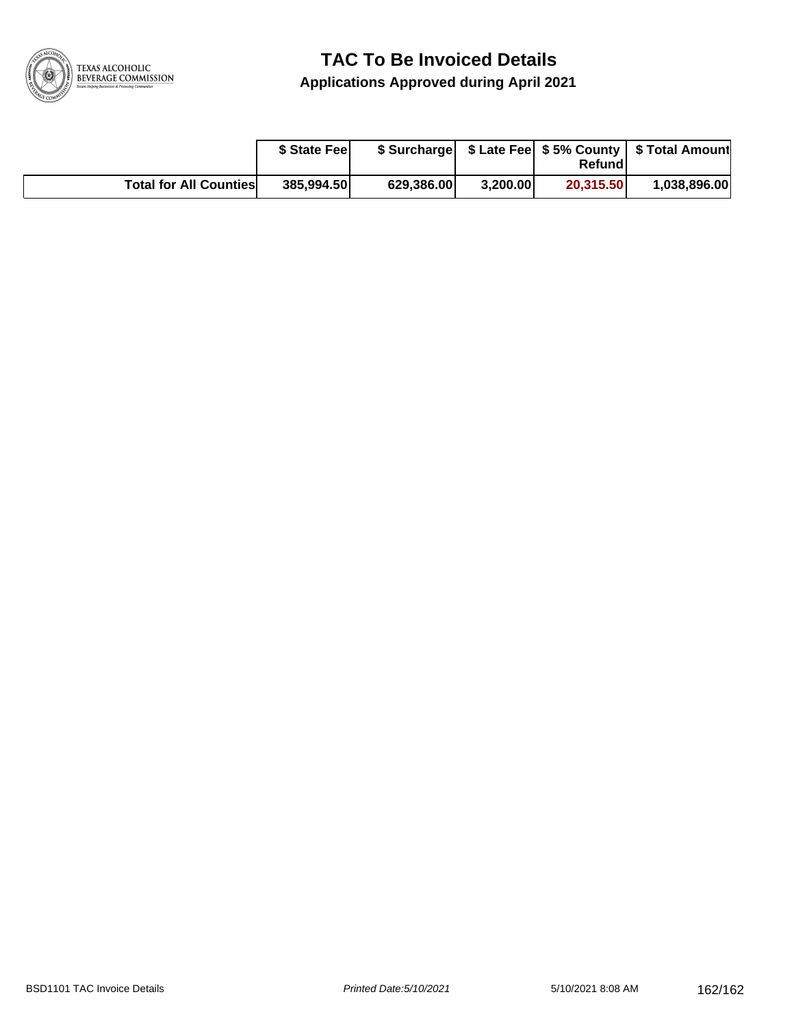# TAC To Be Invoiced Details

## Applications Approved during April 2021

| | $ State Fee | $ Surcharge | $ Late Fee | $ 5% County Refund | $ Total Amount |
|---|---|---|---|---|---|
| **Total for All Counties** | **385,994.50** | **629,386.00** | **3,200.00** | **20,315.50** | **1,038,896.00** |